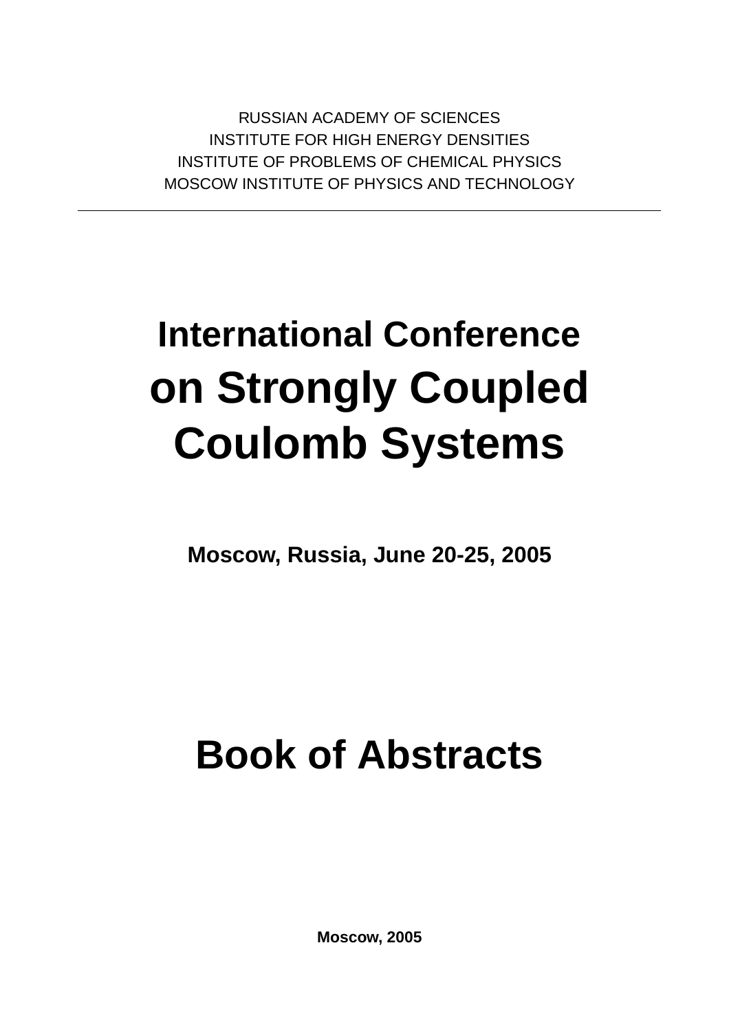RUSSIAN ACADEMY OF SCIENCES
INSTITUTE FOR HIGH ENERGY DENSITIES
INSTITUTE OF PROBLEMS OF CHEMICAL PHYSICS
MOSCOW INSTITUTE OF PHYSICS AND TECHNOLOGY

---

# International Conference on Strongly Coupled Coulomb Systems

**Moscow, Russia, June 20-25, 2005**

# Book of Abstracts

**Moscow, 2005**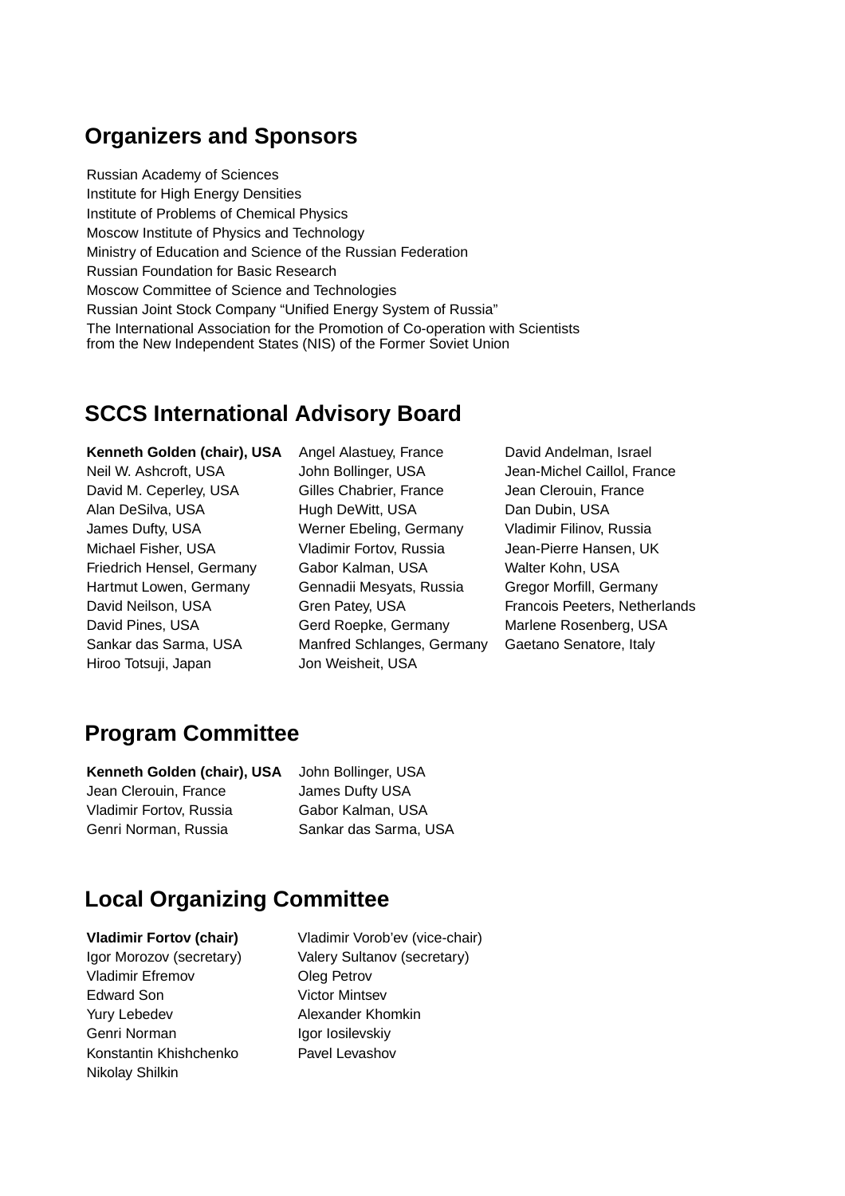## Organizers and Sponsors

Russian Academy of Sciences
Institute for High Energy Densities
Institute of Problems of Chemical Physics
Moscow Institute of Physics and Technology
Ministry of Education and Science of the Russian Federation
Russian Foundation for Basic Research
Moscow Committee of Science and Technologies
Russian Joint Stock Company “Unified Energy System of Russia”
The International Association for the Promotion of Co-operation with Scientists from the New Independent States (NIS) of the Former Soviet Union

## SCCS International Advisory Board

**Kenneth Golden (chair), USA**
Neil W. Ashcroft, USA
David M. Ceperley, USA
Alan DeSilva, USA
James Dufty, USA
Michael Fisher, USA
Friedrich Hensel, Germany
Hartmut Lowen, Germany
David Neilson, USA
David Pines, USA
Sankar das Sarma, USA
Hiroo Totsuji, Japan
Angel Alastuey, France
John Bollinger, USA
Gilles Chabrier, France
Hugh DeWitt, USA
Werner Ebeling, Germany
Vladimir Fortov, Russia
Gabor Kalman, USA
Gennadii Mesyats, Russia
Gren Patey, USA
Gerd Roepke, Germany
Manfred Schlanges, Germany
Jon Weisheit, USA
David Andelman, Israel
Jean-Michel Caillol, France
Jean Clerouin, France
Dan Dubin, USA
Vladimir Filinov, Russia
Jean-Pierre Hansen, UK
Walter Kohn, USA
Gregor Morfill, Germany
Francois Peeters, Netherlands
Marlene Rosenberg, USA
Gaetano Senatore, Italy

## Program Committee

**Kenneth Golden (chair), USA**
Jean Clerouin, France
Vladimir Fortov, Russia
Genri Norman, Russia
John Bollinger, USA
James Dufty USA
Gabor Kalman, USA
Sankar das Sarma, USA

## Local Organizing Committee

**Vladimir Fortov (chair)**
Igor Morozov (secretary)
Vladimir Efremov
Edward Son
Yury Lebedev
Genri Norman
Konstantin Khishchenko
Nikolay Shilkin
Vladimir Vorob’ev (vice-chair)
Valery Sultanov (secretary)
Oleg Petrov
Victor Mintsev
Alexander Khomkin
Igor Iosilevskiy
Pavel Levashov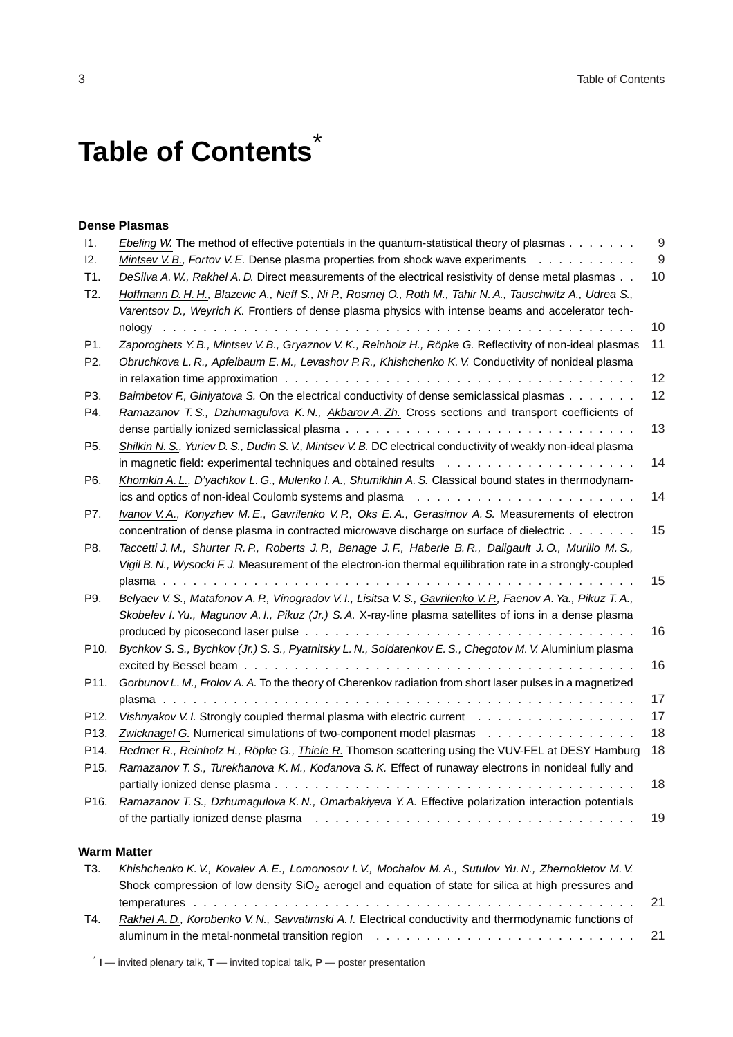# Table of Contents*

### Dense Plasmas

| | | |
|---|---|---|
| I1. | *Ebeling W.* The method of effective potentials in the quantum-statistical theory of plasmas | 9 |
| I2. | *Mintsev V. B., Fortov V. E.* Dense plasma properties from shock wave experiments | 9 |
| T1. | *DeSilva A. W., Rakhel A. D.* Direct measurements of the electrical resistivity of dense metal plasmas | 10 |
| T2. | *Hoffmann D. H. H., Blazevic A., Neff S., Ni P., Rosmej O., Roth M., Tahir N. A., Tauschwitz A., Udrea S., Varentsov D., Weyrich K.* Frontiers of dense plasma physics with intense beams and accelerator technology | 10 |
| P1. | *Zaporoghets Y. B., Mintsev V. B., Gryaznov V. K., Reinholz H., Röpke G.* Reflectivity of non-ideal plasmas | 11 |
| P2. | *Obruchkova L. R., Apfelbaum E. M., Levashov P. R., Khishchenko K. V.* Conductivity of nonideal plasma in relaxation time approximation | 12 |
| P3. | *Baimbetov F., Giniyatova S.* On the electrical conductivity of dense semiclassical plasmas | 12 |
| P4. | *Ramazanov T. S., Dzhumagulova K. N., Akbarov A. Zh.* Cross sections and transport coefficients of dense partially ionized semiclassical plasma | 13 |
| P5. | *Shilkin N. S., Yuriev D. S., Dudin S. V., Mintsev V. B.* DC electrical conductivity of weakly non-ideal plasma in magnetic field: experimental techniques and obtained results | 14 |
| P6. | *Khomkin A. L., D'yachkov L. G., Mulenko I. A., Shumikhin A. S.* Classical bound states in thermodynamics and optics of non-ideal Coulomb systems and plasma | 14 |
| P7. | *Ivanov V. A., Konyzhev M. E., Gavrilenko V. P., Oks E. A., Gerasimov A. S.* Measurements of electron concentration of dense plasma in contracted microwave discharge on surface of dielectric | 15 |
| P8. | *Taccetti J. M., Shurter R. P., Roberts J. P., Benage J. F., Haberle B. R., Daligault J. O., Murillo M. S., Vigil B. N., Wysocki F. J.* Measurement of the electron-ion thermal equilibration rate in a strongly-coupled plasma | 15 |
| P9. | *Belyaev V. S., Matafonov A. P., Vinogradov V. I., Lisitsa V. S., Gavrilenko V. P., Faenov A. Ya., Pikuz T. A., Skobelev I. Yu., Magunov A. I., Pikuz (Jr.) S. A.* X-ray-line plasma satellites of ions in a dense plasma produced by picosecond laser pulse | 16 |
| P10. | *Bychkov S. S., Bychkov (Jr.) S. S., Pyatnitsky L. N., Soldatenkov E. S., Chegotov M. V.* Aluminium plasma excited by Bessel beam | 16 |
| P11. | *Gorbunov L. M., Frolov A. A.* To the theory of Cherenkov radiation from short laser pulses in a magnetized plasma | 17 |
| P12. | *Vishnyakov V. I.* Strongly coupled thermal plasma with electric current | 17 |
| P13. | *Zwicknagel G.* Numerical simulations of two-component model plasmas | 18 |
| P14. | *Redmer R., Reinholz H., Röpke G., Thiele R.* Thomson scattering using the VUV-FEL at DESY Hamburg | 18 |
| P15. | *Ramazanov T. S., Turekhanova K. M., Kodanova S. K.* Effect of runaway electrons in nonideal fully and partially ionized dense plasma | 18 |
| P16. | *Ramazanov T. S., Dzhumagulova K. N., Omarbakiyeva Y. A.* Effective polarization interaction potentials of the partially ionized dense plasma | 19 |

### Warm Matter

| | | |
|---|---|---|
| T3. | *Khishchenko K. V., Kovalev A. E., Lomonosov I. V., Mochalov M. A., Sutulov Yu. N., Zhernokletov M. V.* Shock compression of low density $SiO_2$ aerogel and equation of state for silica at high pressures and temperatures | 21 |
| T4. | *Rakhel A. D., Korobenko V. N., Savvatimski A. I.* Electrical conductivity and thermodynamic functions of aluminum in the metal-nonmetal transition region | 21 |

* **I** — invited plenary talk, **T** — invited topical talk, **P** — poster presentation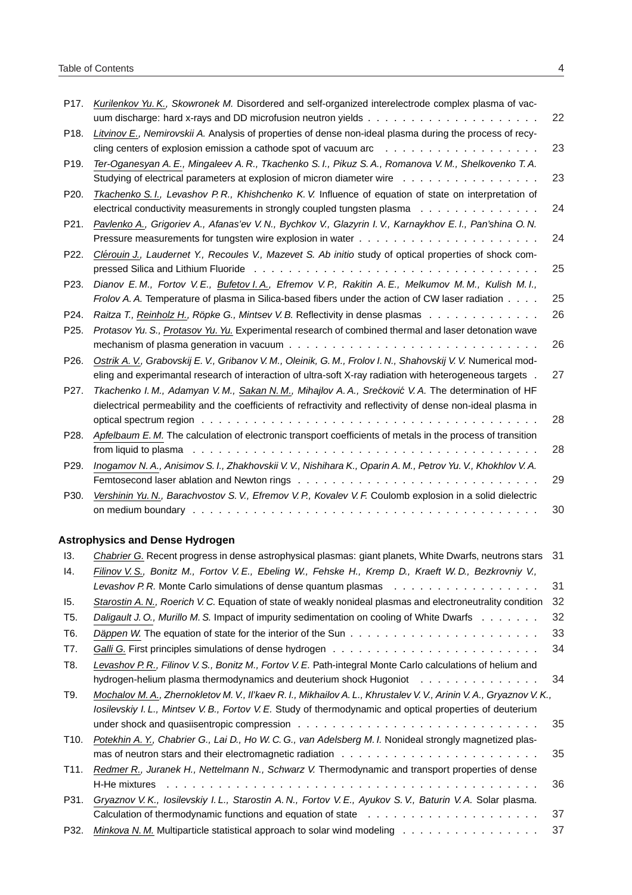P17. *Kurilenkov Yu. K.*, *Skowronek M.* Disordered and self-organized interelectrode complex plasma of vacuum discharge: hard x-rays and DD microfusion neutron yields . . . . . . . . . . . . . . . . . . . . 22

P18. *Litvinov E.*, *Nemirovskii A.* Analysis of properties of dense non-ideal plasma during the process of recycling centers of explosion emission a cathode spot of vacuum arc . . . . . . . . . . . . . . . . . . 23

P19. *Ter-Oganesyan A. E.*, *Mingaleev A. R.*, *Tkachenko S. I.*, *Pikuz S. A.*, *Romanova V. M.*, *Shelkovenko T. A.* Studying of electrical parameters at explosion of micron diameter wire . . . . . . . . . . . . . . . 23

P20. *Tkachenko S. I.*, *Levashov P. R.*, *Khishchenko K. V.* Influence of equation of state on interpretation of electrical conductivity measurements in strongly coupled tungsten plasma . . . . . . . . . . . . . 24

P21. *Pavlenko A.*, *Grigoriev A.*, *Afanas'ev V. N.*, *Bychkov V.*, *Glazyrin I. V.*, *Karnaykhov E. I.*, *Pan'shina O. N.* Pressure measurements for tungsten wire explosion in water . . . . . . . . . . . . . . . . . . . . . 24

P22. *Clérouin J.*, *Laudernet Y.*, *Recoules V.*, *Mazevet S.* Ab initio study of optical properties of shock compressed Silica and Lithium Fluoride . . . . . . . . . . . . . . . . . . . . . . . . . . . . . . . . . . 25

P23. *Dianov E. M.*, *Fortov V. E.*, *Bufetov I. A.*, *Efremov V. P.*, *Rakitin A. E.*, *Melkumov M. M.*, *Kulish M. I.*, *Frolov A. A.* Temperature of plasma in Silica-based fibers under the action of CW laser radiation . . . . 25

P24. *Raitza T.*, *Reinholz H.*, *Röpke G.*, *Mintsev V. B.* Reflectivity in dense plasmas . . . . . . . . . . . . . 26

P25. *Protasov Yu. S.*, *Protasov Yu. Yu.* Experimental research of combined thermal and laser detonation wave mechanism of plasma generation in vacuum . . . . . . . . . . . . . . . . . . . . . . . . . . . . . 26

P26. *Ostrik A. V.*, *Grabovskij E. V.*, *Gribanov V. M.*, *Oleinik, G. M.*, *Frolov I. N.*, *Shahovskij V. V.* Numerical modeling and experimantal research of interaction of ultra-soft X-ray radiation with heterogeneous targets . 27

P27. *Tkachenko I. M.*, *Adamyan V. M.*, *Sakan N. M.*, *Mihajlov A. A.*, *Srećković V. A.* The determination of HF dielectrical permeability and the coefficients of refractivity and reflectivity of dense non-ideal plasma in optical spectrum region . . . . . . . . . . . . . . . . . . . . . . . . . . . . . . . . . . . . . . . 28

P28. *Apfelbaum E. M.* The calculation of electronic transport coefficients of metals in the process of transition from liquid to plasma . . . . . . . . . . . . . . . . . . . . . . . . . . . . . . . . . . . . . . . 28

P29. *Inogamov N. A.*, *Anisimov S. I.*, *Zhakhovskii V. V.*, *Nishihara K.*, *Oparin A. M.*, *Petrov Yu. V.*, *Khokhlov V. A.* Femtosecond laser ablation and Newton rings . . . . . . . . . . . . . . . . . . . . . . . . . . 29

P30. *Vershinin Yu. N.*, *Barachvostov S. V.*, *Efremov V. P.*, *Kovalev V. F.* Coulomb explosion in a solid dielectric on medium boundary . . . . . . . . . . . . . . . . . . . . . . . . . . . . . . . . . . . . . . . 30

### Astrophysics and Dense Hydrogen

I3. *Chabrier G.* Recent progress in dense astrophysical plasmas: giant planets, White Dwarfs, neutrons stars 31

I4. *Filinov V. S.*, *Bonitz M.*, *Fortov V. E.*, *Ebeling W.*, *Fehske H.*, *Kremp D.*, *Kraeft W. D.*, *Bezkrovniy V.*, *Levashov P. R.* Monte Carlo simulations of dense quantum plasmas . . . . . . . . . . . . . . . . . 31

I5. *Starostin A. N.*, *Roerich V. C.* Equation of state of weakly nonideal plasmas and electroneutrality condition 32

T5. *Daligault J. O.*, *Murillo M. S.* Impact of impurity sedimentation on cooling of White Dwarfs . . . . . . . 32

T6. *Däppen W.* The equation of state for the interior of the Sun . . . . . . . . . . . . . . . . . . . . . . 33

T7. *Galli G.* First principles simulations of dense hydrogen . . . . . . . . . . . . . . . . . . . . . . . . 34

T8. *Levashov P. R.*, *Filinov V. S.*, *Bonitz M.*, *Fortov V. E.* Path-integral Monte Carlo calculations of helium and hydrogen-helium plasma thermodynamics and deuterium shock Hugoniot . . . . . . . . . . . . . . 34

T9. *Mochalov M. A.*, *Zhernokletov M. V.*, *Il'kaev R. I.*, *Mikhailov A. L.*, *Khrustalev V. V.*, *Arinin V. A.*, *Gryaznov V. K.*, *Iosilevskiy I. L.*, *Mintsev V. B.*, *Fortov V. E.* Study of thermodynamic and optical properties of deuterium under shock and quasiisentropic compression . . . . . . . . . . . . . . . . . . . . . . . . . . . 35

T10. *Potekhin A. Y.*, *Chabrier G.*, *Lai D.*, *Ho W. C. G.*, *van Adelsberg M. I.* Nonideal strongly magnetized plasmas of neutron stars and their electromagnetic radiation . . . . . . . . . . . . . . . . . . . . . . 35

T11. *Redmer R.*, *Juranek H.*, *Nettelmann N.*, *Schwarz V.* Thermodynamic and transport properties of dense H-He mixtures . . . . . . . . . . . . . . . . . . . . . . . . . . . . . . . . . . . . . . . . . 36

P31. *Gryaznov V. K.*, *Iosilevskiy I. L.*, *Starostin A. N.*, *Fortov V. E.*, *Ayukov S. V.*, *Baturin V. A.* Solar plasma. Calculation of thermodynamic functions and equation of state . . . . . . . . . . . . . . . . . . . . 37

P32. *Minkova N. M.* Multiparticle statistical approach to solar wind modeling . . . . . . . . . . . . . . . . 37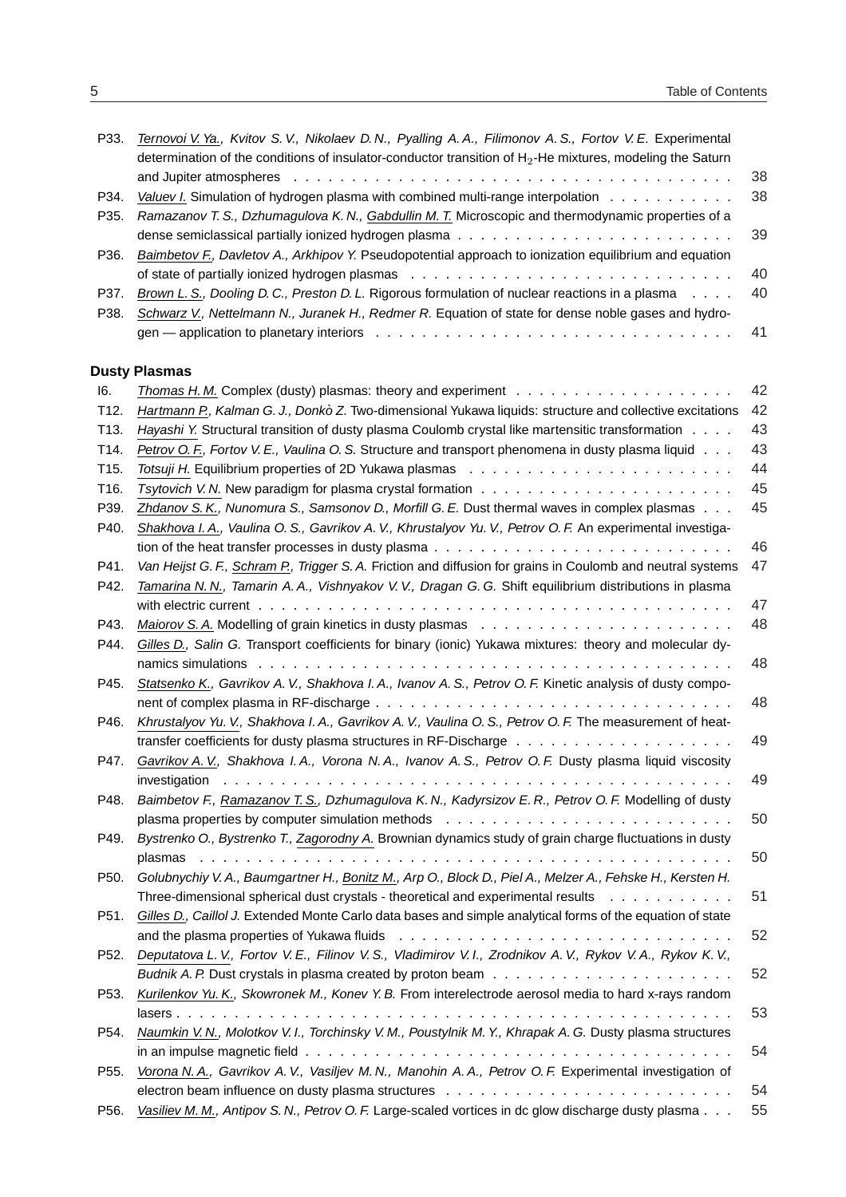P33. Ternovoi V. Ya., *Kvitov S. V., Nikolaev D. N., Pyalling A. A., Filimonov A. S., Fortov V. E.* Experimental determination of the conditions of insulator-conductor transition of $H_2$-He mixtures, modeling the Saturn and Jupiter atmospheres . . . . . 38

P34. *Valuev I.* Simulation of hydrogen plasma with combined multi-range interpolation . . . . . 38

P35. *Ramazanov T. S., Dzhumagulova K. N., Gabdullin M. T.* Microscopic and thermodynamic properties of a dense semiclassical partially ionized hydrogen plasma . . . . . 39

P36. *Baimbetov F., Davletov A., Arkhipov Y.* Pseudopotential approach to ionization equilibrium and equation of state of partially ionized hydrogen plasmas . . . . . 40

P37. *Brown L. S., Dooling D. C., Preston D. L.* Rigorous formulation of nuclear reactions in a plasma . . . . . 40

P38. *Schwarz V., Nettelmann N., Juranek H., Redmer R.* Equation of state for dense noble gases and hydrogen — application to planetary interiors . . . . . 41

## Dusty Plasmas

I6. *Thomas H. M.* Complex (dusty) plasmas: theory and experiment . . . . . 42

T12. *Hartmann P., Kalman G. J., Donkò Z.* Two-dimensional Yukawa liquids: structure and collective excitations 42

T13. *Hayashi Y.* Structural transition of dusty plasma Coulomb crystal like martensitic transformation . . . . . 43

T14. *Petrov O. F., Fortov V. E., Vaulina O. S.* Structure and transport phenomena in dusty plasma liquid . . . 43

T15. *Totsuji H.* Equilibrium properties of 2D Yukawa plasmas . . . . . 44

T16. *Tsytovich V. N.* New paradigm for plasma crystal formation . . . . . 45

P39. *Zhdanov S. K., Nunomura S., Samsonov D., Morfill G. E.* Dust thermal waves in complex plasmas . . . 45

P40. *Shakhova I. A., Vaulina O. S., Gavrikov A. V., Khrustalyov Yu. V., Petrov O. F.* An experimental investigation of the heat transfer processes in dusty plasma . . . . . 46

P41. *Van Heijst G. F., Schram P., Trigger S. A.* Friction and diffusion for grains in Coulomb and neutral systems 47

P42. *Tamarina N. N., Tamarin A. A., Vishnyakov V. V., Dragan G. G.* Shift equilibrium distributions in plasma with electric current . . . . . 47

P43. *Maiorov S. A.* Modelling of grain kinetics in dusty plasmas . . . . . 48

P44. *Gilles D., Salin G.* Transport coefficients for binary (ionic) Yukawa mixtures: theory and molecular dynamics simulations . . . . . 48

P45. *Statsenko K., Gavrikov A. V., Shakhova I. A., Ivanov A. S., Petrov O. F.* Kinetic analysis of dusty component of complex plasma in RF-discharge . . . . . 48

P46. *Khrustalyov Yu. V., Shakhova I. A., Gavrikov A. V., Vaulina O. S., Petrov O. F.* The measurement of heat-transfer coefficients for dusty plasma structures in RF-Discharge . . . . . 49

P47. *Gavrikov A. V., Shakhova I. A., Vorona N. A., Ivanov A. S., Petrov O. F.* Dusty plasma liquid viscosity investigation . . . . . 49

P48. *Baimbetov F., Ramazanov T. S., Dzhumagulova K. N., Kadyrsizov E. R., Petrov O. F.* Modelling of dusty plasma properties by computer simulation methods . . . . . 50

P49. *Bystrenko O., Bystrenko T., Zagorodny A.* Brownian dynamics study of grain charge fluctuations in dusty plasmas . . . . . 50

P50. *Golubnychiy V. A., Baumgartner H., Bonitz M., Arp O., Block D., Piel A., Melzer A., Fehske H., Kersten H.* Three-dimensional spherical dust crystals - theoretical and experimental results . . . . . 51

P51. *Gilles D., Caillol J.* Extended Monte Carlo data bases and simple analytical forms of the equation of state and the plasma properties of Yukawa fluids . . . . . 52

P52. *Deputatova L. V., Fortov V. E., Filinov V. S., Vladimirov V. I., Zrodnikov A. V., Rykov V. A., Rykov K. V., Budnik A. P.* Dust crystals in plasma created by proton beam . . . . . 52

P53. *Kurilenkov Yu. K., Skowronek M., Konev Y. B.* From interelectrode aerosol media to hard x-rays random lasers . . . . . 53

P54. *Naumkin V. N., Molotkov V. I., Torchinsky V. M., Poustylnik M. Y., Khrapak A. G.* Dusty plasma structures in an impulse magnetic field . . . . . 54

P55. *Vorona N. A., Gavrikov A. V., Vasiljev M. N., Manohin A. A., Petrov O. F.* Experimental investigation of electron beam influence on dusty plasma structures . . . . . 54

P56. *Vasiliev M. M., Antipov S. N., Petrov O. F.* Large-scaled vortices in dc glow discharge dusty plasma . . . 55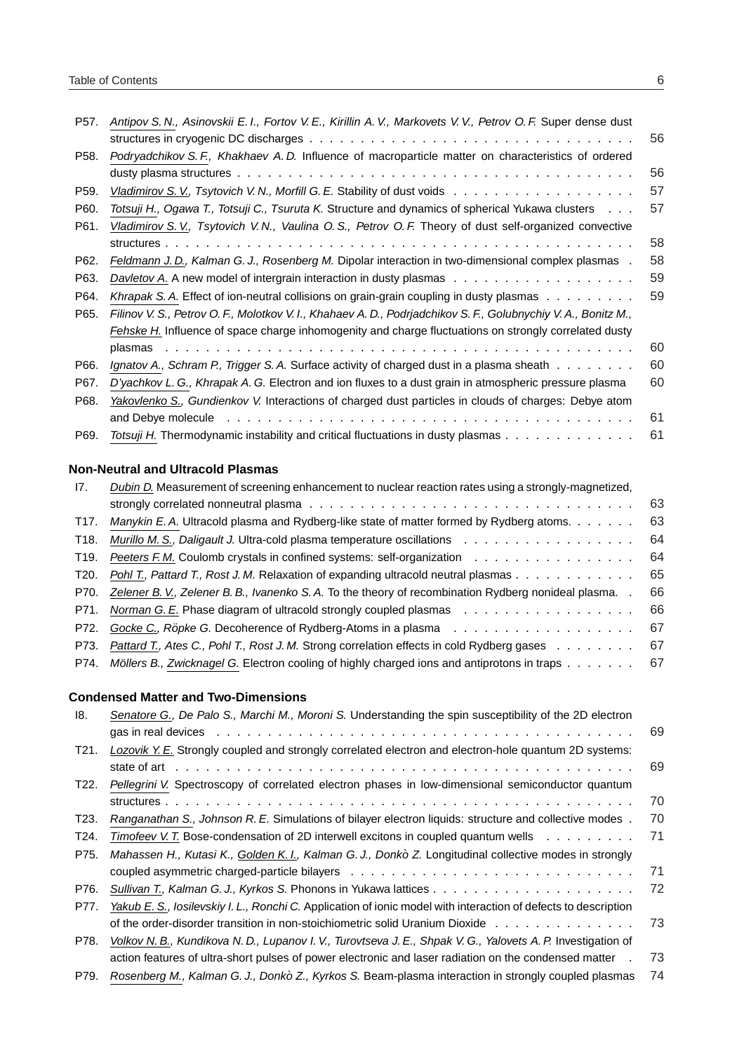P57. *Antipov S. N., Asinovskii E. I., Fortov V. E., Kirillin A. V., Markovets V. V., Petrov O. F.* Super dense dust structures in cryogenic DC discharges . . . . . . . . 56

P58. *Podryadchikov S. F., Khakhaev A. D.* Influence of macroparticle matter on characteristics of ordered dusty plasma structures . . . . . . . . 56

P59. *Vladimirov S. V., Tsytovich V. N., Morfill G. E.* Stability of dust voids . . . . . . . . 57

P60. *Totsuji H., Ogawa T., Totsuji C., Tsuruta K.* Structure and dynamics of spherical Yukawa clusters . . . 57

P61. *Vladimirov S. V., Tsytovich V. N., Vaulina O. S., Petrov O. F.* Theory of dust self-organized convective structures . . . . . . . . 58

P62. *Feldmann J. D., Kalman G. J., Rosenberg M.* Dipolar interaction in two-dimensional complex plasmas . 58

P63. *Davletov A.* A new model of intergrain interaction in dusty plasmas . . . . . . . . 59

P64. *Khrapak S. A.* Effect of ion-neutral collisions on grain-grain coupling in dusty plasmas . . . . . . . . 59

P65. *Filinov V. S., Petrov O. F., Molotkov V. I., Khahaev A. D., Podrjadchikov S. F., Golubnychiy V. A., Bonitz M., Fehske H.* Influence of space charge inhomogenity and charge fluctuations on strongly correlated dusty plasmas . . . . . . . . 60

P66. *Ignatov A., Schram P., Trigger S. A.* Surface activity of charged dust in a plasma sheath . . . . . . . . 60

P67. *D'yachkov L. G., Khrapak A. G.* Electron and ion fluxes to a dust grain in atmospheric pressure plasma 60

P68. *Yakovlenko S., Gundienkov V.* Interactions of charged dust particles in clouds of charges: Debye atom and Debye molecule . . . . . . . . 61

P69. *Totsuji H.* Thermodynamic instability and critical fluctuations in dusty plasmas . . . . . . . . 61

### Non-Neutral and Ultracold Plasmas

I7. *Dubin D.* Measurement of screening enhancement to nuclear reaction rates using a strongly-magnetized, strongly correlated nonneutral plasma . . . . . . . . 63

T17. *Manykin E. A.* Ultracold plasma and Rydberg-like state of matter formed by Rydberg atoms. . . . . . . 63

T18. *Murillo M. S., Daligault J.* Ultra-cold plasma temperature oscillations . . . . . . . . 64

T19. *Peeters F. M.* Coulomb crystals in confined systems: self-organization . . . . . . . . 64

T20. *Pohl T., Pattard T., Rost J. M.* Relaxation of expanding ultracold neutral plasmas . . . . . . . . 65

P70. *Zelener B. V., Zelener B. B., Ivanenko S. A.* To the theory of recombination Rydberg nonideal plasma. . 66

P71. *Norman G. E.* Phase diagram of ultracold strongly coupled plasmas . . . . . . . . 66

P72. *Gocke C., Röpke G.* Decoherence of Rydberg-Atoms in a plasma . . . . . . . . 67

P73. *Pattard T., Ates C., Pohl T., Rost J. M.* Strong correlation effects in cold Rydberg gases . . . . . . . . 67

P74. *Möllers B., Zwicknagel G.* Electron cooling of highly charged ions and antiprotons in traps . . . . . . . 67

### Condensed Matter and Two-Dimensions

I8. *Senatore G., De Palo S., Marchi M., Moroni S.* Understanding the spin susceptibility of the 2D electron gas in real devices . . . . . . . . 69

T21. *Lozovik Y. E.* Strongly coupled and strongly correlated electron and electron-hole quantum 2D systems: state of art . . . . . . . . 69

T22. *Pellegrini V.* Spectroscopy of correlated electron phases in low-dimensional semiconductor quantum structures . . . . . . . . 70

T23. *Ranganathan S., Johnson R. E.* Simulations of bilayer electron liquids: structure and collective modes . 70

T24. *Timofeev V. T.* Bose-condensation of 2D interwell excitons in coupled quantum wells . . . . . . . . 71

P75. *Mahassen H., Kutasi K., Golden K. I., Kalman G. J., Donkò Z.* Longitudinal collective modes in strongly coupled asymmetric charged-particle bilayers . . . . . . . . 71

P76. *Sullivan T., Kalman G. J., Kyrkos S.* Phonons in Yukawa lattices . . . . . . . . 72

P77. *Yakub E. S., Iosilevskiy I. L., Ronchi C.* Application of ionic model with interaction of defects to description of the order-disorder transition in non-stoichiometric solid Uranium Dioxide . . . . . . . . 73

P78. *Volkov N. B., Kundikova N. D., Lupanov I. V., Turovtseva J. E., Shpak V. G., Yalovets A. P.* Investigation of action features of ultra-short pulses of power electronic and laser radiation on the condensed matter . 73

P79. *Rosenberg M., Kalman G. J., Donkò Z., Kyrkos S.* Beam-plasma interaction in strongly coupled plasmas 74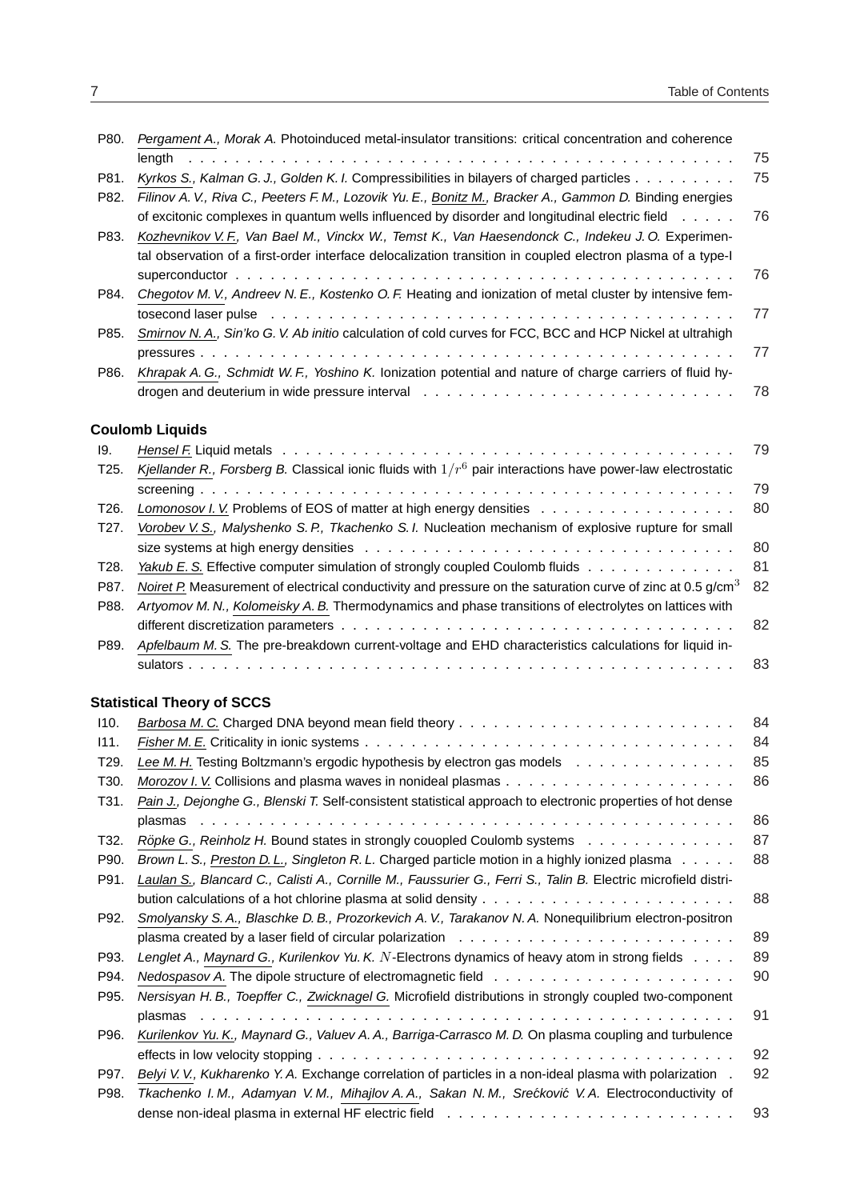P80. *Pergament A., Morak A.* Photoinduced metal-insulator transitions: critical concentration and coherence length . . . 75

P81. *Kyrkos S., Kalman G. J., Golden K. I.* Compressibilities in bilayers of charged particles . . . 75

P82. *Filinov A. V., Riva C., Peeters F. M., Lozovik Yu. E., Bonitz M., Bracker A., Gammon D.* Binding energies of excitonic complexes in quantum wells influenced by disorder and longitudinal electric field . . . 76

P83. *Kozhevnikov V. F., Van Bael M., Vinckx W., Temst K., Van Haesendonck C., Indekeu J. O.* Experimental observation of a first-order interface delocalization transition in coupled electron plasma of a type-I superconductor . . . 76

P84. *Chegotov M. V., Andreev N. E., Kostenko O. F.* Heating and ionization of metal cluster by intensive femtosecond laser pulse . . . 77

P85. *Smirnov N. A., Sin'ko G. V.* *Ab initio* calculation of cold curves for FCC, BCC and HCP Nickel at ultrahigh pressures . . . 77

P86. *Khrapak A. G., Schmidt W. F., Yoshino K.* Ionization potential and nature of charge carriers of fluid hydrogen and deuterium in wide pressure interval . . . 78

## Coulomb Liquids

I9. *Hensel F.* Liquid metals . . . 79

T25. *Kjellander R., Forsberg B.* Classical ionic fluids with $1/r^6$ pair interactions have power-law electrostatic screening . . . 79

T26. *Lomonosov I. V.* Problems of EOS of matter at high energy densities . . . 80

T27. *Vorobev V. S., Malyshenko S. P., Tkachenko S. I.* Nucleation mechanism of explosive rupture for small size systems at high energy densities . . . 80

T28. *Yakub E. S.* Effective computer simulation of strongly coupled Coulomb fluids . . . 81

P87. *Noiret P.* Measurement of electrical conductivity and pressure on the saturation curve of zinc at 0.5 g/cm$^3$ . . . 82

P88. *Artyomov M. N., Kolomeisky A. B.* Thermodynamics and phase transitions of electrolytes on lattices with different discretization parameters . . . 82

P89. *Apfelbaum M. S.* The pre-breakdown current-voltage and EHD characteristics calculations for liquid insulators . . . 83

## Statistical Theory of SCCS

I10. *Barbosa M. C.* Charged DNA beyond mean field theory . . . 84

I11. *Fisher M. E.* Criticality in ionic systems . . . 84

T29. *Lee M. H.* Testing Boltzmann's ergodic hypothesis by electron gas models . . . 85

T30. *Morozov I. V.* Collisions and plasma waves in nonideal plasmas . . . 86

T31. *Pain J., Dejonghe G., Blenski T.* Self-consistent statistical approach to electronic properties of hot dense plasmas . . . 86

T32. *Röpke G., Reinholz H.* Bound states in strongly couopled Coulomb systems . . . 87

P90. *Brown L. S., Preston D. L., Singleton R. L.* Charged particle motion in a highly ionized plasma . . . 88

P91. *Laulan S., Blancard C., Calisti A., Cornille M., Faussurier G., Ferri S., Talin B.* Electric microfield distribution calculations of a hot chlorine plasma at solid density . . . 88

P92. *Smolyansky S. A., Blaschke D. B., Prozorkevich A. V., Tarakanov N. A.* Nonequilibrium electron-positron plasma created by a laser field of circular polarization . . . 89

P93. *Lenglet A., Maynard G., Kurilenkov Yu. K.* $N$-Electrons dynamics of heavy atom in strong fields . . . 89

P94. *Nedospasov A.* The dipole structure of electromagnetic field . . . 90

P95. *Nersisyan H. B., Toepffer C., Zwicknagel G.* Microfield distributions in strongly coupled two-component plasmas . . . 91

P96. *Kurilenkov Yu. K., Maynard G., Valuev A. A., Barriga-Carrasco M. D.* On plasma coupling and turbulence effects in low velocity stopping . . . 92

P97. *Belyi V. V., Kukharenko Y. A.* Exchange correlation of particles in a non-ideal plasma with polarization . . . 92

P98. *Tkachenko I. M., Adamyan V. M., Mihajlov A. A., Sakan N. M., Srećković V. A.* Electroconductivity of dense non-ideal plasma in external HF electric field . . . 93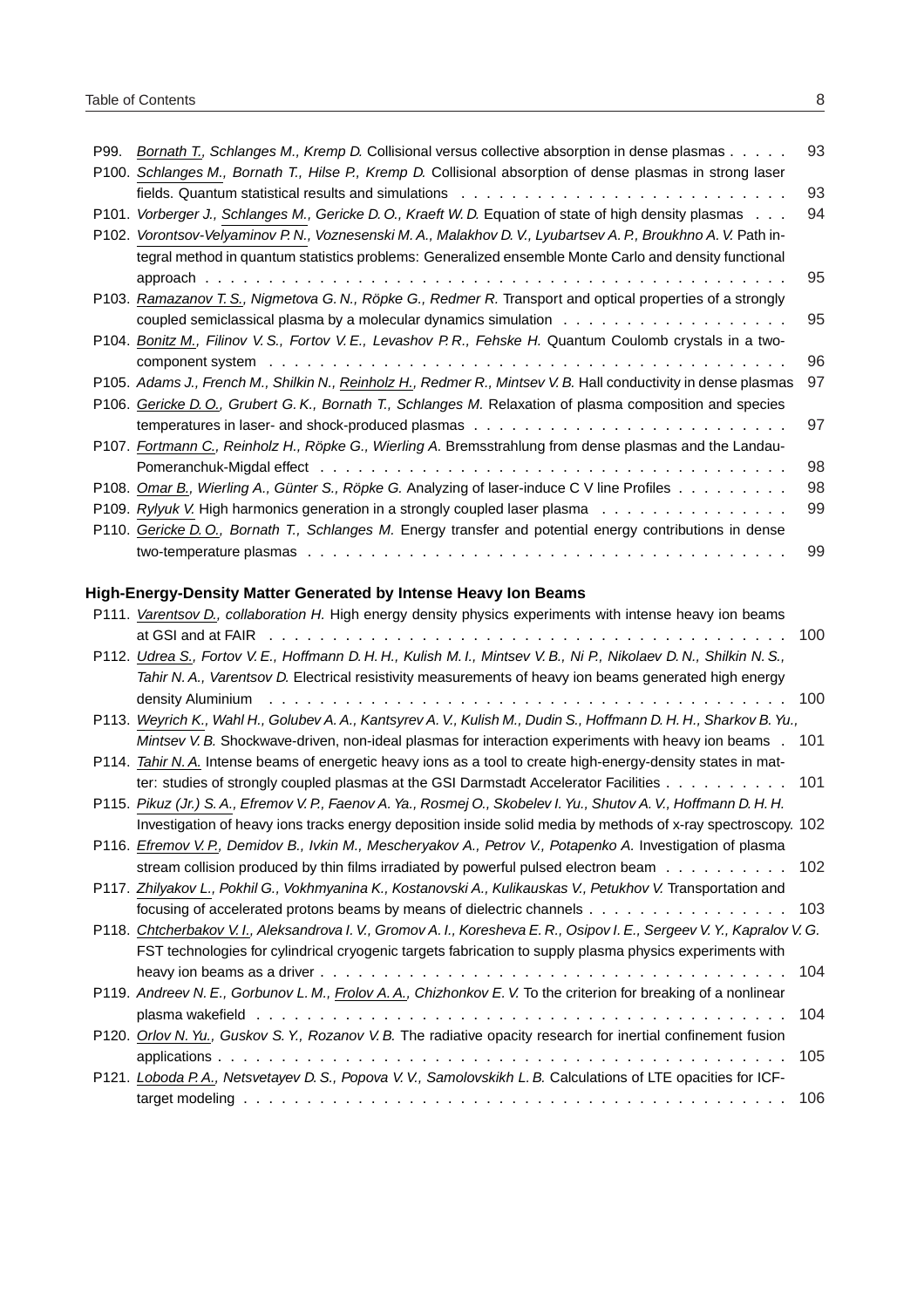P99. *Bornath T., Schlanges M., Kremp D.* Collisional versus collective absorption in dense plasmas . . . . . 93

P100. *Schlanges M., Bornath T., Hilse P., Kremp D.* Collisional absorption of dense plasmas in strong laser fields. Quantum statistical results and simulations . . . . . 93

P101. *Vorberger J., Schlanges M., Gericke D. O., Kraeft W. D.* Equation of state of high density plasmas . . . 94

P102. *Vorontsov-Velyaminov P. N., Voznesenski M. A., Malakhov D. V., Lyubartsev A. P., Broukhno A. V.* Path integral method in quantum statistics problems: Generalized ensemble Monte Carlo and density functional approach . . . . . 95

P103. *Ramazanov T. S., Nigmetova G. N., Röpke G., Redmer R.* Transport and optical properties of a strongly coupled semiclassical plasma by a molecular dynamics simulation . . . . . 95

P104. *Bonitz M., Filinov V. S., Fortov V. E., Levashov P. R., Fehske H.* Quantum Coulomb crystals in a two-component system . . . . . 96

P105. *Adams J., French M., Shilkin N., Reinholz H., Redmer R., Mintsev V. B.* Hall conductivity in dense plasmas 97

P106. *Gericke D. O., Grubert G. K., Bornath T., Schlanges M.* Relaxation of plasma composition and species temperatures in laser- and shock-produced plasmas . . . . . 97

P107. *Fortmann C., Reinholz H., Röpke G., Wierling A.* Bremsstrahlung from dense plasmas and the Landau-Pomeranchuk-Migdal effect . . . . . 98

P108. *Omar B., Wierling A., Günter S., Röpke G.* Analyzing of laser-induce C V line Profiles . . . . . 98

P109. *Rylyuk V.* High harmonics generation in a strongly coupled laser plasma . . . . . 99

P110. *Gericke D. O., Bornath T., Schlanges M.* Energy transfer and potential energy contributions in dense two-temperature plasmas . . . . . 99

**High-Energy-Density Matter Generated by Intense Heavy Ion Beams**

P111. *Varentsov D., collaboration H.* High energy density physics experiments with intense heavy ion beams at GSI and at FAIR . . . . . 100

P112. *Udrea S., Fortov V. E., Hoffmann D. H. H., Kulish M. I., Mintsev V. B., Ni P., Nikolaev D. N., Shilkin N. S., Tahir N. A., Varentsov D.* Electrical resistivity measurements of heavy ion beams generated high energy density Aluminium . . . . . 100

P113. *Weyrich K., Wahl H., Golubev A. A., Kantsyrev A. V., Kulish M., Dudin S., Hoffmann D. H. H., Sharkov B. Yu., Mintsev V. B.* Shockwave-driven, non-ideal plasmas for interaction experiments with heavy ion beams . 101

P114. *Tahir N. A.* Intense beams of energetic heavy ions as a tool to create high-energy-density states in matter: studies of strongly coupled plasmas at the GSI Darmstadt Accelerator Facilities . . . . . 101

P115. *Pikuz (Jr.) S. A., Efremov V. P., Faenov A. Ya., Rosmej O., Skobelev I. Yu., Shutov A. V., Hoffmann D. H. H.* Investigation of heavy ions tracks energy deposition inside solid media by methods of x-ray spectroscopy. 102

P116. *Efremov V. P., Demidov B., Ivkin M., Mescheryakov A., Petrov V., Potapenko A.* Investigation of plasma stream collision produced by thin films irradiated by powerful pulsed electron beam . . . . . 102

P117. *Zhilyakov L., Pokhil G., Vokhmyanina K., Kostanovski A., Kulikauskas V., Petukhov V.* Transportation and focusing of accelerated protons beams by means of dielectric channels . . . . . 103

P118. *Chtcherbakov V. I., Aleksandrova I. V., Gromov A. I., Koresheva E. R., Osipov I. E., Sergeev V. Y., Kapralov V. G.* FST technologies for cylindrical cryogenic targets fabrication to supply plasma physics experiments with heavy ion beams as a driver . . . . . 104

P119. *Andreev N. E., Gorbunov L. M., Frolov A. A., Chizhonkov E. V.* To the criterion for breaking of a nonlinear plasma wakefield . . . . . 104

P120. *Orlov N. Yu., Guskov S. Y., Rozanov V. B.* The radiative opacity research for inertial confinement fusion applications . . . . . 105

P121. *Loboda P. A., Netsvetayev D. S., Popova V. V., Samolovskikh L. B.* Calculations of LTE opacities for ICF-target modeling . . . . . 106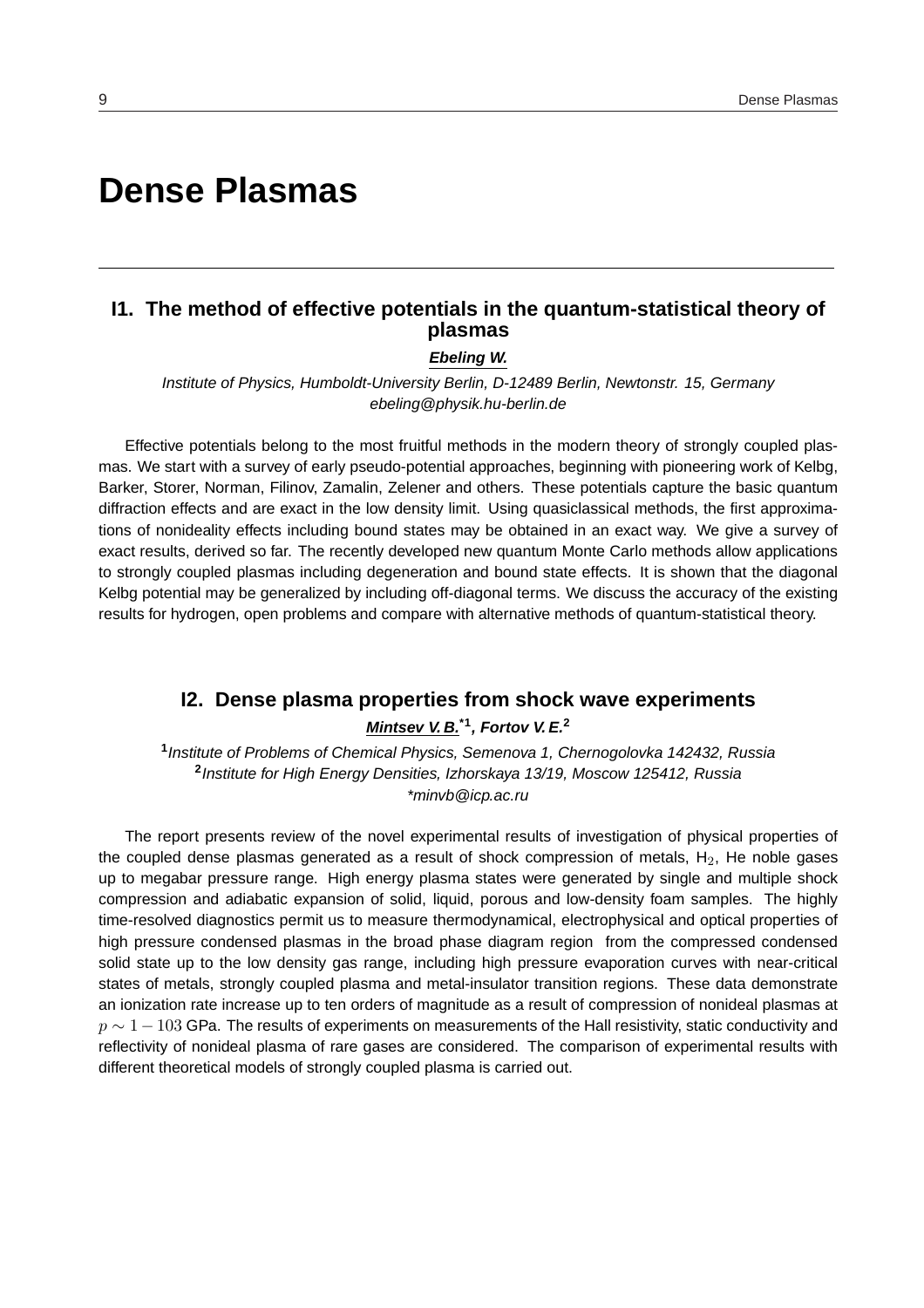# Dense Plasmas

## I1. The method of effective potentials in the quantum-statistical theory of plasmas

***Ebeling W.***

*Institute of Physics, Humboldt-University Berlin, D-12489 Berlin, Newtonstr. 15, Germany*
*ebeling@physik.hu-berlin.de*

Effective potentials belong to the most fruitful methods in the modern theory of strongly coupled plasmas. We start with a survey of early pseudo-potential approaches, beginning with pioneering work of Kelbg, Barker, Storer, Norman, Filinov, Zamalin, Zelener and others. These potentials capture the basic quantum diffraction effects and are exact in the low density limit. Using quasiclassical methods, the first approximations of nonideality effects including bound states may be obtained in an exact way. We give a survey of exact results, derived so far. The recently developed new quantum Monte Carlo methods allow applications to strongly coupled plasmas including degeneration and bound state effects. It is shown that the diagonal Kelbg potential may be generalized by including off-diagonal terms. We discuss the accuracy of the existing results for hydrogen, open problems and compare with alternative methods of quantum-statistical theory.

## I2. Dense plasma properties from shock wave experiments

***Mintsev V. B.*[*1], Fortov V. E.[2]***

[1]*Institute of Problems of Chemical Physics, Semenova 1, Chernogolovka 142432, Russia*
[2]*Institute for High Energy Densities, Izhorskaya 13/19, Moscow 125412, Russia*
*\*minvb@icp.ac.ru*

The report presents review of the novel experimental results of investigation of physical properties of the coupled dense plasmas generated as a result of shock compression of metals, $H_2$, He noble gases up to megabar pressure range. High energy plasma states were generated by single and multiple shock compression and adiabatic expansion of solid, liquid, porous and low-density foam samples. The highly time-resolved diagnostics permit us to measure thermodynamical, electrophysical and optical properties of high pressure condensed plasmas in the broad phase diagram region from the compressed condensed solid state up to the low density gas range, including high pressure evaporation curves with near-critical states of metals, strongly coupled plasma and metal-insulator transition regions. These data demonstrate an ionization rate increase up to ten orders of magnitude as a result of compression of nonideal plasmas at $p \sim 1 - 103$ GPa. The results of experiments on measurements of the Hall resistivity, static conductivity and reflectivity of nonideal plasma of rare gases are considered. The comparison of experimental results with different theoretical models of strongly coupled plasma is carried out.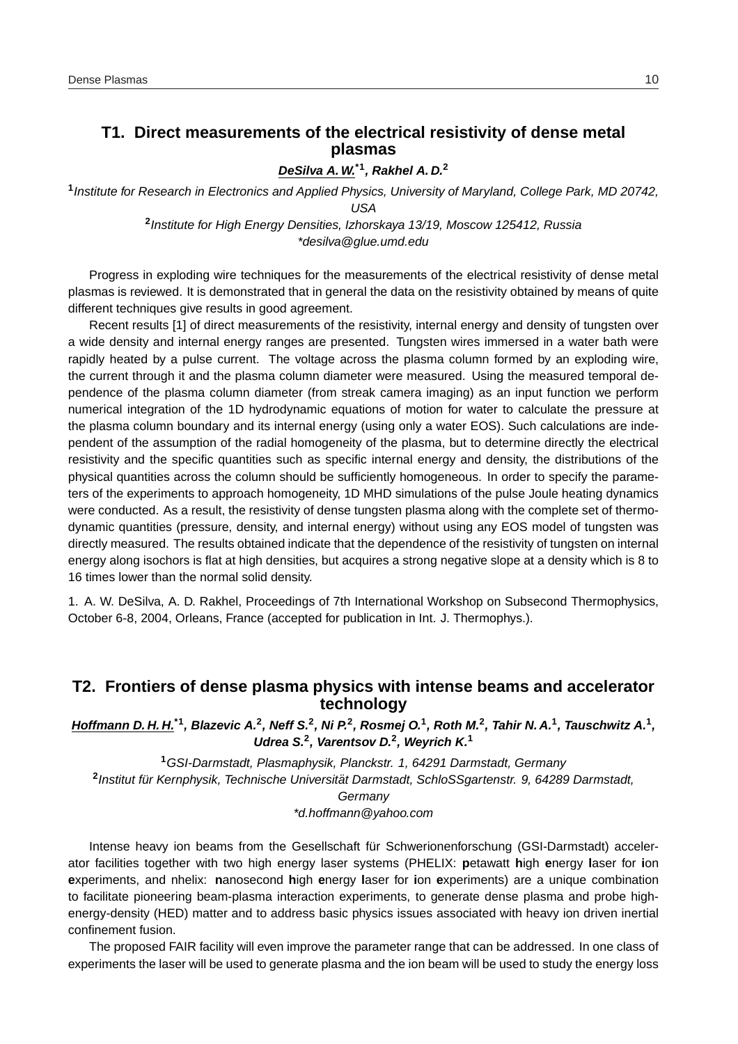## T1. Direct measurements of the electrical resistivity of dense metal plasmas

***DeSilva A. W.**[*1], **Rakhel A. D.**[2]*

[1]*Institute for Research in Electronics and Applied Physics, University of Maryland, College Park, MD 20742, USA*

[2]*Institute for High Energy Densities, Izhorskaya 13/19, Moscow 125412, Russia*

*\*desilva@glue.umd.edu*

Progress in exploding wire techniques for the measurements of the electrical resistivity of dense metal plasmas is reviewed. It is demonstrated that in general the data on the resistivity obtained by means of quite different techniques give results in good agreement.

Recent results [1] of direct measurements of the resistivity, internal energy and density of tungsten over a wide density and internal energy ranges are presented. Tungsten wires immersed in a water bath were rapidly heated by a pulse current. The voltage across the plasma column formed by an exploding wire, the current through it and the plasma column diameter were measured. Using the measured temporal dependence of the plasma column diameter (from streak camera imaging) as an input function we perform numerical integration of the 1D hydrodynamic equations of motion for water to calculate the pressure at the plasma column boundary and its internal energy (using only a water EOS). Such calculations are independent of the assumption of the radial homogeneity of the plasma, but to determine directly the electrical resistivity and the specific quantities such as specific internal energy and density, the distributions of the physical quantities across the column should be sufficiently homogeneous. In order to specify the parameters of the experiments to approach homogeneity, 1D MHD simulations of the pulse Joule heating dynamics were conducted. As a result, the resistivity of dense tungsten plasma along with the complete set of thermodynamic quantities (pressure, density, and internal energy) without using any EOS model of tungsten was directly measured. The results obtained indicate that the dependence of the resistivity of tungsten on internal energy along isochors is flat at high densities, but acquires a strong negative slope at a density which is 8 to 16 times lower than the normal solid density.

1. A. W. DeSilva, A. D. Rakhel, Proceedings of 7th International Workshop on Subsecond Thermophysics, October 6-8, 2004, Orleans, France (accepted for publication in Int. J. Thermophys.).

## T2. Frontiers of dense plasma physics with intense beams and accelerator technology

***Hoffmann D. H. H.**[*1], **Blazevic A.**[2], **Neff S.**[2], **Ni P.**[2], **Rosmej O.**[1], **Roth M.**[2], **Tahir N. A.**[1], **Tauschwitz A.**[1], **Udrea S.**[2], **Varentsov D.**[2], **Weyrich K.**[1]*

[1]*GSI-Darmstadt, Plasmaphysik, Planckstr. 1, 64291 Darmstadt, Germany*

[2]*Institut für Kernphysik, Technische Universität Darmstadt, SchloSSgartenstr. 9, 64289 Darmstadt, Germany*

*\*d.hoffmann@yahoo.com*

Intense heavy ion beams from the Gesellschaft für Schwerionenforschung (GSI-Darmstadt) accelerator facilities together with two high energy laser systems (PHELIX: **p**etawatt **h**igh **e**nergy **l**aser for **i**on e**x**periments, and nhelix: **n**anosecond **h**igh **e**nergy **l**aser for **i**on **e**xperiments) are a unique combination to facilitate pioneering beam-plasma interaction experiments, to generate dense plasma and probe high-energy-density (HED) matter and to address basic physics issues associated with heavy ion driven inertial confinement fusion.

The proposed FAIR facility will even improve the parameter range that can be addressed. In one class of experiments the laser will be used to generate plasma and the ion beam will be used to study the energy loss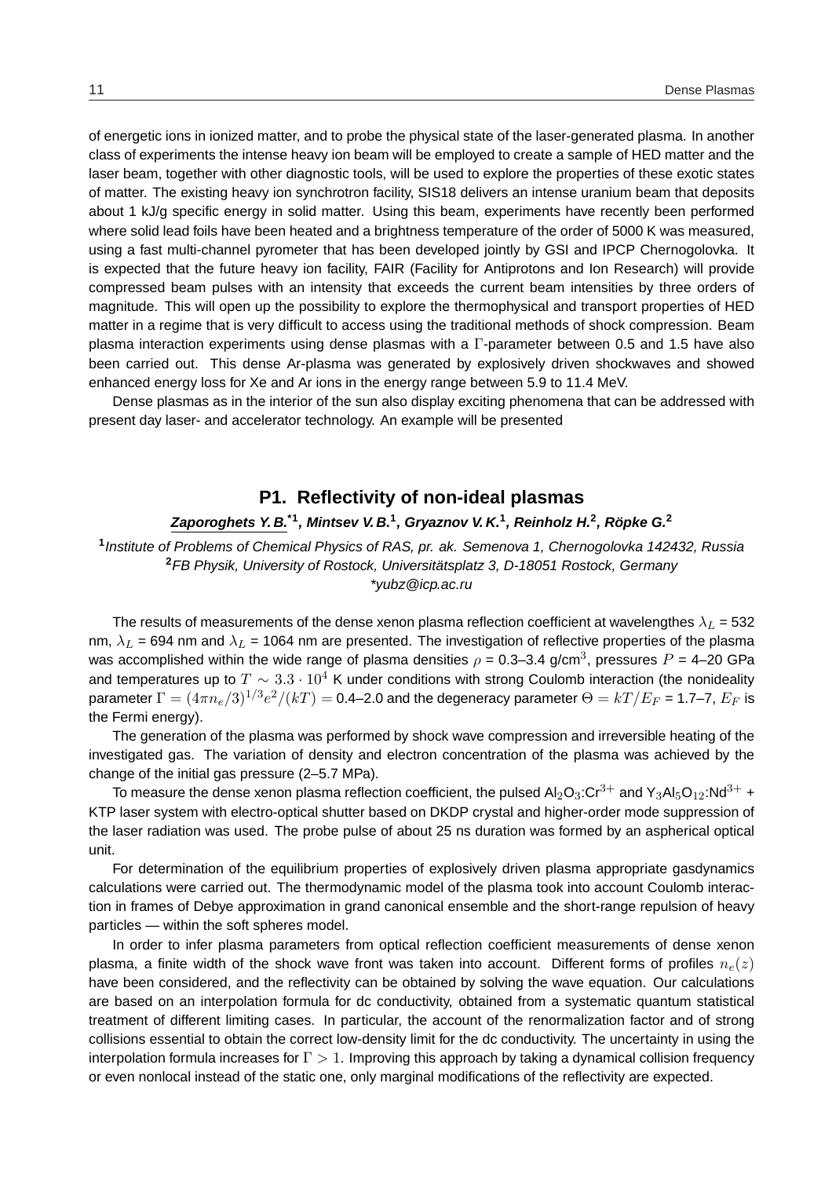of energetic ions in ionized matter, and to probe the physical state of the laser-generated plasma. In another class of experiments the intense heavy ion beam will be employed to create a sample of HED matter and the laser beam, together with other diagnostic tools, will be used to explore the properties of these exotic states of matter. The existing heavy ion synchrotron facility, SIS18 delivers an intense uranium beam that deposits about 1 kJ/g specific energy in solid matter. Using this beam, experiments have recently been performed where solid lead foils have been heated and a brightness temperature of the order of 5000 K was measured, using a fast multi-channel pyrometer that has been developed jointly by GSI and IPCP Chernogolovka. It is expected that the future heavy ion facility, FAIR (Facility for Antiprotons and Ion Research) will provide compressed beam pulses with an intensity that exceeds the current beam intensities by three orders of magnitude. This will open up the possibility to explore the thermophysical and transport properties of HED matter in a regime that is very difficult to access using the traditional methods of shock compression. Beam plasma interaction experiments using dense plasmas with a $\Gamma$-parameter between 0.5 and 1.5 have also been carried out. This dense Ar-plasma was generated by explosively driven shockwaves and showed enhanced energy loss for Xe and Ar ions in the energy range between 5.9 to 11.4 MeV.

Dense plasmas as in the interior of the sun also display exciting phenomena that can be addressed with present day laser- and accelerator technology. An example will be presented

## P1. Reflectivity of non-ideal plasmas

***Zaporoghets Y. B.*[*1], *Mintsev V. B.*[1], *Gryaznov V. K.*[1], *Reinholz H.*[2], *Röpke G.*[2]**

[1] *Institute of Problems of Chemical Physics of RAS, pr. ak. Semenova 1, Chernogolovka 142432, Russia*
[2] *FB Physik, University of Rostock, Universitätsplatz 3, D-18051 Rostock, Germany*
*\*yubz@icp.ac.ru*

The results of measurements of the dense xenon plasma reflection coefficient at wavelengthes $\lambda_L$ = 532 nm, $\lambda_L$ = 694 nm and $\lambda_L$ = 1064 nm are presented. The investigation of reflective properties of the plasma was accomplished within the wide range of plasma densities $\rho$ = 0.3–3.4 g/cm$^3$, pressures $P$ = 4–20 GPa and temperatures up to $T \sim 3.3 \cdot 10^4$ K under conditions with strong Coulomb interaction (the nonideality parameter $\Gamma = (4\pi n_e/3)^{1/3} e^2/(kT)$ = 0.4–2.0 and the degeneracy parameter $\Theta = kT/E_F$ = 1.7–7, $E_F$ is the Fermi energy).

The generation of the plasma was performed by shock wave compression and irreversible heating of the investigated gas. The variation of density and electron concentration of the plasma was achieved by the change of the initial gas pressure (2–5.7 MPa).

To measure the dense xenon plasma reflection coefficient, the pulsed $Al_2O_3$:$Cr^{3+}$ and $Y_3Al_5O_{12}$:$Nd^{3+}$ + KTP laser system with electro-optical shutter based on DKDP crystal and higher-order mode suppression of the laser radiation was used. The probe pulse of about 25 ns duration was formed by an aspherical optical unit.

For determination of the equilibrium properties of explosively driven plasma appropriate gasdynamics calculations were carried out. The thermodynamic model of the plasma took into account Coulomb interaction in frames of Debye approximation in grand canonical ensemble and the short-range repulsion of heavy particles — within the soft spheres model.

In order to infer plasma parameters from optical reflection coefficient measurements of dense xenon plasma, a finite width of the shock wave front was taken into account. Different forms of profiles $n_e(z)$ have been considered, and the reflectivity can be obtained by solving the wave equation. Our calculations are based on an interpolation formula for dc conductivity, obtained from a systematic quantum statistical treatment of different limiting cases. In particular, the account of the renormalization factor and of strong collisions essential to obtain the correct low-density limit for the dc conductivity. The uncertainty in using the interpolation formula increases for $\Gamma > 1$. Improving this approach by taking a dynamical collision frequency or even nonlocal instead of the static one, only marginal modifications of the reflectivity are expected.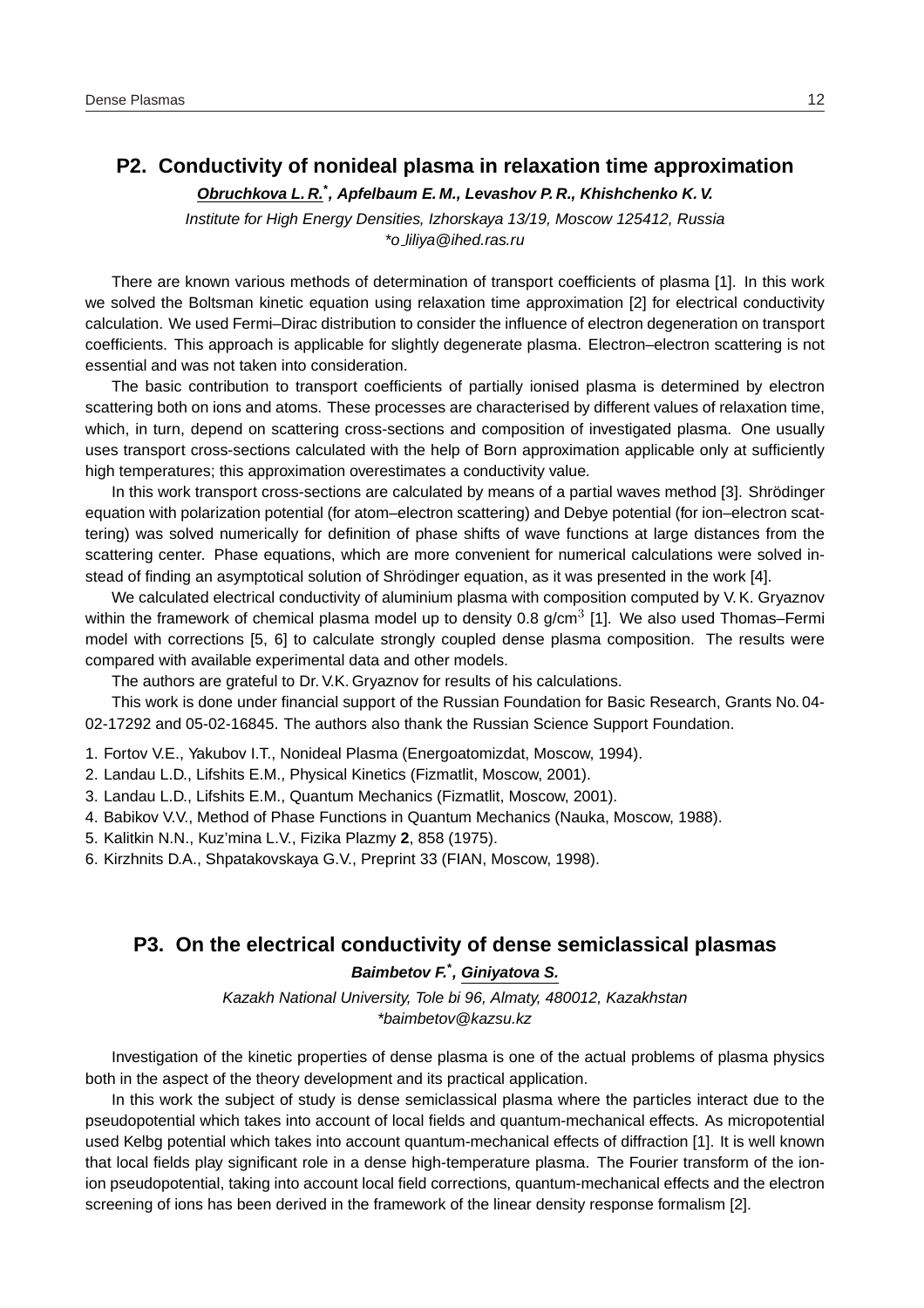## P2. Conductivity of nonideal plasma in relaxation time approximation

***Obruchkova L. R.*[*], Apfelbaum E. M., Levashov P. R., Khishchenko K. V.***

*Institute for High Energy Densities, Izhorskaya 13/19, Moscow 125412, Russia*
*\*o_liliya@ihed.ras.ru*

There are known various methods of determination of transport coefficients of plasma [1]. In this work we solved the Boltsman kinetic equation using relaxation time approximation [2] for electrical conductivity calculation. We used Fermi–Dirac distribution to consider the influence of electron degeneration on transport coefficients. This approach is applicable for slightly degenerate plasma. Electron–electron scattering is not essential and was not taken into consideration.

The basic contribution to transport coefficients of partially ionised plasma is determined by electron scattering both on ions and atoms. These processes are characterised by different values of relaxation time, which, in turn, depend on scattering cross-sections and composition of investigated plasma. One usually uses transport cross-sections calculated with the help of Born approximation applicable only at sufficiently high temperatures; this approximation overestimates a conductivity value.

In this work transport cross-sections are calculated by means of a partial waves method [3]. Shrödinger equation with polarization potential (for atom–electron scattering) and Debye potential (for ion–electron scattering) was solved numerically for definition of phase shifts of wave functions at large distances from the scattering center. Phase equations, which are more convenient for numerical calculations were solved instead of finding an asymptotical solution of Shrödinger equation, as it was presented in the work [4].

We calculated electrical conductivity of aluminium plasma with composition computed by V. K. Gryaznov within the framework of chemical plasma model up to density 0.8 g/cm$^3$ [1]. We also used Thomas–Fermi model with corrections [5, 6] to calculate strongly coupled dense plasma composition. The results were compared with available experimental data and other models.

The authors are grateful to Dr. V.K. Gryaznov for results of his calculations.

This work is done under financial support of the Russian Foundation for Basic Research, Grants No. 04-02-17292 and 05-02-16845. The authors also thank the Russian Science Support Foundation.

1. Fortov V.E., Yakubov I.T., Nonideal Plasma (Energoatomizdat, Moscow, 1994).
2. Landau L.D., Lifshits E.M., Physical Kinetics (Fizmatlit, Moscow, 2001).
3. Landau L.D., Lifshits E.M., Quantum Mechanics (Fizmatlit, Moscow, 2001).
4. Babikov V.V., Method of Phase Functions in Quantum Mechanics (Nauka, Moscow, 1988).
5. Kalitkin N.N., Kuz'mina L.V., Fizika Plazmy **2**, 858 (1975).
6. Kirzhnits D.A., Shpatakovskaya G.V., Preprint 33 (FIAN, Moscow, 1998).

## P3. On the electrical conductivity of dense semiclassical plasmas

***Baimbetov F.*[*], *Giniyatova S.***

*Kazakh National University, Tole bi 96, Almaty, 480012, Kazakhstan*
*\*baimbetov@kazsu.kz*

Investigation of the kinetic properties of dense plasma is one of the actual problems of plasma physics both in the aspect of the theory development and its practical application.

In this work the subject of study is dense semiclassical plasma where the particles interact due to the pseudopotential which takes into account of local fields and quantum-mechanical effects. As micropotential used Kelbg potential which takes into account quantum-mechanical effects of diffraction [1]. It is well known that local fields play significant role in a dense high-temperature plasma. The Fourier transform of the ion-ion pseudopotential, taking into account local field corrections, quantum-mechanical effects and the electron screening of ions has been derived in the framework of the linear density response formalism [2].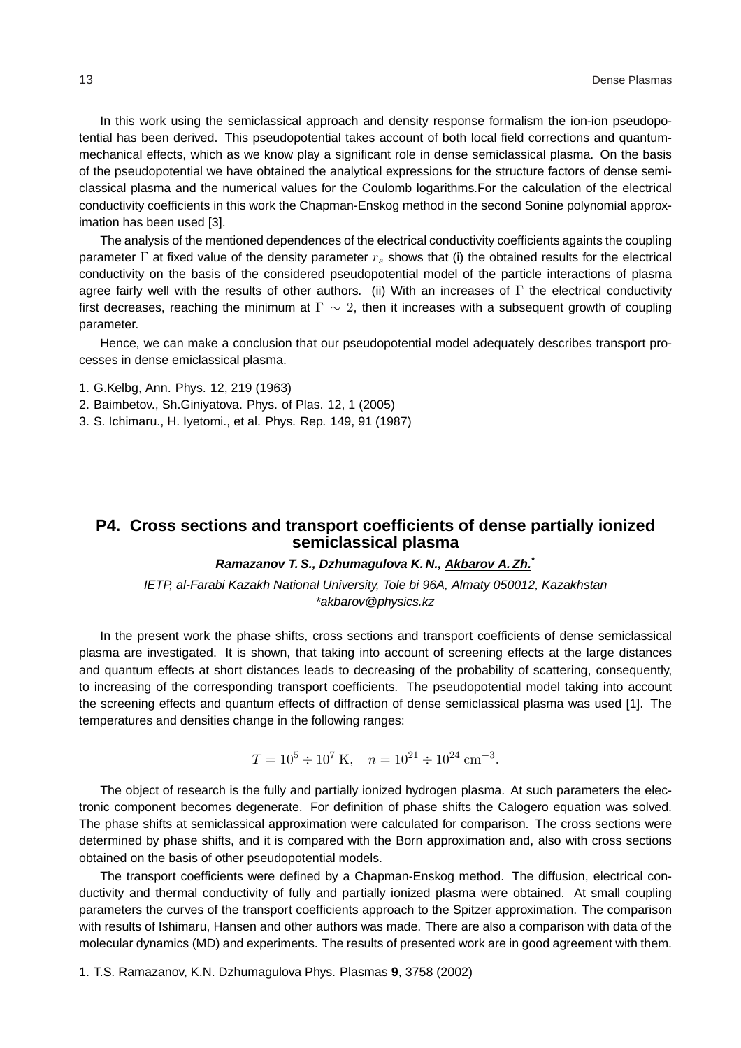In this work using the semiclassical approach and density response formalism the ion-ion pseudopotential has been derived. This pseudopotential takes account of both local field corrections and quantum-mechanical effects, which as we know play a significant role in dense semiclassical plasma. On the basis of the pseudopotential we have obtained the analytical expressions for the structure factors of dense semiclassical plasma and the numerical values for the Coulomb logarithms.For the calculation of the electrical conductivity coefficients in this work the Chapman-Enskog method in the second Sonine polynomial approximation has been used [3].

The analysis of the mentioned dependences of the electrical conductivity coefficients againts the coupling parameter $\Gamma$ at fixed value of the density parameter $r_s$ shows that (i) the obtained results for the electrical conductivity on the basis of the considered pseudopotential model of the particle interactions of plasma agree fairly well with the results of other authors. (ii) With an increases of $\Gamma$ the electrical conductivity first decreases, reaching the minimum at $\Gamma \sim 2$, then it increases with a subsequent growth of coupling parameter.

Hence, we can make a conclusion that our pseudopotential model adequately describes transport processes in dense emiclassical plasma.

1. G.Kelbg, Ann. Phys. 12, 219 (1963)
2. Baimbetov., Sh.Giniyatova. Phys. of Plas. 12, 1 (2005)
3. S. Ichimaru., H. Iyetomi., et al. Phys. Rep. 149, 91 (1987)

## P4. Cross sections and transport coefficients of dense partially ionized semiclassical plasma

***Ramazanov T. S., Dzhumagulova K. N., Akbarov A. Zh.****

*IETP, al-Farabi Kazakh National University, Tole bi 96A, Almaty 050012, Kazakhstan*
*\*akbarov@physics.kz*

In the present work the phase shifts, cross sections and transport coefficients of dense semiclassical plasma are investigated. It is shown, that taking into account of screening effects at the large distances and quantum effects at short distances leads to decreasing of the probability of scattering, consequently, to increasing of the corresponding transport coefficients. The pseudopotential model taking into account the screening effects and quantum effects of diffraction of dense semiclassical plasma was used [1]. The temperatures and densities change in the following ranges:

$$T = 10^5 \div 10^7 \text{ K}, \quad n = 10^{21} \div 10^{24} \text{ cm}^{-3}.$$

The object of research is the fully and partially ionized hydrogen plasma. At such parameters the electronic component becomes degenerate. For definition of phase shifts the Calogero equation was solved. The phase shifts at semiclassical approximation were calculated for comparison. The cross sections were determined by phase shifts, and it is compared with the Born approximation and, also with cross sections obtained on the basis of other pseudopotential models.

The transport coefficients were defined by a Chapman-Enskog method. The diffusion, electrical conductivity and thermal conductivity of fully and partially ionized plasma were obtained. At small coupling parameters the curves of the transport coefficients approach to the Spitzer approximation. The comparison with results of Ishimaru, Hansen and other authors was made. There are also a comparison with data of the molecular dynamics (MD) and experiments. The results of presented work are in good agreement with them.

1. T.S. Ramazanov, K.N. Dzhumagulova Phys. Plasmas **9**, 3758 (2002)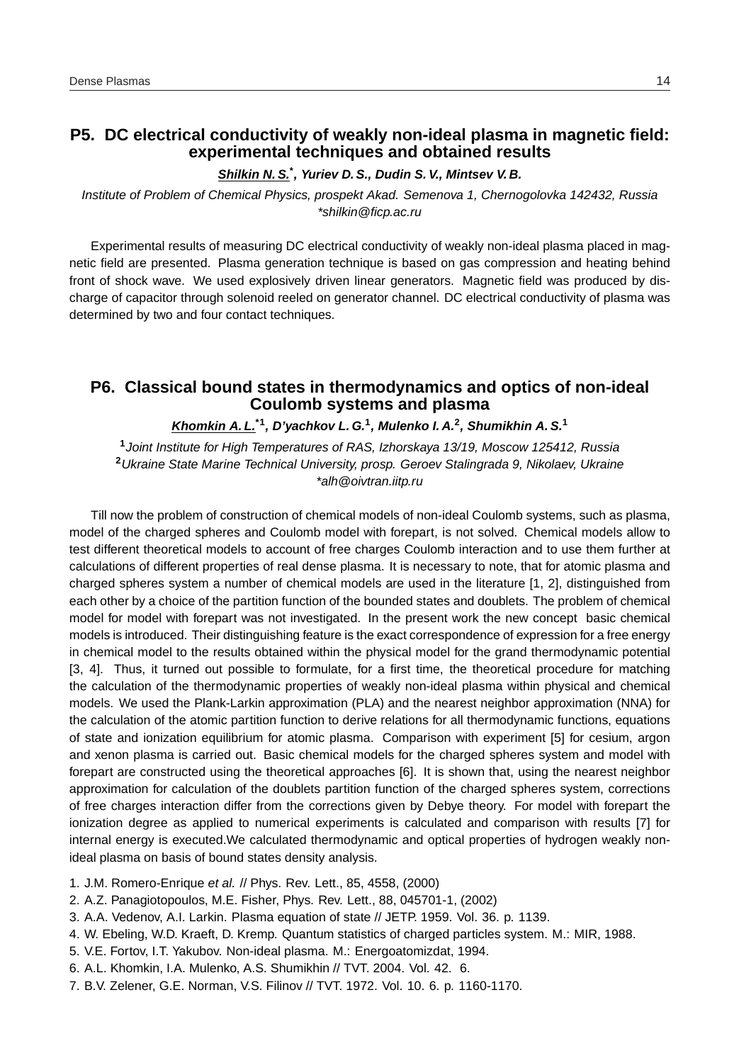## P5. DC electrical conductivity of weakly non-ideal plasma in magnetic field: experimental techniques and obtained results

***Shilkin N. S.**\*, Yuriev D. S., Dudin S. V., Mintsev V. B.*

*Institute of Problem of Chemical Physics, prospekt Akad. Semenova 1, Chernogolovka 142432, Russia*
*\*shilkin@ficp.ac.ru*

Experimental results of measuring DC electrical conductivity of weakly non-ideal plasma placed in magnetic field are presented. Plasma generation technique is based on gas compression and heating behind front of shock wave. We used explosively driven linear generators. Magnetic field was produced by discharge of capacitor through solenoid reeled on generator channel. DC electrical conductivity of plasma was determined by two and four contact techniques.

## P6. Classical bound states in thermodynamics and optics of non-ideal Coulomb systems and plasma

***Khomkin A. L.**\*[1], D'yachkov L. G.[1], Mulenko I. A.[2], Shumikhin A. S.[1]*

[1] *Joint Institute for High Temperatures of RAS, Izhorskaya 13/19, Moscow 125412, Russia*
[2] *Ukraine State Marine Technical University, prosp. Geroev Stalingrada 9, Nikolaev, Ukraine*
*\*alh@oivtran.iitp.ru*

Till now the problem of construction of chemical models of non-ideal Coulomb systems, such as plasma, model of the charged spheres and Coulomb model with forepart, is not solved. Chemical models allow to test different theoretical models to account of free charges Coulomb interaction and to use them further at calculations of different properties of real dense plasma. It is necessary to note, that for atomic plasma and charged spheres system a number of chemical models are used in the literature [1, 2], distinguished from each other by a choice of the partition function of the bounded states and doublets. The problem of chemical model for model with forepart was not investigated. In the present work the new concept basic chemical models is introduced. Their distinguishing feature is the exact correspondence of expression for a free energy in chemical model to the results obtained within the physical model for the grand thermodynamic potential [3, 4]. Thus, it turned out possible to formulate, for a first time, the theoretical procedure for matching the calculation of the thermodynamic properties of weakly non-ideal plasma within physical and chemical models. We used the Plank-Larkin approximation (PLA) and the nearest neighbor approximation (NNA) for the calculation of the atomic partition function to derive relations for all thermodynamic functions, equations of state and ionization equilibrium for atomic plasma. Comparison with experiment [5] for cesium, argon and xenon plasma is carried out. Basic chemical models for the charged spheres system and model with forepart are constructed using the theoretical approaches [6]. It is shown that, using the nearest neighbor approximation for calculation of the doublets partition function of the charged spheres system, corrections of free charges interaction differ from the corrections given by Debye theory. For model with forepart the ionization degree as applied to numerical experiments is calculated and comparison with results [7] for internal energy is executed.We calculated thermodynamic and optical properties of hydrogen weakly non-ideal plasma on basis of bound states density analysis.

1. J.M. Romero-Enrique *et al.* // Phys. Rev. Lett., 85, 4558, (2000)
2. A.Z. Panagiotopoulos, M.E. Fisher, Phys. Rev. Lett., 88, 045701-1, (2002)
3. A.A. Vedenov, A.I. Larkin. Plasma equation of state // JETP. 1959. Vol. 36. p. 1139.
4. W. Ebeling, W.D. Kraeft, D. Kremp. Quantum statistics of charged particles system. M.: MIR, 1988.
5. V.E. Fortov, I.T. Yakubov. Non-ideal plasma. M.: Energoatomizdat, 1994.
6. A.L. Khomkin, I.A. Mulenko, A.S. Shumikhin // TVT. 2004. Vol. 42. 6.
7. B.V. Zelener, G.E. Norman, V.S. Filinov // TVT. 1972. Vol. 10. 6. p. 1160-1170.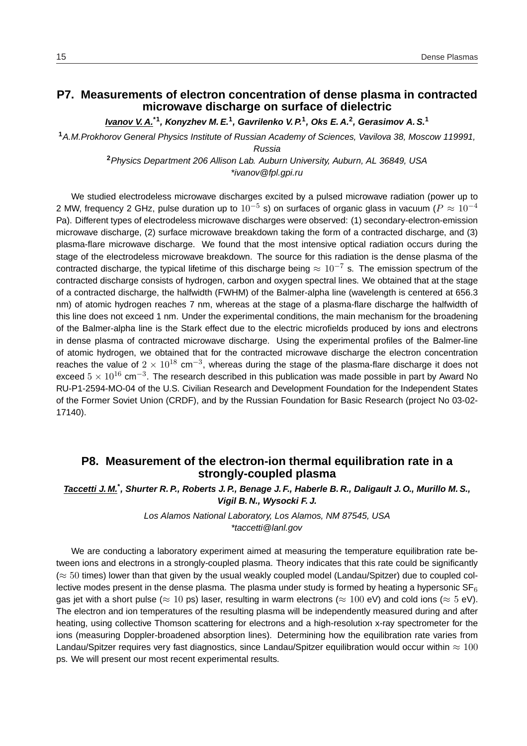## P7. Measurements of electron concentration of dense plasma in contracted microwave discharge on surface of dielectric

***Ivanov V. A.**[*1], **Konyzhev M. E.**[1], **Gavrilenko V. P.**[1], **Oks E. A.**[2], **Gerasimov A. S.**[1]*

[1] *A.M.Prokhorov General Physics Institute of Russian Academy of Sciences, Vavilova 38, Moscow 119991, Russia*

[2] *Physics Department 206 Allison Lab. Auburn University, Auburn, AL 36849, USA*

*\*ivanov@fpl.gpi.ru*

We studied electrodeless microwave discharges excited by a pulsed microwave radiation (power up to 2 MW, frequency 2 GHz, pulse duration up to $10^{-5}$ s) on surfaces of organic glass in vacuum ($P \approx 10^{-4}$ Pa). Different types of electrodeless microwave discharges were observed: (1) secondary-electron-emission microwave discharge, (2) surface microwave breakdown taking the form of a contracted discharge, and (3) plasma-flare microwave discharge. We found that the most intensive optical radiation occurs during the stage of the electrodeless microwave breakdown. The source for this radiation is the dense plasma of the contracted discharge, the typical lifetime of this discharge being $\approx 10^{-7}$ s. The emission spectrum of the contracted discharge consists of hydrogen, carbon and oxygen spectral lines. We obtained that at the stage of a contracted discharge, the halfwidth (FWHM) of the Balmer-alpha line (wavelength is centered at 656.3 nm) of atomic hydrogen reaches 7 nm, whereas at the stage of a plasma-flare discharge the halfwidth of this line does not exceed 1 nm. Under the experimental conditions, the main mechanism for the broadening of the Balmer-alpha line is the Stark effect due to the electric microfields produced by ions and electrons in dense plasma of contracted microwave discharge. Using the experimental profiles of the Balmer-line of atomic hydrogen, we obtained that for the contracted microwave discharge the electron concentration reaches the value of $2 \times 10^{18}$ cm$^{-3}$, whereas during the stage of the plasma-flare discharge it does not exceed $5 \times 10^{16}$ cm$^{-3}$. The research described in this publication was made possible in part by Award No RU-P1-2594-MO-04 of the U.S. Civilian Research and Development Foundation for the Independent States of the Former Soviet Union (CRDF), and by the Russian Foundation for Basic Research (project No 03-02-17140).

## P8. Measurement of the electron-ion thermal equilibration rate in a strongly-coupled plasma

***Taccetti J. M.**[*], **Shurter R. P., Roberts J. P., Benage J. F., Haberle B. R., Daligault J. O., Murillo M. S., Vigil B. N., Wysocki F. J.***

*Los Alamos National Laboratory, Los Alamos, NM 87545, USA*

*\*taccetti@lanl.gov*

We are conducting a laboratory experiment aimed at measuring the temperature equilibration rate between ions and electrons in a strongly-coupled plasma. Theory indicates that this rate could be significantly ($\approx 50$ times) lower than that given by the usual weakly coupled model (Landau/Spitzer) due to coupled collective modes present in the dense plasma. The plasma under study is formed by heating a hypersonic $SF_6$ gas jet with a short pulse ($\approx 10$ ps) laser, resulting in warm electrons ($\approx 100$ eV) and cold ions ($\approx 5$ eV). The electron and ion temperatures of the resulting plasma will be independently measured during and after heating, using collective Thomson scattering for electrons and a high-resolution x-ray spectrometer for the ions (measuring Doppler-broadened absorption lines). Determining how the equilibration rate varies from Landau/Spitzer requires very fast diagnostics, since Landau/Spitzer equilibration would occur within $\approx 100$ ps. We will present our most recent experimental results.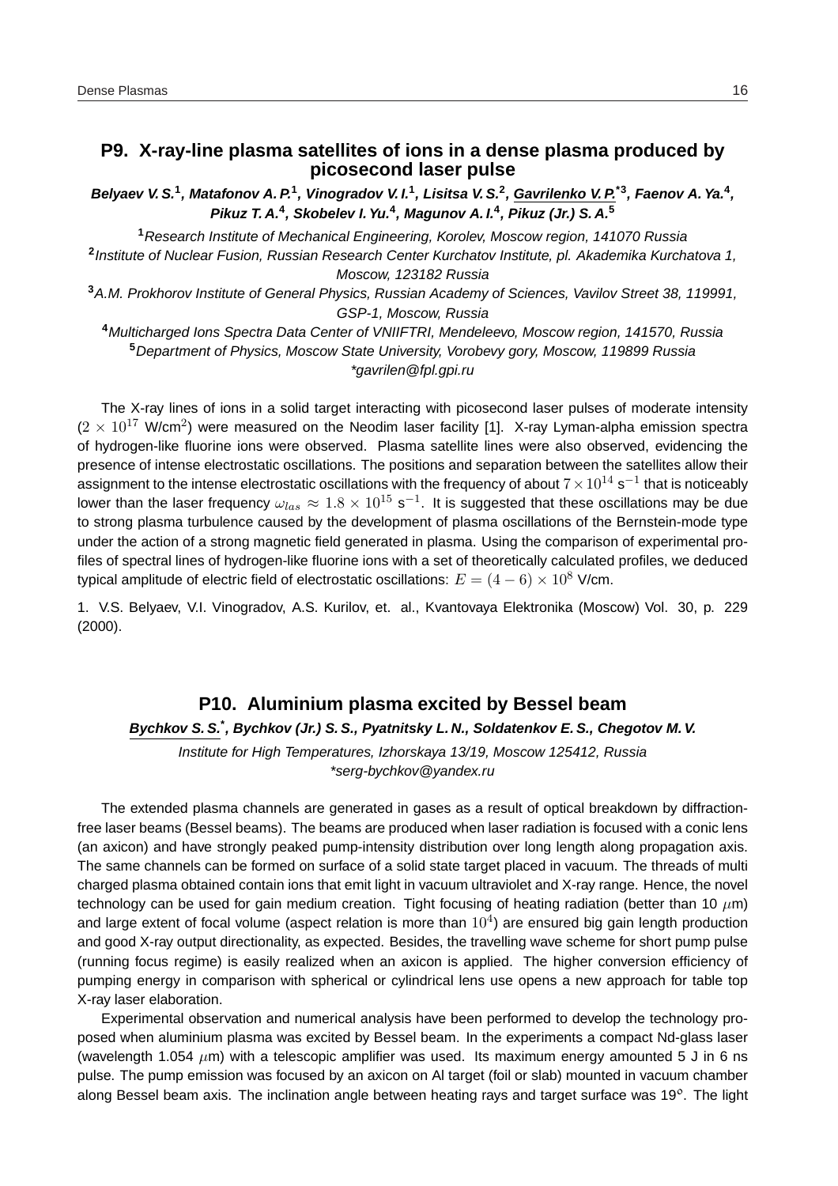## P9. X-ray-line plasma satellites of ions in a dense plasma produced by picosecond laser pulse

***Belyaev V. S.[1], Matafonov A. P.[1], Vinogradov V. I.[1], Lisitsa V. S.[2], Gavrilenko V. P.[*3], Faenov A. Ya.[4], Pikuz T. A.[4], Skobelev I. Yu.[4], Magunov A. I.[4], Pikuz (Jr.) S. A.[5]***

[1]*Research Institute of Mechanical Engineering, Korolev, Moscow region, 141070 Russia*
[2]*Institute of Nuclear Fusion, Russian Research Center Kurchatov Institute, pl. Akademika Kurchatova 1, Moscow, 123182 Russia*
[3]*A.M. Prokhorov Institute of General Physics, Russian Academy of Sciences, Vavilov Street 38, 119991, GSP-1, Moscow, Russia*
[4]*Multicharged Ions Spectra Data Center of VNIIFTRI, Mendeleevo, Moscow region, 141570, Russia*
[5]*Department of Physics, Moscow State University, Vorobevy gory, Moscow, 119899 Russia*
*\*gavrilen@fpl.gpi.ru*

The X-ray lines of ions in a solid target interacting with picosecond laser pulses of moderate intensity ($2 \times 10^{17}$ W/cm$^2$) were measured on the Neodim laser facility [1]. X-ray Lyman-alpha emission spectra of hydrogen-like fluorine ions were observed. Plasma satellite lines were also observed, evidencing the presence of intense electrostatic oscillations. The positions and separation between the satellites allow their assignment to the intense electrostatic oscillations with the frequency of about $7 \times 10^{14}$ s$^{-1}$ that is noticeably lower than the laser frequency $\omega_{las} \approx 1.8 \times 10^{15}$ s$^{-1}$. It is suggested that these oscillations may be due to strong plasma turbulence caused by the development of plasma oscillations of the Bernstein-mode type under the action of a strong magnetic field generated in plasma. Using the comparison of experimental profiles of spectral lines of hydrogen-like fluorine ions with a set of theoretically calculated profiles, we deduced typical amplitude of electric field of electrostatic oscillations: $E = (4 - 6) \times 10^8$ V/cm.

1. V.S. Belyaev, V.I. Vinogradov, A.S. Kurilov, et. al., Kvantovaya Elektronika (Moscow) Vol. 30, p. 229 (2000).

## P10. Aluminium plasma excited by Bessel beam

***Bychkov S. S.\*, Bychkov (Jr.) S. S., Pyatnitsky L. N., Soldatenkov E. S., Chegotov M. V.***

*Institute for High Temperatures, Izhorskaya 13/19, Moscow 125412, Russia*
*\*serg-bychkov@yandex.ru*

The extended plasma channels are generated in gases as a result of optical breakdown by diffraction-free laser beams (Bessel beams). The beams are produced when laser radiation is focused with a conic lens (an axicon) and have strongly peaked pump-intensity distribution over long length along propagation axis. The same channels can be formed on surface of a solid state target placed in vacuum. The threads of multi charged plasma obtained contain ions that emit light in vacuum ultraviolet and X-ray range. Hence, the novel technology can be used for gain medium creation. Tight focusing of heating radiation (better than 10 $\mu$m) and large extent of focal volume (aspect relation is more than $10^4$) are ensured big gain length production and good X-ray output directionality, as expected. Besides, the travelling wave scheme for short pump pulse (running focus regime) is easily realized when an axicon is applied. The higher conversion efficiency of pumping energy in comparison with spherical or cylindrical lens use opens a new approach for table top X-ray laser elaboration.

Experimental observation and numerical analysis have been performed to develop the technology proposed when aluminium plasma was excited by Bessel beam. In the experiments a compact Nd-glass laser (wavelength 1.054 $\mu$m) with a telescopic amplifier was used. Its maximum energy amounted 5 J in 6 ns pulse. The pump emission was focused by an axicon on Al target (foil or slab) mounted in vacuum chamber along Bessel beam axis. The inclination angle between heating rays and target surface was 19°. The light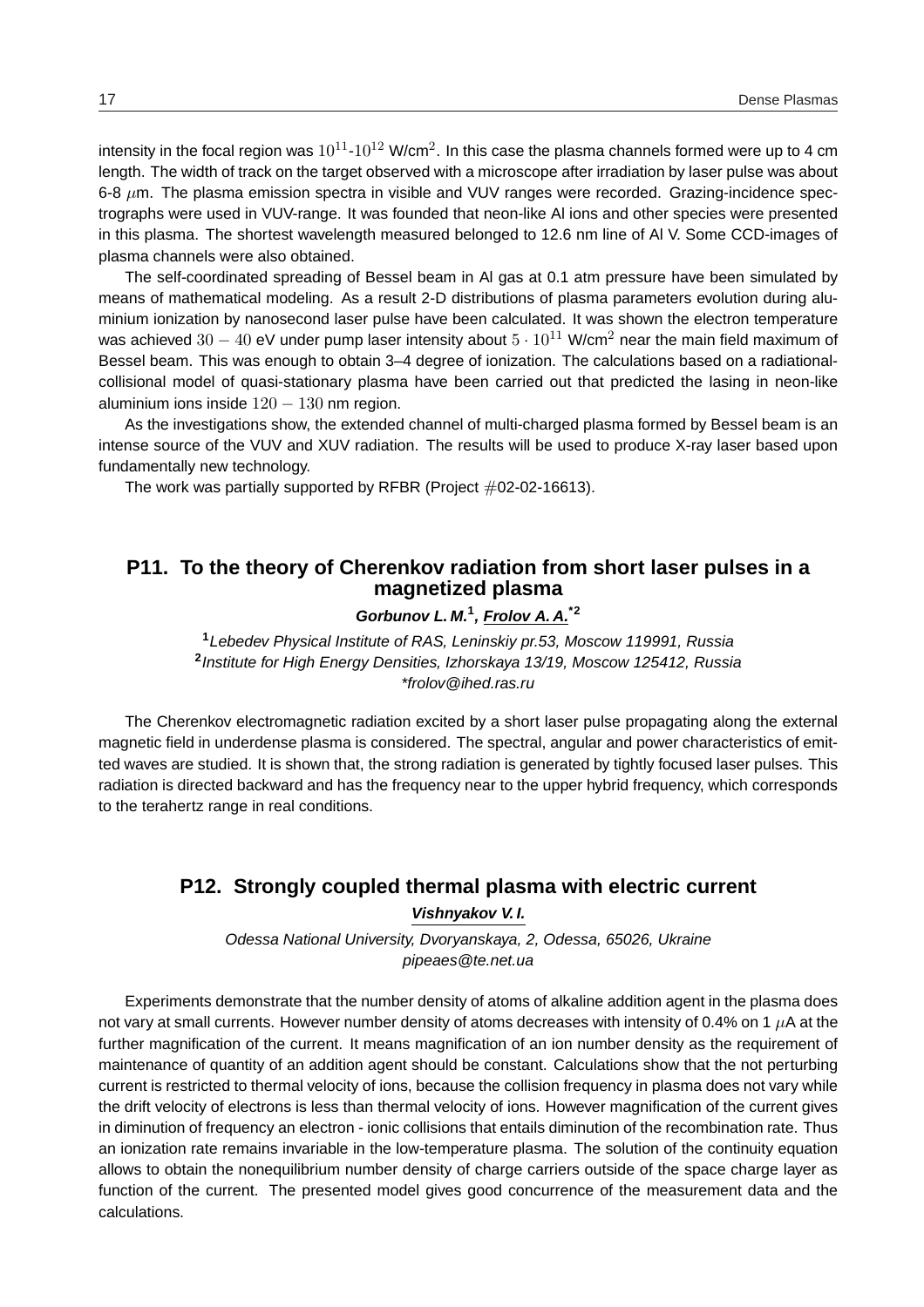intensity in the focal region was $10^{11}$-$10^{12}$ W/cm$^2$. In this case the plasma channels formed were up to 4 cm length. The width of track on the target observed with a microscope after irradiation by laser pulse was about 6-8 $\mu$m. The plasma emission spectra in visible and VUV ranges were recorded. Grazing-incidence spectrographs were used in VUV-range. It was founded that neon-like Al ions and other species were presented in this plasma. The shortest wavelength measured belonged to 12.6 nm line of Al V. Some CCD-images of plasma channels were also obtained.

The self-coordinated spreading of Bessel beam in Al gas at 0.1 atm pressure have been simulated by means of mathematical modeling. As a result 2-D distributions of plasma parameters evolution during aluminium ionization by nanosecond laser pulse have been calculated. It was shown the electron temperature was achieved $30 - 40$ eV under pump laser intensity about $5 \cdot 10^{11}$ W/cm$^2$ near the main field maximum of Bessel beam. This was enough to obtain 3–4 degree of ionization. The calculations based on a radiational-collisional model of quasi-stationary plasma have been carried out that predicted the lasing in neon-like aluminium ions inside $120 - 130$ nm region.

As the investigations show, the extended channel of multi-charged plasma formed by Bessel beam is an intense source of the VUV and XUV radiation. The results will be used to produce X-ray laser based upon fundamentally new technology.

The work was partially supported by RFBR (Project #02-02-16613).

## P11. To the theory of Cherenkov radiation from short laser pulses in a magnetized plasma

***Gorbunov L. M.*[1], *Frolov A. A.**[*2]**

[1] *Lebedev Physical Institute of RAS, Leninskiy pr.53, Moscow 119991, Russia*
[2] *Institute for High Energy Densities, Izhorskaya 13/19, Moscow 125412, Russia*
*\*frolov@ihed.ras.ru*

The Cherenkov electromagnetic radiation excited by a short laser pulse propagating along the external magnetic field in underdense plasma is considered. The spectral, angular and power characteristics of emitted waves are studied. It is shown that, the strong radiation is generated by tightly focused laser pulses. This radiation is directed backward and has the frequency near to the upper hybrid frequency, which corresponds to the terahertz range in real conditions.

## P12. Strongly coupled thermal plasma with electric current

***Vishnyakov V. I.***

*Odessa National University, Dvoryanskaya, 2, Odessa, 65026, Ukraine*
*pipeaes@te.net.ua*

Experiments demonstrate that the number density of atoms of alkaline addition agent in the plasma does not vary at small currents. However number density of atoms decreases with intensity of 0.4% on 1 $\mu$A at the further magnification of the current. It means magnification of an ion number density as the requirement of maintenance of quantity of an addition agent should be constant. Calculations show that the not perturbing current is restricted to thermal velocity of ions, because the collision frequency in plasma does not vary while the drift velocity of electrons is less than thermal velocity of ions. However magnification of the current gives in diminution of frequency an electron - ionic collisions that entails diminution of the recombination rate. Thus an ionization rate remains invariable in the low-temperature plasma. The solution of the continuity equation allows to obtain the nonequilibrium number density of charge carriers outside of the space charge layer as function of the current. The presented model gives good concurrence of the measurement data and the calculations.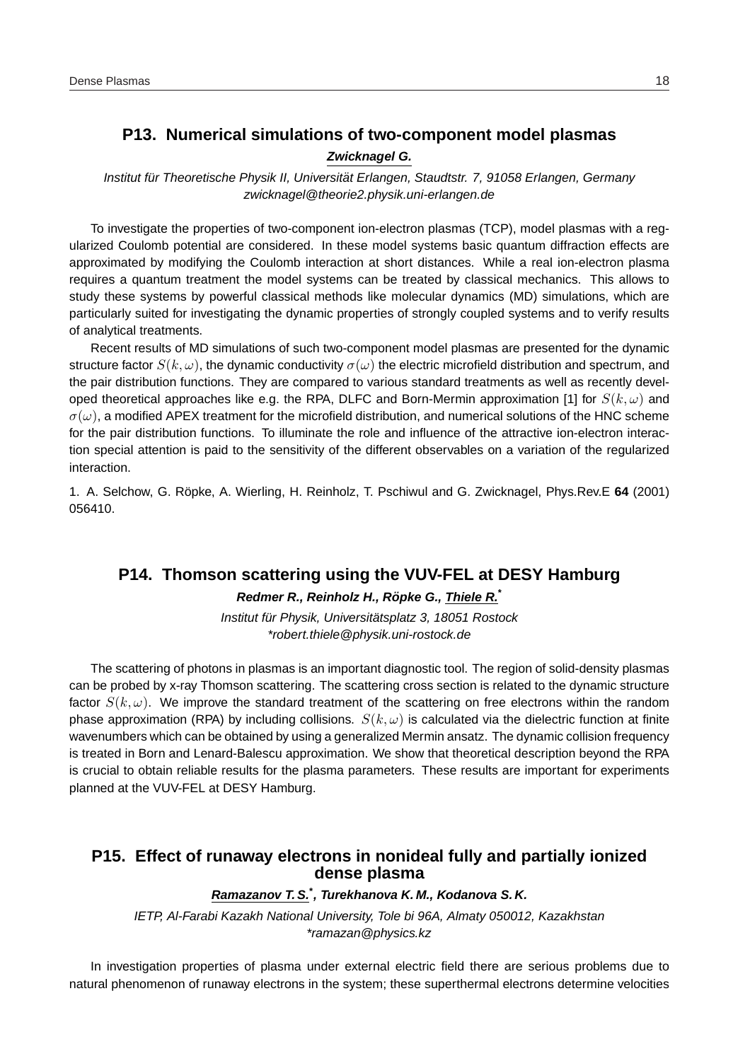## P13. Numerical simulations of two-component model plasmas

***Zwicknagel G.***

*Institut für Theoretische Physik II, Universität Erlangen, Staudtstr. 7, 91058 Erlangen, Germany*
*zwicknagel@theorie2.physik.uni-erlangen.de*

To investigate the properties of two-component ion-electron plasmas (TCP), model plasmas with a regularized Coulomb potential are considered. In these model systems basic quantum diffraction effects are approximated by modifying the Coulomb interaction at short distances. While a real ion-electron plasma requires a quantum treatment the model systems can be treated by classical mechanics. This allows to study these systems by powerful classical methods like molecular dynamics (MD) simulations, which are particularly suited for investigating the dynamic properties of strongly coupled systems and to verify results of analytical treatments.

Recent results of MD simulations of such two-component model plasmas are presented for the dynamic structure factor $S(k, \omega)$, the dynamic conductivity $\sigma(\omega)$ the electric microfield distribution and spectrum, and the pair distribution functions. They are compared to various standard treatments as well as recently developed theoretical approaches like e.g. the RPA, DLFC and Born-Mermin approximation [1] for $S(k, \omega)$ and $\sigma(\omega)$, a modified APEX treatment for the microfield distribution, and numerical solutions of the HNC scheme for the pair distribution functions. To illuminate the role and influence of the attractive ion-electron interaction special attention is paid to the sensitivity of the different observables on a variation of the regularized interaction.

1. A. Selchow, G. Röpke, A. Wierling, H. Reinholz, T. Pschiwul and G. Zwicknagel, Phys.Rev.E **64** (2001) 056410.

## P14. Thomson scattering using the VUV-FEL at DESY Hamburg

***Redmer R., Reinholz H., Röpke G., Thiele R.****

*Institut für Physik, Universitätsplatz 3, 18051 Rostock*
*\*robert.thiele@physik.uni-rostock.de*

The scattering of photons in plasmas is an important diagnostic tool. The region of solid-density plasmas can be probed by x-ray Thomson scattering. The scattering cross section is related to the dynamic structure factor $S(k, \omega)$. We improve the standard treatment of the scattering on free electrons within the random phase approximation (RPA) by including collisions. $S(k, \omega)$ is calculated via the dielectric function at finite wavenumbers which can be obtained by using a generalized Mermin ansatz. The dynamic collision frequency is treated in Born and Lenard-Balescu approximation. We show that theoretical description beyond the RPA is crucial to obtain reliable results for the plasma parameters. These results are important for experiments planned at the VUV-FEL at DESY Hamburg.

## P15. Effect of runaway electrons in nonideal fully and partially ionized dense plasma

***Ramazanov T. S.*, Turekhanova K. M., Kodanova S. K.***

*IETP, Al-Farabi Kazakh National University, Tole bi 96A, Almaty 050012, Kazakhstan*
*\*ramazan@physics.kz*

In investigation properties of plasma under external electric field there are serious problems due to natural phenomenon of runaway electrons in the system; these superthermal electrons determine velocities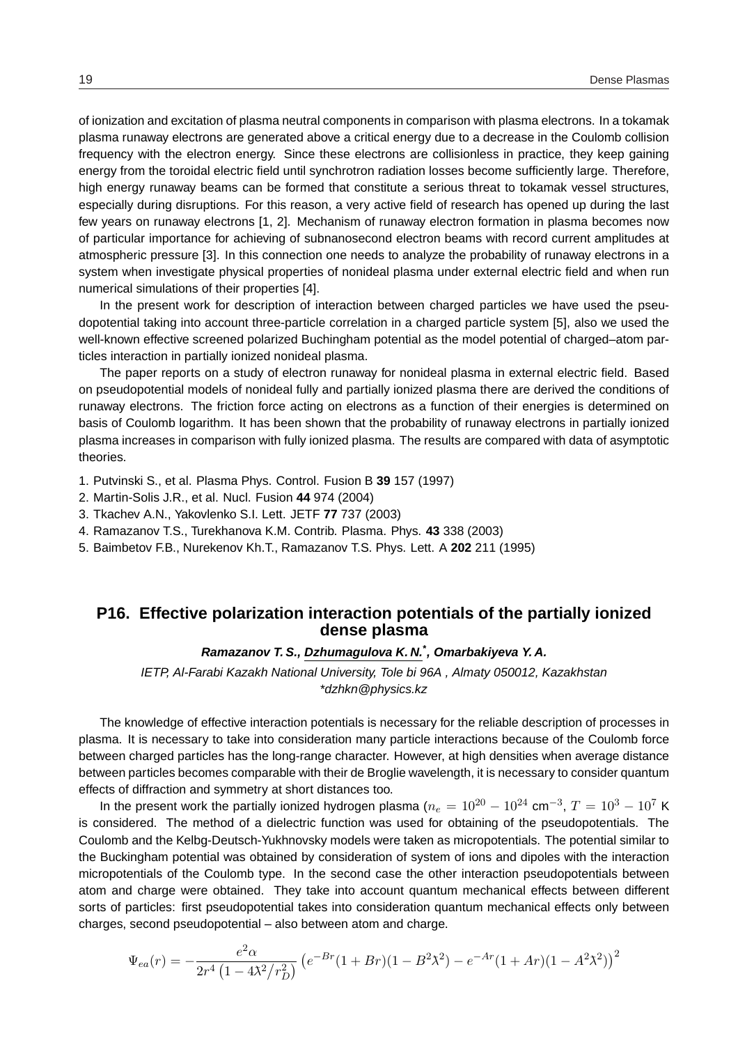of ionization and excitation of plasma neutral components in comparison with plasma electrons. In a tokamak plasma runaway electrons are generated above a critical energy due to a decrease in the Coulomb collision frequency with the electron energy. Since these electrons are collisionless in practice, they keep gaining energy from the toroidal electric field until synchrotron radiation losses become sufficiently large. Therefore, high energy runaway beams can be formed that constitute a serious threat to tokamak vessel structures, especially during disruptions. For this reason, a very active field of research has opened up during the last few years on runaway electrons [1, 2]. Mechanism of runaway electron formation in plasma becomes now of particular importance for achieving of subnanosecond electron beams with record current amplitudes at atmospheric pressure [3]. In this connection one needs to analyze the probability of runaway electrons in a system when investigate physical properties of nonideal plasma under external electric field and when run numerical simulations of their properties [4].

In the present work for description of interaction between charged particles we have used the pseudopotential taking into account three-particle correlation in a charged particle system [5], also we used the well-known effective screened polarized Buchingham potential as the model potential of charged–atom particles interaction in partially ionized nonideal plasma.

The paper reports on a study of electron runaway for nonideal plasma in external electric field. Based on pseudopotential models of nonideal fully and partially ionized plasma there are derived the conditions of runaway electrons. The friction force acting on electrons as a function of their energies is determined on basis of Coulomb logarithm. It has been shown that the probability of runaway electrons in partially ionized plasma increases in comparison with fully ionized plasma. The results are compared with data of asymptotic theories.

1. Putvinski S., et al. Plasma Phys. Control. Fusion B **39** 157 (1997)
2. Martin-Solis J.R., et al. Nucl. Fusion **44** 974 (2004)
3. Tkachev A.N., Yakovlenko S.I. Lett. JETF **77** 737 (2003)
4. Ramazanov T.S., Turekhanova K.M. Contrib. Plasma. Phys. **43** 338 (2003)
5. Baimbetov F.B., Nurekenov Kh.T., Ramazanov T.S. Phys. Lett. A **202** 211 (1995)

## P16. Effective polarization interaction potentials of the partially ionized dense plasma

***Ramazanov T. S., Dzhumagulova K. N.*, Omarbakiyeva Y. A.***

*IETP, Al-Farabi Kazakh National University, Tole bi 96A , Almaty 050012, Kazakhstan*
*\*dzhkn@physics.kz*

The knowledge of effective interaction potentials is necessary for the reliable description of processes in plasma. It is necessary to take into consideration many particle interactions because of the Coulomb force between charged particles has the long-range character. However, at high densities when average distance between particles becomes comparable with their de Broglie wavelength, it is necessary to consider quantum effects of diffraction and symmetry at short distances too.

In the present work the partially ionized hydrogen plasma ($n_e = 10^{20} - 10^{24}$ cm$^{-3}$, $T = 10^3 - 10^7$ K is considered. The method of a dielectric function was used for obtaining of the pseudopotentials. The Coulomb and the Kelbg-Deutsch-Yukhnovsky models were taken as micropotentials. The potential similar to the Buckingham potential was obtained by consideration of system of ions and dipoles with the interaction micropotentials of the Coulomb type. In the second case the other interaction pseudopotentials between atom and charge were obtained. They take into account quantum mechanical effects between different sorts of particles: first pseudopotential takes into consideration quantum mechanical effects only between charges, second pseudopotential – also between atom and charge.

$$\Psi_{ea}(r) = -\frac{e^2\alpha}{2r^4\left(1 - 4\lambda^2/r_D^2\right)}\left(e^{-Br}(1+Br)(1-B^2\lambda^2) - e^{-Ar}(1+Ar)(1-A^2\lambda^2)\right)^2$$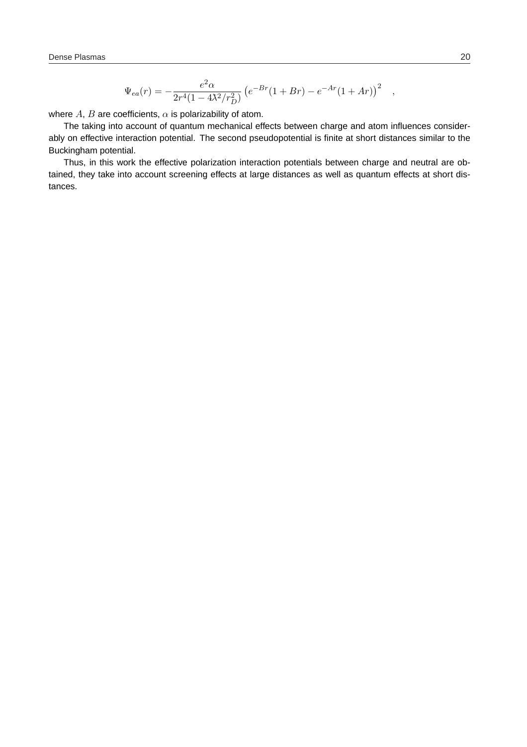$$\Psi_{ea}(r) = -\frac{e^2\alpha}{2r^4(1-4\lambda\!\!\!^{-2}/r_D^2)}\left(e^{-Br}(1+Br) - e^{-Ar}(1+Ar)\right)^2 \quad ,$$

where $A$, $B$ are coefficients, $\alpha$ is polarizability of atom.

The taking into account of quantum mechanical effects between charge and atom influences considerably on effective interaction potential. The second pseudopotential is finite at short distances similar to the Buckingham potential.

Thus, in this work the effective polarization interaction potentials between charge and neutral are obtained, they take into account screening effects at large distances as well as quantum effects at short distances.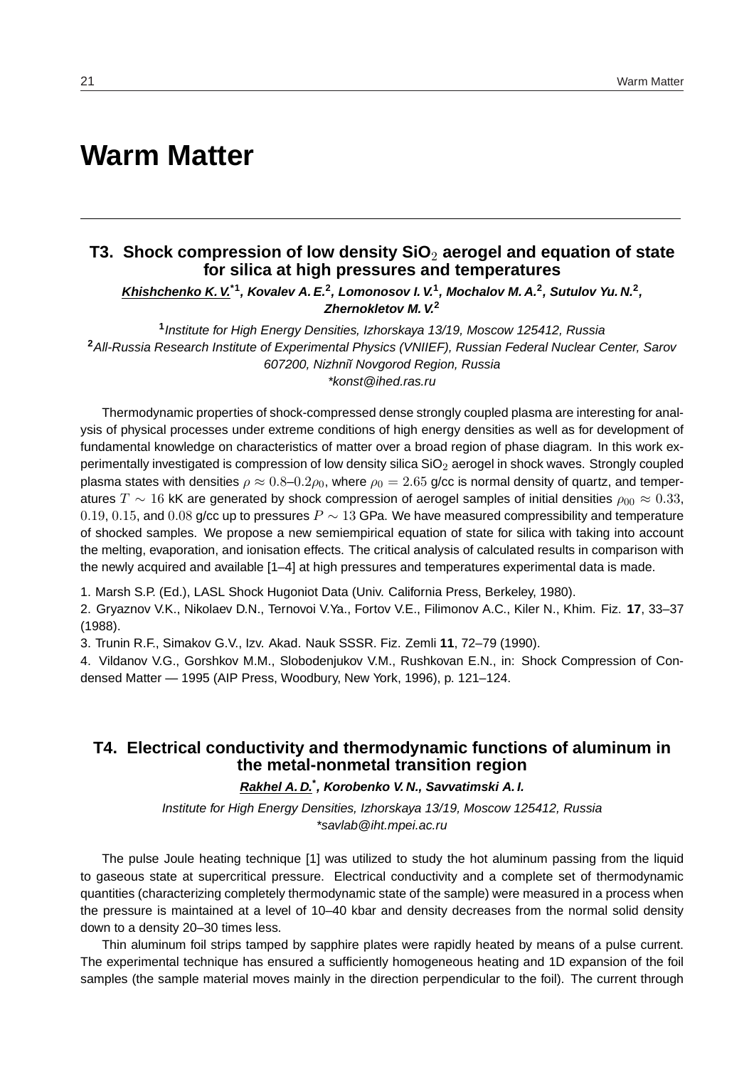# Warm Matter

## T3. Shock compression of low density $SiO_2$ aerogel and equation of state for silica at high pressures and temperatures

***Khishchenko K. V.**[*1], **Kovalev A. E.**[2], **Lomonosov I. V.**[1], **Mochalov M. A.**[2], **Sutulov Yu. N.**[2], **Zhernokletov M. V.**[2]*

[1]*Institute for High Energy Densities, Izhorskaya 13/19, Moscow 125412, Russia*
[2]*All-Russia Research Institute of Experimental Physics (VNIIEF), Russian Federal Nuclear Center, Sarov 607200, Nizhniĭ Novgorod Region, Russia*
*\*konst@ihed.ras.ru*

Thermodynamic properties of shock-compressed dense strongly coupled plasma are interesting for analysis of physical processes under extreme conditions of high energy densities as well as for development of fundamental knowledge on characteristics of matter over a broad region of phase diagram. In this work experimentally investigated is compression of low density silica $SiO_2$ aerogel in shock waves. Strongly coupled plasma states with densities $\rho \approx 0.8$–$0.2\rho_0$, where $\rho_0 = 2.65$ g/cc is normal density of quartz, and temperatures $T \sim 16$ kK are generated by shock compression of aerogel samples of initial densities $\rho_{00} \approx 0.33$, $0.19$, $0.15$, and $0.08$ g/cc up to pressures $P \sim 13$ GPa. We have measured compressibility and temperature of shocked samples. We propose a new semiempirical equation of state for silica with taking into account the melting, evaporation, and ionisation effects. The critical analysis of calculated results in comparison with the newly acquired and available [1–4] at high pressures and temperatures experimental data is made.

1. Marsh S.P. (Ed.), LASL Shock Hugoniot Data (Univ. California Press, Berkeley, 1980).
2. Gryaznov V.K., Nikolaev D.N., Ternovoi V.Ya., Fortov V.E., Filimonov A.C., Kiler N., Khim. Fiz. **17**, 33–37 (1988).
3. Trunin R.F., Simakov G.V., Izv. Akad. Nauk SSSR. Fiz. Zemli **11**, 72–79 (1990).
4. Vildanov V.G., Gorshkov M.M., Slobodenjukov V.M., Rushkovan E.N., in: Shock Compression of Condensed Matter — 1995 (AIP Press, Woodbury, New York, 1996), p. 121–124.

## T4. Electrical conductivity and thermodynamic functions of aluminum in the metal-nonmetal transition region

***Rakhel A. D.**[*], **Korobenko V. N.**, **Savvatimski A. I.***

*Institute for High Energy Densities, Izhorskaya 13/19, Moscow 125412, Russia*
*\*savlab@iht.mpei.ac.ru*

The pulse Joule heating technique [1] was utilized to study the hot aluminum passing from the liquid to gaseous state at supercritical pressure. Electrical conductivity and a complete set of thermodynamic quantities (characterizing completely thermodynamic state of the sample) were measured in a process when the pressure is maintained at a level of 10–40 kbar and density decreases from the normal solid density down to a density 20–30 times less.

Thin aluminum foil strips tamped by sapphire plates were rapidly heated by means of a pulse current. The experimental technique has ensured a sufficiently homogeneous heating and 1D expansion of the foil samples (the sample material moves mainly in the direction perpendicular to the foil). The current through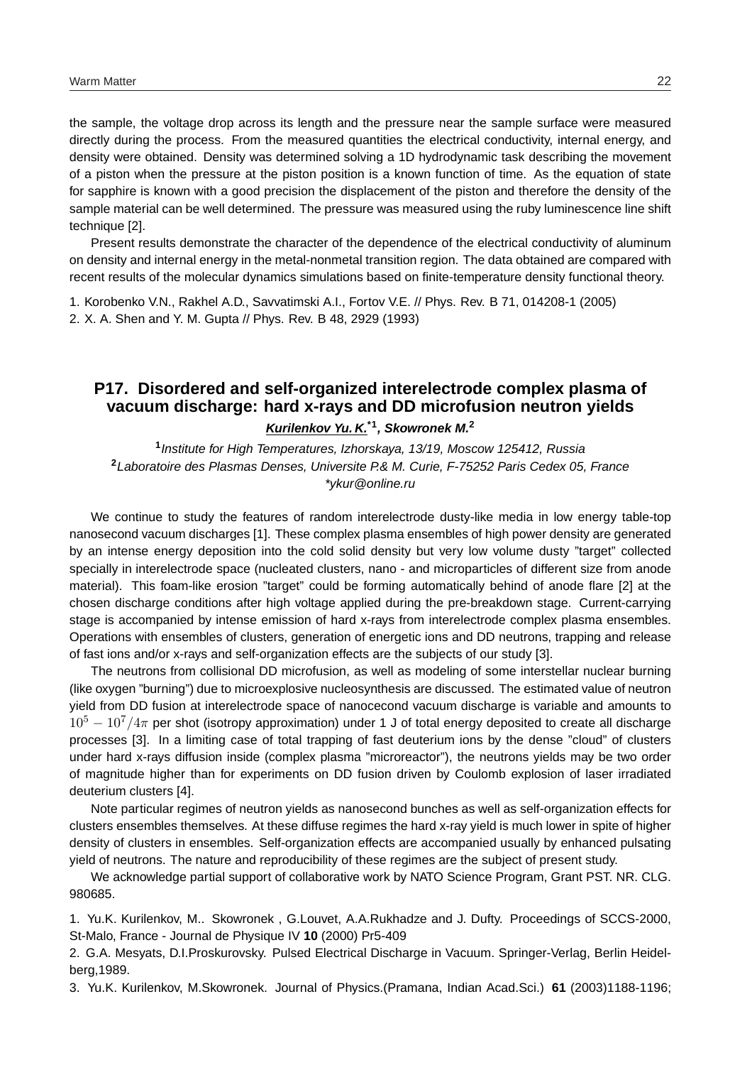the sample, the voltage drop across its length and the pressure near the sample surface were measured directly during the process. From the measured quantities the electrical conductivity, internal energy, and density were obtained. Density was determined solving a 1D hydrodynamic task describing the movement of a piston when the pressure at the piston position is a known function of time. As the equation of state for sapphire is known with a good precision the displacement of the piston and therefore the density of the sample material can be well determined. The pressure was measured using the ruby luminescence line shift technique [2].

Present results demonstrate the character of the dependence of the electrical conductivity of aluminum on density and internal energy in the metal-nonmetal transition region. The data obtained are compared with recent results of the molecular dynamics simulations based on finite-temperature density functional theory.

1. Korobenko V.N., Rakhel A.D., Savvatimski A.I., Fortov V.E. // Phys. Rev. B 71, 014208-1 (2005)
2. X. A. Shen and Y. M. Gupta // Phys. Rev. B 48, 2929 (1993)

## P17. Disordered and self-organized interelectrode complex plasma of vacuum discharge: hard x-rays and DD microfusion neutron yields

***Kurilenkov Yu. K.****[*1]***, Skowronek M.***[2]

[1]*Institute for High Temperatures, Izhorskaya, 13/19, Moscow 125412, Russia*
[2]*Laboratoire des Plasmas Denses, Universite P.& M. Curie, F-75252 Paris Cedex 05, France*
*\*ykur@online.ru*

We continue to study the features of random interelectrode dusty-like media in low energy table-top nanosecond vacuum discharges [1]. These complex plasma ensembles of high power density are generated by an intense energy deposition into the cold solid density but very low volume dusty "target" collected specially in interelectrode space (nucleated clusters, nano - and microparticles of different size from anode material). This foam-like erosion "target" could be forming automatically behind of anode flare [2] at the chosen discharge conditions after high voltage applied during the pre-breakdown stage. Current-carrying stage is accompanied by intense emission of hard x-rays from interelectrode complex plasma ensembles. Operations with ensembles of clusters, generation of energetic ions and DD neutrons, trapping and release of fast ions and/or x-rays and self-organization effects are the subjects of our study [3].

The neutrons from collisional DD microfusion, as well as modeling of some interstellar nuclear burning (like oxygen "burning") due to microexplosive nucleosynthesis are discussed. The estimated value of neutron yield from DD fusion at interelectrode space of nanocecond vacuum discharge is variable and amounts to $10^5 - 10^7/4\pi$ per shot (isotropy approximation) under 1 J of total energy deposited to create all discharge processes [3]. In a limiting case of total trapping of fast deuterium ions by the dense "cloud" of clusters under hard x-rays diffusion inside (complex plasma "microreactor"), the neutrons yields may be two order of magnitude higher than for experiments on DD fusion driven by Coulomb explosion of laser irradiated deuterium clusters [4].

Note particular regimes of neutron yields as nanosecond bunches as well as self-organization effects for clusters ensembles themselves. At these diffuse regimes the hard x-ray yield is much lower in spite of higher density of clusters in ensembles. Self-organization effects are accompanied usually by enhanced pulsating yield of neutrons. The nature and reproducibility of these regimes are the subject of present study.

We acknowledge partial support of collaborative work by NATO Science Program, Grant PST. NR. CLG. 980685.

1. Yu.K. Kurilenkov, M.. Skowronek , G.Louvet, A.A.Rukhadze and J. Dufty. Proceedings of SCCS-2000, St-Malo, France - Journal de Physique IV **10** (2000) Pr5-409
2. G.A. Mesyats, D.I.Proskurovsky. Pulsed Electrical Discharge in Vacuum. Springer-Verlag, Berlin Heidelberg,1989.
3. Yu.K. Kurilenkov, M.Skowronek. Journal of Physics.(Pramana, Indian Acad.Sci.) **61** (2003)1188-1196;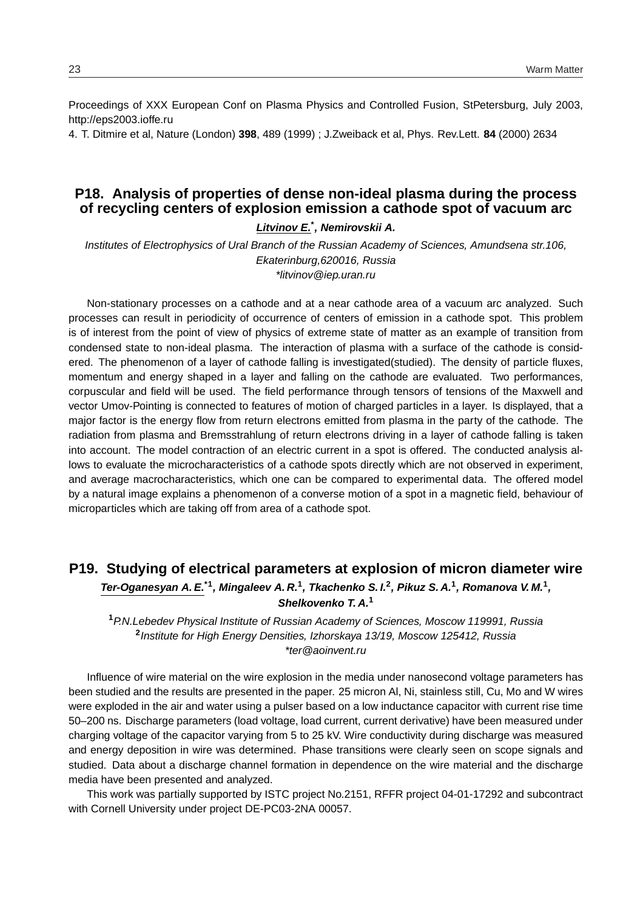Proceedings of XXX European Conf on Plasma Physics and Controlled Fusion, StPetersburg, July 2003, http://eps2003.ioffe.ru

4. T. Ditmire et al, Nature (London) **398**, 489 (1999) ; J.Zweiback et al, Phys. Rev.Lett. **84** (2000) 2634

## P18. Analysis of properties of dense non-ideal plasma during the process of recycling centers of explosion emission a cathode spot of vacuum arc

***Litvinov E.*[*], *Nemirovskii A.***

*Institutes of Electrophysics of Ural Branch of the Russian Academy of Sciences, Amundsena str.106, Ekaterinburg,620016, Russia*
*\*litvinov@iep.uran.ru*

Non-stationary processes on a cathode and at a near cathode area of a vacuum arc analyzed. Such processes can result in periodicity of occurrence of centers of emission in a cathode spot. This problem is of interest from the point of view of physics of extreme state of matter as an example of transition from condensed state to non-ideal plasma. The interaction of plasma with a surface of the cathode is considered. The phenomenon of a layer of cathode falling is investigated(studied). The density of particle fluxes, momentum and energy shaped in a layer and falling on the cathode are evaluated. Two performances, corpuscular and field will be used. The field performance through tensors of tensions of the Maxwell and vector Umov-Pointing is connected to features of motion of charged particles in a layer. Is displayed, that a major factor is the energy flow from return electrons emitted from plasma in the party of the cathode. The radiation from plasma and Bremsstrahlung of return electrons driving in a layer of cathode falling is taken into account. The model contraction of an electric current in a spot is offered. The conducted analysis allows to evaluate the microcharacteristics of a cathode spots directly which are not observed in experiment, and average macrocharacteristics, which one can be compared to experimental data. The offered model by a natural image explains a phenomenon of a converse motion of a spot in a magnetic field, behaviour of microparticles which are taking off from area of a cathode spot.

## P19. Studying of electrical parameters at explosion of micron diameter wire

***Ter-Oganesyan A. E.*[*1], *Mingaleev A. R.*[1], *Tkachenko S. I.*[2], *Pikuz S. A.*[1], *Romanova V. M.*[1], *Shelkovenko T. A.*[1]**

[1]*P.N.Lebedev Physical Institute of Russian Academy of Sciences, Moscow 119991, Russia*
[2]*Institute for High Energy Densities, Izhorskaya 13/19, Moscow 125412, Russia*
*\*ter@aoinvent.ru*

Influence of wire material on the wire explosion in the media under nanosecond voltage parameters has been studied and the results are presented in the paper. 25 micron Al, Ni, stainless still, Cu, Mo and W wires were exploded in the air and water using a pulser based on a low inductance capacitor with current rise time 50–200 ns. Discharge parameters (load voltage, load current, current derivative) have been measured under charging voltage of the capacitor varying from 5 to 25 kV. Wire conductivity during discharge was measured and energy deposition in wire was determined. Phase transitions were clearly seen on scope signals and studied. Data about a discharge channel formation in dependence on the wire material and the discharge media have been presented and analyzed.

This work was partially supported by ISTC project No.2151, RFFR project 04-01-17292 and subcontract with Cornell University under project DE-PC03-2NA 00057.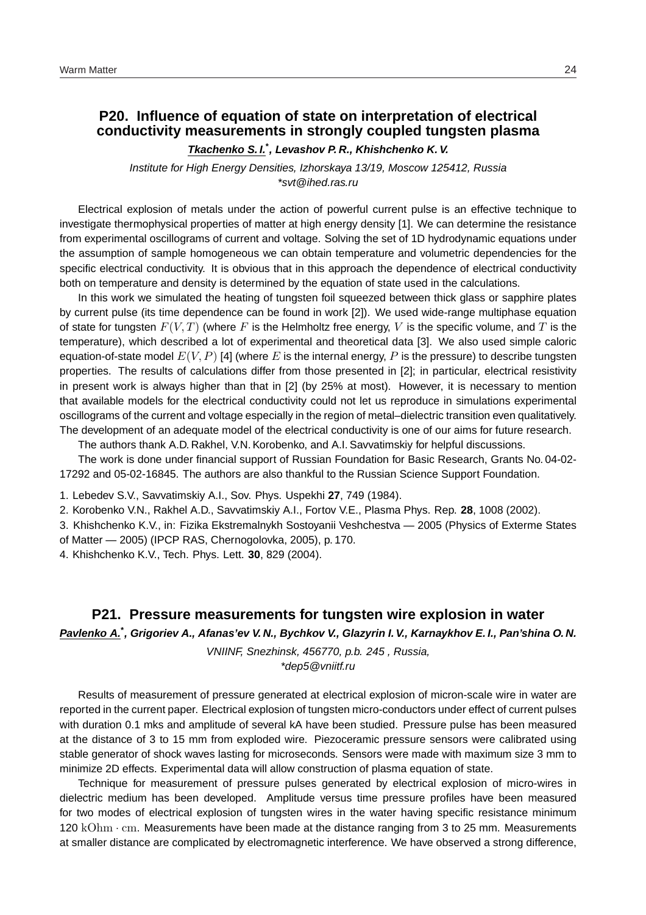## P20. Influence of equation of state on interpretation of electrical conductivity measurements in strongly coupled tungsten plasma

***Tkachenko S. I.*** *, **Levashov P. R., Khishchenko K. V.***

*Institute for High Energy Densities, Izhorskaya 13/19, Moscow 125412, Russia*
*\*svt@ihed.ras.ru*

Electrical explosion of metals under the action of powerful current pulse is an effective technique to investigate thermophysical properties of matter at high energy density [1]. We can determine the resistance from experimental oscillograms of current and voltage. Solving the set of 1D hydrodynamic equations under the assumption of sample homogeneous we can obtain temperature and volumetric dependencies for the specific electrical conductivity. It is obvious that in this approach the dependence of electrical conductivity both on temperature and density is determined by the equation of state used in the calculations.

In this work we simulated the heating of tungsten foil squeezed between thick glass or sapphire plates by current pulse (its time dependence can be found in work [2]). We used wide-range multiphase equation of state for tungsten $F(V,T)$ (where $F$ is the Helmholtz free energy, $V$ is the specific volume, and $T$ is the temperature), which described a lot of experimental and theoretical data [3]. We also used simple caloric equation-of-state model $E(V,P)$ [4] (where $E$ is the internal energy, $P$ is the pressure) to describe tungsten properties. The results of calculations differ from those presented in [2]; in particular, electrical resistivity in present work is always higher than that in [2] (by 25% at most). However, it is necessary to mention that available models for the electrical conductivity could not let us reproduce in simulations experimental oscillograms of the current and voltage especially in the region of metal–dielectric transition even qualitatively. The development of an adequate model of the electrical conductivity is one of our aims for future research.

The authors thank A.D. Rakhel, V.N. Korobenko, and A.I. Savvatimskiy for helpful discussions.

The work is done under financial support of Russian Foundation for Basic Research, Grants No. 04-02-17292 and 05-02-16845. The authors are also thankful to the Russian Science Support Foundation.

1. Lebedev S.V., Savvatimskiy A.I., Sov. Phys. Uspekhi **27**, 749 (1984).
2. Korobenko V.N., Rakhel A.D., Savvatimskiy A.I., Fortov V.E., Plasma Phys. Rep. **28**, 1008 (2002).
3. Khishchenko K.V., in: Fizika Ekstremalnykh Sostoyanii Veshchestva — 2005 (Physics of Exterme States of Matter — 2005) (IPCP RAS, Chernogolovka, 2005), p. 170.
4. Khishchenko K.V., Tech. Phys. Lett. **30**, 829 (2004).

## P21. Pressure measurements for tungsten wire explosion in water

***Pavlenko A.*** *, **Grigoriev A., Afanas'ev V. N., Bychkov V., Glazyrin I. V., Karnaykhov E. I., Pan'shina O. N.***

*VNIINF, Snezhinsk, 456770, p.b. 245 , Russia,*
*\*dep5@vniitf.ru*

Results of measurement of pressure generated at electrical explosion of micron-scale wire in water are reported in the current paper. Electrical explosion of tungsten micro-conductors under effect of current pulses with duration 0.1 mks and amplitude of several kA have been studied. Pressure pulse has been measured at the distance of 3 to 15 mm from exploded wire. Piezoceramic pressure sensors were calibrated using stable generator of shock waves lasting for microseconds. Sensors were made with maximum size 3 mm to minimize 2D effects. Experimental data will allow construction of plasma equation of state.

Technique for measurement of pressure pulses generated by electrical explosion of micro-wires in dielectric medium has been developed. Amplitude versus time pressure profiles have been measured for two modes of electrical explosion of tungsten wires in the water having specific resistance minimum 120 $\mathrm{kOhm \cdot cm}$. Measurements have been made at the distance ranging from 3 to 25 mm. Measurements at smaller distance are complicated by electromagnetic interference. We have observed a strong difference,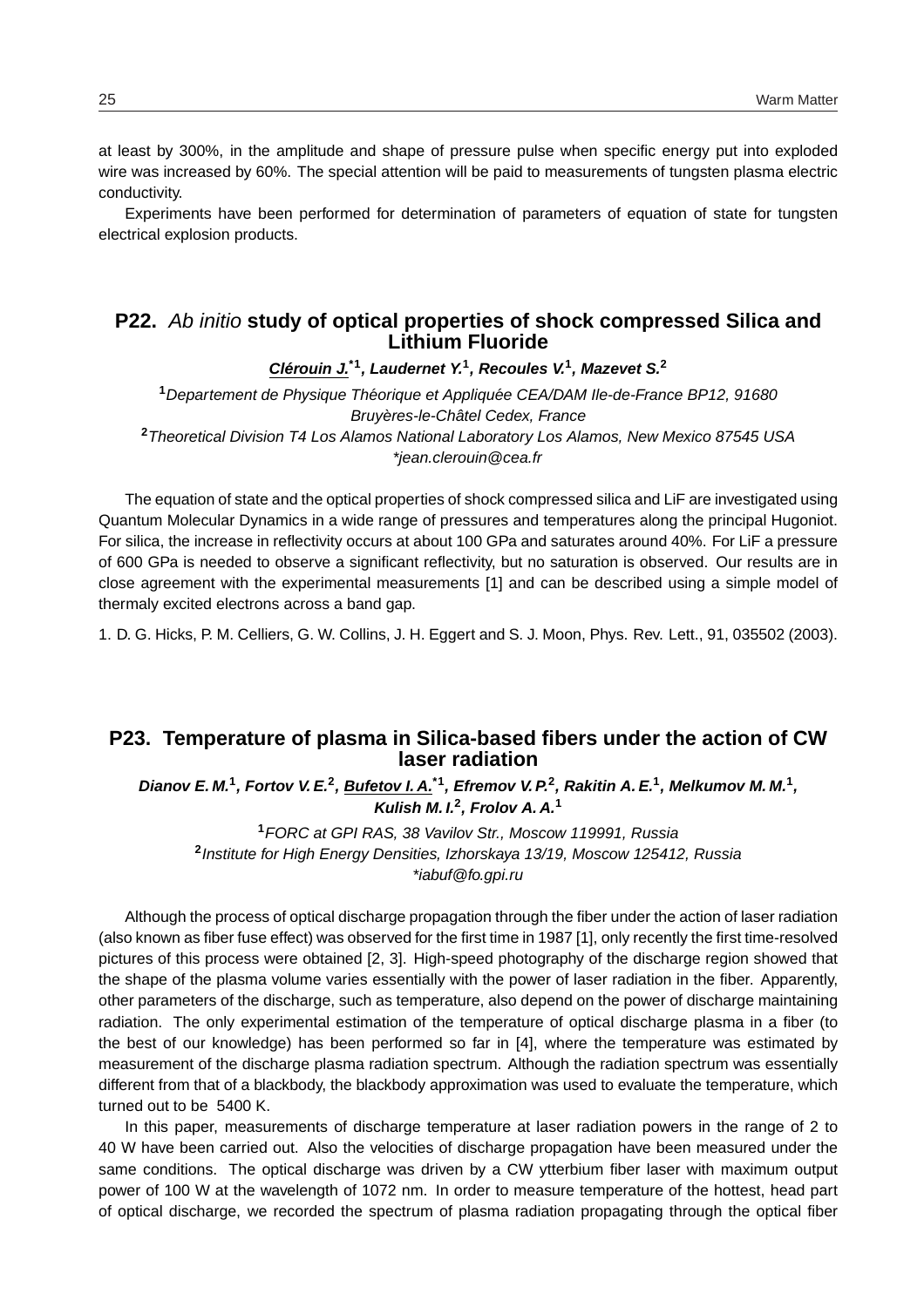at least by 300%, in the amplitude and shape of pressure pulse when specific energy put into exploded wire was increased by 60%. The special attention will be paid to measurements of tungsten plasma electric conductivity.

Experiments have been performed for determination of parameters of equation of state for tungsten electrical explosion products.

## P22. *Ab initio* study of optical properties of shock compressed Silica and Lithium Fluoride

***Clérouin J.***[*1]***, Laudernet Y.***[1]***, Recoules V.***[1]***, Mazevet S.***[2]

[1]*Departement de Physique Théorique et Appliquée CEA/DAM Ile-de-France BP12, 91680 Bruyères-le-Châtel Cedex, France*
[2]*Theoretical Division T4 Los Alamos National Laboratory Los Alamos, New Mexico 87545 USA*
*\*jean.clerouin@cea.fr*

The equation of state and the optical properties of shock compressed silica and LiF are investigated using Quantum Molecular Dynamics in a wide range of pressures and temperatures along the principal Hugoniot. For silica, the increase in reflectivity occurs at about 100 GPa and saturates around 40%. For LiF a pressure of 600 GPa is needed to observe a significant reflectivity, but no saturation is observed. Our results are in close agreement with the experimental measurements [1] and can be described using a simple model of thermaly excited electrons across a band gap.

1. D. G. Hicks, P. M. Celliers, G. W. Collins, J. H. Eggert and S. J. Moon, Phys. Rev. Lett., 91, 035502 (2003).

## P23. Temperature of plasma in Silica-based fibers under the action of CW laser radiation

***Dianov E. M.***[1]***, Fortov V. E.***[2]***, Bufetov I. A.***[*1]***, Efremov V. P.***[2]***, Rakitin A. E.***[1]***, Melkumov M. M.***[1]***, Kulish M. I.***[2]***, Frolov A. A.***[1]

[1]*FORC at GPI RAS, 38 Vavilov Str., Moscow 119991, Russia*
[2]*Institute for High Energy Densities, Izhorskaya 13/19, Moscow 125412, Russia*
*\*iabuf@fo.gpi.ru*

Although the process of optical discharge propagation through the fiber under the action of laser radiation (also known as fiber fuse effect) was observed for the first time in 1987 [1], only recently the first time-resolved pictures of this process were obtained [2, 3]. High-speed photography of the discharge region showed that the shape of the plasma volume varies essentially with the power of laser radiation in the fiber. Apparently, other parameters of the discharge, such as temperature, also depend on the power of discharge maintaining radiation. The only experimental estimation of the temperature of optical discharge plasma in a fiber (to the best of our knowledge) has been performed so far in [4], where the temperature was estimated by measurement of the discharge plasma radiation spectrum. Although the radiation spectrum was essentially different from that of a blackbody, the blackbody approximation was used to evaluate the temperature, which turned out to be 5400 K.

In this paper, measurements of discharge temperature at laser radiation powers in the range of 2 to 40 W have been carried out. Also the velocities of discharge propagation have been measured under the same conditions. The optical discharge was driven by a CW ytterbium fiber laser with maximum output power of 100 W at the wavelength of 1072 nm. In order to measure temperature of the hottest, head part of optical discharge, we recorded the spectrum of plasma radiation propagating through the optical fiber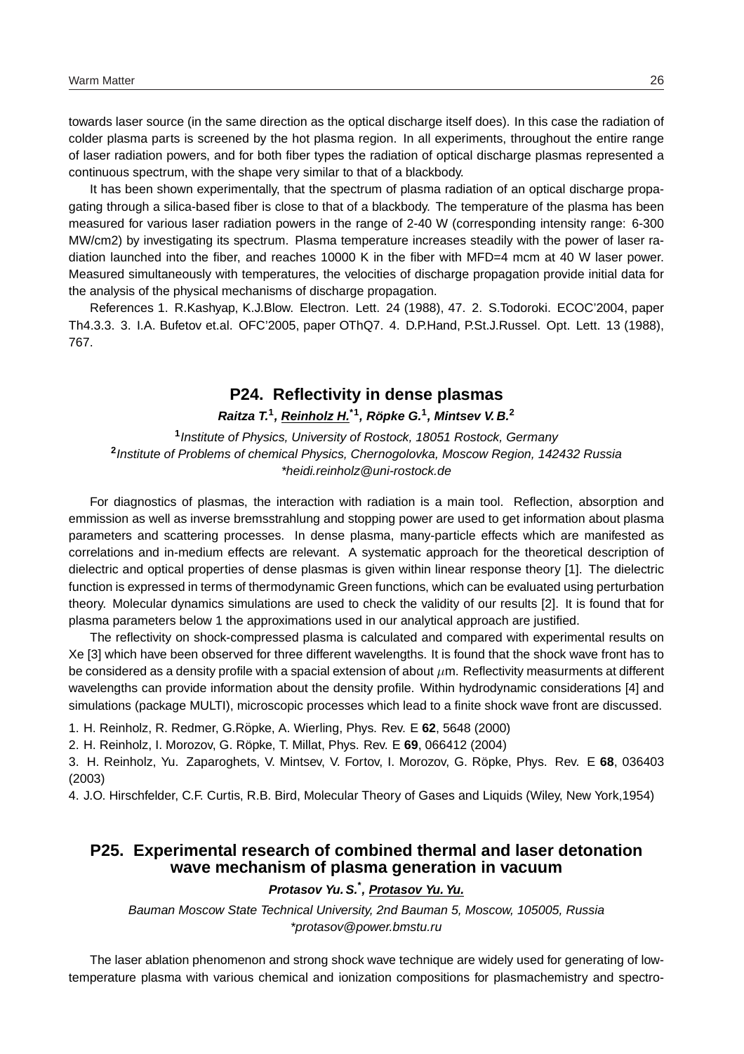towards laser source (in the same direction as the optical discharge itself does). In this case the radiation of colder plasma parts is screened by the hot plasma region. In all experiments, throughout the entire range of laser radiation powers, and for both fiber types the radiation of optical discharge plasmas represented a continuous spectrum, with the shape very similar to that of a blackbody.

It has been shown experimentally, that the spectrum of plasma radiation of an optical discharge propagating through a silica-based fiber is close to that of a blackbody. The temperature of the plasma has been measured for various laser radiation powers in the range of 2-40 W (corresponding intensity range: 6-300 MW/cm2) by investigating its spectrum. Plasma temperature increases steadily with the power of laser radiation launched into the fiber, and reaches 10000 K in the fiber with MFD=4 mcm at 40 W laser power. Measured simultaneously with temperatures, the velocities of discharge propagation provide initial data for the analysis of the physical mechanisms of discharge propagation.

References 1. R.Kashyap, K.J.Blow. Electron. Lett. 24 (1988), 47. 2. S.Todoroki. ECOC'2004, paper Th4.3.3. 3. I.A. Bufetov et.al. OFC'2005, paper OThQ7. 4. D.P.Hand, P.St.J.Russel. Opt. Lett. 13 (1988), 767.

## P24. Reflectivity in dense plasmas

***Raitza T.*[1], *Reinholz H.**[*1], *Röpke G.*[1], *Mintsev V. B.*[2]**

[1] *Institute of Physics, University of Rostock, 18051 Rostock, Germany*
[2] *Institute of Problems of chemical Physics, Chernogolovka, Moscow Region, 142432 Russia*
*\*heidi.reinholz@uni-rostock.de*

For diagnostics of plasmas, the interaction with radiation is a main tool. Reflection, absorption and emmission as well as inverse bremsstrahlung and stopping power are used to get information about plasma parameters and scattering processes. In dense plasma, many-particle effects which are manifested as correlations and in-medium effects are relevant. A systematic approach for the theoretical description of dielectric and optical properties of dense plasmas is given within linear response theory [1]. The dielectric function is expressed in terms of thermodynamic Green functions, which can be evaluated using perturbation theory. Molecular dynamics simulations are used to check the validity of our results [2]. It is found that for plasma parameters below 1 the approximations used in our analytical approach are justified.

The reflectivity on shock-compressed plasma is calculated and compared with experimental results on Xe [3] which have been observed for three different wavelengths. It is found that the shock wave front has to be considered as a density profile with a spacial extension of about $\mu$m. Reflectivity measurments at different wavelengths can provide information about the density profile. Within hydrodynamic considerations [4] and simulations (package MULTI), microscopic processes which lead to a finite shock wave front are discussed.

1. H. Reinholz, R. Redmer, G.Röpke, A. Wierling, Phys. Rev. E **62**, 5648 (2000)

2. H. Reinholz, I. Morozov, G. Röpke, T. Millat, Phys. Rev. E **69**, 066412 (2004)

3. H. Reinholz, Yu. Zaparoghets, V. Mintsev, V. Fortov, I. Morozov, G. Röpke, Phys. Rev. E **68**, 036403 (2003)

4. J.O. Hirschfelder, C.F. Curtis, R.B. Bird, Molecular Theory of Gases and Liquids (Wiley, New York,1954)

## P25. Experimental research of combined thermal and laser detonation wave mechanism of plasma generation in vacuum

***Protasov Yu. S.**[*], *Protasov Yu. Yu.***

*Bauman Moscow State Technical University, 2nd Bauman 5, Moscow, 105005, Russia*
*\*protasov@power.bmstu.ru*

The laser ablation phenomenon and strong shock wave technique are widely used for generating of low-temperature plasma with various chemical and ionization compositions for plasmachemistry and spectro-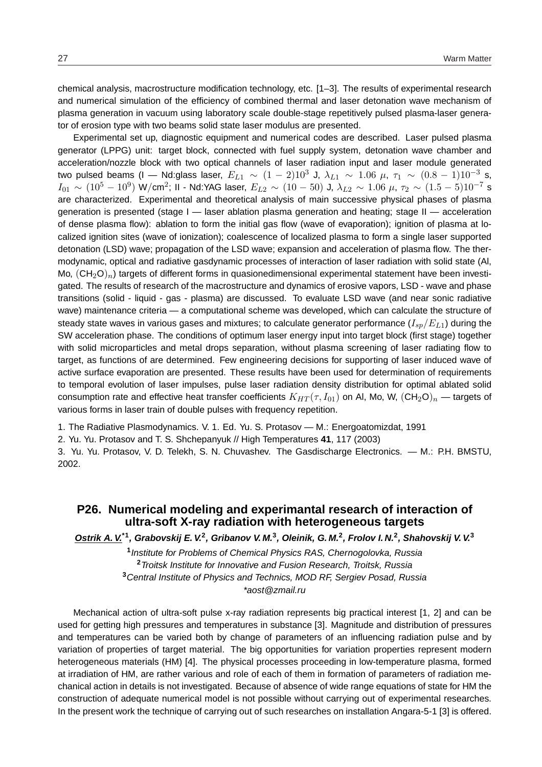chemical analysis, macrostructure modification technology, etc. [1–3]. The results of experimental research and numerical simulation of the efficiency of combined thermal and laser detonation wave mechanism of plasma generation in vacuum using laboratory scale double-stage repetitively pulsed plasma-laser generator of erosion type with two beams solid state laser modulus are presented.

Experimental set up, diagnostic equipment and numerical codes are described. Laser pulsed plasma generator (LPPG) unit: target block, connected with fuel supply system, detonation wave chamber and acceleration/nozzle block with two optical channels of laser radiation input and laser module generated two pulsed beams (I — Nd:glass laser, $E_{L1} \sim (1-2)10^3$ J, $\lambda_{L1} \sim 1.06\ \mu$, $\tau_1 \sim (0.8-1)10^{-3}$ s, $I_{01} \sim (10^5 - 10^9)$ W/cm$^2$; II - Nd:YAG laser, $E_{L2} \sim (10-50)$ J, $\lambda_{L2} \sim 1.06\ \mu$, $\tau_2 \sim (1.5-5)10^{-7}$ s are characterized. Experimental and theoretical analysis of main successive physical phases of plasma generation is presented (stage I — laser ablation plasma generation and heating; stage II — acceleration of dense plasma flow): ablation to form the initial gas flow (wave of evaporation); ignition of plasma at localized ignition sites (wave of ionization); coalescence of localized plasma to form a single laser supported detonation (LSD) wave; propagation of the LSD wave; expansion and acceleration of plasma flow. The thermodynamic, optical and radiative gasdynamic processes of interaction of laser radiation with solid state (Al, Mo, $(CH_2O)_n$) targets of different forms in quasionedimensional experimental statement have been investigated. The results of research of the macrostructure and dynamics of erosive vapors, LSD - wave and phase transitions (solid - liquid - gas - plasma) are discussed. To evaluate LSD wave (and near sonic radiative wave) maintenance criteria — a computational scheme was developed, which can calculate the structure of steady state waves in various gases and mixtures; to calculate generator performance ($I_{sp}/E_{L1}$) during the SW acceleration phase. The conditions of optimum laser energy input into target block (first stage) together with solid microparticles and metal drops separation, without plasma screening of laser radiating flow to target, as functions of are determined. Few engineering decisions for supporting of laser induced wave of active surface evaporation are presented. These results have been used for determination of requirements to temporal evolution of laser impulses, pulse laser radiation density distribution for optimal ablated solid consumption rate and effective heat transfer coefficients $K_{HT}(\tau, I_{01})$ on Al, Mo, W, $(CH_2O)_n$ — targets of various forms in laser train of double pulses with frequency repetition.

1. The Radiative Plasmodynamics. V. 1. Ed. Yu. S. Protasov — M.: Energoatomizdat, 1991

2. Yu. Yu. Protasov and T. S. Shchepanyuk // High Temperatures **41**, 117 (2003)

3. Yu. Yu. Protasov, V. D. Telekh, S. N. Chuvashev. The Gasdischarge Electronics. — M.: P.H. BMSTU, 2002.

## P26. Numerical modeling and experimantal research of interaction of ultra-soft X-ray radiation with heterogeneous targets

***Ostrik A. V.**[*1], Grabovskij E. V.[2], Gribanov V. M.[3], Oleinik, G. M.[2], Frolov I. N.[2], Shahovskij V. V.[3]*

[1] *Institute for Problems of Chemical Physics RAS, Chernogolovka, Russia*
[2] *Troitsk Institute for Innovative and Fusion Research, Troitsk, Russia*
[3] *Central Institute of Physics and Technics, MOD RF, Sergiev Posad, Russia*
*\*aost@zmail.ru*

Mechanical action of ultra-soft pulse x-ray radiation represents big practical interest [1, 2] and can be used for getting high pressures and temperatures in substance [3]. Magnitude and distribution of pressures and temperatures can be varied both by change of parameters of an influencing radiation pulse and by variation of properties of target material. The big opportunities for variation properties represent modern heterogeneous materials (HM) [4]. The physical processes proceeding in low-temperature plasma, formed at irradiation of HM, are rather various and role of each of them in formation of parameters of radiation mechanical action in details is not investigated. Because of absence of wide range equations of state for HM the construction of adequate numerical model is not possible without carrying out of experimental researches. In the present work the technique of carrying out of such researches on installation Angara-5-1 [3] is offered.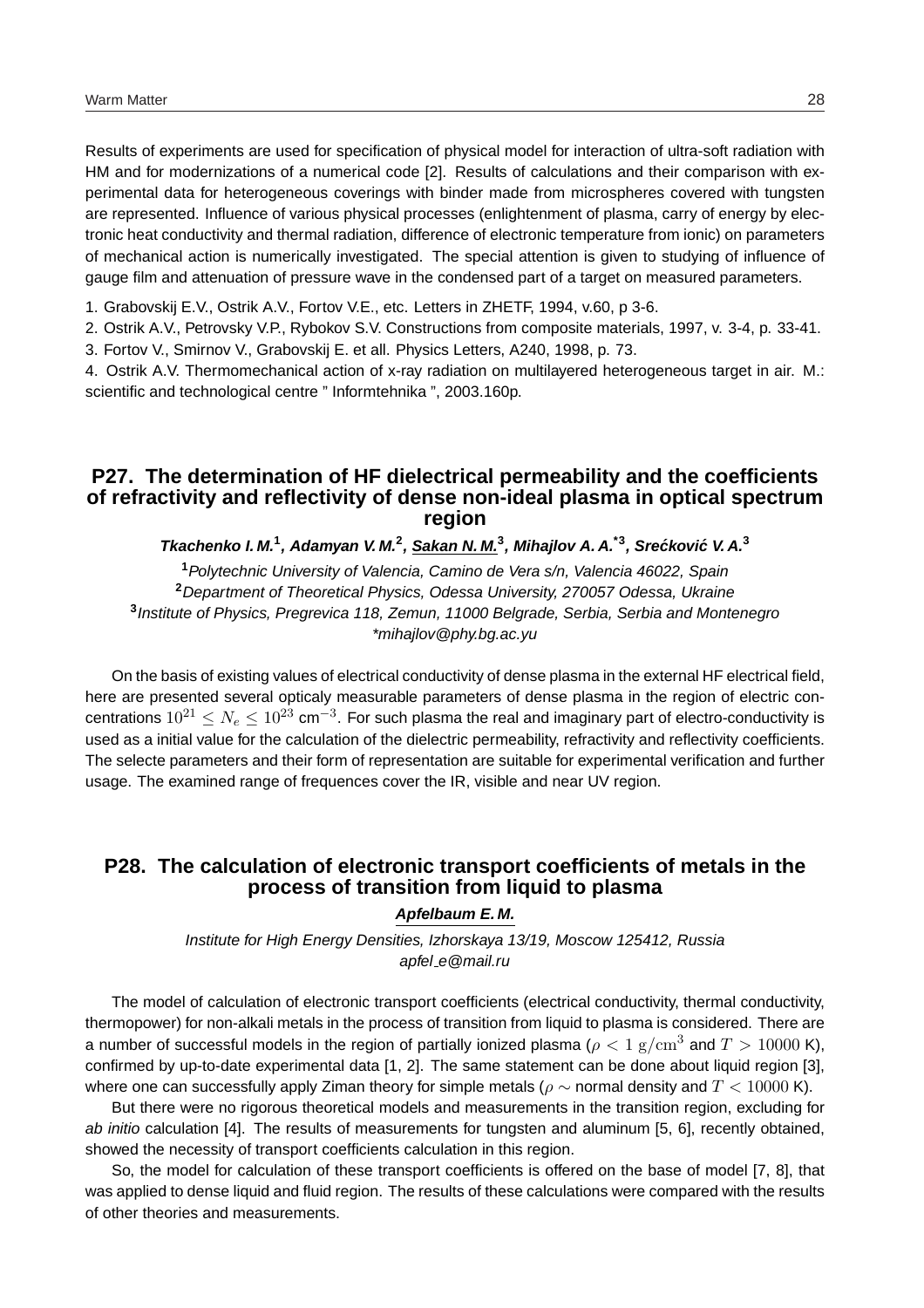Results of experiments are used for specification of physical model for interaction of ultra-soft radiation with HM and for modernizations of a numerical code [2]. Results of calculations and their comparison with experimental data for heterogeneous coverings with binder made from microspheres covered with tungsten are represented. Influence of various physical processes (enlightenment of plasma, carry of energy by electronic heat conductivity and thermal radiation, difference of electronic temperature from ionic) on parameters of mechanical action is numerically investigated. The special attention is given to studying of influence of gauge film and attenuation of pressure wave in the condensed part of a target on measured parameters.

1. Grabovskij E.V., Ostrik A.V., Fortov V.E., etc. Letters in ZHETF, 1994, v.60, p 3-6.
2. Ostrik A.V., Petrovsky V.P., Rybokov S.V. Constructions from composite materials, 1997, v. 3-4, p. 33-41.
3. Fortov V., Smirnov V., Grabovskij E. et all. Physics Letters, A240, 1998, p. 73.
4. Ostrik A.V. Thermomechanical action of x-ray radiation on multilayered heterogeneous target in air. M.: scientific and technological centre " Informtehnika ", 2003.160p.

## P27. The determination of HF dielectrical permeability and the coefficients of refractivity and reflectivity of dense non-ideal plasma in optical spectrum region

***Tkachenko I. M.[1], Adamyan V. M.[2], Sakan N. M.[3], Mihajlov A. A.[*3], Srećković V. A.[3]***

[1] *Polytechnic University of Valencia, Camino de Vera s/n, Valencia 46022, Spain*
[2] *Department of Theoretical Physics, Odessa University, 270057 Odessa, Ukraine*
[3] *Institute of Physics, Pregrevica 118, Zemun, 11000 Belgrade, Serbia, Serbia and Montenegro*
*\*mihajlov@phy.bg.ac.yu*

On the basis of existing values of electrical conductivity of dense plasma in the external HF electrical field, here are presented several opticaly measurable parameters of dense plasma in the region of electric concentrations $10^{21} \leq N_e \leq 10^{23}$ cm$^{-3}$. For such plasma the real and imaginary part of electro-conductivity is used as a initial value for the calculation of the dielectric permeability, refractivity and reflectivity coefficients. The selecte parameters and their form of representation are suitable for experimental verification and further usage. The examined range of frequences cover the IR, visible and near UV region.

## P28. The calculation of electronic transport coefficients of metals in the process of transition from liquid to plasma

***Apfelbaum E. M.***

*Institute for High Energy Densities, Izhorskaya 13/19, Moscow 125412, Russia*
*apfel_e@mail.ru*

The model of calculation of electronic transport coefficients (electrical conductivity, thermal conductivity, thermopower) for non-alkali metals in the process of transition from liquid to plasma is considered. There are a number of successful models in the region of partially ionized plasma ($\rho < 1$ g/cm$^3$ and $T > 10000$ K), confirmed by up-to-date experimental data [1, 2]. The same statement can be done about liquid region [3], where one can successfully apply Ziman theory for simple metals ($\rho \sim$ normal density and $T < 10000$ K).

But there were no rigorous theoretical models and measurements in the transition region, excluding for *ab initio* calculation [4]. The results of measurements for tungsten and aluminum [5, 6], recently obtained, showed the necessity of transport coefficients calculation in this region.

So, the model for calculation of these transport coefficients is offered on the base of model [7, 8], that was applied to dense liquid and fluid region. The results of these calculations were compared with the results of other theories and measurements.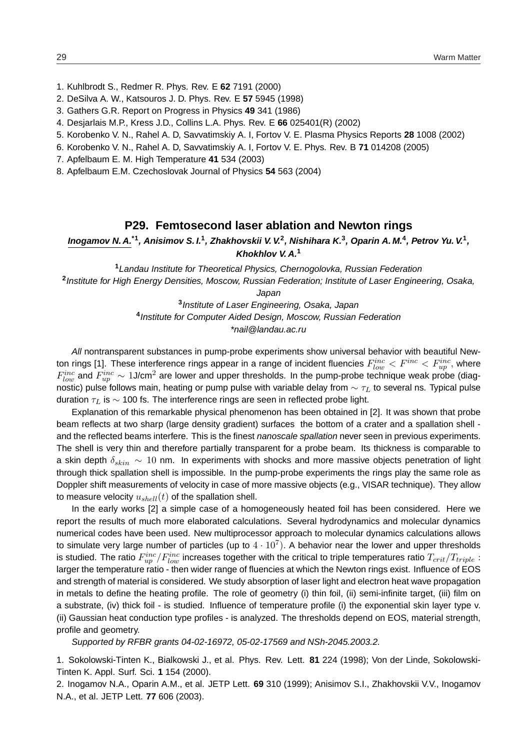1. Kuhlbrodt S., Redmer R. Phys. Rev. E **62** 7191 (2000)
2. DeSilva A. W., Katsouros J. D. Phys. Rev. E **57** 5945 (1998)
3. Gathers G.R. Report on Progress in Physics **49** 341 (1986)
4. Desjarlais M.P., Kress J.D., Collins L.A. Phys. Rev. E **66** 025401(R) (2002)
5. Korobenko V. N., Rahel A. D, Savvatimskiy A. I, Fortov V. E. Plasma Physics Reports **28** 1008 (2002)
6. Korobenko V. N., Rahel A. D, Savvatimskiy A. I, Fortov V. E. Phys. Rev. B **71** 014208 (2005)
7. Apfelbaum E. M. High Temperature **41** 534 (2003)
8. Apfelbaum E.M. Czechoslovak Journal of Physics **54** 563 (2004)

## P29. Femtosecond laser ablation and Newton rings

***Inogamov N. A.**[*1], **Anisimov S. I.**[1], **Zhakhovskii V. V.**[2], **Nishihara K.**[3], **Oparin A. M.**[4], **Petrov Yu. V.**[1], **Khokhlov V. A.**[1]*

[1]*Landau Institute for Theoretical Physics, Chernogolovka, Russian Federation*

[2]*Institute for High Energy Densities, Moscow, Russian Federation; Institute of Laser Engineering, Osaka, Japan*

[3]*Institute of Laser Engineering, Osaka, Japan*

[4]*Institute for Computer Aided Design, Moscow, Russian Federation*

*\*nail@landau.ac.ru*

*All* nontransparent substances in pump-probe experiments show universal behavior with beautiful Newton rings [1]. These interference rings appear in a range of incident fluencies $F_{low}^{inc} < F^{inc} < F_{up}^{inc}$, where $F_{low}^{inc}$ and $F_{up}^{inc} \sim 1$J/cm$^2$ are lower and upper thresholds. In the pump-probe technique weak probe (diagnostic) pulse follows main, heating or pump pulse with variable delay from $\sim \tau_L$ to several ns. Typical pulse duration $\tau_L$ is $\sim$ 100 fs. The interference rings are seen in reflected probe light.

Explanation of this remarkable physical phenomenon has been obtained in [2]. It was shown that probe beam reflects at two sharp (large density gradient) surfaces the bottom of a crater and a spallation shell - and the reflected beams interfere. This is the finest *nanoscale spallation* never seen in previous experiments. The shell is very thin and therefore partially transparent for a probe beam. Its thickness is comparable to a skin depth $\delta_{skin} \sim 10$ nm. In experiments with shocks and more massive objects penetration of light through thick spallation shell is impossible. In the pump-probe experiments the rings play the same role as Doppler shift measurements of velocity in case of more massive objects (e.g., VISAR technique). They allow to measure velocity $u_{shell}(t)$ of the spallation shell.

In the early works [2] a simple case of a homogeneously heated foil has been considered. Here we report the results of much more elaborated calculations. Several hydrodynamics and molecular dynamics numerical codes have been used. New multiprocessor approach to molecular dynamics calculations allows to simulate very large number of particles (up to $4 \cdot 10^7$). A behavior near the lower and upper thresholds is studied. The ratio $F_{up}^{inc}/F_{low}^{inc}$ increases together with the critical to triple temperatures ratio $T_{crit}/T_{triple}$ : larger the temperature ratio - then wider range of fluencies at which the Newton rings exist. Influence of EOS and strength of material is considered. We study absorption of laser light and electron heat wave propagation in metals to define the heating profile. The role of geometry (i) thin foil, (ii) semi-infinite target, (iii) film on a substrate, (iv) thick foil - is studied. Influence of temperature profile (i) the exponential skin layer type v. (ii) Gaussian heat conduction type profiles - is analyzed. The thresholds depend on EOS, material strength, profile and geometry.

*Supported by RFBR grants 04-02-16972, 05-02-17569 and NSh-2045.2003.2.*

1. Sokolowski-Tinten K., Bialkowski J., et al. Phys. Rev. Lett. **81** 224 (1998); Von der Linde, Sokolowski-Tinten K. Appl. Surf. Sci. **1** 154 (2000).
2. Inogamov N.A., Oparin A.M., et al. JETP Lett. **69** 310 (1999); Anisimov S.I., Zhakhovskii V.V., Inogamov N.A., et al. JETP Lett. **77** 606 (2003).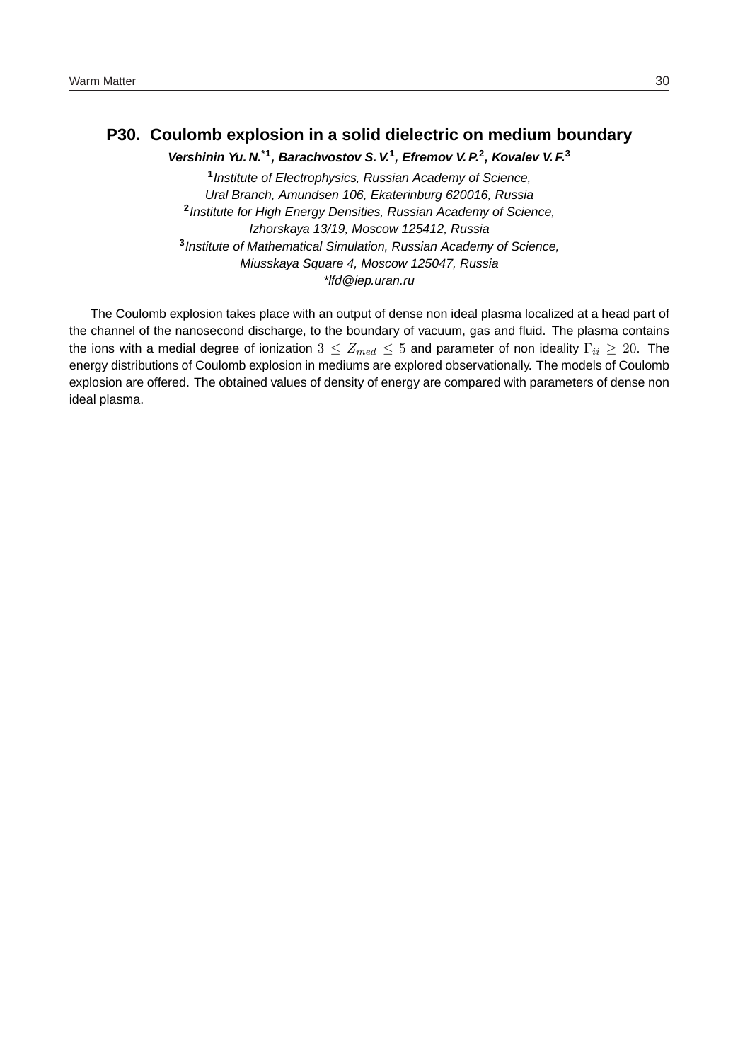## P30. Coulomb explosion in a solid dielectric on medium boundary

***Vershinin Yu. N.**** [*1]**, Barachvostov S. V.** [1]**, Efremov V. P.** [2]**, Kovalev V. F.** [3]

[1] *Institute of Electrophysics, Russian Academy of Science, Ural Branch, Amundsen 106, Ekaterinburg 620016, Russia*

[2] *Institute for High Energy Densities, Russian Academy of Science, Izhorskaya 13/19, Moscow 125412, Russia*

[3] *Institute of Mathematical Simulation, Russian Academy of Science, Miusskaya Square 4, Moscow 125047, Russia*

*\*lfd@iep.uran.ru*

The Coulomb explosion takes place with an output of dense non ideal plasma localized at a head part of the channel of the nanosecond discharge, to the boundary of vacuum, gas and fluid. The plasma contains the ions with a medial degree of ionization $3 \leq Z_{med} \leq 5$ and parameter of non ideality $\Gamma_{ii} \geq 20$. The energy distributions of Coulomb explosion in mediums are explored observationally. The models of Coulomb explosion are offered. The obtained values of density of energy are compared with parameters of dense non ideal plasma.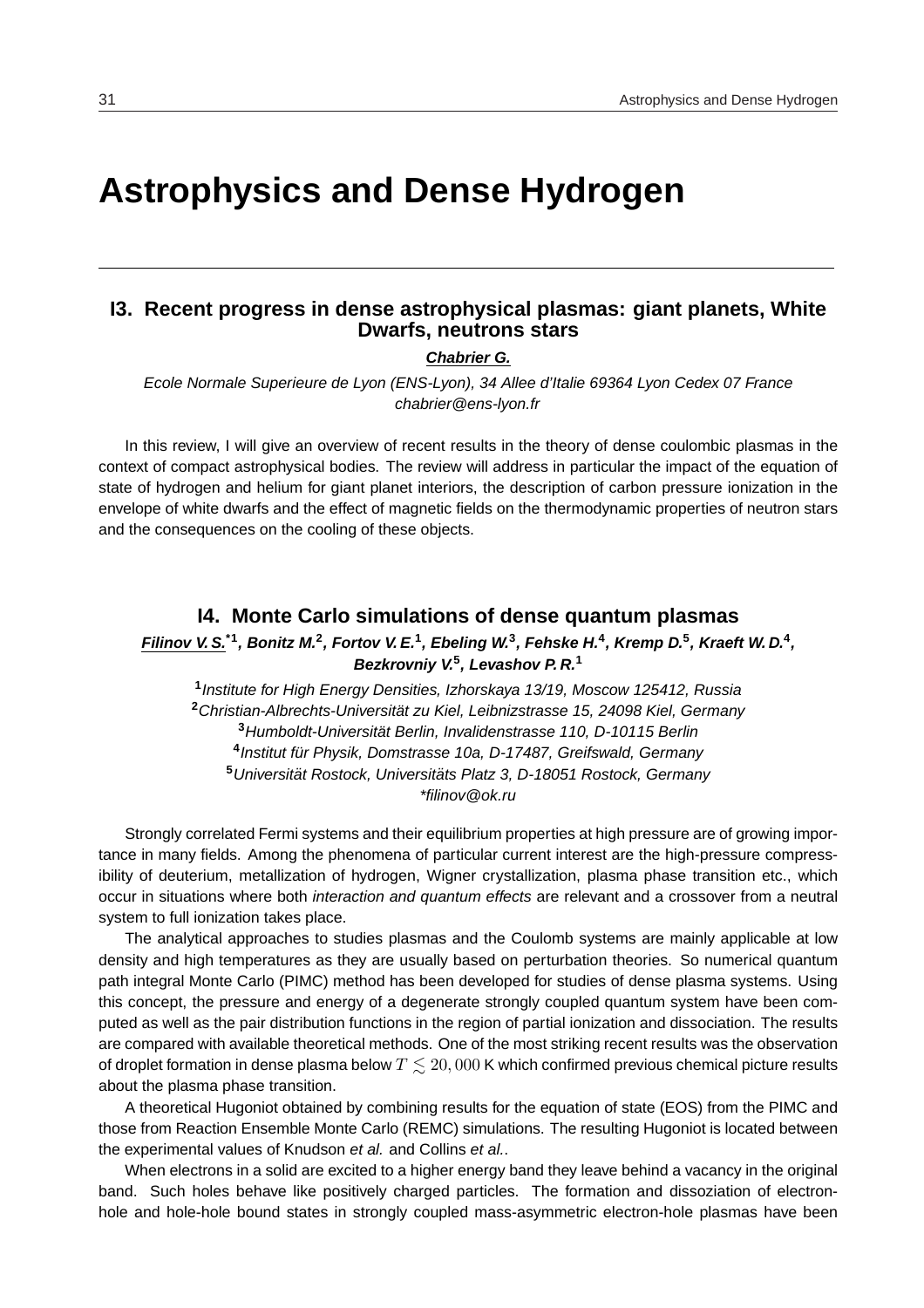# Astrophysics and Dense Hydrogen

## I3. Recent progress in dense astrophysical plasmas: giant planets, White Dwarfs, neutrons stars

**Chabrier G.**

*Ecole Normale Superieure de Lyon (ENS-Lyon), 34 Allee d'Italie 69364 Lyon Cedex 07 France*
*chabrier@ens-lyon.fr*

In this review, I will give an overview of recent results in the theory of dense coulombic plasmas in the context of compact astrophysical bodies. The review will address in particular the impact of the equation of state of hydrogen and helium for giant planet interiors, the description of carbon pressure ionization in the envelope of white dwarfs and the effect of magnetic fields on the thermodynamic properties of neutron stars and the consequences on the cooling of these objects.

## I4. Monte Carlo simulations of dense quantum plasmas

**Filinov V. S.[*1], Bonitz M.[2], Fortov V. E.[1], Ebeling W.[3], Fehske H.[4], Kremp D.[5], Kraeft W. D.[4], Bezkrovniy V.[5], Levashov P. R.[1]**

[1] *Institute for High Energy Densities, Izhorskaya 13/19, Moscow 125412, Russia*
[2] *Christian-Albrechts-Universität zu Kiel, Leibnizstrasse 15, 24098 Kiel, Germany*
[3] *Humboldt-Universität Berlin, Invalidenstrasse 110, D-10115 Berlin*
[4] *Institut für Physik, Domstrasse 10a, D-17487, Greifswald, Germany*
[5] *Universität Rostock, Universitäts Platz 3, D-18051 Rostock, Germany*
*\*filinov@ok.ru*

Strongly correlated Fermi systems and their equilibrium properties at high pressure are of growing importance in many fields. Among the phenomena of particular current interest are the high-pressure compressibility of deuterium, metallization of hydrogen, Wigner crystallization, plasma phase transition etc., which occur in situations where both *interaction and quantum effects* are relevant and a crossover from a neutral system to full ionization takes place.

The analytical approaches to studies plasmas and the Coulomb systems are mainly applicable at low density and high temperatures as they are usually based on perturbation theories. So numerical quantum path integral Monte Carlo (PIMC) method has been developed for studies of dense plasma systems. Using this concept, the pressure and energy of a degenerate strongly coupled quantum system have been computed as well as the pair distribution functions in the region of partial ionization and dissociation. The results are compared with available theoretical methods. One of the most striking recent results was the observation of droplet formation in dense plasma below $T \lesssim 20,000$ K which confirmed previous chemical picture results about the plasma phase transition.

A theoretical Hugoniot obtained by combining results for the equation of state (EOS) from the PIMC and those from Reaction Ensemble Monte Carlo (REMC) simulations. The resulting Hugoniot is located between the experimental values of Knudson *et al.* and Collins *et al.*.

When electrons in a solid are excited to a higher energy band they leave behind a vacancy in the original band. Such holes behave like positively charged particles. The formation and dissoziation of electron-hole and hole-hole bound states in strongly coupled mass-asymmetric electron-hole plasmas have been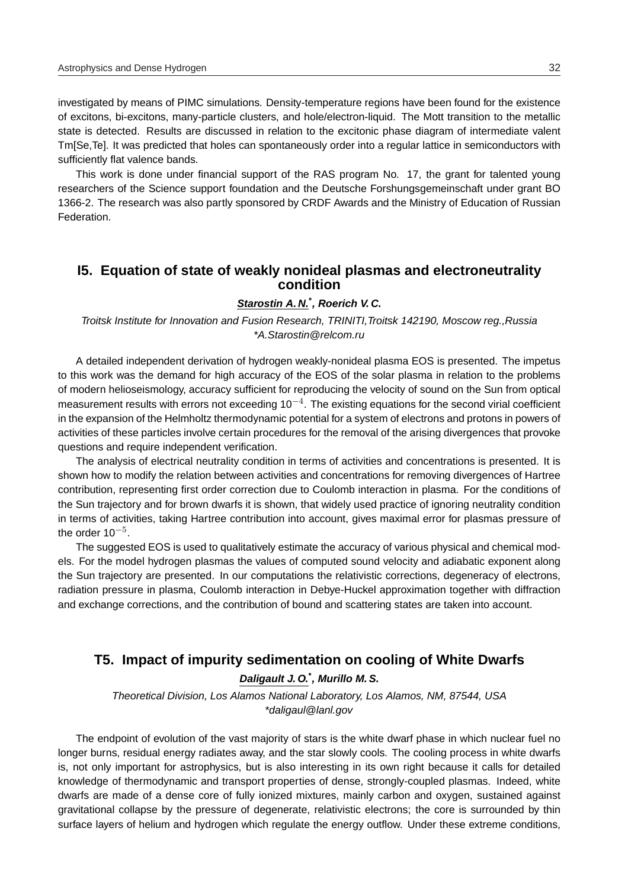investigated by means of PIMC simulations. Density-temperature regions have been found for the existence of excitons, bi-excitons, many-particle clusters, and hole/electron-liquid. The Mott transition to the metallic state is detected. Results are discussed in relation to the excitonic phase diagram of intermediate valent Tm[Se,Te]. It was predicted that holes can spontaneously order into a regular lattice in semiconductors with sufficiently flat valence bands.

This work is done under financial support of the RAS program No. 17, the grant for talented young researchers of the Science support foundation and the Deutsche Forshungsgemeinschaft under grant BO 1366-2. The research was also partly sponsored by CRDF Awards and the Ministry of Education of Russian Federation.

## I5. Equation of state of weakly nonideal plasmas and electroneutrality condition

***Starostin A. N.****, ***Roerich V. C.***

*Troitsk Institute for Innovation and Fusion Research, TRINITI,Troitsk 142190, Moscow reg.,Russia*
*\*A.Starostin@relcom.ru*

A detailed independent derivation of hydrogen weakly-nonideal plasma EOS is presented. The impetus to this work was the demand for high accuracy of the EOS of the solar plasma in relation to the problems of modern helioseismology, accuracy sufficient for reproducing the velocity of sound on the Sun from optical measurement results with errors not exceeding $10^{-4}$. The existing equations for the second virial coefficient in the expansion of the Helmholtz thermodynamic potential for a system of electrons and protons in powers of activities of these particles involve certain procedures for the removal of the arising divergences that provoke questions and require independent verification.

The analysis of electrical neutrality condition in terms of activities and concentrations is presented. It is shown how to modify the relation between activities and concentrations for removing divergences of Hartree contribution, representing first order correction due to Coulomb interaction in plasma. For the conditions of the Sun trajectory and for brown dwarfs it is shown, that widely used practice of ignoring neutrality condition in terms of activities, taking Hartree contribution into account, gives maximal error for plasmas pressure of the order $10^{-5}$.

The suggested EOS is used to qualitatively estimate the accuracy of various physical and chemical models. For the model hydrogen plasmas the values of computed sound velocity and adiabatic exponent along the Sun trajectory are presented. In our computations the relativistic corrections, degeneracy of electrons, radiation pressure in plasma, Coulomb interaction in Debye-Huckel approximation together with diffraction and exchange corrections, and the contribution of bound and scattering states are taken into account.

## T5. Impact of impurity sedimentation on cooling of White Dwarfs

***Daligault J. O.****, ***Murillo M. S.***

*Theoretical Division, Los Alamos National Laboratory, Los Alamos, NM, 87544, USA*
*\*daligaul@lanl.gov*

The endpoint of evolution of the vast majority of stars is the white dwarf phase in which nuclear fuel no longer burns, residual energy radiates away, and the star slowly cools. The cooling process in white dwarfs is, not only important for astrophysics, but is also interesting in its own right because it calls for detailed knowledge of thermodynamic and transport properties of dense, strongly-coupled plasmas. Indeed, white dwarfs are made of a dense core of fully ionized mixtures, mainly carbon and oxygen, sustained against gravitational collapse by the pressure of degenerate, relativistic electrons; the core is surrounded by thin surface layers of helium and hydrogen which regulate the energy outflow. Under these extreme conditions,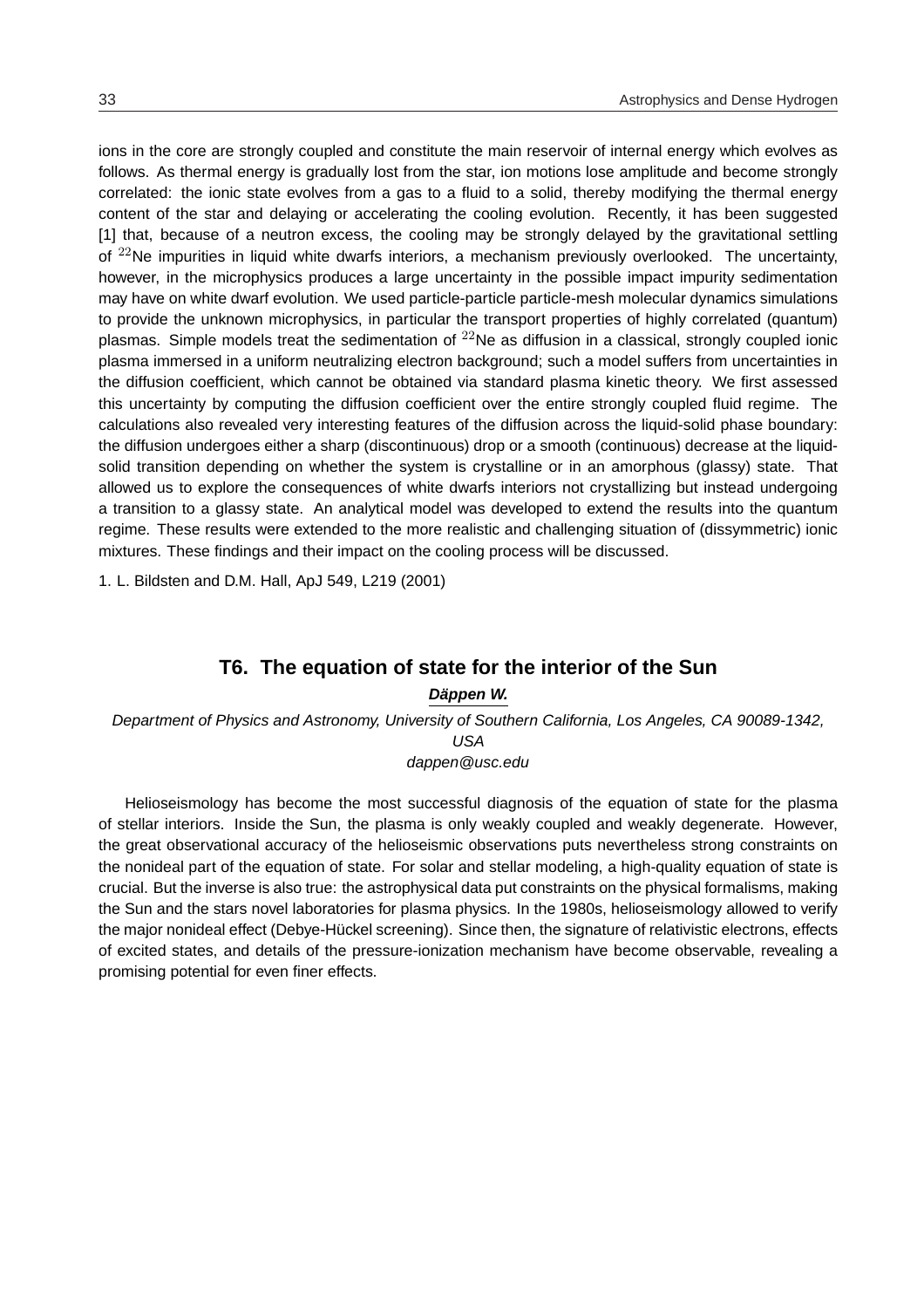ions in the core are strongly coupled and constitute the main reservoir of internal energy which evolves as follows. As thermal energy is gradually lost from the star, ion motions lose amplitude and become strongly correlated: the ionic state evolves from a gas to a fluid to a solid, thereby modifying the thermal energy content of the star and delaying or accelerating the cooling evolution. Recently, it has been suggested [1] that, because of a neutron excess, the cooling may be strongly delayed by the gravitational settling of $^{22}$Ne impurities in liquid white dwarfs interiors, a mechanism previously overlooked. The uncertainty, however, in the microphysics produces a large uncertainty in the possible impact impurity sedimentation may have on white dwarf evolution. We used particle-particle particle-mesh molecular dynamics simulations to provide the unknown microphysics, in particular the transport properties of highly correlated (quantum) plasmas. Simple models treat the sedimentation of $^{22}$Ne as diffusion in a classical, strongly coupled ionic plasma immersed in a uniform neutralizing electron background; such a model suffers from uncertainties in the diffusion coefficient, which cannot be obtained via standard plasma kinetic theory. We first assessed this uncertainty by computing the diffusion coefficient over the entire strongly coupled fluid regime. The calculations also revealed very interesting features of the diffusion across the liquid-solid phase boundary: the diffusion undergoes either a sharp (discontinuous) drop or a smooth (continuous) decrease at the liquid-solid transition depending on whether the system is crystalline or in an amorphous (glassy) state. That allowed us to explore the consequences of white dwarfs interiors not crystallizing but instead undergoing a transition to a glassy state. An analytical model was developed to extend the results into the quantum regime. These results were extended to the more realistic and challenging situation of (dissymmetric) ionic mixtures. These findings and their impact on the cooling process will be discussed.

1. L. Bildsten and D.M. Hall, ApJ 549, L219 (2001)

## T6. The equation of state for the interior of the Sun

***Däppen W.***

*Department of Physics and Astronomy, University of Southern California, Los Angeles, CA 90089-1342, USA*

*dappen@usc.edu*

Helioseismology has become the most successful diagnosis of the equation of state for the plasma of stellar interiors. Inside the Sun, the plasma is only weakly coupled and weakly degenerate. However, the great observational accuracy of the helioseismic observations puts nevertheless strong constraints on the nonideal part of the equation of state. For solar and stellar modeling, a high-quality equation of state is crucial. But the inverse is also true: the astrophysical data put constraints on the physical formalisms, making the Sun and the stars novel laboratories for plasma physics. In the 1980s, helioseismology allowed to verify the major nonideal effect (Debye-Hückel screening). Since then, the signature of relativistic electrons, effects of excited states, and details of the pressure-ionization mechanism have become observable, revealing a promising potential for even finer effects.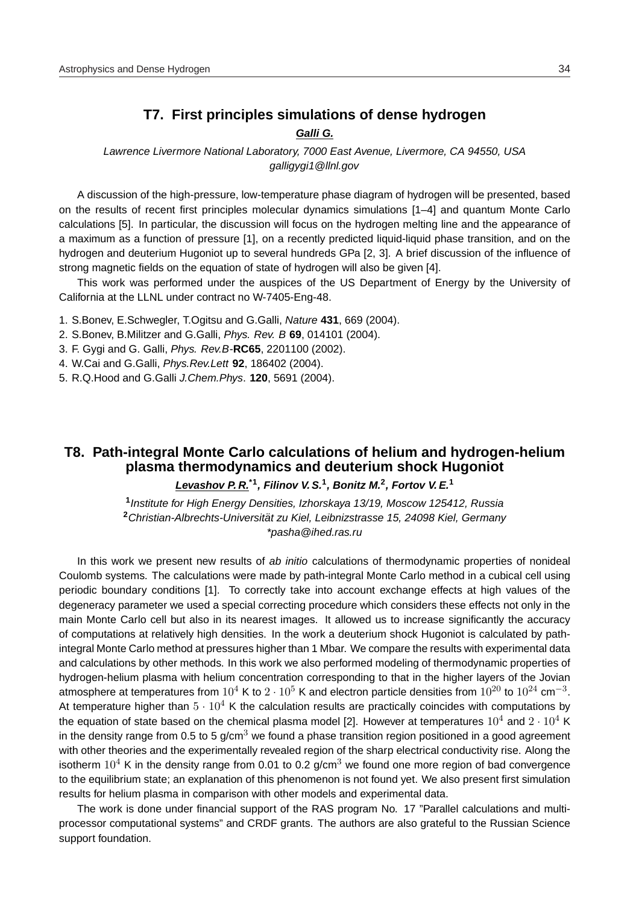## T7. First principles simulations of dense hydrogen

***Galli G.***

*Lawrence Livermore National Laboratory, 7000 East Avenue, Livermore, CA 94550, USA*
*galligygi1@llnl.gov*

A discussion of the high-pressure, low-temperature phase diagram of hydrogen will be presented, based on the results of recent first principles molecular dynamics simulations [1–4] and quantum Monte Carlo calculations [5]. In particular, the discussion will focus on the hydrogen melting line and the appearance of a maximum as a function of pressure [1], on a recently predicted liquid-liquid phase transition, and on the hydrogen and deuterium Hugoniot up to several hundreds GPa [2, 3]. A brief discussion of the influence of strong magnetic fields on the equation of state of hydrogen will also be given [4].

This work was performed under the auspices of the US Department of Energy by the University of California at the LLNL under contract no W-7405-Eng-48.

1. S.Bonev, E.Schwegler, T.Ogitsu and G.Galli, *Nature* **431**, 669 (2004).
2. S.Bonev, B.Militzer and G.Galli, *Phys. Rev. B* **69**, 014101 (2004).
3. F. Gygi and G. Galli, *Phys. Rev.B*-**RC65**, 2201100 (2002).
4. W.Cai and G.Galli, *Phys.Rev.Lett* **92**, 186402 (2004).
5. R.Q.Hood and G.Galli *J.Chem.Phys*. **120**, 5691 (2004).

## T8. Path-integral Monte Carlo calculations of helium and hydrogen-helium plasma thermodynamics and deuterium shock Hugoniot

***Levashov P. R.**[*1], Filinov V. S.[1], Bonitz M.[2], Fortov V. E.[1]*

[1]*Institute for High Energy Densities, Izhorskaya 13/19, Moscow 125412, Russia*
[2]*Christian-Albrechts-Universität zu Kiel, Leibnizstrasse 15, 24098 Kiel, Germany*
*\*pasha@ihed.ras.ru*

In this work we present new results of *ab initio* calculations of thermodynamic properties of nonideal Coulomb systems. The calculations were made by path-integral Monte Carlo method in a cubical cell using periodic boundary conditions [1]. To correctly take into account exchange effects at high values of the degeneracy parameter we used a special correcting procedure which considers these effects not only in the main Monte Carlo cell but also in its nearest images. It allowed us to increase significantly the accuracy of computations at relatively high densities. In the work a deuterium shock Hugoniot is calculated by path-integral Monte Carlo method at pressures higher than 1 Mbar. We compare the results with experimental data and calculations by other methods. In this work we also performed modeling of thermodynamic properties of hydrogen-helium plasma with helium concentration corresponding to that in the higher layers of the Jovian atmosphere at temperatures from $10^4$ K to $2 \cdot 10^5$ K and electron particle densities from $10^{20}$ to $10^{24}$ cm$^{-3}$. At temperature higher than $5 \cdot 10^4$ K the calculation results are practically coincides with computations by the equation of state based on the chemical plasma model [2]. However at temperatures $10^4$ and $2 \cdot 10^4$ K in the density range from 0.5 to 5 g/cm$^3$ we found a phase transition region positioned in a good agreement with other theories and the experimentally revealed region of the sharp electrical conductivity rise. Along the isotherm $10^4$ K in the density range from 0.01 to 0.2 g/cm$^3$ we found one more region of bad convergence to the equilibrium state; an explanation of this phenomenon is not found yet. We also present first simulation results for helium plasma in comparison with other models and experimental data.

The work is done under financial support of the RAS program No. 17 "Parallel calculations and multi-processor computational systems" and CRDF grants. The authors are also grateful to the Russian Science support foundation.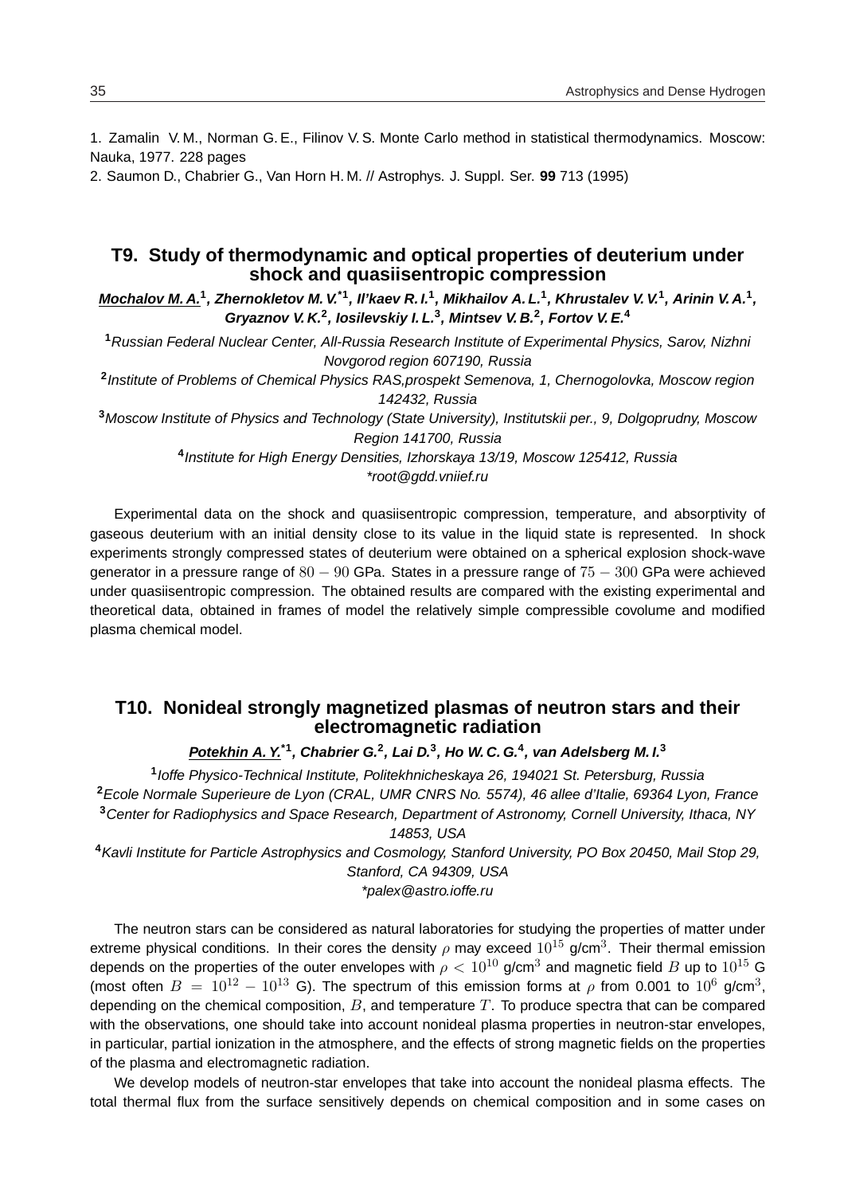1. Zamalin V. M., Norman G. E., Filinov V. S. Monte Carlo method in statistical thermodynamics. Moscow: Nauka, 1977. 228 pages

2. Saumon D., Chabrier G., Van Horn H. M. // Astrophys. J. Suppl. Ser. **99** 713 (1995)

## T9. Study of thermodynamic and optical properties of deuterium under shock and quasiisentropic compression

***Mochalov M. A.***[1]***, Zhernokletov M. V.***[*1]***, Il'kaev R. I.***[1]***, Mikhailov A. L.***[1]***, Khrustalev V. V.***[1]***, Arinin V. A.***[1]***, Gryaznov V. K.***[2]***, Iosilevskiy I. L.***[3]***, Mintsev V. B.***[2]***, Fortov V. E.***[4]

[1]*Russian Federal Nuclear Center, All-Russia Research Institute of Experimental Physics, Sarov, Nizhni Novgorod region 607190, Russia*

[2]*Institute of Problems of Chemical Physics RAS,prospekt Semenova, 1, Chernogolovka, Moscow region 142432, Russia*

[3]*Moscow Institute of Physics and Technology (State University), Institutskii per., 9, Dolgoprudny, Moscow Region 141700, Russia*

[4]*Institute for High Energy Densities, Izhorskaya 13/19, Moscow 125412, Russia*

*\*root@gdd.vniief.ru*

Experimental data on the shock and quasiisentropic compression, temperature, and absorptivity of gaseous deuterium with an initial density close to its value in the liquid state is represented. In shock experiments strongly compressed states of deuterium were obtained on a spherical explosion shock-wave generator in a pressure range of $80-90$ GPa. States in a pressure range of $75-300$ GPa were achieved under quasiisentropic compression. The obtained results are compared with the existing experimental and theoretical data, obtained in frames of model the relatively simple compressible covolume and modified plasma chemical model.

## T10. Nonideal strongly magnetized plasmas of neutron stars and their electromagnetic radiation

***Potekhin A. Y.***[*1]***, Chabrier G.***[2]***, Lai D.***[3]***, Ho W. C. G.***[4]***, van Adelsberg M. I.***[3]

[1]*Ioffe Physico-Technical Institute, Politekhnicheskaya 26, 194021 St. Petersburg, Russia*

[2]*Ecole Normale Superieure de Lyon (CRAL, UMR CNRS No. 5574), 46 allee d'Italie, 69364 Lyon, France*

[3]*Center for Radiophysics and Space Research, Department of Astronomy, Cornell University, Ithaca, NY 14853, USA*

[4]*Kavli Institute for Particle Astrophysics and Cosmology, Stanford University, PO Box 20450, Mail Stop 29, Stanford, CA 94309, USA*

*\*palex@astro.ioffe.ru*

The neutron stars can be considered as natural laboratories for studying the properties of matter under extreme physical conditions. In their cores the density $\rho$ may exceed $10^{15}$ g/cm$^3$. Their thermal emission depends on the properties of the outer envelopes with $\rho < 10^{10}$ g/cm$^3$ and magnetic field $B$ up to $10^{15}$ G (most often $B = 10^{12} - 10^{13}$ G). The spectrum of this emission forms at $\rho$ from 0.001 to $10^6$ g/cm$^3$, depending on the chemical composition, $B$, and temperature $T$. To produce spectra that can be compared with the observations, one should take into account nonideal plasma properties in neutron-star envelopes, in particular, partial ionization in the atmosphere, and the effects of strong magnetic fields on the properties of the plasma and electromagnetic radiation.

We develop models of neutron-star envelopes that take into account the nonideal plasma effects. The total thermal flux from the surface sensitively depends on chemical composition and in some cases on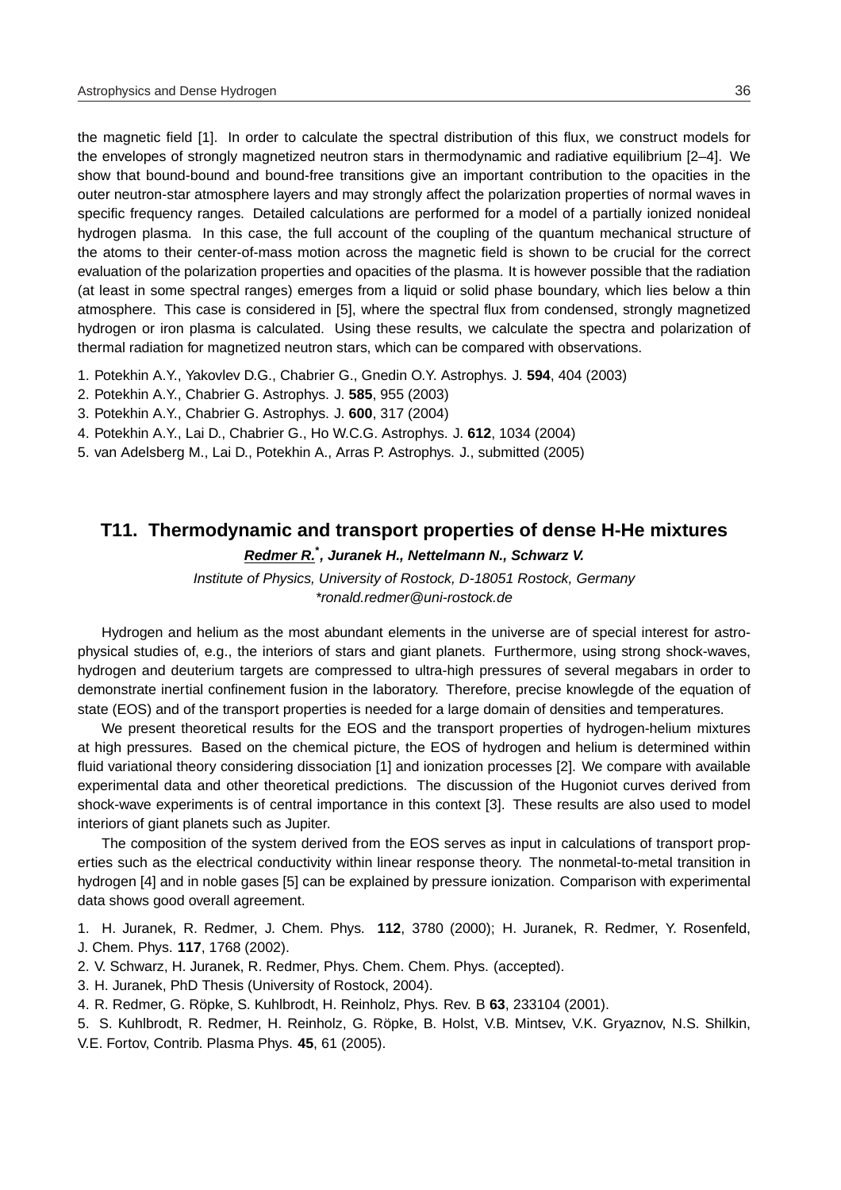the magnetic field [1]. In order to calculate the spectral distribution of this flux, we construct models for the envelopes of strongly magnetized neutron stars in thermodynamic and radiative equilibrium [2–4]. We show that bound-bound and bound-free transitions give an important contribution to the opacities in the outer neutron-star atmosphere layers and may strongly affect the polarization properties of normal waves in specific frequency ranges. Detailed calculations are performed for a model of a partially ionized nonideal hydrogen plasma. In this case, the full account of the coupling of the quantum mechanical structure of the atoms to their center-of-mass motion across the magnetic field is shown to be crucial for the correct evaluation of the polarization properties and opacities of the plasma. It is however possible that the radiation (at least in some spectral ranges) emerges from a liquid or solid phase boundary, which lies below a thin atmosphere. This case is considered in [5], where the spectral flux from condensed, strongly magnetized hydrogen or iron plasma is calculated. Using these results, we calculate the spectra and polarization of thermal radiation for magnetized neutron stars, which can be compared with observations.

1. Potekhin A.Y., Yakovlev D.G., Chabrier G., Gnedin O.Y. Astrophys. J. **594**, 404 (2003)
2. Potekhin A.Y., Chabrier G. Astrophys. J. **585**, 955 (2003)
3. Potekhin A.Y., Chabrier G. Astrophys. J. **600**, 317 (2004)
4. Potekhin A.Y., Lai D., Chabrier G., Ho W.C.G. Astrophys. J. **612**, 1034 (2004)
5. van Adelsberg M., Lai D., Potekhin A., Arras P. Astrophys. J., submitted (2005)

## T11. Thermodynamic and transport properties of dense H-He mixtures

***Redmer R.*[*], Juranek H., Nettelmann N., Schwarz V.***

*Institute of Physics, University of Rostock, D-18051 Rostock, Germany*
*\*ronald.redmer@uni-rostock.de*

Hydrogen and helium as the most abundant elements in the universe are of special interest for astrophysical studies of, e.g., the interiors of stars and giant planets. Furthermore, using strong shock-waves, hydrogen and deuterium targets are compressed to ultra-high pressures of several megabars in order to demonstrate inertial confinement fusion in the laboratory. Therefore, precise knowlegde of the equation of state (EOS) and of the transport properties is needed for a large domain of densities and temperatures.

We present theoretical results for the EOS and the transport properties of hydrogen-helium mixtures at high pressures. Based on the chemical picture, the EOS of hydrogen and helium is determined within fluid variational theory considering dissociation [1] and ionization processes [2]. We compare with available experimental data and other theoretical predictions. The discussion of the Hugoniot curves derived from shock-wave experiments is of central importance in this context [3]. These results are also used to model interiors of giant planets such as Jupiter.

The composition of the system derived from the EOS serves as input in calculations of transport properties such as the electrical conductivity within linear response theory. The nonmetal-to-metal transition in hydrogen [4] and in noble gases [5] can be explained by pressure ionization. Comparison with experimental data shows good overall agreement.

1. H. Juranek, R. Redmer, J. Chem. Phys. **112**, 3780 (2000); H. Juranek, R. Redmer, Y. Rosenfeld, J. Chem. Phys. **117**, 1768 (2002).
2. V. Schwarz, H. Juranek, R. Redmer, Phys. Chem. Chem. Phys. (accepted).
3. H. Juranek, PhD Thesis (University of Rostock, 2004).
4. R. Redmer, G. Röpke, S. Kuhlbrodt, H. Reinholz, Phys. Rev. B **63**, 233104 (2001).
5. S. Kuhlbrodt, R. Redmer, H. Reinholz, G. Röpke, B. Holst, V.B. Mintsev, V.K. Gryaznov, N.S. Shilkin, V.E. Fortov, Contrib. Plasma Phys. **45**, 61 (2005).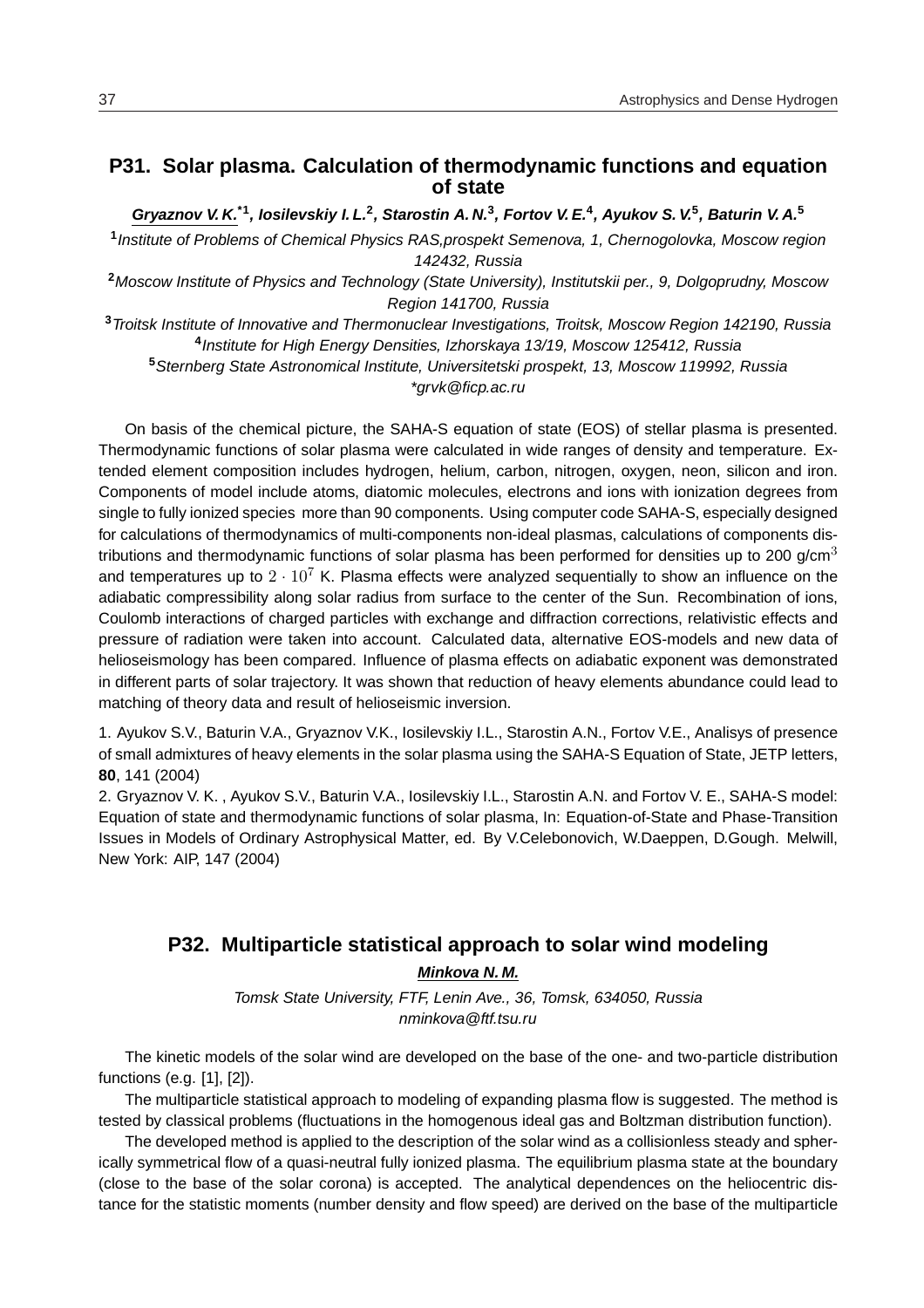## P31. Solar plasma. Calculation of thermodynamic functions and equation of state

***Gryaznov V. K.*[*1], Iosilevskiy I. L.[2], Starostin A. N.[3], Fortov V. E.[4], Ayukov S. V.[5], Baturin V. A.[5]**

[1] *Institute of Problems of Chemical Physics RAS,prospekt Semenova, 1, Chernogolovka, Moscow region 142432, Russia*

[2] *Moscow Institute of Physics and Technology (State University), Institutskii per., 9, Dolgoprudny, Moscow Region 141700, Russia*

[3] *Troitsk Institute of Innovative and Thermonuclear Investigations, Troitsk, Moscow Region 142190, Russia*

[4] *Institute for High Energy Densities, Izhorskaya 13/19, Moscow 125412, Russia*

[5] *Sternberg State Astronomical Institute, Universitetski prospekt, 13, Moscow 119992, Russia*

*\*grvk@ficp.ac.ru*

On basis of the chemical picture, the SAHA-S equation of state (EOS) of stellar plasma is presented. Thermodynamic functions of solar plasma were calculated in wide ranges of density and temperature. Extended element composition includes hydrogen, helium, carbon, nitrogen, oxygen, neon, silicon and iron. Components of model include atoms, diatomic molecules, electrons and ions with ionization degrees from single to fully ionized species more than 90 components. Using computer code SAHA-S, especially designed for calculations of thermodynamics of multi-components non-ideal plasmas, calculations of components distributions and thermodynamic functions of solar plasma has been performed for densities up to 200 g/cm$^3$ and temperatures up to $2 \cdot 10^7$ K. Plasma effects were analyzed sequentially to show an influence on the adiabatic compressibility along solar radius from surface to the center of the Sun. Recombination of ions, Coulomb interactions of charged particles with exchange and diffraction corrections, relativistic effects and pressure of radiation were taken into account. Calculated data, alternative EOS-models and new data of helioseismology has been compared. Influence of plasma effects on adiabatic exponent was demonstrated in different parts of solar trajectory. It was shown that reduction of heavy elements abundance could lead to matching of theory data and result of helioseismic inversion.

1. Ayukov S.V., Baturin V.A., Gryaznov V.K., Iosilevskiy I.L., Starostin A.N., Fortov V.E., Analisys of presence of small admixtures of heavy elements in the solar plasma using the SAHA-S Equation of State, JETP letters, **80**, 141 (2004)

2. Gryaznov V. K. , Ayukov S.V., Baturin V.A., Iosilevskiy I.L., Starostin A.N. and Fortov V. E., SAHA-S model: Equation of state and thermodynamic functions of solar plasma, In: Equation-of-State and Phase-Transition Issues in Models of Ordinary Astrophysical Matter, ed. By V.Celebonovich, W.Daeppen, D.Gough. Melwill, New York: AIP, 147 (2004)

## P32. Multiparticle statistical approach to solar wind modeling

***Minkova N. M.***

*Tomsk State University, FTF, Lenin Ave., 36, Tomsk, 634050, Russia*
*nminkova@ftf.tsu.ru*

The kinetic models of the solar wind are developed on the base of the one- and two-particle distribution functions (e.g. [1], [2]).

The multiparticle statistical approach to modeling of expanding plasma flow is suggested. The method is tested by classical problems (fluctuations in the homogenous ideal gas and Boltzman distribution function).

The developed method is applied to the description of the solar wind as a collisionless steady and spherically symmetrical flow of a quasi-neutral fully ionized plasma. The equilibrium plasma state at the boundary (close to the base of the solar corona) is accepted. The analytical dependences on the heliocentric distance for the statistic moments (number density and flow speed) are derived on the base of the multiparticle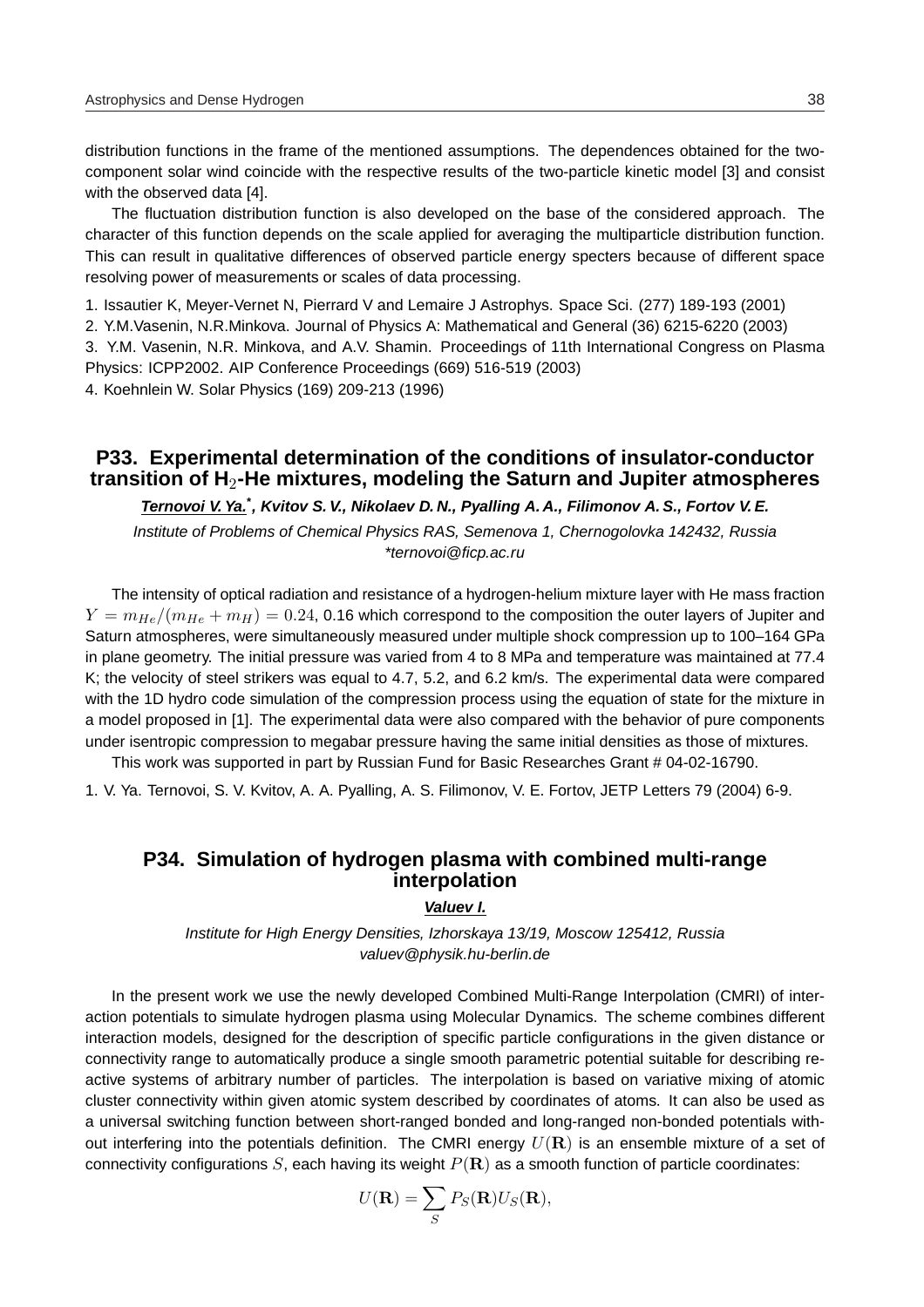distribution functions in the frame of the mentioned assumptions. The dependences obtained for the two-component solar wind coincide with the respective results of the two-particle kinetic model [3] and consist with the observed data [4].

The fluctuation distribution function is also developed on the base of the considered approach. The character of this function depends on the scale applied for averaging the multiparticle distribution function. This can result in qualitative differences of observed particle energy specters because of different space resolving power of measurements or scales of data processing.

1. Issautier K, Meyer-Vernet N, Pierrard V and Lemaire J Astrophys. Space Sci. (277) 189-193 (2001)
2. Y.M.Vasenin, N.R.Minkova. Journal of Physics A: Mathematical and General (36) 6215-6220 (2003)
3. Y.M. Vasenin, N.R. Minkova, and A.V. Shamin. Proceedings of 11th International Congress on Plasma Physics: ICPP2002. AIP Conference Proceedings (669) 516-519 (2003)
4. Koehnlein W. Solar Physics (169) 209-213 (1996)

## P33. Experimental determination of the conditions of insulator-conductor transition of $H_2$-He mixtures, modeling the Saturn and Jupiter atmospheres

***Ternovoi V. Ya.*\*, Kvitov S. V., Nikolaev D. N., Pyalling A. A., Filimonov A. S., Fortov V. E.**

*Institute of Problems of Chemical Physics RAS, Semenova 1, Chernogolovka 142432, Russia*
*\*ternovoi@ficp.ac.ru*

The intensity of optical radiation and resistance of a hydrogen-helium mixture layer with He mass fraction $Y = m_{He}/(m_{He} + m_H) = 0.24$, 0.16 which correspond to the composition the outer layers of Jupiter and Saturn atmospheres, were simultaneously measured under multiple shock compression up to 100–164 GPa in plane geometry. The initial pressure was varied from 4 to 8 MPa and temperature was maintained at 77.4 K; the velocity of steel strikers was equal to 4.7, 5.2, and 6.2 km/s. The experimental data were compared with the 1D hydro code simulation of the compression process using the equation of state for the mixture in a model proposed in [1]. The experimental data were also compared with the behavior of pure components under isentropic compression to megabar pressure having the same initial densities as those of mixtures.

This work was supported in part by Russian Fund for Basic Researches Grant # 04-02-16790.

1. V. Ya. Ternovoi, S. V. Kvitov, A. A. Pyalling, A. S. Filimonov, V. E. Fortov, JETP Letters 79 (2004) 6-9.

## P34. Simulation of hydrogen plasma with combined multi-range interpolation

***Valuev I.***

*Institute for High Energy Densities, Izhorskaya 13/19, Moscow 125412, Russia*
*valuev@physik.hu-berlin.de*

In the present work we use the newly developed Combined Multi-Range Interpolation (CMRI) of interaction potentials to simulate hydrogen plasma using Molecular Dynamics. The scheme combines different interaction models, designed for the description of specific particle configurations in the given distance or connectivity range to automatically produce a single smooth parametric potential suitable for describing reactive systems of arbitrary number of particles. The interpolation is based on variative mixing of atomic cluster connectivity within given atomic system described by coordinates of atoms. It can also be used as a universal switching function between short-ranged bonded and long-ranged non-bonded potentials without interfering into the potentials definition. The CMRI energy $U(\mathbf{R})$ is an ensemble mixture of a set of connectivity configurations $S$, each having its weight $P(\mathbf{R})$ as a smooth function of particle coordinates:

$$U(\mathbf{R}) = \sum_S P_S(\mathbf{R})U_S(\mathbf{R}),$$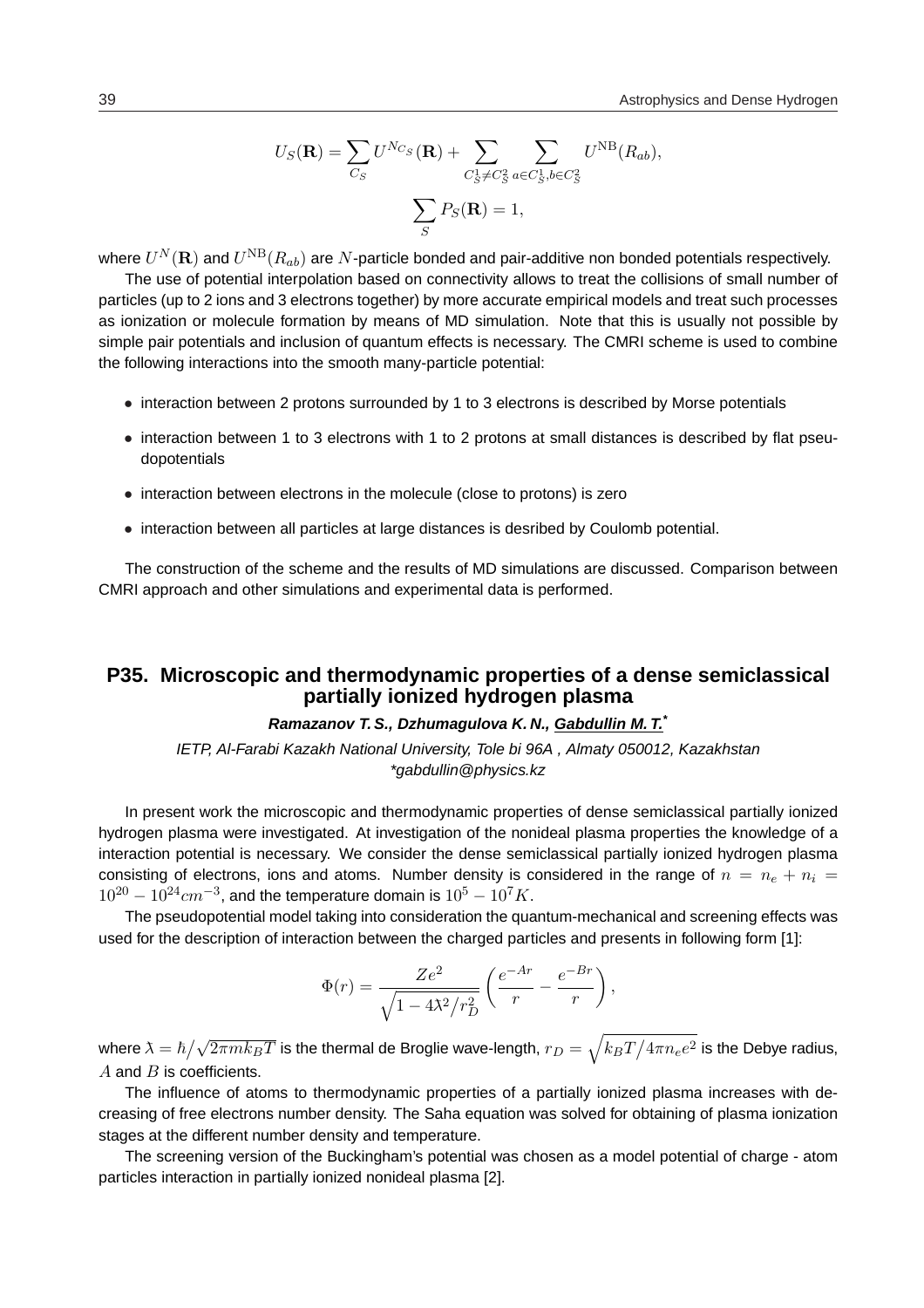$$U_S(\mathbf{R}) = \sum_{C_S} U^{N_{C_S}}(\mathbf{R}) + \sum_{C_S^1 \neq C_S^2} \sum_{a \in C_S^1, b \in C_S^2} U^{\mathrm{NB}}(R_{ab}),$$

$$\sum_S P_S(\mathbf{R}) = 1,$$

where $U^N(\mathbf{R})$ and $U^{\mathrm{NB}}(R_{ab})$ are $N$-particle bonded and pair-additive non bonded potentials respectively.

The use of potential interpolation based on connectivity allows to treat the collisions of small number of particles (up to 2 ions and 3 electrons together) by more accurate empirical models and treat such processes as ionization or molecule formation by means of MD simulation. Note that this is usually not possible by simple pair potentials and inclusion of quantum effects is necessary. The CMRI scheme is used to combine the following interactions into the smooth many-particle potential:

- interaction between 2 protons surrounded by 1 to 3 electrons is described by Morse potentials
- interaction between 1 to 3 electrons with 1 to 2 protons at small distances is described by flat pseudopotentials
- interaction between electrons in the molecule (close to protons) is zero
- interaction between all particles at large distances is desribed by Coulomb potential.

The construction of the scheme and the results of MD simulations are discussed. Comparison between CMRI approach and other simulations and experimental data is performed.

## P35. Microscopic and thermodynamic properties of a dense semiclassical partially ionized hydrogen plasma

***Ramazanov T. S., Dzhumagulova K. N., Gabdullin M. T.****

*IETP, Al-Farabi Kazakh National University, Tole bi 96A , Almaty 050012, Kazakhstan*
*\*gabdullin@physics.kz*

In present work the microscopic and thermodynamic properties of dense semiclassical partially ionized hydrogen plasma were investigated. At investigation of the nonideal plasma properties the knowledge of a interaction potential is necessary. We consider the dense semiclassical partially ionized hydrogen plasma consisting of electrons, ions and atoms. Number density is considered in the range of $n = n_e + n_i = 10^{20} - 10^{24} cm^{-3}$, and the temperature domain is $10^5 - 10^7 K$.

The pseudopotential model taking into consideration the quantum-mechanical and screening effects was used for the description of interaction between the charged particles and presents in following form [1]:

$$\Phi(r) = \frac{Ze^2}{\sqrt{1 - 4\lambda^2/r_D^2}} \left( \frac{e^{-Ar}}{r} - \frac{e^{-Br}}{r} \right),$$

where $\lambda = \hbar/\sqrt{2\pi m k_B T}$ is the thermal de Broglie wave-length, $r_D = \sqrt{k_B T/4\pi n_e e^2}$ is the Debye radius, $A$ and $B$ is coefficients.

The influence of atoms to thermodynamic properties of a partially ionized plasma increases with decreasing of free electrons number density. The Saha equation was solved for obtaining of plasma ionization stages at the different number density and temperature.

The screening version of the Buckingham's potential was chosen as a model potential of charge - atom particles interaction in partially ionized nonideal plasma [2].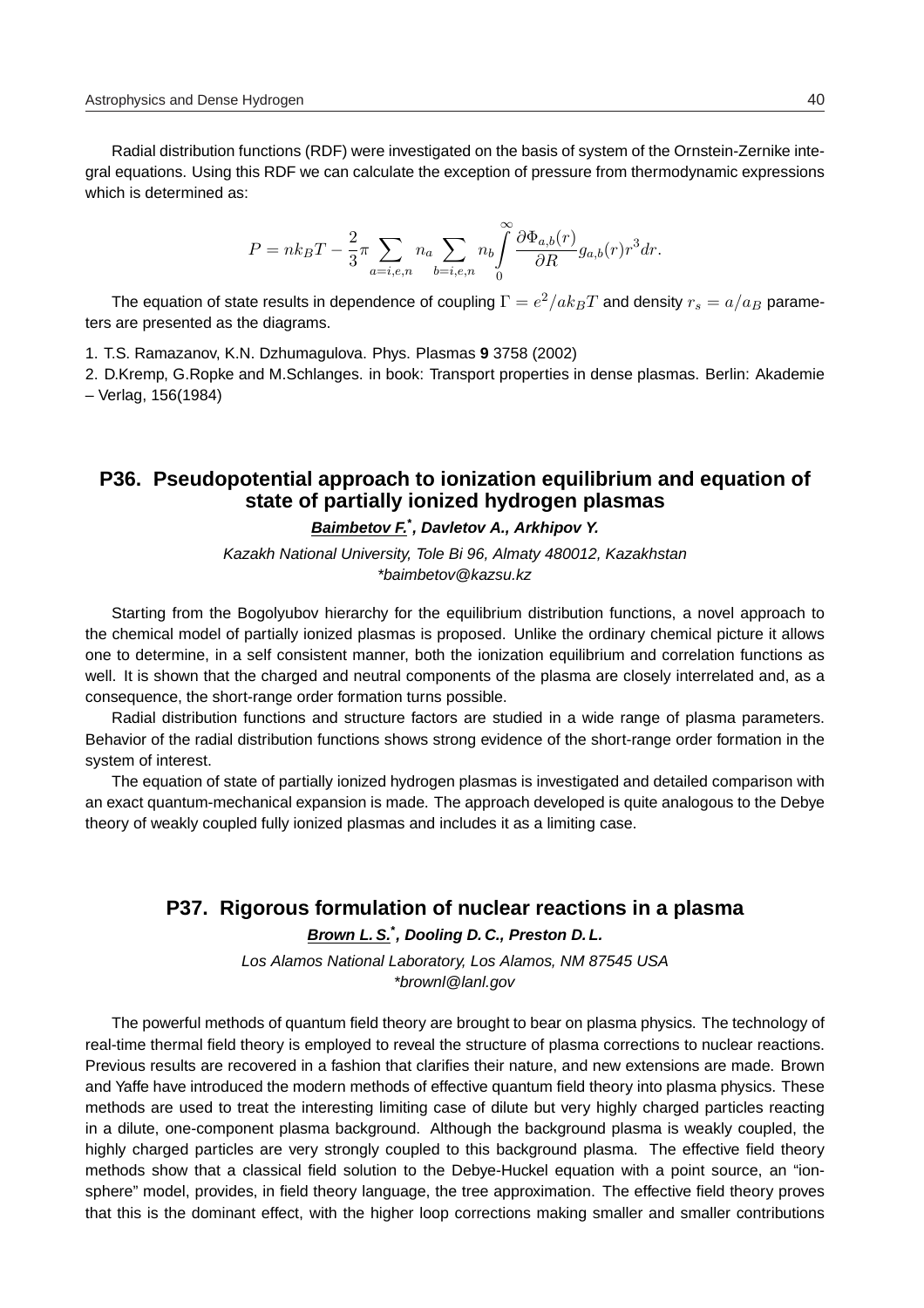Radial distribution functions (RDF) were investigated on the basis of system of the Ornstein-Zernike integral equations. Using this RDF we can calculate the exception of pressure from thermodynamic expressions which is determined as:

$$P = nk_BT - \frac{2}{3}\pi \sum_{a=i,e,n} n_a \sum_{b=i,e,n} n_b \int_0^\infty \frac{\partial \Phi_{a,b}(r)}{\partial R} g_{a,b}(r) r^3 dr.$$

The equation of state results in dependence of coupling $\Gamma = e^2/ak_BT$ and density $r_s = a/a_B$ parameters are presented as the diagrams.

1. T.S. Ramazanov, K.N. Dzhumagulova. Phys. Plasmas **9** 3758 (2002)

2. D.Kremp, G.Ropke and M.Schlanges. in book: Transport properties in dense plasmas. Berlin: Akademie – Verlag, 156(1984)

## P36. Pseudopotential approach to ionization equilibrium and equation of state of partially ionized hydrogen plasmas

***Baimbetov F.*[*], *Davletov A., Arkhipov Y.***

*Kazakh National University, Tole Bi 96, Almaty 480012, Kazakhstan*
*\*baimbetov@kazsu.kz*

Starting from the Bogolyubov hierarchy for the equilibrium distribution functions, a novel approach to the chemical model of partially ionized plasmas is proposed. Unlike the ordinary chemical picture it allows one to determine, in a self consistent manner, both the ionization equilibrium and correlation functions as well. It is shown that the charged and neutral components of the plasma are closely interrelated and, as a consequence, the short-range order formation turns possible.

Radial distribution functions and structure factors are studied in a wide range of plasma parameters. Behavior of the radial distribution functions shows strong evidence of the short-range order formation in the system of interest.

The equation of state of partially ionized hydrogen plasmas is investigated and detailed comparison with an exact quantum-mechanical expansion is made. The approach developed is quite analogous to the Debye theory of weakly coupled fully ionized plasmas and includes it as a limiting case.

## P37. Rigorous formulation of nuclear reactions in a plasma

***Brown L. S.*[*], *Dooling D. C., Preston D. L.***

*Los Alamos National Laboratory, Los Alamos, NM 87545 USA*
*\*brownl@lanl.gov*

The powerful methods of quantum field theory are brought to bear on plasma physics. The technology of real-time thermal field theory is employed to reveal the structure of plasma corrections to nuclear reactions. Previous results are recovered in a fashion that clarifies their nature, and new extensions are made. Brown and Yaffe have introduced the modern methods of effective quantum field theory into plasma physics. These methods are used to treat the interesting limiting case of dilute but very highly charged particles reacting in a dilute, one-component plasma background. Although the background plasma is weakly coupled, the highly charged particles are very strongly coupled to this background plasma. The effective field theory methods show that a classical field solution to the Debye-Huckel equation with a point source, an "ion-sphere" model, provides, in field theory language, the tree approximation. The effective field theory proves that this is the dominant effect, with the higher loop corrections making smaller and smaller contributions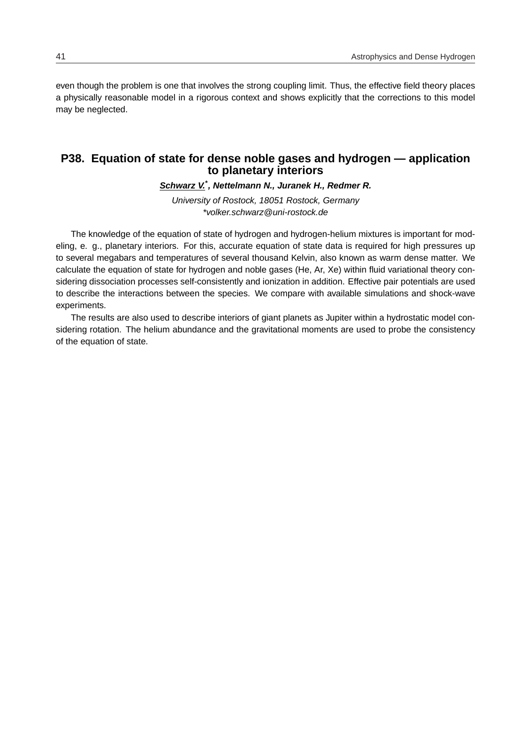even though the problem is one that involves the strong coupling limit. Thus, the effective field theory places a physically reasonable model in a rigorous context and shows explicitly that the corrections to this model may be neglected.

## P38. Equation of state for dense noble gases and hydrogen — application to planetary interiors

***Schwarz V.*\*, Nettelmann N., Juranek H., Redmer R.**

*University of Rostock, 18051 Rostock, Germany*
*\*volker.schwarz@uni-rostock.de*

The knowledge of the equation of state of hydrogen and hydrogen-helium mixtures is important for modeling, e. g., planetary interiors. For this, accurate equation of state data is required for high pressures up to several megabars and temperatures of several thousand Kelvin, also known as warm dense matter. We calculate the equation of state for hydrogen and noble gases (He, Ar, Xe) within fluid variational theory considering dissociation processes self-consistently and ionization in addition. Effective pair potentials are used to describe the interactions between the species. We compare with available simulations and shock-wave experiments.

The results are also used to describe interiors of giant planets as Jupiter within a hydrostatic model considering rotation. The helium abundance and the gravitational moments are used to probe the consistency of the equation of state.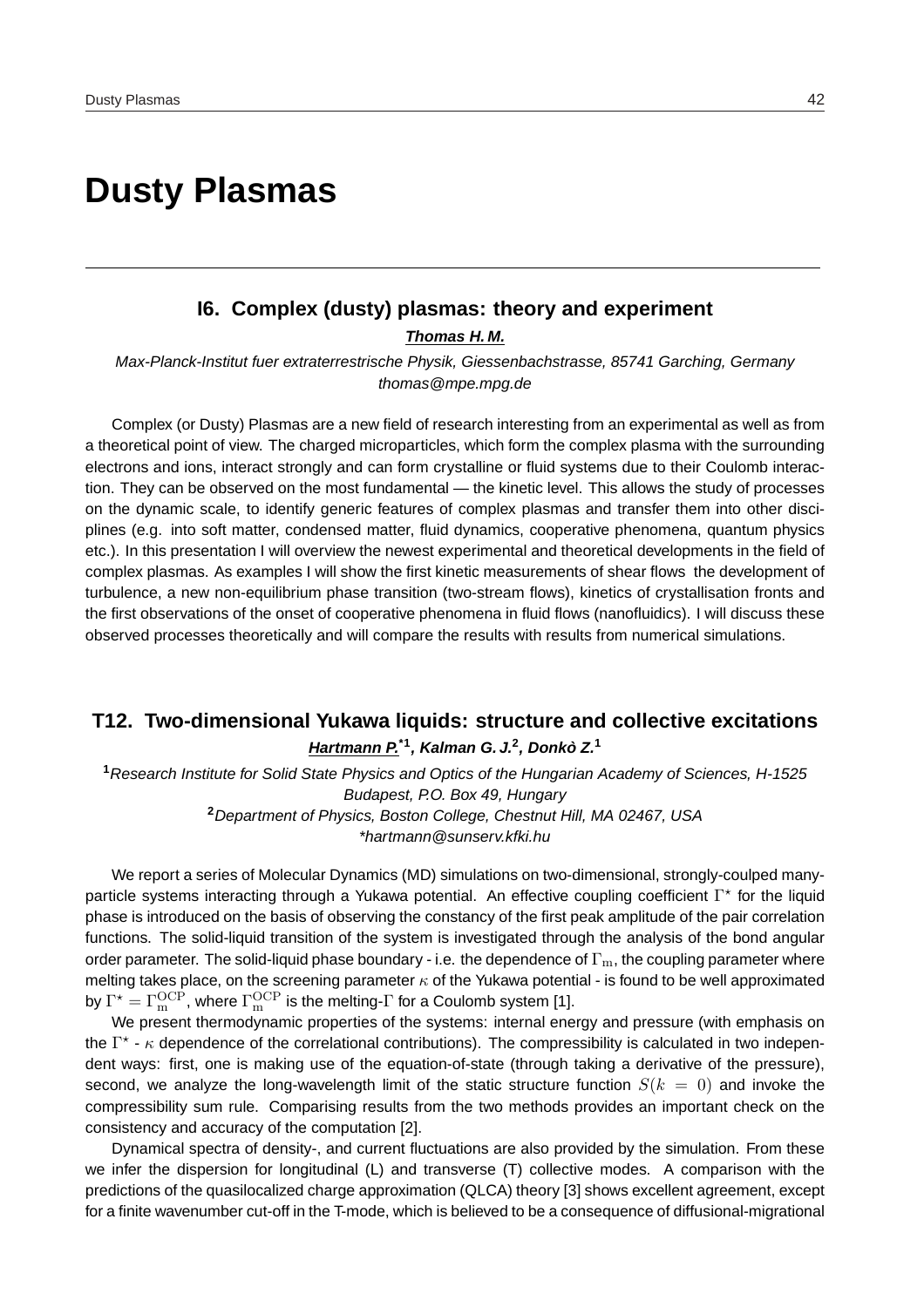# Dusty Plasmas

---

## I6. Complex (dusty) plasmas: theory and experiment

***Thomas H. M.***

*Max-Planck-Institut fuer extraterrestrische Physik, Giessenbachstrasse, 85741 Garching, Germany*
*thomas@mpe.mpg.de*

Complex (or Dusty) Plasmas are a new field of research interesting from an experimental as well as from a theoretical point of view. The charged microparticles, which form the complex plasma with the surrounding electrons and ions, interact strongly and can form crystalline or fluid systems due to their Coulomb interaction. They can be observed on the most fundamental — the kinetic level. This allows the study of processes on the dynamic scale, to identify generic features of complex plasmas and transfer them into other disciplines (e.g. into soft matter, condensed matter, fluid dynamics, cooperative phenomena, quantum physics etc.). In this presentation I will overview the newest experimental and theoretical developments in the field of complex plasmas. As examples I will show the first kinetic measurements of shear flows the development of turbulence, a new non-equilibrium phase transition (two-stream flows), kinetics of crystallisation fronts and the first observations of the onset of cooperative phenomena in fluid flows (nanofluidics). I will discuss these observed processes theoretically and will compare the results with results from numerical simulations.

## T12. Two-dimensional Yukawa liquids: structure and collective excitations

***Hartmann P.**** [1]***, Kalman G. J.*** [2]***, Donkò Z.*** [1]

[1] *Research Institute for Solid State Physics and Optics of the Hungarian Academy of Sciences, H-1525 Budapest, P.O. Box 49, Hungary*
[2] *Department of Physics, Boston College, Chestnut Hill, MA 02467, USA*
*\*hartmann@sunserv.kfki.hu*

We report a series of Molecular Dynamics (MD) simulations on two-dimensional, strongly-coulped many-particle systems interacting through a Yukawa potential. An effective coupling coefficient $\Gamma^{\star}$ for the liquid phase is introduced on the basis of observing the constancy of the first peak amplitude of the pair correlation functions. The solid-liquid transition of the system is investigated through the analysis of the bond angular order parameter. The solid-liquid phase boundary - i.e. the dependence of $\Gamma_{\rm m}$, the coupling parameter where melting takes place, on the screening parameter $\kappa$ of the Yukawa potential - is found to be well approximated by $\Gamma^{\star} = \Gamma_{\rm m}^{\rm OCP}$, where $\Gamma_{\rm m}^{\rm OCP}$ is the melting-$\Gamma$ for a Coulomb system [1].

We present thermodynamic properties of the systems: internal energy and pressure (with emphasis on the $\Gamma^{\star}$ - $\kappa$ dependence of the correlational contributions). The compressibility is calculated in two independent ways: first, one is making use of the equation-of-state (through taking a derivative of the pressure), second, we analyze the long-wavelength limit of the static structure function $S(k = 0)$ and invoke the compressibility sum rule. Comparising results from the two methods provides an important check on the consistency and accuracy of the computation [2].

Dynamical spectra of density-, and current fluctuations are also provided by the simulation. From these we infer the dispersion for longitudinal (L) and transverse (T) collective modes. A comparison with the predictions of the quasilocalized charge approximation (QLCA) theory [3] shows excellent agreement, except for a finite wavenumber cut-off in the T-mode, which is believed to be a consequence of diffusional-migrational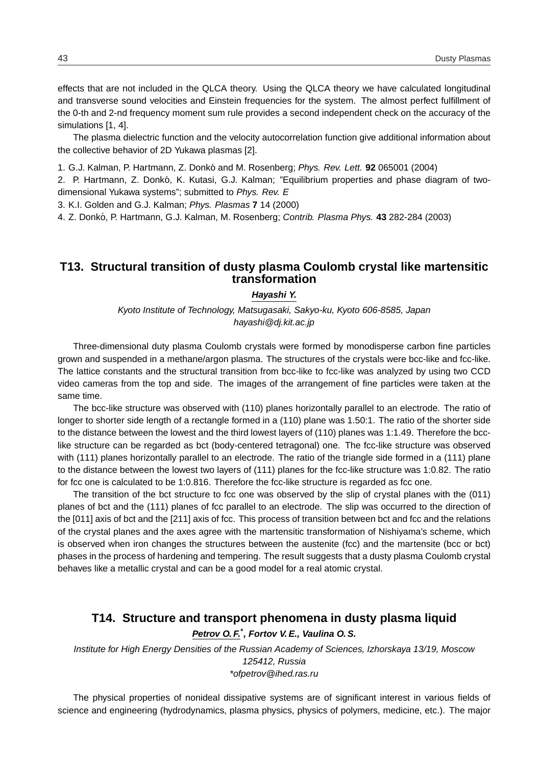effects that are not included in the QLCA theory. Using the QLCA theory we have calculated longitudinal and transverse sound velocities and Einstein frequencies for the system. The almost perfect fulfillment of the 0-th and 2-nd frequency moment sum rule provides a second independent check on the accuracy of the simulations [1, 4].

The plasma dielectric function and the velocity autocorrelation function give additional information about the collective behavior of 2D Yukawa plasmas [2].

1. G.J. Kalman, P. Hartmann, Z. Donkó and M. Rosenberg; *Phys. Rev. Lett.* **92** 065001 (2004)
2. P. Hartmann, Z. Donkó, K. Kutasi, G.J. Kalman; "Equilibrium properties and phase diagram of two-dimensional Yukawa systems"; submitted to *Phys. Rev. E*
3. K.I. Golden and G.J. Kalman; *Phys. Plasmas* **7** 14 (2000)
4. Z. Donkó, P. Hartmann, G.J. Kalman, M. Rosenberg; *Contrib. Plasma Phys.* **43** 282-284 (2003)

## T13. Structural transition of dusty plasma Coulomb crystal like martensitic transformation

***Hayashi Y.***

*Kyoto Institute of Technology, Matsugasaki, Sakyo-ku, Kyoto 606-8585, Japan*
*hayashi@dj.kit.ac.jp*

Three-dimensional duty plasma Coulomb crystals were formed by monodisperse carbon fine particles grown and suspended in a methane/argon plasma. The structures of the crystals were bcc-like and fcc-like. The lattice constants and the structural transition from bcc-like to fcc-like was analyzed by using two CCD video cameras from the top and side. The images of the arrangement of fine particles were taken at the same time.

The bcc-like structure was observed with (110) planes horizontally parallel to an electrode. The ratio of longer to shorter side length of a rectangle formed in a (110) plane was 1.50:1. The ratio of the shorter side to the distance between the lowest and the third lowest layers of (110) planes was 1:1.49. Therefore the bcc-like structure can be regarded as bct (body-centered tetragonal) one. The fcc-like structure was observed with (111) planes horizontally parallel to an electrode. The ratio of the triangle side formed in a (111) plane to the distance between the lowest two layers of (111) planes for the fcc-like structure was 1:0.82. The ratio for fcc one is calculated to be 1:0.816. Therefore the fcc-like structure is regarded as fcc one.

The transition of the bct structure to fcc one was observed by the slip of crystal planes with the (011) planes of bct and the (111) planes of fcc parallel to an electrode. The slip was occurred to the direction of the [011] axis of bct and the [211] axis of fcc. This process of transition between bct and fcc and the relations of the crystal planes and the axes agree with the martensitic transformation of Nishiyama's scheme, which is observed when iron changes the structures between the austenite (fcc) and the martensite (bcc or bct) phases in the process of hardening and tempering. The result suggests that a dusty plasma Coulomb crystal behaves like a metallic crystal and can be a good model for a real atomic crystal.

## T14. Structure and transport phenomena in dusty plasma liquid

***Petrov O. F.*\*, *Fortov V. E.*, *Vaulina O. S.***

*Institute for High Energy Densities of the Russian Academy of Sciences, Izhorskaya 13/19, Moscow 125412, Russia*
*\*ofpetrov@ihed.ras.ru*

The physical properties of nonideal dissipative systems are of significant interest in various fields of science and engineering (hydrodynamics, plasma physics, physics of polymers, medicine, etc.). The major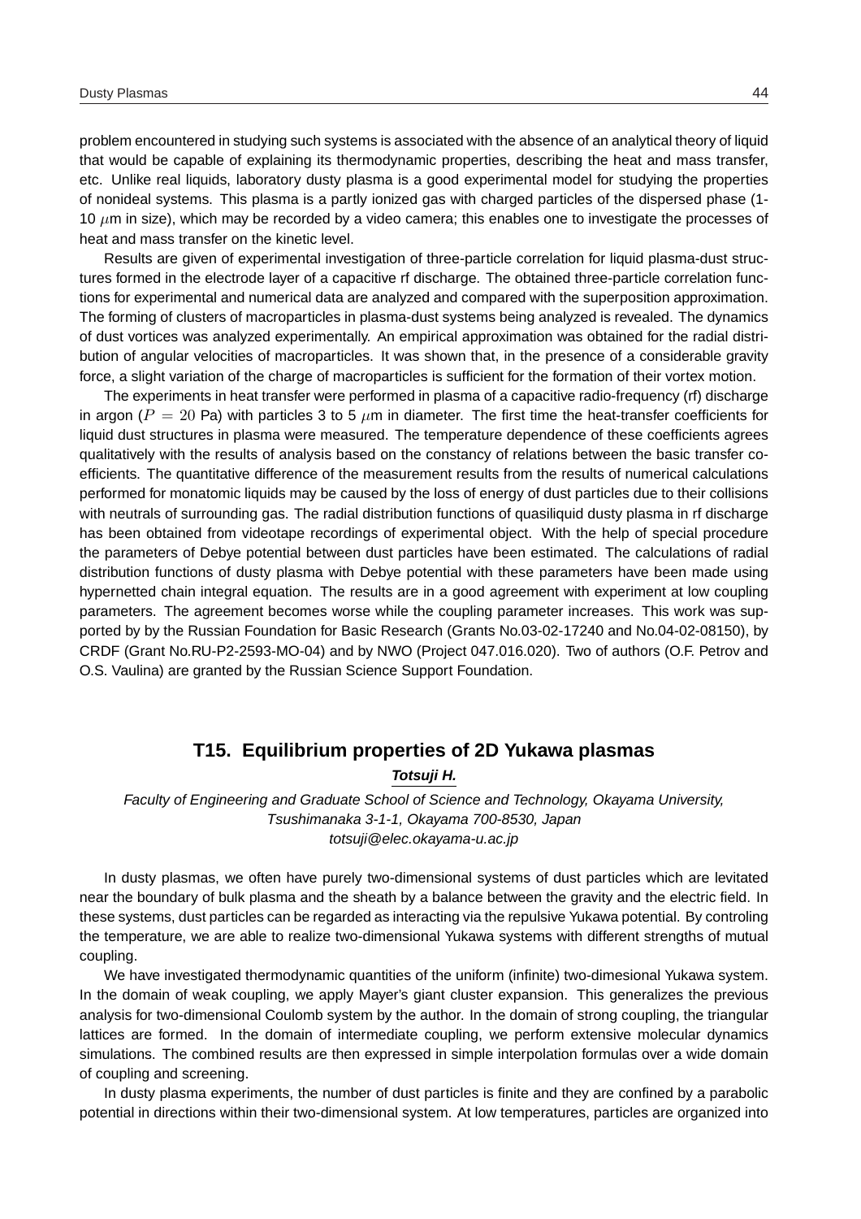problem encountered in studying such systems is associated with the absence of an analytical theory of liquid that would be capable of explaining its thermodynamic properties, describing the heat and mass transfer, etc. Unlike real liquids, laboratory dusty plasma is a good experimental model for studying the properties of nonideal systems. This plasma is a partly ionized gas with charged particles of the dispersed phase (1-10 $\mu$m in size), which may be recorded by a video camera; this enables one to investigate the processes of heat and mass transfer on the kinetic level.

Results are given of experimental investigation of three-particle correlation for liquid plasma-dust structures formed in the electrode layer of a capacitive rf discharge. The obtained three-particle correlation functions for experimental and numerical data are analyzed and compared with the superposition approximation. The forming of clusters of macroparticles in plasma-dust systems being analyzed is revealed. The dynamics of dust vortices was analyzed experimentally. An empirical approximation was obtained for the radial distribution of angular velocities of macroparticles. It was shown that, in the presence of a considerable gravity force, a slight variation of the charge of macroparticles is sufficient for the formation of their vortex motion.

The experiments in heat transfer were performed in plasma of a capacitive radio-frequency (rf) discharge in argon ($P = 20$ Pa) with particles 3 to 5 $\mu$m in diameter. The first time the heat-transfer coefficients for liquid dust structures in plasma were measured. The temperature dependence of these coefficients agrees qualitatively with the results of analysis based on the constancy of relations between the basic transfer coefficients. The quantitative difference of the measurement results from the results of numerical calculations performed for monatomic liquids may be caused by the loss of energy of dust particles due to their collisions with neutrals of surrounding gas. The radial distribution functions of quasiliquid dusty plasma in rf discharge has been obtained from videotape recordings of experimental object. With the help of special procedure the parameters of Debye potential between dust particles have been estimated. The calculations of radial distribution functions of dusty plasma with Debye potential with these parameters have been made using hypernetted chain integral equation. The results are in a good agreement with experiment at low coupling parameters. The agreement becomes worse while the coupling parameter increases. This work was supported by by the Russian Foundation for Basic Research (Grants No.03-02-17240 and No.04-02-08150), by CRDF (Grant No.RU-P2-2593-MO-04) and by NWO (Project 047.016.020). Two of authors (O.F. Petrov and O.S. Vaulina) are granted by the Russian Science Support Foundation.

## T15. Equilibrium properties of 2D Yukawa plasmas

***Totsuji H.***

*Faculty of Engineering and Graduate School of Science and Technology, Okayama University, Tsushimanaka 3-1-1, Okayama 700-8530, Japan*
*totsuji@elec.okayama-u.ac.jp*

In dusty plasmas, we often have purely two-dimensional systems of dust particles which are levitated near the boundary of bulk plasma and the sheath by a balance between the gravity and the electric field. In these systems, dust particles can be regarded as interacting via the repulsive Yukawa potential. By controling the temperature, we are able to realize two-dimensional Yukawa systems with different strengths of mutual coupling.

We have investigated thermodynamic quantities of the uniform (infinite) two-dimesional Yukawa system. In the domain of weak coupling, we apply Mayer's giant cluster expansion. This generalizes the previous analysis for two-dimensional Coulomb system by the author. In the domain of strong coupling, the triangular lattices are formed. In the domain of intermediate coupling, we perform extensive molecular dynamics simulations. The combined results are then expressed in simple interpolation formulas over a wide domain of coupling and screening.

In dusty plasma experiments, the number of dust particles is finite and they are confined by a parabolic potential in directions within their two-dimensional system. At low temperatures, particles are organized into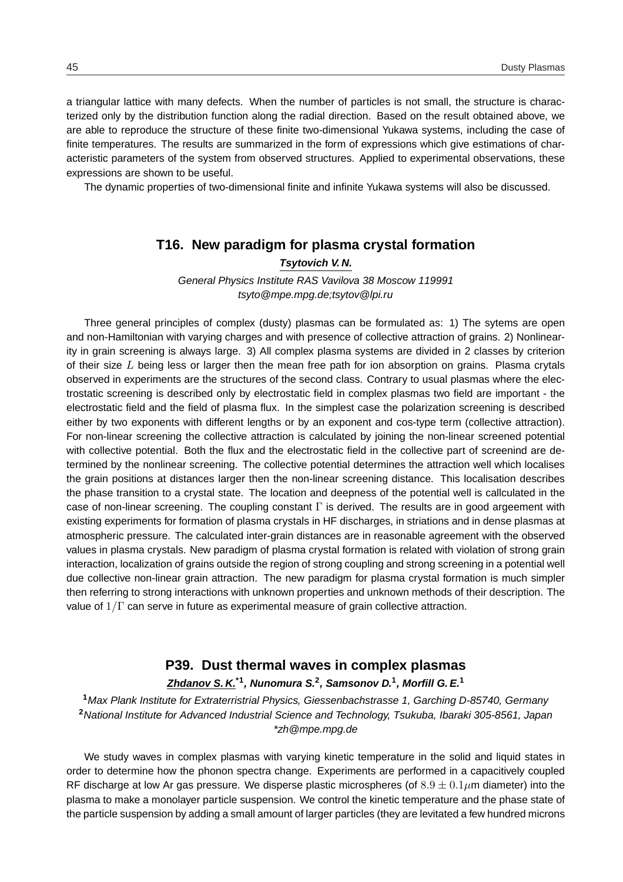a triangular lattice with many defects. When the number of particles is not small, the structure is characterized only by the distribution function along the radial direction. Based on the result obtained above, we are able to reproduce the structure of these finite two-dimensional Yukawa systems, including the case of finite temperatures. The results are summarized in the form of expressions which give estimations of characteristic parameters of the system from observed structures. Applied to experimental observations, these expressions are shown to be useful.

The dynamic properties of two-dimensional finite and infinite Yukawa systems will also be discussed.

## T16. New paradigm for plasma crystal formation

***Tsytovich V. N.***

*General Physics Institute RAS Vavilova 38 Moscow 119991*
*tsyto@mpe.mpg.de;tsytov@lpi.ru*

Three general principles of complex (dusty) plasmas can be formulated as: 1) The sytems are open and non-Hamiltonian with varying charges and with presence of collective attraction of grains. 2) Nonlinearity in grain screening is always large. 3) All complex plasma systems are divided in 2 classes by criterion of their size $L$ being less or larger then the mean free path for ion absorption on grains. Plasma crytals observed in experiments are the structures of the second class. Contrary to usual plasmas where the electrostatic screening is described only by electrostatic field in complex plasmas two field are important - the electrostatic field and the field of plasma flux. In the simplest case the polarization screening is described either by two exponents with different lengths or by an exponent and cos-type term (collective attraction). For non-linear screening the collective attraction is calculated by joining the non-linear screened potential with collective potential. Both the flux and the electrostatic field in the collective part of screenind are determined by the nonlinear screening. The collective potential determines the attraction well which localises the grain positions at distances larger then the non-linear screening distance. This localisation describes the phase transition to a crystal state. The location and deepness of the potential well is callculated in the case of non-linear screening. The coupling constant $\Gamma$ is derived. The results are in good argeement with existing experiments for formation of plasma crystals in HF discharges, in striations and in dense plasmas at atmospheric pressure. The calculated inter-grain distances are in reasonable agreement with the observed values in plasma crystals. New paradigm of plasma crystal formation is related with violation of strong grain interaction, localization of grains outside the region of strong coupling and strong screening in a potential well due collective non-linear grain attraction. The new paradigm for plasma crystal formation is much simpler then referring to strong interactions with unknown properties and unknown methods of their description. The value of $1/\Gamma$ can serve in future as experimental measure of grain collective attraction.

## P39. Dust thermal waves in complex plasmas

***Zhdanov S. K.*[*1], Nunomura S.[2], Samsonov D.[1], Morfill G. E.[1]***

[1] *Max Plank Institute for Extraterristrial Physics, Giessenbachstrasse 1, Garching D-85740, Germany*
[2] *National Institute for Advanced Industrial Science and Technology, Tsukuba, Ibaraki 305-8561, Japan*
*\*zh@mpe.mpg.de*

We study waves in complex plasmas with varying kinetic temperature in the solid and liquid states in order to determine how the phonon spectra change. Experiments are performed in a capacitively coupled RF discharge at low Ar gas pressure. We disperse plastic microspheres (of $8.9 \pm 0.1\mu$m diameter) into the plasma to make a monolayer particle suspension. We control the kinetic temperature and the phase state of the particle suspension by adding a small amount of larger particles (they are levitated a few hundred microns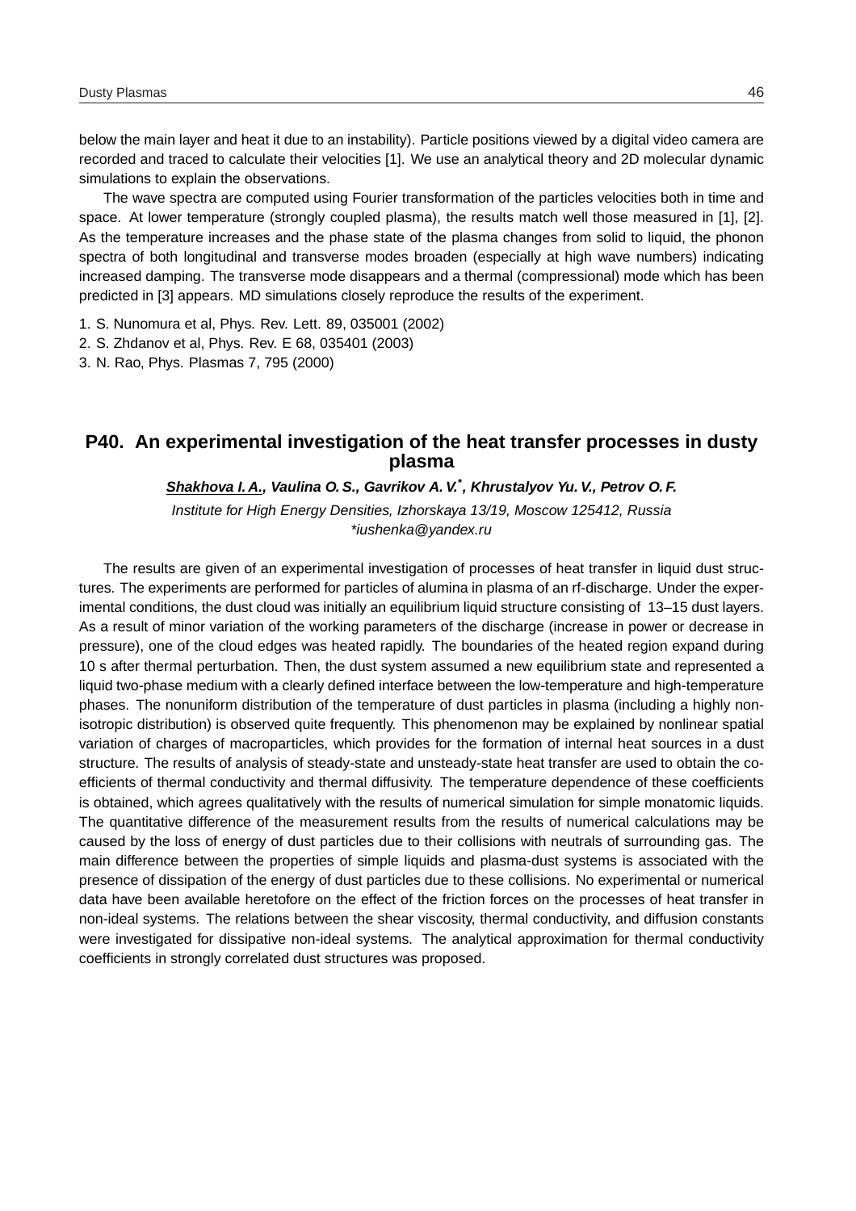below the main layer and heat it due to an instability). Particle positions viewed by a digital video camera are recorded and traced to calculate their velocities [1]. We use an analytical theory and 2D molecular dynamic simulations to explain the observations.

The wave spectra are computed using Fourier transformation of the particles velocities both in time and space. At lower temperature (strongly coupled plasma), the results match well those measured in [1], [2]. As the temperature increases and the phase state of the plasma changes from solid to liquid, the phonon spectra of both longitudinal and transverse modes broaden (especially at high wave numbers) indicating increased damping. The transverse mode disappears and a thermal (compressional) mode which has been predicted in [3] appears. MD simulations closely reproduce the results of the experiment.

1. S. Nunomura et al, Phys. Rev. Lett. 89, 035001 (2002)
2. S. Zhdanov et al, Phys. Rev. E 68, 035401 (2003)
3. N. Rao, Phys. Plasmas 7, 795 (2000)

## P40. An experimental investigation of the heat transfer processes in dusty plasma

***Shakhova I. A.**, Vaulina O. S., Gavrikov A. V.\*, Khrustalyov Yu. V., Petrov O. F.*

*Institute for High Energy Densities, Izhorskaya 13/19, Moscow 125412, Russia*
*\*iushenka@yandex.ru*

The results are given of an experimental investigation of processes of heat transfer in liquid dust structures. The experiments are performed for particles of alumina in plasma of an rf-discharge. Under the experimental conditions, the dust cloud was initially an equilibrium liquid structure consisting of 13–15 dust layers. As a result of minor variation of the working parameters of the discharge (increase in power or decrease in pressure), one of the cloud edges was heated rapidly. The boundaries of the heated region expand during 10 s after thermal perturbation. Then, the dust system assumed a new equilibrium state and represented a liquid two-phase medium with a clearly defined interface between the low-temperature and high-temperature phases. The nonuniform distribution of the temperature of dust particles in plasma (including a highly non-isotropic distribution) is observed quite frequently. This phenomenon may be explained by nonlinear spatial variation of charges of macroparticles, which provides for the formation of internal heat sources in a dust structure. The results of analysis of steady-state and unsteady-state heat transfer are used to obtain the coefficients of thermal conductivity and thermal diffusivity. The temperature dependence of these coefficients is obtained, which agrees qualitatively with the results of numerical simulation for simple monatomic liquids. The quantitative difference of the measurement results from the results of numerical calculations may be caused by the loss of energy of dust particles due to their collisions with neutrals of surrounding gas. The main difference between the properties of simple liquids and plasma-dust systems is associated with the presence of dissipation of the energy of dust particles due to these collisions. No experimental or numerical data have been available heretofore on the effect of the friction forces on the processes of heat transfer in non-ideal systems. The relations between the shear viscosity, thermal conductivity, and diffusion constants were investigated for dissipative non-ideal systems. The analytical approximation for thermal conductivity coefficients in strongly correlated dust structures was proposed.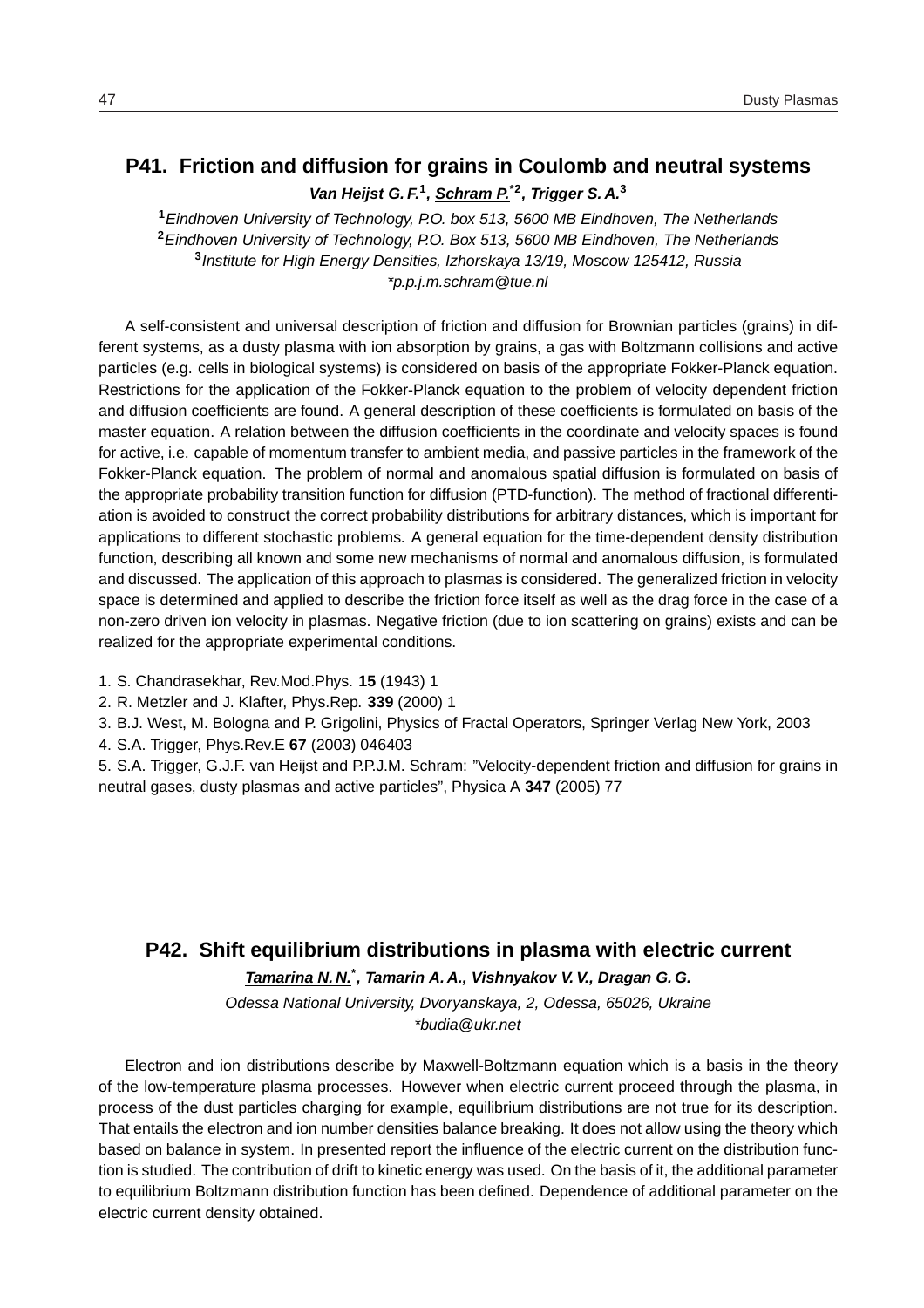## P41. Friction and diffusion for grains in Coulomb and neutral systems

***Van Heijst G. F.*[1], *<u>Schram P.</u>**[*2], *Trigger S. A.*[3]**

[1] *Eindhoven University of Technology, P.O. box 513, 5600 MB Eindhoven, The Netherlands*
[2] *Eindhoven University of Technology, P.O. Box 513, 5600 MB Eindhoven, The Netherlands*
[3] *Institute for High Energy Densities, Izhorskaya 13/19, Moscow 125412, Russia*
*\*p.p.j.m.schram@tue.nl*

A self-consistent and universal description of friction and diffusion for Brownian particles (grains) in different systems, as a dusty plasma with ion absorption by grains, a gas with Boltzmann collisions and active particles (e.g. cells in biological systems) is considered on basis of the appropriate Fokker-Planck equation. Restrictions for the application of the Fokker-Planck equation to the problem of velocity dependent friction and diffusion coefficients are found. A general description of these coefficients is formulated on basis of the master equation. A relation between the diffusion coefficients in the coordinate and velocity spaces is found for active, i.e. capable of momentum transfer to ambient media, and passive particles in the framework of the Fokker-Planck equation. The problem of normal and anomalous spatial diffusion is formulated on basis of the appropriate probability transition function for diffusion (PTD-function). The method of fractional differentiation is avoided to construct the correct probability distributions for arbitrary distances, which is important for applications to different stochastic problems. A general equation for the time-dependent density distribution function, describing all known and some new mechanisms of normal and anomalous diffusion, is formulated and discussed. The application of this approach to plasmas is considered. The generalized friction in velocity space is determined and applied to describe the friction force itself as well as the drag force in the case of a non-zero driven ion velocity in plasmas. Negative friction (due to ion scattering on grains) exists and can be realized for the appropriate experimental conditions.

1. S. Chandrasekhar, Rev.Mod.Phys. **15** (1943) 1
2. R. Metzler and J. Klafter, Phys.Rep. **339** (2000) 1
3. B.J. West, M. Bologna and P. Grigolini, Physics of Fractal Operators, Springer Verlag New York, 2003
4. S.A. Trigger, Phys.Rev.E **67** (2003) 046403
5. S.A. Trigger, G.J.F. van Heijst and P.P.J.M. Schram: "Velocity-dependent friction and diffusion for grains in neutral gases, dusty plasmas and active particles", Physica A **347** (2005) 77

## P42. Shift equilibrium distributions in plasma with electric current

***<u>Tamarina N. N.</u>**[*], *Tamarin A. A., Vishnyakov V. V., Dragan G. G.***

*Odessa National University, Dvoryanskaya, 2, Odessa, 65026, Ukraine*
*\*budia@ukr.net*

Electron and ion distributions describe by Maxwell-Boltzmann equation which is a basis in the theory of the low-temperature plasma processes. However when electric current proceed through the plasma, in process of the dust particles charging for example, equilibrium distributions are not true for its description. That entails the electron and ion number densities balance breaking. It does not allow using the theory which based on balance in system. In presented report the influence of the electric current on the distribution function is studied. The contribution of drift to kinetic energy was used. On the basis of it, the additional parameter to equilibrium Boltzmann distribution function has been defined. Dependence of additional parameter on the electric current density obtained.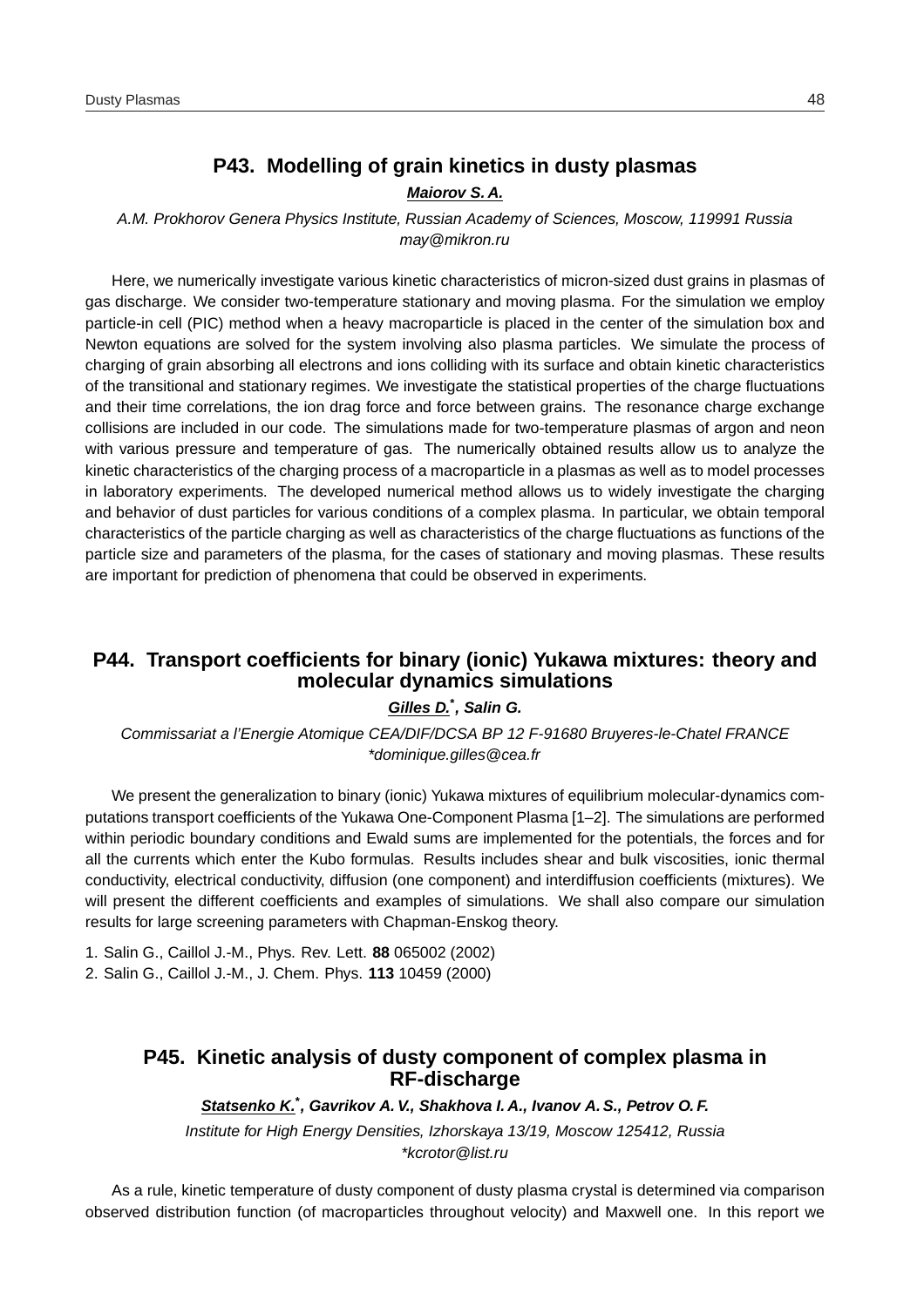## P43. Modelling of grain kinetics in dusty plasmas

***Maiorov S. A.***

*A.M. Prokhorov Genera Physics Institute, Russian Academy of Sciences, Moscow, 119991 Russia*
*may@mikron.ru*

Here, we numerically investigate various kinetic characteristics of micron-sized dust grains in plasmas of gas discharge. We consider two-temperature stationary and moving plasma. For the simulation we employ particle-in cell (PIC) method when a heavy macroparticle is placed in the center of the simulation box and Newton equations are solved for the system involving also plasma particles. We simulate the process of charging of grain absorbing all electrons and ions colliding with its surface and obtain kinetic characteristics of the transitional and stationary regimes. We investigate the statistical properties of the charge fluctuations and their time correlations, the ion drag force and force between grains. The resonance charge exchange collisions are included in our code. The simulations made for two-temperature plasmas of argon and neon with various pressure and temperature of gas. The numerically obtained results allow us to analyze the kinetic characteristics of the charging process of a macroparticle in a plasmas as well as to model processes in laboratory experiments. The developed numerical method allows us to widely investigate the charging and behavior of dust particles for various conditions of a complex plasma. In particular, we obtain temporal characteristics of the particle charging as well as characteristics of the charge fluctuations as functions of the particle size and parameters of the plasma, for the cases of stationary and moving plasmas. These results are important for prediction of phenomena that could be observed in experiments.

## P44. Transport coefficients for binary (ionic) Yukawa mixtures: theory and molecular dynamics simulations

***Gilles D.*, Salin G.***

*Commissariat a l'Energie Atomique CEA/DIF/DCSA BP 12 F-91680 Bruyeres-le-Chatel FRANCE*
*\*dominique.gilles@cea.fr*

We present the generalization to binary (ionic) Yukawa mixtures of equilibrium molecular-dynamics computations transport coefficients of the Yukawa One-Component Plasma [1–2]. The simulations are performed within periodic boundary conditions and Ewald sums are implemented for the potentials, the forces and for all the currents which enter the Kubo formulas. Results includes shear and bulk viscosities, ionic thermal conductivity, electrical conductivity, diffusion (one component) and interdiffusion coefficients (mixtures). We will present the different coefficients and examples of simulations. We shall also compare our simulation results for large screening parameters with Chapman-Enskog theory.

1. Salin G., Caillol J.-M., Phys. Rev. Lett. **88** 065002 (2002)
2. Salin G., Caillol J.-M., J. Chem. Phys. **113** 10459 (2000)

## P45. Kinetic analysis of dusty component of complex plasma in RF-discharge

***Statsenko K.*, Gavrikov A. V., Shakhova I. A., Ivanov A. S., Petrov O. F.***

*Institute for High Energy Densities, Izhorskaya 13/19, Moscow 125412, Russia*
*\*kcrotor@list.ru*

As a rule, kinetic temperature of dusty component of dusty plasma crystal is determined via comparison observed distribution function (of macroparticles throughout velocity) and Maxwell one. In this report we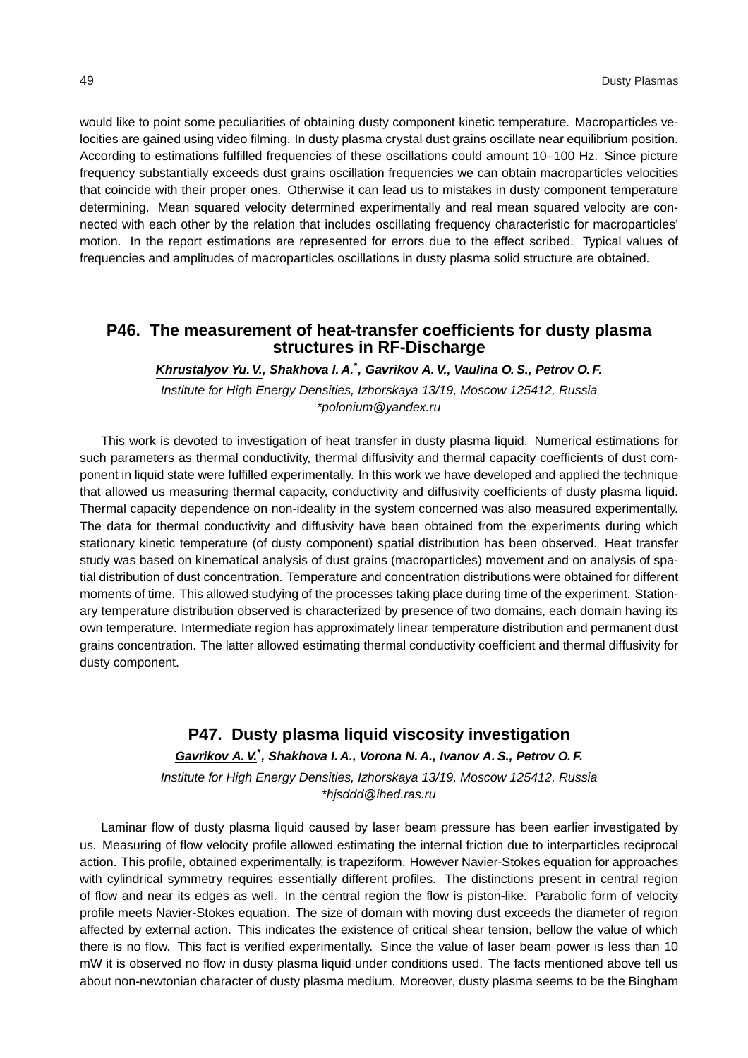would like to point some peculiarities of obtaining dusty component kinetic temperature. Macroparticles velocities are gained using video filming. In dusty plasma crystal dust grains oscillate near equilibrium position. According to estimations fulfilled frequencies of these oscillations could amount 10–100 Hz. Since picture frequency substantially exceeds dust grains oscillation frequencies we can obtain macroparticles velocities that coincide with their proper ones. Otherwise it can lead us to mistakes in dusty component temperature determining. Mean squared velocity determined experimentally and real mean squared velocity are connected with each other by the relation that includes oscillating frequency characteristic for macroparticles' motion. In the report estimations are represented for errors due to the effect scribed. Typical values of frequencies and amplitudes of macroparticles oscillations in dusty plasma solid structure are obtained.

## P46. The measurement of heat-transfer coefficients for dusty plasma structures in RF-Discharge

***Khrustalyov Yu. V.**, Shakhova I. A.*, Gavrikov A. V., Vaulina O. S., Petrov O. F.*

*Institute for High Energy Densities, Izhorskaya 13/19, Moscow 125412, Russia*
*\*polonium@yandex.ru*

This work is devoted to investigation of heat transfer in dusty plasma liquid. Numerical estimations for such parameters as thermal conductivity, thermal diffusivity and thermal capacity coefficients of dust component in liquid state were fulfilled experimentally. In this work we have developed and applied the technique that allowed us measuring thermal capacity, conductivity and diffusivity coefficients of dusty plasma liquid. Thermal capacity dependence on non-ideality in the system concerned was also measured experimentally. The data for thermal conductivity and diffusivity have been obtained from the experiments during which stationary kinetic temperature (of dusty component) spatial distribution has been observed. Heat transfer study was based on kinematical analysis of dust grains (macroparticles) movement and on analysis of spatial distribution of dust concentration. Temperature and concentration distributions were obtained for different moments of time. This allowed studying of the processes taking place during time of the experiment. Stationary temperature distribution observed is characterized by presence of two domains, each domain having its own temperature. Intermediate region has approximately linear temperature distribution and permanent dust grains concentration. The latter allowed estimating thermal conductivity coefficient and thermal diffusivity for dusty component.

## P47. Dusty plasma liquid viscosity investigation

***Gavrikov A. V.***, Shakhova I. A., Vorona N. A., Ivanov A. S., Petrov O. F.*

*Institute for High Energy Densities, Izhorskaya 13/19, Moscow 125412, Russia*
*\*hjsddd@ihed.ras.ru*

Laminar flow of dusty plasma liquid caused by laser beam pressure has been earlier investigated by us. Measuring of flow velocity profile allowed estimating the internal friction due to interparticles reciprocal action. This profile, obtained experimentally, is trapeziform. However Navier-Stokes equation for approaches with cylindrical symmetry requires essentially different profiles. The distinctions present in central region of flow and near its edges as well. In the central region the flow is piston-like. Parabolic form of velocity profile meets Navier-Stokes equation. The size of domain with moving dust exceeds the diameter of region affected by external action. This indicates the existence of critical shear tension, bellow the value of which there is no flow. This fact is verified experimentally. Since the value of laser beam power is less than 10 mW it is observed no flow in dusty plasma liquid under conditions used. The facts mentioned above tell us about non-newtonian character of dusty plasma medium. Moreover, dusty plasma seems to be the Bingham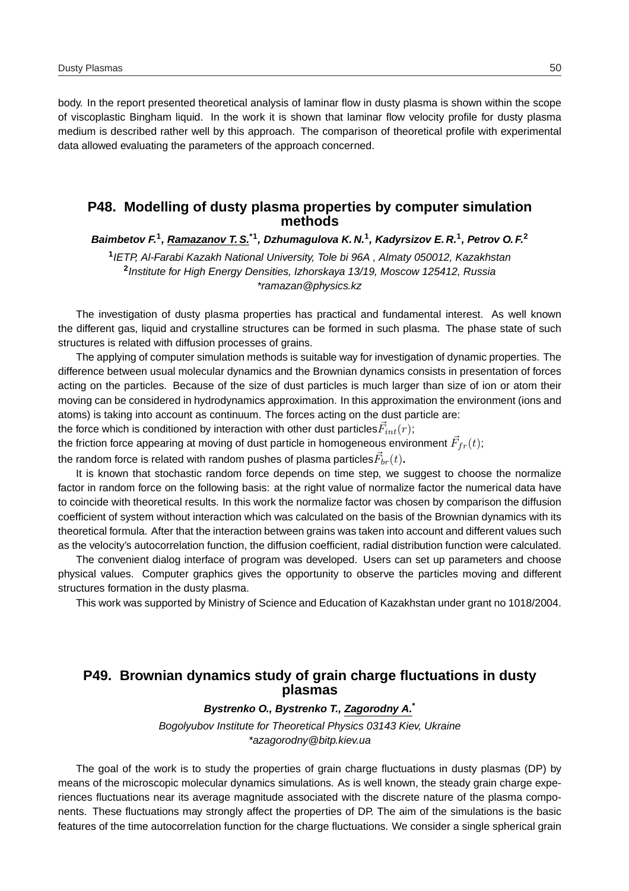body. In the report presented theoretical analysis of laminar flow in dusty plasma is shown within the scope of viscoplastic Bingham liquid. In the work it is shown that laminar flow velocity profile for dusty plasma medium is described rather well by this approach. The comparison of theoretical profile with experimental data allowed evaluating the parameters of the approach concerned.

## P48. Modelling of dusty plasma properties by computer simulation methods

***Baimbetov F.*[1]*, Ramazanov T. S.*[*1]*, Dzhumagulova K. N.*[1]*, Kadyrsizov E. R.*[1]*, Petrov O. F.*[2]**

[1]*IETP, Al-Farabi Kazakh National University, Tole bi 96A , Almaty 050012, Kazakhstan*
[2]*Institute for High Energy Densities, Izhorskaya 13/19, Moscow 125412, Russia*
*\*ramazan@physics.kz*

The investigation of dusty plasma properties has practical and fundamental interest. As well known the different gas, liquid and crystalline structures can be formed in such plasma. The phase state of such structures is related with diffusion processes of grains.

The applying of computer simulation methods is suitable way for investigation of dynamic properties. The difference between usual molecular dynamics and the Brownian dynamics consists in presentation of forces acting on the particles. Because of the size of dust particles is much larger than size of ion or atom their moving can be considered in hydrodynamics approximation. In this approximation the environment (ions and atoms) is taking into account as continuum. The forces acting on the dust particle are:
the force which is conditioned by interaction with other dust particles$\vec{F}_{int}(r)$;
the friction force appearing at moving of dust particle in homogeneous environment $\vec{F}_{fr}(t)$;
the random force is related with random pushes of plasma particles$\vec{F}_{br}(t)$.

It is known that stochastic random force depends on time step, we suggest to choose the normalize factor in random force on the following basis: at the right value of normalize factor the numerical data have to coincide with theoretical results. In this work the normalize factor was chosen by comparison the diffusion coefficient of system without interaction which was calculated on the basis of the Brownian dynamics with its theoretical formula. After that the interaction between grains was taken into account and different values such as the velocity's autocorrelation function, the diffusion coefficient, radial distribution function were calculated.

The convenient dialog interface of program was developed. Users can set up parameters and choose physical values. Computer graphics gives the opportunity to observe the particles moving and different structures formation in the dusty plasma.

This work was supported by Ministry of Science and Education of Kazakhstan under grant no 1018/2004.

## P49. Brownian dynamics study of grain charge fluctuations in dusty plasmas

***Bystrenko O., Bystrenko T., Zagorodny A.*[*]**

*Bogolyubov Institute for Theoretical Physics 03143 Kiev, Ukraine*
*\*azagorodny@bitp.kiev.ua*

The goal of the work is to study the properties of grain charge fluctuations in dusty plasmas (DP) by means of the microscopic molecular dynamics simulations. As is well known, the steady grain charge experiences fluctuations near its average magnitude associated with the discrete nature of the plasma components. These fluctuations may strongly affect the properties of DP. The aim of the simulations is the basic features of the time autocorrelation function for the charge fluctuations. We consider a single spherical grain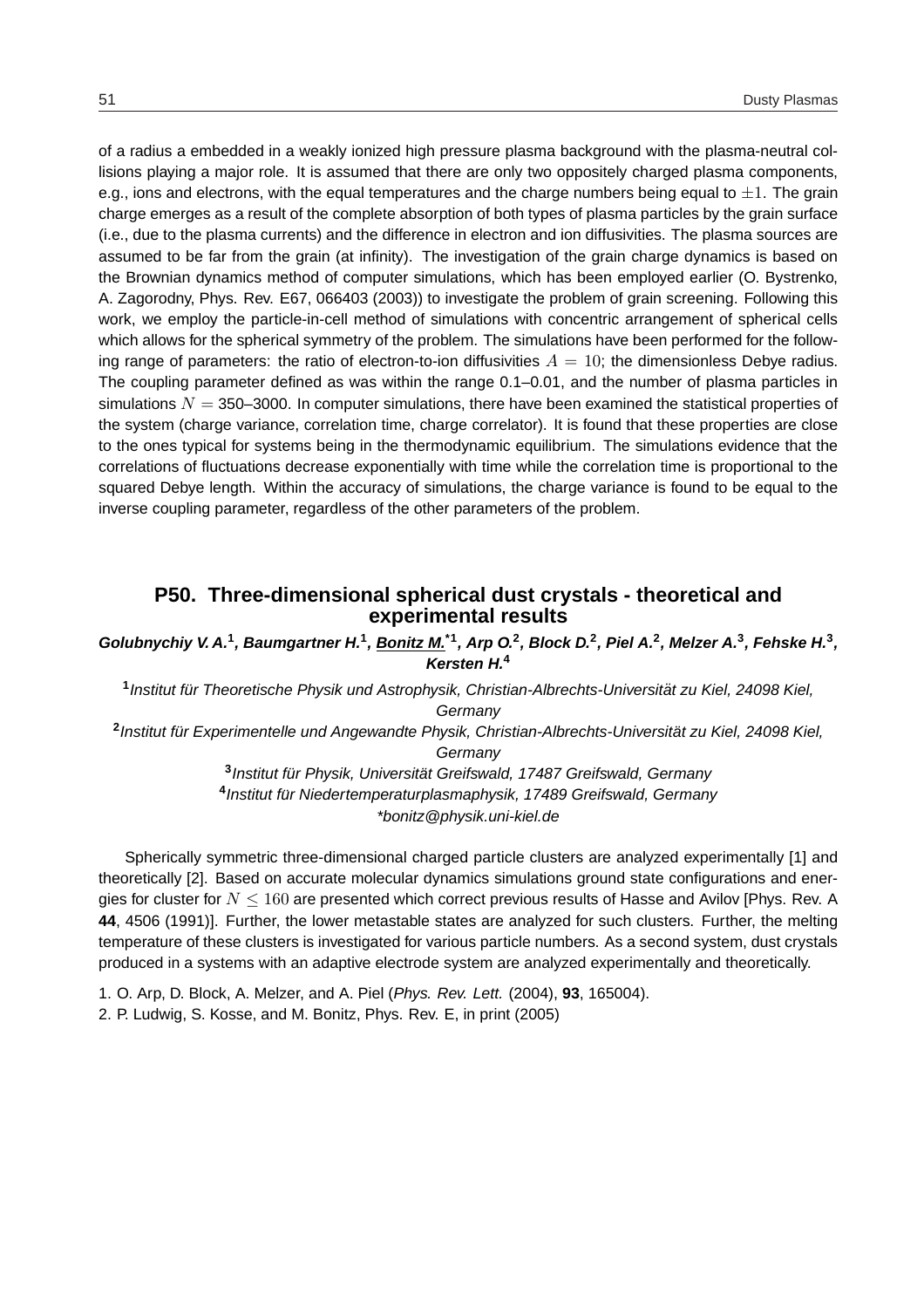of a radius a embedded in a weakly ionized high pressure plasma background with the plasma-neutral collisions playing a major role. It is assumed that there are only two oppositely charged plasma components, e.g., ions and electrons, with the equal temperatures and the charge numbers being equal to $\pm 1$. The grain charge emerges as a result of the complete absorption of both types of plasma particles by the grain surface (i.e., due to the plasma currents) and the difference in electron and ion diffusivities. The plasma sources are assumed to be far from the grain (at infinity). The investigation of the grain charge dynamics is based on the Brownian dynamics method of computer simulations, which has been employed earlier (O. Bystrenko, A. Zagorodny, Phys. Rev. E67, 066403 (2003)) to investigate the problem of grain screening. Following this work, we employ the particle-in-cell method of simulations with concentric arrangement of spherical cells which allows for the spherical symmetry of the problem. The simulations have been performed for the following range of parameters: the ratio of electron-to-ion diffusivities $A = 10$; the dimensionless Debye radius. The coupling parameter defined as was within the range 0.1–0.01, and the number of plasma particles in simulations $N =$ 350–3000. In computer simulations, there have been examined the statistical properties of the system (charge variance, correlation time, charge correlator). It is found that these properties are close to the ones typical for systems being in the thermodynamic equilibrium. The simulations evidence that the correlations of fluctuations decrease exponentially with time while the correlation time is proportional to the squared Debye length. Within the accuracy of simulations, the charge variance is found to be equal to the inverse coupling parameter, regardless of the other parameters of the problem.

## P50. Three-dimensional spherical dust crystals - theoretical and experimental results

***Golubnychiy V. A.*[1]*, Baumgartner H.*[1]*, Bonitz M.**[*1]*, Arp O.*[2]*, Block D.*[2]*, Piel A.*[2]*, Melzer A.*[3]*, Fehske H.*[3]*, Kersten H.*[4]**

[1] *Institut für Theoretische Physik und Astrophysik, Christian-Albrechts-Universität zu Kiel, 24098 Kiel, Germany*

[2] *Institut für Experimentelle und Angewandte Physik, Christian-Albrechts-Universität zu Kiel, 24098 Kiel, Germany*

[3] *Institut für Physik, Universität Greifswald, 17487 Greifswald, Germany*

[4] *Institut für Niedertemperaturplasmaphysik, 17489 Greifswald, Germany*

*\*bonitz@physik.uni-kiel.de*

Spherically symmetric three-dimensional charged particle clusters are analyzed experimentally [1] and theoretically [2]. Based on accurate molecular dynamics simulations ground state configurations and energies for cluster for $N \leq 160$ are presented which correct previous results of Hasse and Avilov [Phys. Rev. A **44**, 4506 (1991)]. Further, the lower metastable states are analyzed for such clusters. Further, the melting temperature of these clusters is investigated for various particle numbers. As a second system, dust crystals produced in a systems with an adaptive electrode system are analyzed experimentally and theoretically.

1. O. Arp, D. Block, A. Melzer, and A. Piel (*Phys. Rev. Lett.* (2004), **93**, 165004).
2. P. Ludwig, S. Kosse, and M. Bonitz, Phys. Rev. E, in print (2005)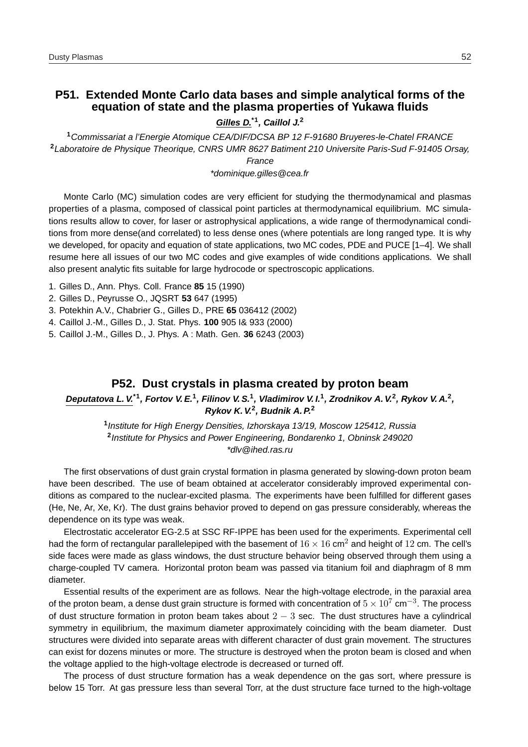## P51. Extended Monte Carlo data bases and simple analytical forms of the equation of state and the plasma properties of Yukawa fluids

***Gilles D.**\*[1], **Caillol J.**[2]*

[1]*Commissariat a l'Energie Atomique CEA/DIF/DCSA BP 12 F-91680 Bruyeres-le-Chatel FRANCE*
[2]*Laboratoire de Physique Theorique, CNRS UMR 8627 Batiment 210 Universite Paris-Sud F-91405 Orsay, France*
*\*dominique.gilles@cea.fr*

Monte Carlo (MC) simulation codes are very efficient for studying the thermodynamical and plasmas properties of a plasma, composed of classical point particles at thermodynamical equilibrium. MC simulations results allow to cover, for laser or astrophysical applications, a wide range of thermodynamical conditions from more dense(and correlated) to less dense ones (where potentials are long ranged type. It is why we developed, for opacity and equation of state applications, two MC codes, PDE and PUCE [1–4]. We shall resume here all issues of our two MC codes and give examples of wide conditions applications. We shall also present analytic fits suitable for large hydrocode or spectroscopic applications.

1. Gilles D., Ann. Phys. Coll. France **85** 15 (1990)
2. Gilles D., Peyrusse O., JQSRT **53** 647 (1995)
3. Potekhin A.V., Chabrier G., Gilles D., PRE **65** 036412 (2002)
4. Caillol J.-M., Gilles D., J. Stat. Phys. **100** 905 I& 933 (2000)
5. Caillol J.-M., Gilles D., J. Phys. A : Math. Gen. **36** 6243 (2003)

## P52. Dust crystals in plasma created by proton beam

***Deputatova L. V.**\*[1], **Fortov V. E.**[1], **Filinov V. S.**[1], **Vladimirov V. I.**[1], **Zrodnikov A. V.**[2], **Rykov V. A.**[2], **Rykov K. V.**[2], **Budnik A. P.**[2]*

[1]*Institute for High Energy Densities, Izhorskaya 13/19, Moscow 125412, Russia*
[2]*Institute for Physics and Power Engineering, Bondarenko 1, Obninsk 249020*
*\*dlv@ihed.ras.ru*

The first observations of dust grain crystal formation in plasma generated by slowing-down proton beam have been described. The use of beam obtained at accelerator considerably improved experimental conditions as compared to the nuclear-excited plasma. The experiments have been fulfilled for different gases (He, Ne, Ar, Xe, Kr). The dust grains behavior proved to depend on gas pressure considerably, whereas the dependence on its type was weak.

Electrostatic accelerator EG-2.5 at SSC RF-IPPE has been used for the experiments. Experimental cell had the form of rectangular parallelepiped with the basement of $16 \times 16$ cm$^2$ and height of $12$ cm. The cell's side faces were made as glass windows, the dust structure behavior being observed through them using a charge-coupled TV camera. Horizontal proton beam was passed via titanium foil and diaphragm of 8 mm diameter.

Essential results of the experiment are as follows. Near the high-voltage electrode, in the paraxial area of the proton beam, a dense dust grain structure is formed with concentration of $5 \times 10^7$ cm$^{-3}$. The process of dust structure formation in proton beam takes about $2 - 3$ sec. The dust structures have a cylindrical symmetry in equilibrium, the maximum diameter approximately coinciding with the beam diameter. Dust structures were divided into separate areas with different character of dust grain movement. The structures can exist for dozens minutes or more. The structure is destroyed when the proton beam is closed and when the voltage applied to the high-voltage electrode is decreased or turned off.

The process of dust structure formation has a weak dependence on the gas sort, where pressure is below 15 Torr. At gas pressure less than several Torr, at the dust structure face turned to the high-voltage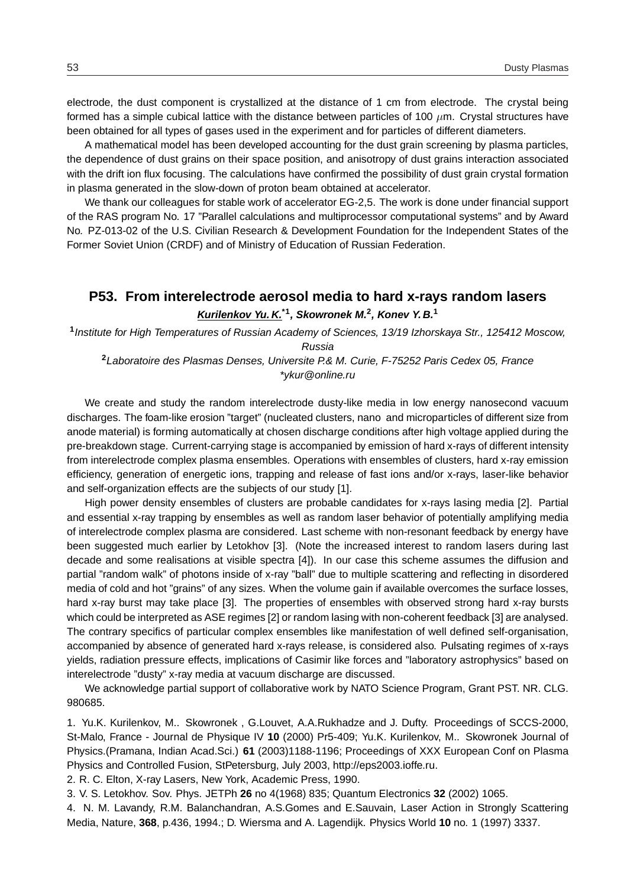electrode, the dust component is crystallized at the distance of 1 cm from electrode. The crystal being formed has a simple cubical lattice with the distance between particles of 100 $\mu$m. Crystal structures have been obtained for all types of gases used in the experiment and for particles of different diameters.

A mathematical model has been developed accounting for the dust grain screening by plasma particles, the dependence of dust grains on their space position, and anisotropy of dust grains interaction associated with the drift ion flux focusing. The calculations have confirmed the possibility of dust grain crystal formation in plasma generated in the slow-down of proton beam obtained at accelerator.

We thank our colleagues for stable work of accelerator EG-2,5. The work is done under financial support of the RAS program No. 17 "Parallel calculations and multiprocessor computational systems" and by Award No. PZ-013-02 of the U.S. Civilian Research & Development Foundation for the Independent States of the Former Soviet Union (CRDF) and of Ministry of Education of Russian Federation.

## P53. From interelectrode aerosol media to hard x-rays random lasers

***Kurilenkov Yu. K.**[*1], **Skowronek M.**[2], **Konev Y. B.**[1]*

[1]*Institute for High Temperatures of Russian Academy of Sciences, 13/19 Izhorskaya Str., 125412 Moscow, Russia*

[2]*Laboratoire des Plasmas Denses, Universite P.& M. Curie, F-75252 Paris Cedex 05, France*

*\*ykur@online.ru*

We create and study the random interelectrode dusty-like media in low energy nanosecond vacuum discharges. The foam-like erosion "target" (nucleated clusters, nano and microparticles of different size from anode material) is forming automatically at chosen discharge conditions after high voltage applied during the pre-breakdown stage. Current-carrying stage is accompanied by emission of hard x-rays of different intensity from interelectrode complex plasma ensembles. Operations with ensembles of clusters, hard x-ray emission efficiency, generation of energetic ions, trapping and release of fast ions and/or x-rays, laser-like behavior and self-organization effects are the subjects of our study [1].

High power density ensembles of clusters are probable candidates for x-rays lasing media [2]. Partial and essential x-ray trapping by ensembles as well as random laser behavior of potentially amplifying media of interelectrode complex plasma are considered. Last scheme with non-resonant feedback by energy have been suggested much earlier by Letokhov [3]. (Note the increased interest to random lasers during last decade and some realisations at visible spectra [4]). In our case this scheme assumes the diffusion and partial "random walk" of photons inside of x-ray "ball" due to multiple scattering and reflecting in disordered media of cold and hot "grains" of any sizes. When the volume gain if available overcomes the surface losses, hard x-ray burst may take place [3]. The properties of ensembles with observed strong hard x-ray bursts which could be interpreted as ASE regimes [2] or random lasing with non-coherent feedback [3] are analysed. The contrary specifics of particular complex ensembles like manifestation of well defined self-organisation, accompanied by absence of generated hard x-rays release, is considered also. Pulsating regimes of x-rays yields, radiation pressure effects, implications of Casimir like forces and "laboratory astrophysics" based on interelectrode "dusty" x-ray media at vacuum discharge are discussed.

We acknowledge partial support of collaborative work by NATO Science Program, Grant PST. NR. CLG. 980685.

1. Yu.K. Kurilenkov, M.. Skowronek , G.Louvet, A.A.Rukhadze and J. Dufty. Proceedings of SCCS-2000, St-Malo, France - Journal de Physique IV **10** (2000) Pr5-409; Yu.K. Kurilenkov, M.. Skowronek Journal of Physics.(Pramana, Indian Acad.Sci.) **61** (2003)1188-1196; Proceedings of XXX European Conf on Plasma Physics and Controlled Fusion, StPetersburg, July 2003, http://eps2003.ioffe.ru.
2. R. C. Elton, X-ray Lasers, New York, Academic Press, 1990.
3. V. S. Letokhov. Sov. Phys. JETPh **26** no 4(1968) 835; Quantum Electronics **32** (2002) 1065.
4. N. M. Lavandy, R.M. Balanchandran, A.S.Gomes and E.Sauvain, Laser Action in Strongly Scattering Media, Nature, **368**, p.436, 1994.; D. Wiersma and A. Lagendijk. Physics World **10** no. 1 (1997) 3337.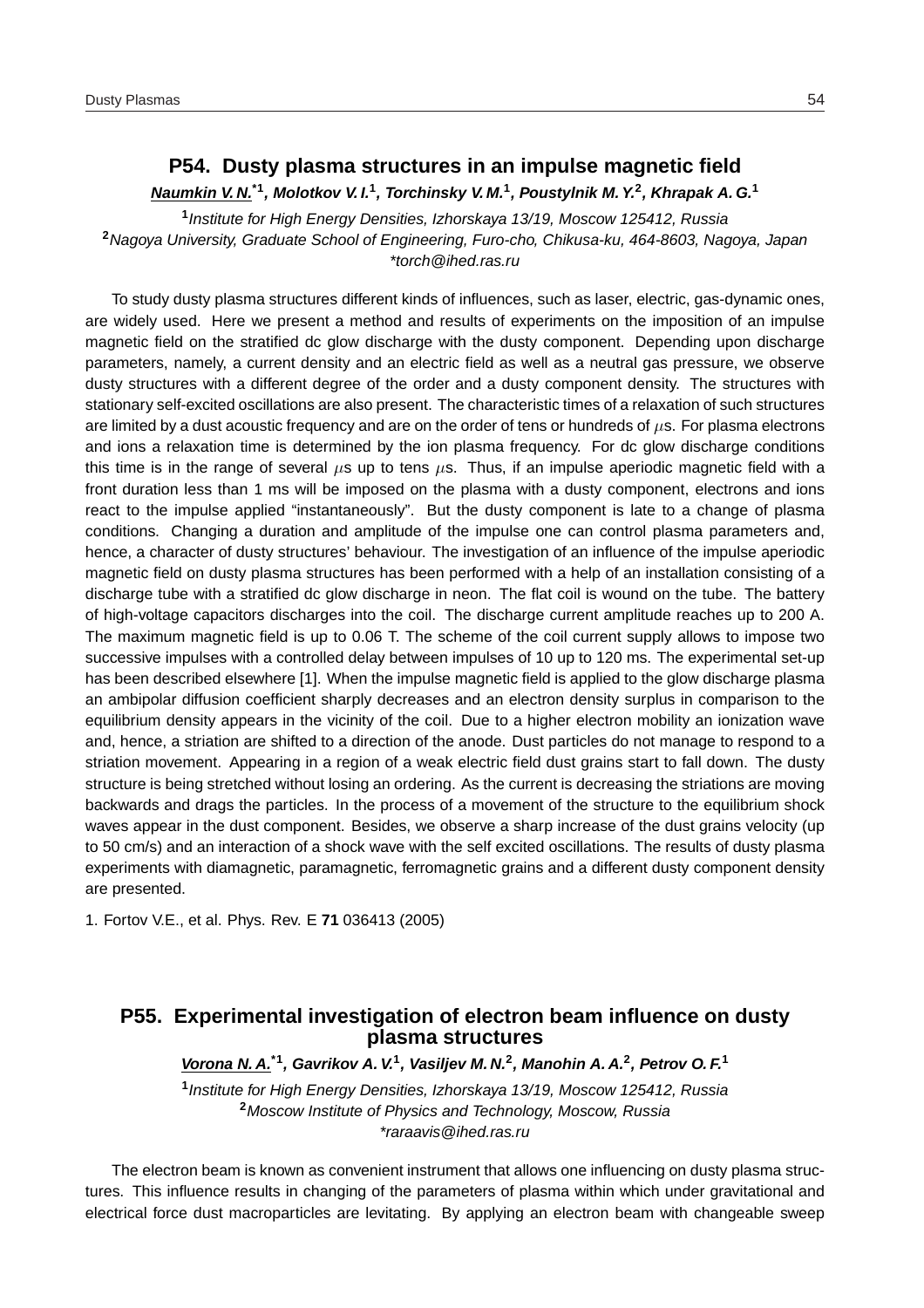## P54. Dusty plasma structures in an impulse magnetic field

***Naumkin V. N.**** [*1], ***Molotkov V. I.*** [1], ***Torchinsky V. M.*** [1], ***Poustylnik M. Y.*** [2], ***Khrapak A. G.*** [1]

[1] *Institute for High Energy Densities, Izhorskaya 13/19, Moscow 125412, Russia*
[2] *Nagoya University, Graduate School of Engineering, Furo-cho, Chikusa-ku, 464-8603, Nagoya, Japan*
*\*torch@ihed.ras.ru*

To study dusty plasma structures different kinds of influences, such as laser, electric, gas-dynamic ones, are widely used. Here we present a method and results of experiments on the imposition of an impulse magnetic field on the stratified dc glow discharge with the dusty component. Depending upon discharge parameters, namely, a current density and an electric field as well as a neutral gas pressure, we observe dusty structures with a different degree of the order and a dusty component density. The structures with stationary self-excited oscillations are also present. The characteristic times of a relaxation of such structures are limited by a dust acoustic frequency and are on the order of tens or hundreds of $\mu$s. For plasma electrons and ions a relaxation time is determined by the ion plasma frequency. For dc glow discharge conditions this time is in the range of several $\mu$s up to tens $\mu$s. Thus, if an impulse aperiodic magnetic field with a front duration less than 1 ms will be imposed on the plasma with a dusty component, electrons and ions react to the impulse applied "instantaneously". But the dusty component is late to a change of plasma conditions. Changing a duration and amplitude of the impulse one can control plasma parameters and, hence, a character of dusty structures' behaviour. The investigation of an influence of the impulse aperiodic magnetic field on dusty plasma structures has been performed with a help of an installation consisting of a discharge tube with a stratified dc glow discharge in neon. The flat coil is wound on the tube. The battery of high-voltage capacitors discharges into the coil. The discharge current amplitude reaches up to 200 A. The maximum magnetic field is up to 0.06 T. The scheme of the coil current supply allows to impose two successive impulses with a controlled delay between impulses of 10 up to 120 ms. The experimental set-up has been described elsewhere [1]. When the impulse magnetic field is applied to the glow discharge plasma an ambipolar diffusion coefficient sharply decreases and an electron density surplus in comparison to the equilibrium density appears in the vicinity of the coil. Due to a higher electron mobility an ionization wave and, hence, a striation are shifted to a direction of the anode. Dust particles do not manage to respond to a striation movement. Appearing in a region of a weak electric field dust grains start to fall down. The dusty structure is being stretched without losing an ordering. As the current is decreasing the striations are moving backwards and drags the particles. In the process of a movement of the structure to the equilibrium shock waves appear in the dust component. Besides, we observe a sharp increase of the dust grains velocity (up to 50 cm/s) and an interaction of a shock wave with the self excited oscillations. The results of dusty plasma experiments with diamagnetic, paramagnetic, ferromagnetic grains and a different dusty component density are presented.

1. Fortov V.E., et al. Phys. Rev. E **71** 036413 (2005)

## P55. Experimental investigation of electron beam influence on dusty plasma structures

***Vorona N. A.**** [*1], ***Gavrikov A. V.*** [1], ***Vasiljev M. N.*** [2], ***Manohin A. A.*** [2], ***Petrov O. F.*** [1]

[1] *Institute for High Energy Densities, Izhorskaya 13/19, Moscow 125412, Russia*
[2] *Moscow Institute of Physics and Technology, Moscow, Russia*
*\*raraavis@ihed.ras.ru*

The electron beam is known as convenient instrument that allows one influencing on dusty plasma structures. This influence results in changing of the parameters of plasma within which under gravitational and electrical force dust macroparticles are levitating. By applying an electron beam with changeable sweep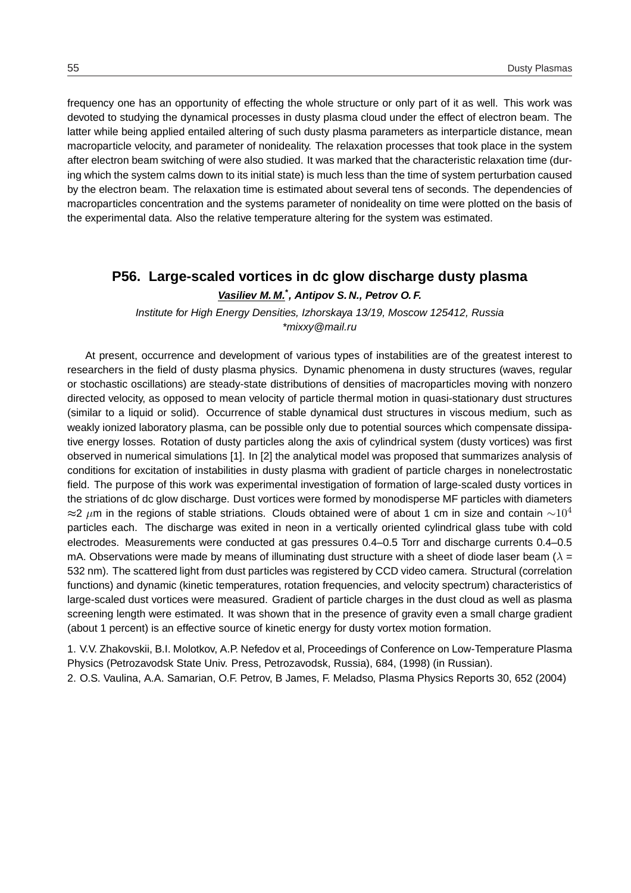frequency one has an opportunity of effecting the whole structure or only part of it as well. This work was devoted to studying the dynamical processes in dusty plasma cloud under the effect of electron beam. The latter while being applied entailed altering of such dusty plasma parameters as interparticle distance, mean macroparticle velocity, and parameter of nonideality. The relaxation processes that took place in the system after electron beam switching of were also studied. It was marked that the characteristic relaxation time (during which the system calms down to its initial state) is much less than the time of system perturbation caused by the electron beam. The relaxation time is estimated about several tens of seconds. The dependencies of macroparticles concentration and the systems parameter of nonideality on time were plotted on the basis of the experimental data. Also the relative temperature altering for the system was estimated.

## P56. Large-scaled vortices in dc glow discharge dusty plasma

***Vasiliev M. M.*** [*]***, Antipov S. N., Petrov O. F.***

*Institute for High Energy Densities, Izhorskaya 13/19, Moscow 125412, Russia*
*\*mixxy@mail.ru*

At present, occurrence and development of various types of instabilities are of the greatest interest to researchers in the field of dusty plasma physics. Dynamic phenomena in dusty structures (waves, regular or stochastic oscillations) are steady-state distributions of densities of macroparticles moving with nonzero directed velocity, as opposed to mean velocity of particle thermal motion in quasi-stationary dust structures (similar to a liquid or solid). Occurrence of stable dynamical dust structures in viscous medium, such as weakly ionized laboratory plasma, can be possible only due to potential sources which compensate dissipative energy losses. Rotation of dusty particles along the axis of cylindrical system (dusty vortices) was first observed in numerical simulations [1]. In [2] the analytical model was proposed that summarizes analysis of conditions for excitation of instabilities in dusty plasma with gradient of particle charges in nonelectrostatic field. The purpose of this work was experimental investigation of formation of large-scaled dusty vortices in the striations of dc glow discharge. Dust vortices were formed by monodisperse MF particles with diameters $\approx$2 $\mu$m in the regions of stable striations. Clouds obtained were of about 1 cm in size and contain $\sim 10^4$ particles each. The discharge was exited in neon in a vertically oriented cylindrical glass tube with cold electrodes. Measurements were conducted at gas pressures 0.4–0.5 Torr and discharge currents 0.4–0.5 mA. Observations were made by means of illuminating dust structure with a sheet of diode laser beam ($\lambda$ = 532 nm). The scattered light from dust particles was registered by CCD video camera. Structural (correlation functions) and dynamic (kinetic temperatures, rotation frequencies, and velocity spectrum) characteristics of large-scaled dust vortices were measured. Gradient of particle charges in the dust cloud as well as plasma screening length were estimated. It was shown that in the presence of gravity even a small charge gradient (about 1 percent) is an effective source of kinetic energy for dusty vortex motion formation.

1. V.V. Zhakovskii, B.I. Molotkov, A.P. Nefedov et al, Proceedings of Conference on Low-Temperature Plasma Physics (Petrozavodsk State Univ. Press, Petrozavodsk, Russia), 684, (1998) (in Russian).
2. O.S. Vaulina, A.A. Samarian, O.F. Petrov, B James, F. Meladso, Plasma Physics Reports 30, 652 (2004)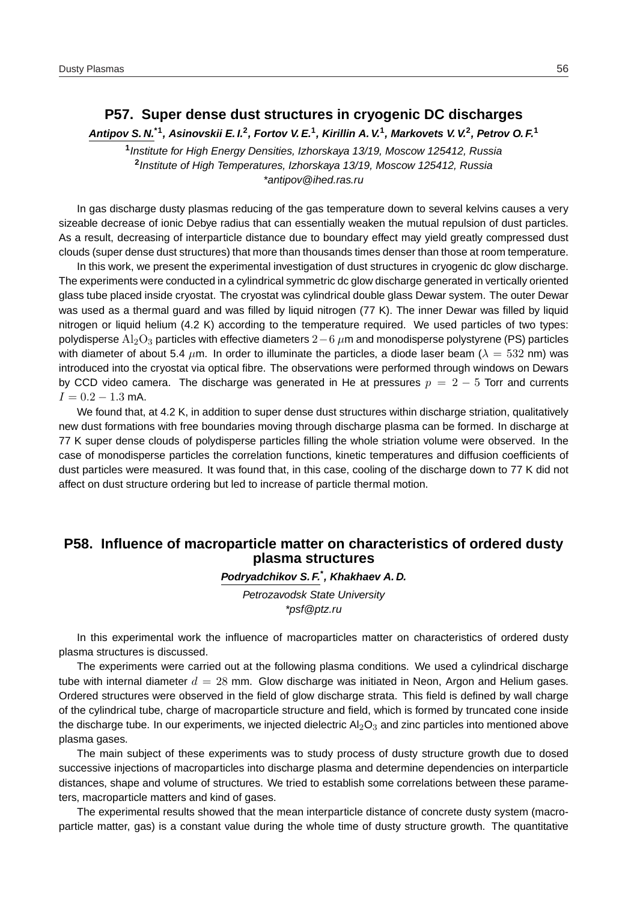## P57. Super dense dust structures in cryogenic DC discharges

***Antipov S. N.*[*1], Asinovskii E. I.[2], Fortov V. E.[1], Kirillin A. V.[1], Markovets V. V.[2], Petrov O. F.[1]***

[1]*Institute for High Energy Densities, Izhorskaya 13/19, Moscow 125412, Russia*
[2]*Institute of High Temperatures, Izhorskaya 13/19, Moscow 125412, Russia*
*antipov@ihed.ras.ru*

In gas discharge dusty plasmas reducing of the gas temperature down to several kelvins causes a very sizeable decrease of ionic Debye radius that can essentially weaken the mutual repulsion of dust particles. As a result, decreasing of interparticle distance due to boundary effect may yield greatly compressed dust clouds (super dense dust structures) that more than thousands times denser than those at room temperature.

In this work, we present the experimental investigation of dust structures in cryogenic dc glow discharge. The experiments were conducted in a cylindrical symmetric dc glow discharge generated in vertically oriented glass tube placed inside cryostat. The cryostat was cylindrical double glass Dewar system. The outer Dewar was used as a thermal guard and was filled by liquid nitrogen (77 K). The inner Dewar was filled by liquid nitrogen or liquid helium (4.2 K) according to the temperature required. We used particles of two types: polydisperse $\mathrm{Al_2O_3}$ particles with effective diameters $2-6$ $\mu$m and monodisperse polystyrene (PS) particles with diameter of about 5.4 $\mu$m. In order to illuminate the particles, a diode laser beam ($\lambda = 532$ nm) was introduced into the cryostat via optical fibre. The observations were performed through windows on Dewars by CCD video camera. The discharge was generated in He at pressures $p = 2-5$ Torr and currents $I = 0.2-1.3$ mA.

We found that, at 4.2 K, in addition to super dense dust structures within discharge striation, qualitatively new dust formations with free boundaries moving through discharge plasma can be formed. In discharge at 77 K super dense clouds of polydisperse particles filling the whole striation volume were observed. In the case of monodisperse particles the correlation functions, kinetic temperatures and diffusion coefficients of dust particles were measured. It was found that, in this case, cooling of the discharge down to 77 K did not affect on dust structure ordering but led to increase of particle thermal motion.

## P58. Influence of macroparticle matter on characteristics of ordered dusty plasma structures

***Podryadchikov S. F.*[*], Khakhaev A. D.***

*Petrozavodsk State University*
*psf@ptz.ru*

In this experimental work the influence of macroparticles matter on characteristics of ordered dusty plasma structures is discussed.

The experiments were carried out at the following plasma conditions. We used a cylindrical discharge tube with internal diameter $d = 28$ mm. Glow discharge was initiated in Neon, Argon and Helium gases. Ordered structures were observed in the field of glow discharge strata. This field is defined by wall charge of the cylindrical tube, charge of macroparticle structure and field, which is formed by truncated cone inside the discharge tube. In our experiments, we injected dielectric $\mathrm{Al_2O_3}$ and zinc particles into mentioned above plasma gases.

The main subject of these experiments was to study process of dusty structure growth due to dosed successive injections of macroparticles into discharge plasma and determine dependencies on interparticle distances, shape and volume of structures. We tried to establish some correlations between these parameters, macroparticle matters and kind of gases.

The experimental results showed that the mean interparticle distance of concrete dusty system (macroparticle matter, gas) is a constant value during the whole time of dusty structure growth. The quantitative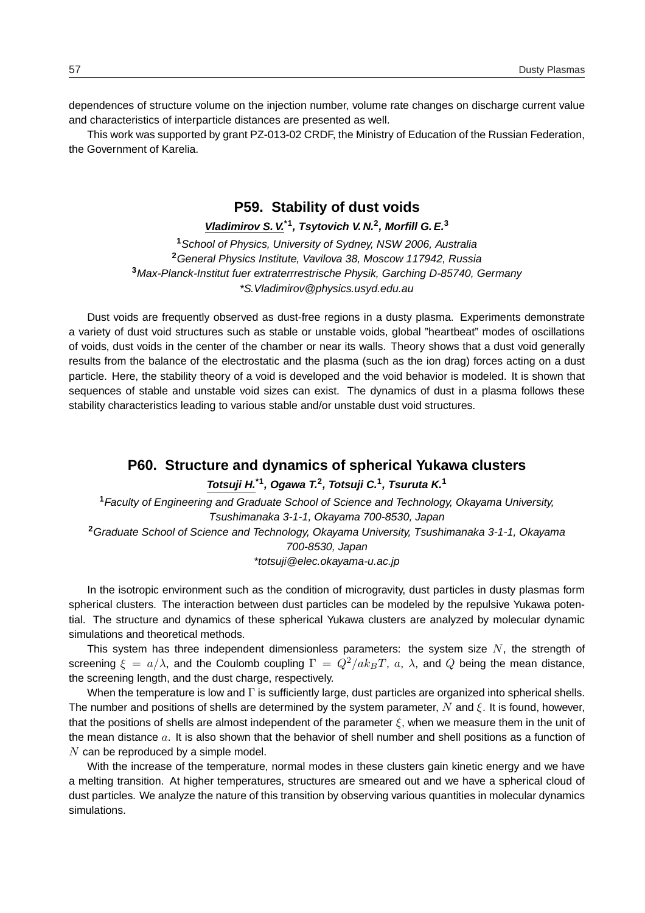dependences of structure volume on the injection number, volume rate changes on discharge current value and characteristics of interparticle distances are presented as well.

This work was supported by grant PZ-013-02 CRDF, the Ministry of Education of the Russian Federation, the Government of Karelia.

## P59. Stability of dust voids

***Vladimirov S. V.*** *[*1], Tsytovich V. N.[2], Morfill G. E.[3]*

*[1] School of Physics, University of Sydney, NSW 2006, Australia*
*[2] General Physics Institute, Vavilova 38, Moscow 117942, Russia*
*[3] Max-Planck-Institut fuer extraterrrestrische Physik, Garching D-85740, Germany*
*\*S.Vladimirov@physics.usyd.edu.au*

Dust voids are frequently observed as dust-free regions in a dusty plasma. Experiments demonstrate a variety of dust void structures such as stable or unstable voids, global "heartbeat" modes of oscillations of voids, dust voids in the center of the chamber or near its walls. Theory shows that a dust void generally results from the balance of the electrostatic and the plasma (such as the ion drag) forces acting on a dust particle. Here, the stability theory of a void is developed and the void behavior is modeled. It is shown that sequences of stable and unstable void sizes can exist. The dynamics of dust in a plasma follows these stability characteristics leading to various stable and/or unstable dust void structures.

## P60. Structure and dynamics of spherical Yukawa clusters

***Totsuji H.*** *[*1], Ogawa T.[2], Totsuji C.[1], Tsuruta K.[1]*

*[1] Faculty of Engineering and Graduate School of Science and Technology, Okayama University, Tsushimanaka 3-1-1, Okayama 700-8530, Japan*
*[2] Graduate School of Science and Technology, Okayama University, Tsushimanaka 3-1-1, Okayama 700-8530, Japan*
*\*totsuji@elec.okayama-u.ac.jp*

In the isotropic environment such as the condition of microgravity, dust particles in dusty plasmas form spherical clusters. The interaction between dust particles can be modeled by the repulsive Yukawa potential. The structure and dynamics of these spherical Yukawa clusters are analyzed by molecular dynamic simulations and theoretical methods.

This system has three independent dimensionless parameters: the system size $N$, the strength of screening $\xi = a/\lambda$, and the Coulomb coupling $\Gamma = Q^2/ak_BT$, $a$, $\lambda$, and $Q$ being the mean distance, the screening length, and the dust charge, respectively.

When the temperature is low and $\Gamma$ is sufficiently large, dust particles are organized into spherical shells. The number and positions of shells are determined by the system parameter, $N$ and $\xi$. It is found, however, that the positions of shells are almost independent of the parameter $\xi$, when we measure them in the unit of the mean distance $a$. It is also shown that the behavior of shell number and shell positions as a function of $N$ can be reproduced by a simple model.

With the increase of the temperature, normal modes in these clusters gain kinetic energy and we have a melting transition. At higher temperatures, structures are smeared out and we have a spherical cloud of dust particles. We analyze the nature of this transition by observing various quantities in molecular dynamics simulations.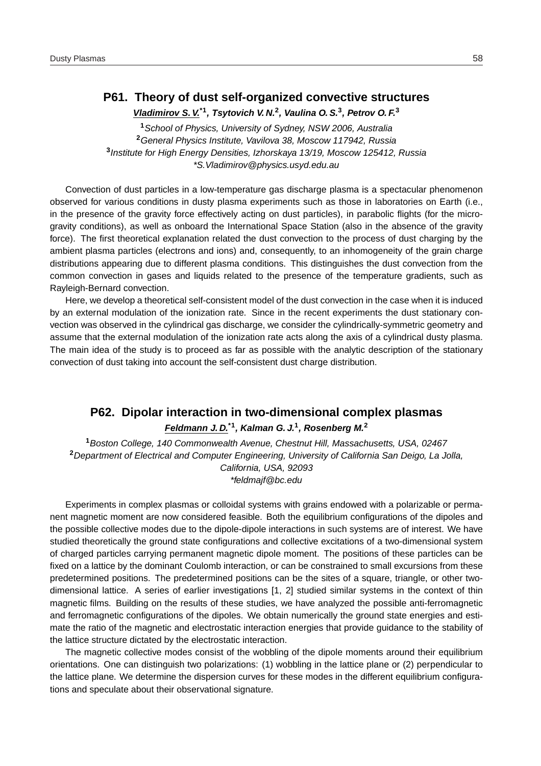## P61. Theory of dust self-organized convective structures

***Vladimirov S. V.**\*[1], Tsytovich V. N.[2], Vaulina O. S.[3], Petrov O. F.[3]*

[1] *School of Physics, University of Sydney, NSW 2006, Australia*
[2] *General Physics Institute, Vavilova 38, Moscow 117942, Russia*
[3] *Institute for High Energy Densities, Izhorskaya 13/19, Moscow 125412, Russia*
*\*S.Vladimirov@physics.usyd.edu.au*

Convection of dust particles in a low-temperature gas discharge plasma is a spectacular phenomenon observed for various conditions in dusty plasma experiments such as those in laboratories on Earth (i.e., in the presence of the gravity force effectively acting on dust particles), in parabolic flights (for the micro-gravity conditions), as well as onboard the International Space Station (also in the absence of the gravity force). The first theoretical explanation related the dust convection to the process of dust charging by the ambient plasma particles (electrons and ions) and, consequently, to an inhomogeneity of the grain charge distributions appearing due to different plasma conditions. This distinguishes the dust convection from the common convection in gases and liquids related to the presence of the temperature gradients, such as Rayleigh-Bernard convection.

Here, we develop a theoretical self-consistent model of the dust convection in the case when it is induced by an external modulation of the ionization rate. Since in the recent experiments the dust stationary convection was observed in the cylindrical gas discharge, we consider the cylindrically-symmetric geometry and assume that the external modulation of the ionization rate acts along the axis of a cylindrical dusty plasma. The main idea of the study is to proceed as far as possible with the analytic description of the stationary convection of dust taking into account the self-consistent dust charge distribution.

## P62. Dipolar interaction in two-dimensional complex plasmas

***Feldmann J. D.**\*[1], Kalman G. J.[1], Rosenberg M.[2]*

[1] *Boston College, 140 Commonwealth Avenue, Chestnut Hill, Massachusetts, USA, 02467*
[2] *Department of Electrical and Computer Engineering, University of California San Deigo, La Jolla, California, USA, 92093*
*\*feldmajf@bc.edu*

Experiments in complex plasmas or colloidal systems with grains endowed with a polarizable or permanent magnetic moment are now considered feasible. Both the equilibrium configurations of the dipoles and the possible collective modes due to the dipole-dipole interactions in such systems are of interest. We have studied theoretically the ground state configurations and collective excitations of a two-dimensional system of charged particles carrying permanent magnetic dipole moment. The positions of these particles can be fixed on a lattice by the dominant Coulomb interaction, or can be constrained to small excursions from these predetermined positions. The predetermined positions can be the sites of a square, triangle, or other two-dimensional lattice. A series of earlier investigations [1, 2] studied similar systems in the context of thin magnetic films. Building on the results of these studies, we have analyzed the possible anti-ferromagnetic and ferromagnetic configurations of the dipoles. We obtain numerically the ground state energies and estimate the ratio of the magnetic and electrostatic interaction energies that provide guidance to the stability of the lattice structure dictated by the electrostatic interaction.

The magnetic collective modes consist of the wobbling of the dipole moments around their equilibrium orientations. One can distinguish two polarizations: (1) wobbling in the lattice plane or (2) perpendicular to the lattice plane. We determine the dispersion curves for these modes in the different equilibrium configurations and speculate about their observational signature.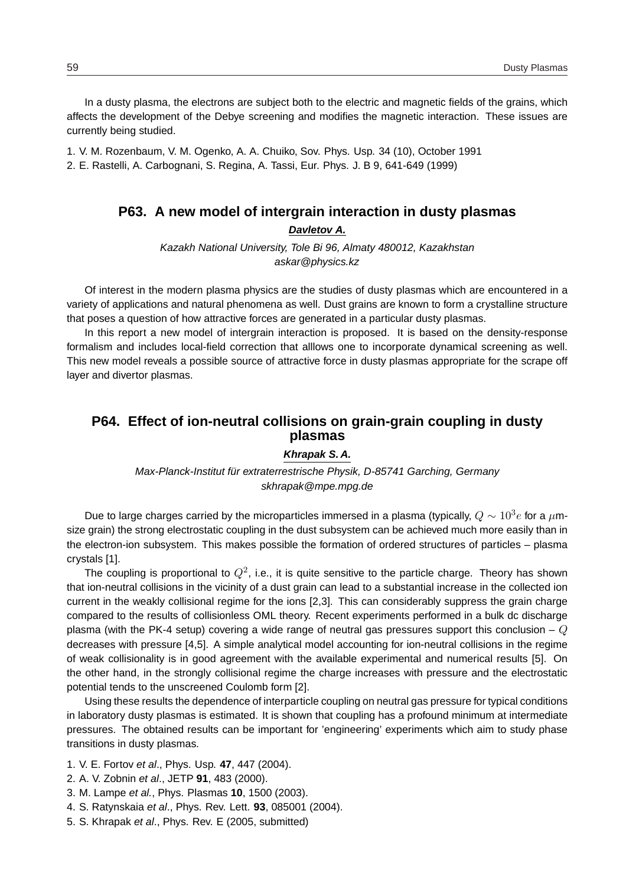In a dusty plasma, the electrons are subject both to the electric and magnetic fields of the grains, which affects the development of the Debye screening and modifies the magnetic interaction. These issues are currently being studied.

1. V. M. Rozenbaum, V. M. Ogenko, A. A. Chuiko, Sov. Phys. Usp. 34 (10), October 1991
2. E. Rastelli, A. Carbognani, S. Regina, A. Tassi, Eur. Phys. J. B 9, 641-649 (1999)

## P63. A new model of intergrain interaction in dusty plasmas

***Davletov A.***

*Kazakh National University, Tole Bi 96, Almaty 480012, Kazakhstan*
*askar@physics.kz*

Of interest in the modern plasma physics are the studies of dusty plasmas which are encountered in a variety of applications and natural phenomena as well. Dust grains are known to form a crystalline structure that poses a question of how attractive forces are generated in a particular dusty plasmas.

In this report a new model of intergrain interaction is proposed. It is based on the density-response formalism and includes local-field correction that alllows one to incorporate dynamical screening as well. This new model reveals a possible source of attractive force in dusty plasmas appropriate for the scrape off layer and divertor plasmas.

## P64. Effect of ion-neutral collisions on grain-grain coupling in dusty plasmas

***Khrapak S. A.***

*Max-Planck-Institut für extraterrestrische Physik, D-85741 Garching, Germany*
*skhrapak@mpe.mpg.de*

Due to large charges carried by the microparticles immersed in a plasma (typically, $Q \sim 10^3 e$ for a $\mu$m-size grain) the strong electrostatic coupling in the dust subsystem can be achieved much more easily than in the electron-ion subsystem. This makes possible the formation of ordered structures of particles – plasma crystals [1].

The coupling is proportional to $Q^2$, i.e., it is quite sensitive to the particle charge. Theory has shown that ion-neutral collisions in the vicinity of a dust grain can lead to a substantial increase in the collected ion current in the weakly collisional regime for the ions [2,3]. This can considerably suppress the grain charge compared to the results of collisionless OML theory. Recent experiments performed in a bulk dc discharge plasma (with the PK-4 setup) covering a wide range of neutral gas pressures support this conclusion – $Q$ decreases with pressure [4,5]. A simple analytical model accounting for ion-neutral collisions in the regime of weak collisionality is in good agreement with the available experimental and numerical results [5]. On the other hand, in the strongly collisional regime the charge increases with pressure and the electrostatic potential tends to the unscreened Coulomb form [2].

Using these results the dependence of interparticle coupling on neutral gas pressure for typical conditions in laboratory dusty plasmas is estimated. It is shown that coupling has a profound minimum at intermediate pressures. The obtained results can be important for 'engineering' experiments which aim to study phase transitions in dusty plasmas.

1. V. E. Fortov *et al*., Phys. Usp. **47**, 447 (2004).
2. A. V. Zobnin *et al*., JETP **91**, 483 (2000).
3. M. Lampe *et al.*, Phys. Plasmas **10**, 1500 (2003).
4. S. Ratynskaia *et al*., Phys. Rev. Lett. **93**, 085001 (2004).
5. S. Khrapak *et al*., Phys. Rev. E (2005, submitted)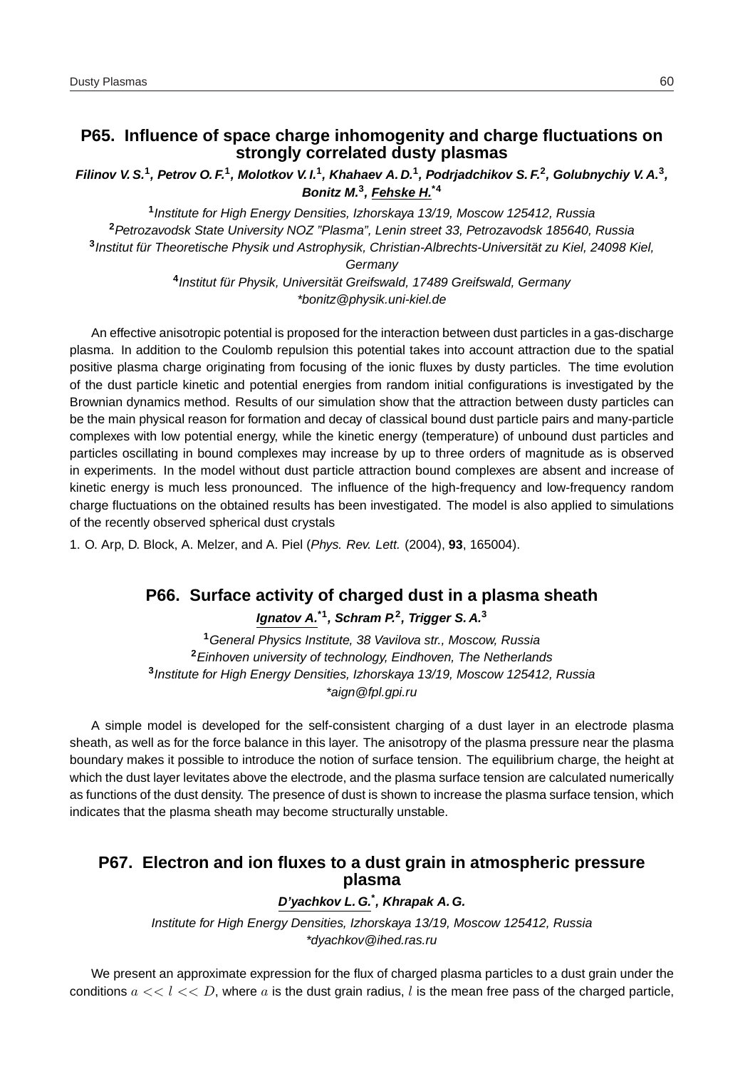## P65. Influence of space charge inhomogenity and charge fluctuations on strongly correlated dusty plasmas

***Filinov V. S.*[1], *Petrov O. F.*[1], *Molotkov V. I.*[1], *Khahaev A. D.*[1], *Podrjadchikov S. F.*[2], *Golubnychiy V. A.*[3], *Bonitz M.*[3], *Fehske H.*[*4]**

[1]*Institute for High Energy Densities, Izhorskaya 13/19, Moscow 125412, Russia*
[2]*Petrozavodsk State University NOZ "Plasma", Lenin street 33, Petrozavodsk 185640, Russia*
[3]*Institut für Theoretische Physik und Astrophysik, Christian-Albrechts-Universität zu Kiel, 24098 Kiel, Germany*
[4]*Institut für Physik, Universität Greifswald, 17489 Greifswald, Germany*
*\*bonitz@physik.uni-kiel.de*

An effective anisotropic potential is proposed for the interaction between dust particles in a gas-discharge plasma. In addition to the Coulomb repulsion this potential takes into account attraction due to the spatial positive plasma charge originating from focusing of the ionic fluxes by dusty particles. The time evolution of the dust particle kinetic and potential energies from random initial configurations is investigated by the Brownian dynamics method. Results of our simulation show that the attraction between dusty particles can be the main physical reason for formation and decay of classical bound dust particle pairs and many-particle complexes with low potential energy, while the kinetic energy (temperature) of unbound dust particles and particles oscillating in bound complexes may increase by up to three orders of magnitude as is observed in experiments. In the model without dust particle attraction bound complexes are absent and increase of kinetic energy is much less pronounced. The influence of the high-frequency and low-frequency random charge fluctuations on the obtained results has been investigated. The model is also applied to simulations of the recently observed spherical dust crystals

1. O. Arp, D. Block, A. Melzer, and A. Piel (*Phys. Rev. Lett.* (2004), **93**, 165004).

## P66. Surface activity of charged dust in a plasma sheath

***Ignatov A.*[*1], *Schram P.*[2], *Trigger S. A.*[3]**

[1]*General Physics Institute, 38 Vavilova str., Moscow, Russia*
[2]*Einhoven university of technology, Eindhoven, The Netherlands*
[3]*Institute for High Energy Densities, Izhorskaya 13/19, Moscow 125412, Russia*
*\*aign@fpl.gpi.ru*

A simple model is developed for the self-consistent charging of a dust layer in an electrode plasma sheath, as well as for the force balance in this layer. The anisotropy of the plasma pressure near the plasma boundary makes it possible to introduce the notion of surface tension. The equilibrium charge, the height at which the dust layer levitates above the electrode, and the plasma surface tension are calculated numerically as functions of the dust density. The presence of dust is shown to increase the plasma surface tension, which indicates that the plasma sheath may become structurally unstable.

## P67. Electron and ion fluxes to a dust grain in atmospheric pressure plasma

***D'yachkov L. G.*[*], *Khrapak A. G.***

*Institute for High Energy Densities, Izhorskaya 13/19, Moscow 125412, Russia*
*\*dyachkov@ihed.ras.ru*

We present an approximate expression for the flux of charged plasma particles to a dust grain under the conditions $a << l << D$, where $a$ is the dust grain radius, $l$ is the mean free pass of the charged particle,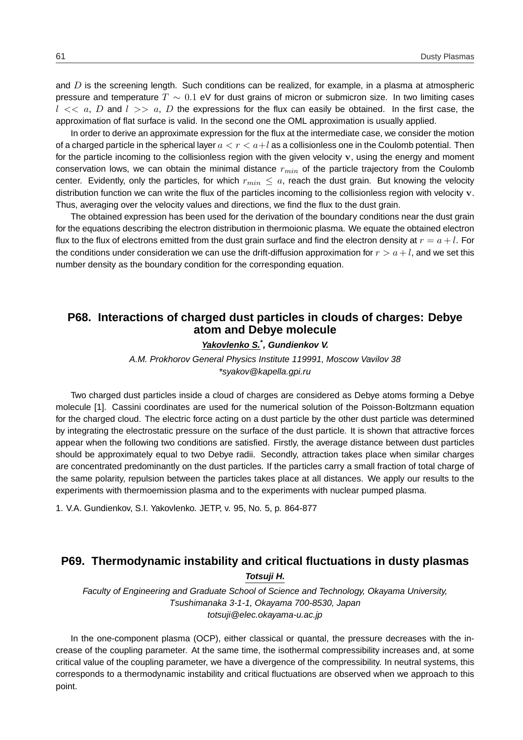and $D$ is the screening length. Such conditions can be realized, for example, in a plasma at atmospheric pressure and temperature $T \sim 0.1$ eV for dust grains of micron or submicron size. In two limiting cases $l << a$, $D$ and $l >> a$, $D$ the expressions for the flux can easily be obtained. In the first case, the approximation of flat surface is valid. In the second one the OML approximation is usually applied.

In order to derive an approximate expression for the flux at the intermediate case, we consider the motion of a charged particle in the spherical layer $a < r < a+l$ as a collisionless one in the Coulomb potential. Then for the particle incoming to the collisionless region with the given velocity $\mathbf{v}$, using the energy and moment conservation lows, we can obtain the minimal distance $r_{min}$ of the particle trajectory from the Coulomb center. Evidently, only the particles, for which $r_{min} \leq a$, reach the dust grain. But knowing the velocity distribution function we can write the flux of the particles incoming to the collisionless region with velocity $\mathbf{v}$. Thus, averaging over the velocity values and directions, we find the flux to the dust grain.

The obtained expression has been used for the derivation of the boundary conditions near the dust grain for the equations describing the electron distribution in thermoionic plasma. We equate the obtained electron flux to the flux of electrons emitted from the dust grain surface and find the electron density at $r = a + l$. For the conditions under consideration we can use the drift-diffusion approximation for $r > a + l$, and we set this number density as the boundary condition for the corresponding equation.

## P68. Interactions of charged dust particles in clouds of charges: Debye atom and Debye molecule

***Yakovlenko S.*****, Gundienkov V.***

*A.M. Prokhorov General Physics Institute 119991, Moscow Vavilov 38*
*\*syakov@kapella.gpi.ru*

Two charged dust particles inside a cloud of charges are considered as Debye atoms forming a Debye molecule [1]. Cassini coordinates are used for the numerical solution of the Poisson-Boltzmann equation for the charged cloud. The electric force acting on a dust particle by the other dust particle was determined by integrating the electrostatic pressure on the surface of the dust particle. It is shown that attractive forces appear when the following two conditions are satisfied. Firstly, the average distance between dust particles should be approximately equal to two Debye radii. Secondly, attraction takes place when similar charges are concentrated predominantly on the dust particles. If the particles carry a small fraction of total charge of the same polarity, repulsion between the particles takes place at all distances. We apply our results to the experiments with thermoemission plasma and to the experiments with nuclear pumped plasma.

1. V.A. Gundienkov, S.I. Yakovlenko. JETP, v. 95, No. 5, p. 864-877

## P69. Thermodynamic instability and critical fluctuations in dusty plasmas

***Totsuji H.***

*Faculty of Engineering and Graduate School of Science and Technology, Okayama University, Tsushimanaka 3-1-1, Okayama 700-8530, Japan*
*totsuji@elec.okayama-u.ac.jp*

In the one-component plasma (OCP), either classical or quantal, the pressure decreases with the increase of the coupling parameter. At the same time, the isothermal compressibility increases and, at some critical value of the coupling parameter, we have a divergence of the compressibility. In neutral systems, this corresponds to a thermodynamic instability and critical fluctuations are observed when we approach to this point.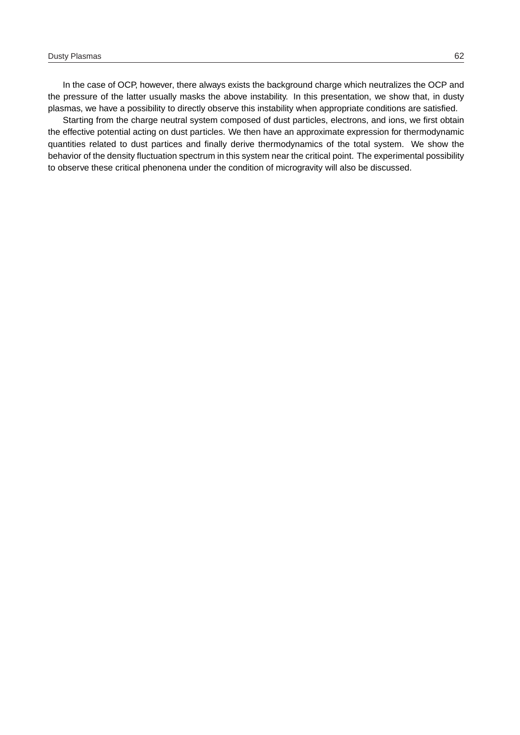In the case of OCP, however, there always exists the background charge which neutralizes the OCP and the pressure of the latter usually masks the above instability. In this presentation, we show that, in dusty plasmas, we have a possibility to directly observe this instability when appropriate conditions are satisfied.

Starting from the charge neutral system composed of dust particles, electrons, and ions, we first obtain the effective potential acting on dust particles. We then have an approximate expression for thermodynamic quantities related to dust partices and finally derive thermodynamics of the total system. We show the behavior of the density fluctuation spectrum in this system near the critical point. The experimental possibility to observe these critical phenonena under the condition of microgravity will also be discussed.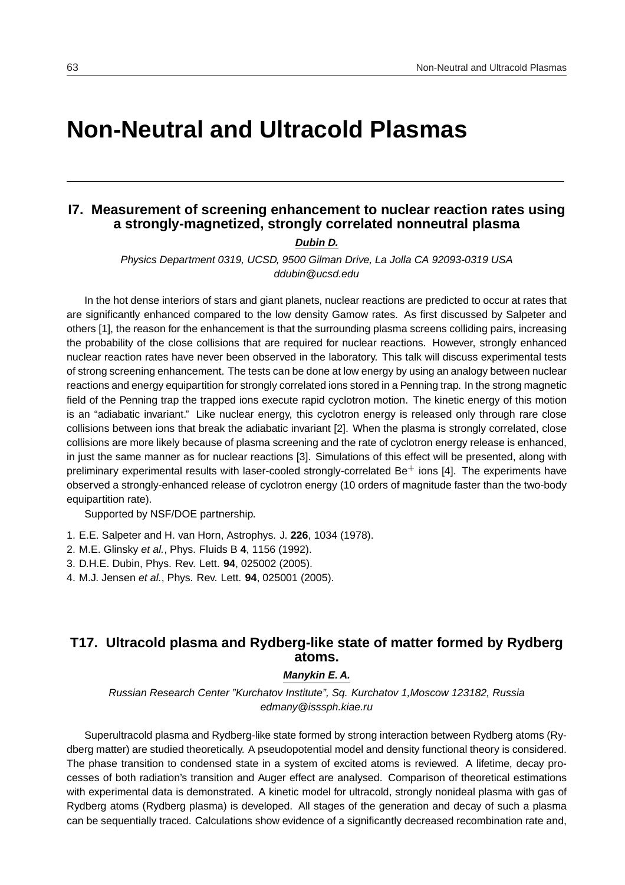# Non-Neutral and Ultracold Plasmas

## I7. Measurement of screening enhancement to nuclear reaction rates using a strongly-magnetized, strongly correlated nonneutral plasma

***Dubin D.***

*Physics Department 0319, UCSD, 9500 Gilman Drive, La Jolla CA 92093-0319 USA*
*ddubin@ucsd.edu*

In the hot dense interiors of stars and giant planets, nuclear reactions are predicted to occur at rates that are significantly enhanced compared to the low density Gamow rates. As first discussed by Salpeter and others [1], the reason for the enhancement is that the surrounding plasma screens colliding pairs, increasing the probability of the close collisions that are required for nuclear reactions. However, strongly enhanced nuclear reaction rates have never been observed in the laboratory. This talk will discuss experimental tests of strong screening enhancement. The tests can be done at low energy by using an analogy between nuclear reactions and energy equipartition for strongly correlated ions stored in a Penning trap. In the strong magnetic field of the Penning trap the trapped ions execute rapid cyclotron motion. The kinetic energy of this motion is an "adiabatic invariant." Like nuclear energy, this cyclotron energy is released only through rare close collisions between ions that break the adiabatic invariant [2]. When the plasma is strongly correlated, close collisions are more likely because of plasma screening and the rate of cyclotron energy release is enhanced, in just the same manner as for nuclear reactions [3]. Simulations of this effect will be presented, along with preliminary experimental results with laser-cooled strongly-correlated $Be^+$ ions [4]. The experiments have observed a strongly-enhanced release of cyclotron energy (10 orders of magnitude faster than the two-body equipartition rate).

Supported by NSF/DOE partnership.

1. E.E. Salpeter and H. van Horn, Astrophys. J. **226**, 1034 (1978).
2. M.E. Glinsky *et al.*, Phys. Fluids B **4**, 1156 (1992).
3. D.H.E. Dubin, Phys. Rev. Lett. **94**, 025002 (2005).
4. M.J. Jensen *et al.*, Phys. Rev. Lett. **94**, 025001 (2005).

## T17. Ultracold plasma and Rydberg-like state of matter formed by Rydberg atoms.

***Manykin E. A.***

*Russian Research Center "Kurchatov Institute", Sq. Kurchatov 1,Moscow 123182, Russia*
*edmany@isssph.kiae.ru*

Superultracold plasma and Rydberg-like state formed by strong interaction between Rydberg atoms (Rydberg matter) are studied theoretically. A pseudopotential model and density functional theory is considered. The phase transition to condensed state in a system of excited atoms is reviewed. A lifetime, decay processes of both radiation's transition and Auger effect are analysed. Comparison of theoretical estimations with experimental data is demonstrated. A kinetic model for ultracold, strongly nonideal plasma with gas of Rydberg atoms (Rydberg plasma) is developed. All stages of the generation and decay of such a plasma can be sequentially traced. Calculations show evidence of a significantly decreased recombination rate and,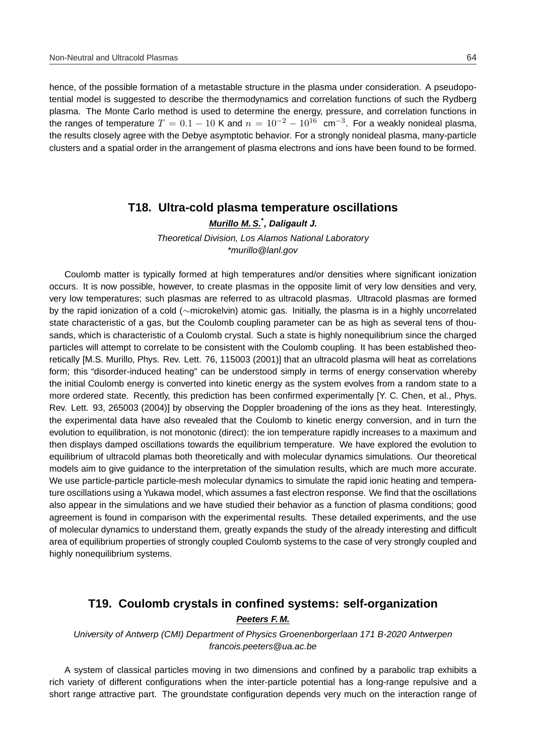hence, of the possible formation of a metastable structure in the plasma under consideration. A pseudopotential model is suggested to describe the thermodynamics and correlation functions of such the Rydberg plasma. The Monte Carlo method is used to determine the energy, pressure, and correlation functions in the ranges of temperature $T = 0.1 - 10$ K and $n = 10^{-2} - 10^{16}$ cm$^{-3}$. For a weakly nonideal plasma, the results closely agree with the Debye asymptotic behavior. For a strongly nonideal plasma, many-particle clusters and a spatial order in the arrangement of plasma electrons and ions have been found to be formed.

## T18. Ultra-cold plasma temperature oscillations

***Murillo M. S.*[*], Daligault J.***

*Theoretical Division, Los Alamos National Laboratory*
*\*murillo@lanl.gov*

Coulomb matter is typically formed at high temperatures and/or densities where significant ionization occurs. It is now possible, however, to create plasmas in the opposite limit of very low densities and very, very low temperatures; such plasmas are referred to as ultracold plasmas. Ultracold plasmas are formed by the rapid ionization of a cold ($\sim$microkelvin) atomic gas. Initially, the plasma is in a highly uncorrelated state characteristic of a gas, but the Coulomb coupling parameter can be as high as several tens of thousands, which is characteristic of a Coulomb crystal. Such a state is highly nonequilibrium since the charged particles will attempt to correlate to be consistent with the Coulomb coupling. It has been established theoretically [M.S. Murillo, Phys. Rev. Lett. 76, 115003 (2001)] that an ultracold plasma will heat as correlations form; this "disorder-induced heating" can be understood simply in terms of energy conservation whereby the initial Coulomb energy is converted into kinetic energy as the system evolves from a random state to a more ordered state. Recently, this prediction has been confirmed experimentally [Y. C. Chen, et al., Phys. Rev. Lett. 93, 265003 (2004)] by observing the Doppler broadening of the ions as they heat. Interestingly, the experimental data have also revealed that the Coulomb to kinetic energy conversion, and in turn the evolution to equilibration, is not monotonic (direct): the ion temperature rapidly increases to a maximum and then displays damped oscillations towards the equilibrium temperature. We have explored the evolution to equilibrium of ultracold plamas both theoretically and with molecular dynamics simulations. Our theoretical models aim to give guidance to the interpretation of the simulation results, which are much more accurate. We use particle-particle particle-mesh molecular dynamics to simulate the rapid ionic heating and temperature oscillations using a Yukawa model, which assumes a fast electron response. We find that the oscillations also appear in the simulations and we have studied their behavior as a function of plasma conditions; good agreement is found in comparison with the experimental results. These detailed experiments, and the use of molecular dynamics to understand them, greatly expands the study of the already interesting and difficult area of equilibrium properties of strongly coupled Coulomb systems to the case of very strongly coupled and highly nonequilibrium systems.

## T19. Coulomb crystals in confined systems: self-organization

***Peeters F. M.***

*University of Antwerp (CMI) Department of Physics Groenenborgerlaan 171 B-2020 Antwerpen*
*francois.peeters@ua.ac.be*

A system of classical particles moving in two dimensions and confined by a parabolic trap exhibits a rich variety of different configurations when the inter-particle potential has a long-range repulsive and a short range attractive part. The groundstate configuration depends very much on the interaction range of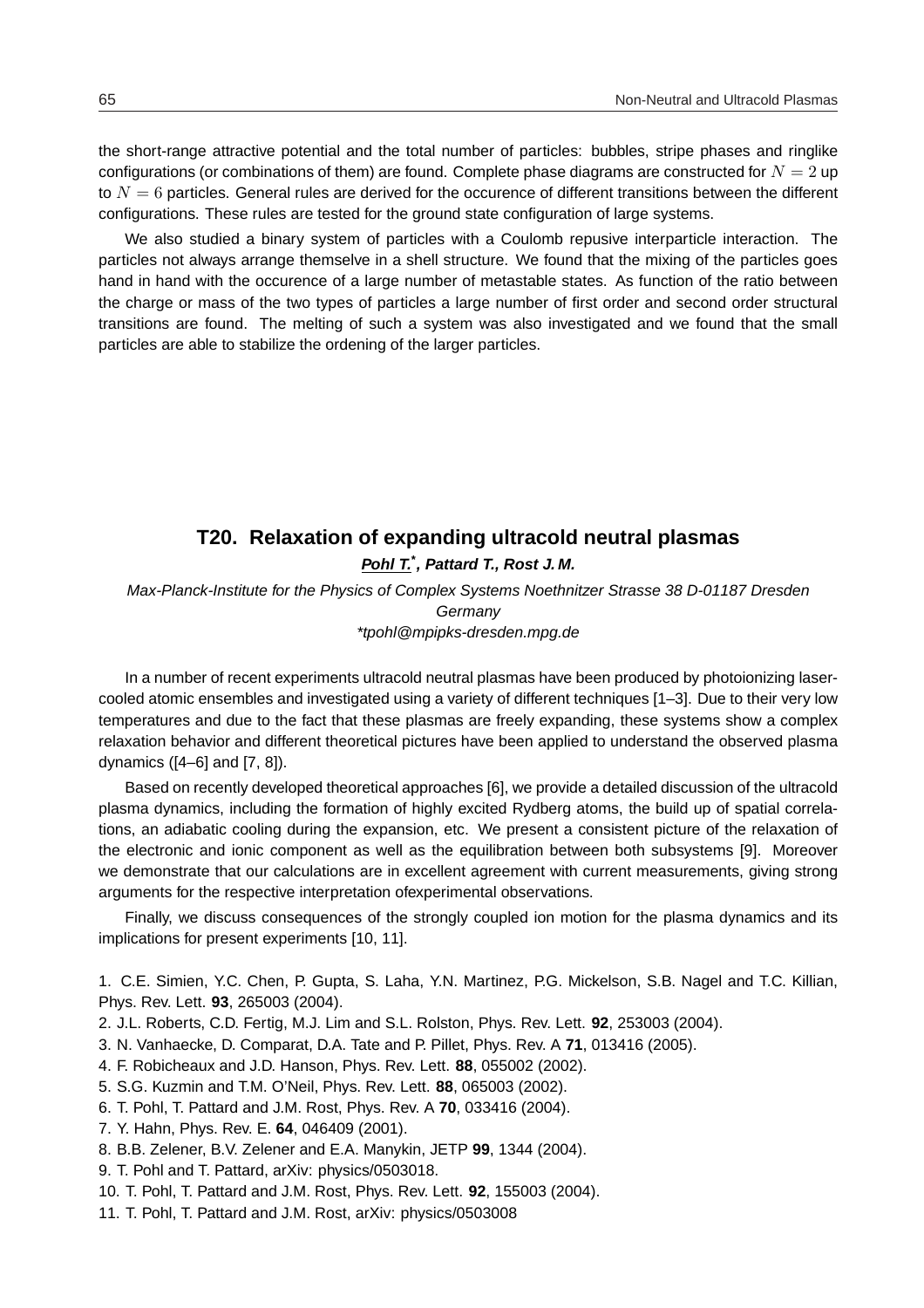the short-range attractive potential and the total number of particles: bubbles, stripe phases and ringlike configurations (or combinations of them) are found. Complete phase diagrams are constructed for $N = 2$ up to $N = 6$ particles. General rules are derived for the occurence of different transitions between the different configurations. These rules are tested for the ground state configuration of large systems.

We also studied a binary system of particles with a Coulomb repusive interparticle interaction. The particles not always arrange themselve in a shell structure. We found that the mixing of the particles goes hand in hand with the occurence of a large number of metastable states. As function of the ratio between the charge or mass of the two types of particles a large number of first order and second order structural transitions are found. The melting of such a system was also investigated and we found that the small particles are able to stabilize the ordening of the larger particles.

## T20. Relaxation of expanding ultracold neutral plasmas

***Pohl T.*\*, Pattard T., Rost J. M.***

*Max-Planck-Institute for the Physics of Complex Systems Noethnitzer Strasse 38 D-01187 Dresden Germany*
*\*tpohl@mpipks-dresden.mpg.de*

In a number of recent experiments ultracold neutral plasmas have been produced by photoionizing laser-cooled atomic ensembles and investigated using a variety of different techniques [1–3]. Due to their very low temperatures and due to the fact that these plasmas are freely expanding, these systems show a complex relaxation behavior and different theoretical pictures have been applied to understand the observed plasma dynamics ([4–6] and [7, 8]).

Based on recently developed theoretical approaches [6], we provide a detailed discussion of the ultracold plasma dynamics, including the formation of highly excited Rydberg atoms, the build up of spatial correlations, an adiabatic cooling during the expansion, etc. We present a consistent picture of the relaxation of the electronic and ionic component as well as the equilibration between both subsystems [9]. Moreover we demonstrate that our calculations are in excellent agreement with current measurements, giving strong arguments for the respective interpretation ofexperimental observations.

Finally, we discuss consequences of the strongly coupled ion motion for the plasma dynamics and its implications for present experiments [10, 11].

1. C.E. Simien, Y.C. Chen, P. Gupta, S. Laha, Y.N. Martinez, P.G. Mickelson, S.B. Nagel and T.C. Killian, Phys. Rev. Lett. **93**, 265003 (2004).
2. J.L. Roberts, C.D. Fertig, M.J. Lim and S.L. Rolston, Phys. Rev. Lett. **92**, 253003 (2004).
3. N. Vanhaecke, D. Comparat, D.A. Tate and P. Pillet, Phys. Rev. A **71**, 013416 (2005).
4. F. Robicheaux and J.D. Hanson, Phys. Rev. Lett. **88**, 055002 (2002).
5. S.G. Kuzmin and T.M. O'Neil, Phys. Rev. Lett. **88**, 065003 (2002).
6. T. Pohl, T. Pattard and J.M. Rost, Phys. Rev. A **70**, 033416 (2004).
7. Y. Hahn, Phys. Rev. E. **64**, 046409 (2001).
8. B.B. Zelener, B.V. Zelener and E.A. Manykin, JETP **99**, 1344 (2004).
9. T. Pohl and T. Pattard, arXiv: physics/0503018.
10. T. Pohl, T. Pattard and J.M. Rost, Phys. Rev. Lett. **92**, 155003 (2004).
11. T. Pohl, T. Pattard and J.M. Rost, arXiv: physics/0503008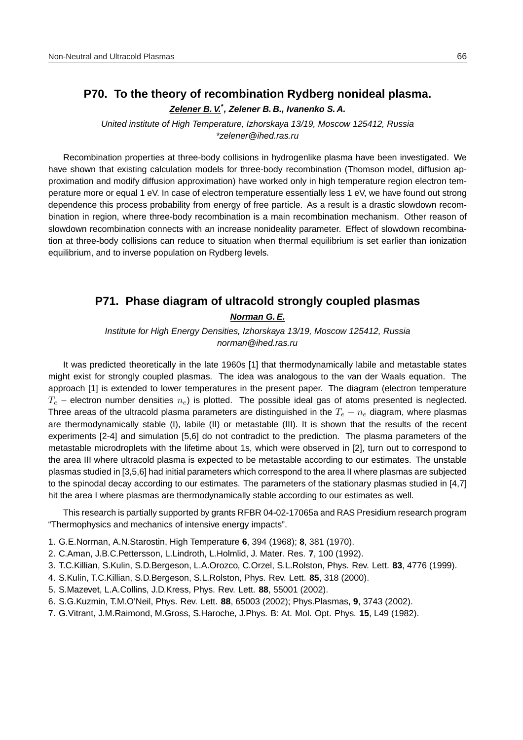## P70. To the theory of recombination Rydberg nonideal plasma.

***Zelener B. V.*\*, Zelener B. B., Ivanenko S. A.***

*United institute of High Temperature, Izhorskaya 13/19, Moscow 125412, Russia*
*\*zelener@ihed.ras.ru*

Recombination properties at three-body collisions in hydrogenlike plasma have been investigated. We have shown that existing calculation models for three-body recombination (Thomson model, diffusion approximation and modify diffusion approximation) have worked only in high temperature region electron temperature more or equal 1 eV. In case of electron temperature essentially less 1 eV, we have found out strong dependence this process probability from energy of free particle. As a result is a drastic slowdown recombination in region, where three-body recombination is a main recombination mechanism. Other reason of slowdown recombination connects with an increase nonideality parameter. Effect of slowdown recombination at three-body collisions can reduce to situation when thermal equilibrium is set earlier than ionization equilibrium, and to inverse population on Rydberg levels.

## P71. Phase diagram of ultracold strongly coupled plasmas

***Norman G. E.***

*Institute for High Energy Densities, Izhorskaya 13/19, Moscow 125412, Russia*
*norman@ihed.ras.ru*

It was predicted theoretically in the late 1960s [1] that thermodynamically labile and metastable states might exist for strongly coupled plasmas. The idea was analogous to the van der Waals equation. The approach [1] is extended to lower temperatures in the present paper. The diagram (electron temperature $T_e$ – electron number densities $n_e$) is plotted. The possible ideal gas of atoms presented is neglected. Three areas of the ultracold plasma parameters are distinguished in the $T_e - n_e$ diagram, where plasmas are thermodynamically stable (I), labile (II) or metastable (III). It is shown that the results of the recent experiments [2-4] and simulation [5,6] do not contradict to the prediction. The plasma parameters of the metastable microdroplets with the lifetime about 1s, which were observed in [2], turn out to correspond to the area III where ultracold plasma is expected to be metastable according to our estimates. The unstable plasmas studied in [3,5,6] had initial parameters which correspond to the area II where plasmas are subjected to the spinodal decay according to our estimates. The parameters of the stationary plasmas studied in [4,7] hit the area I where plasmas are thermodynamically stable according to our estimates as well.

This research is partially supported by grants RFBR 04-02-17065a and RAS Presidium research program "Thermophysics and mechanics of intensive energy impacts".

1. G.E.Norman, A.N.Starostin, High Temperature **6**, 394 (1968); **8**, 381 (1970).
2. C.Aman, J.B.C.Pettersson, L.Lindroth, L.Holmlid, J. Mater. Res. **7**, 100 (1992).
3. T.C.Killian, S.Kulin, S.D.Bergeson, L.A.Orozco, C.Orzel, S.L.Rolston, Phys. Rev. Lett. **83**, 4776 (1999).
4. S.Kulin, T.C.Killian, S.D.Bergeson, S.L.Rolston, Phys. Rev. Lett. **85**, 318 (2000).
5. S.Mazevet, L.A.Collins, J.D.Kress, Phys. Rev. Lett. **88**, 55001 (2002).
6. S.G.Kuzmin, T.M.O'Neil, Phys. Rev. Lett. **88**, 65003 (2002); Phys.Plasmas, **9**, 3743 (2002).
7. G.Vitrant, J.M.Raimond, M.Gross, S.Haroche, J.Phys. B: At. Mol. Opt. Phys. **15**, L49 (1982).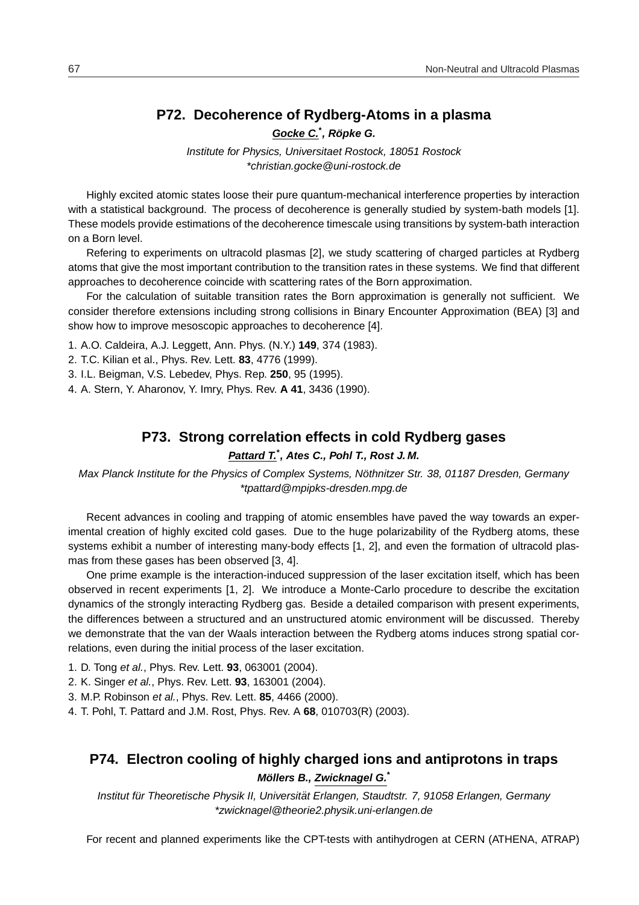## P72. Decoherence of Rydberg-Atoms in a plasma

***Gocke C.**\*, **Röpke G.***

*Institute for Physics, Universitaet Rostock, 18051 Rostock*
*\*christian.gocke@uni-rostock.de*

Highly excited atomic states loose their pure quantum-mechanical interference properties by interaction with a statistical background. The process of decoherence is generally studied by system-bath models [1]. These models provide estimations of the decoherence timescale using transitions by system-bath interaction on a Born level.

Refering to experiments on ultracold plasmas [2], we study scattering of charged particles at Rydberg atoms that give the most important contribution to the transition rates in these systems. We find that different approaches to decoherence coincide with scattering rates of the Born approximation.

For the calculation of suitable transition rates the Born approximation is generally not sufficient. We consider therefore extensions including strong collisions in Binary Encounter Approximation (BEA) [3] and show how to improve mesoscopic approaches to decoherence [4].

1. A.O. Caldeira, A.J. Leggett, Ann. Phys. (N.Y.) **149**, 374 (1983).
2. T.C. Kilian et al., Phys. Rev. Lett. **83**, 4776 (1999).
3. I.L. Beigman, V.S. Lebedev, Phys. Rep. **250**, 95 (1995).
4. A. Stern, Y. Aharonov, Y. Imry, Phys. Rev. **A 41**, 3436 (1990).

## P73. Strong correlation effects in cold Rydberg gases

***Pattard T.**\*, **Ates C., Pohl T., Rost J. M.***

*Max Planck Institute for the Physics of Complex Systems, Nöthnitzer Str. 38, 01187 Dresden, Germany*
*\*tpattard@mpipks-dresden.mpg.de*

Recent advances in cooling and trapping of atomic ensembles have paved the way towards an experimental creation of highly excited cold gases. Due to the huge polarizability of the Rydberg atoms, these systems exhibit a number of interesting many-body effects [1, 2], and even the formation of ultracold plasmas from these gases has been observed [3, 4].

One prime example is the interaction-induced suppression of the laser excitation itself, which has been observed in recent experiments [1, 2]. We introduce a Monte-Carlo procedure to describe the excitation dynamics of the strongly interacting Rydberg gas. Beside a detailed comparison with present experiments, the differences between a structured and an unstructured atomic environment will be discussed. Thereby we demonstrate that the van der Waals interaction between the Rydberg atoms induces strong spatial correlations, even during the initial process of the laser excitation.

1. D. Tong *et al.*, Phys. Rev. Lett. **93**, 063001 (2004).
2. K. Singer *et al.*, Phys. Rev. Lett. **93**, 163001 (2004).
3. M.P. Robinson *et al.*, Phys. Rev. Lett. **85**, 4466 (2000).
4. T. Pohl, T. Pattard and J.M. Rost, Phys. Rev. A **68**, 010703(R) (2003).

## P74. Electron cooling of highly charged ions and antiprotons in traps

***Möllers B., Zwicknagel G.**\**

*Institut für Theoretische Physik II, Universität Erlangen, Staudtstr. 7, 91058 Erlangen, Germany*
*\*zwicknagel@theorie2.physik.uni-erlangen.de*

For recent and planned experiments like the CPT-tests with antihydrogen at CERN (ATHENA, ATRAP)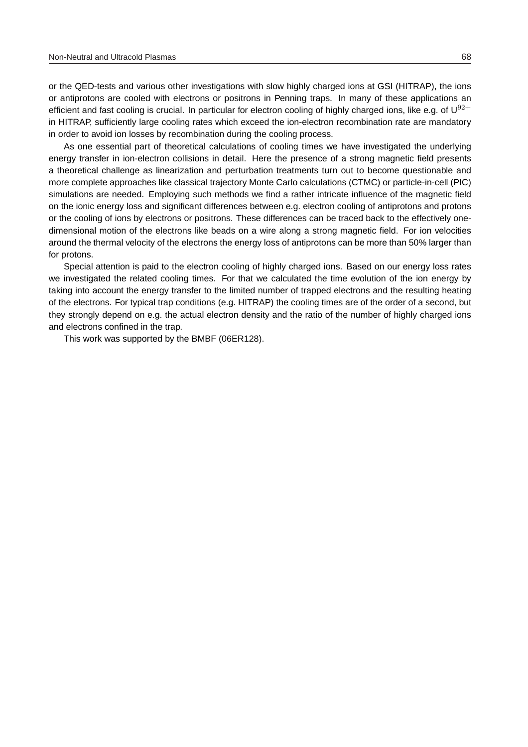or the QED-tests and various other investigations with slow highly charged ions at GSI (HITRAP), the ions or antiprotons are cooled with electrons or positrons in Penning traps. In many of these applications an efficient and fast cooling is crucial. In particular for electron cooling of highly charged ions, like e.g. of $U^{92+}$ in HITRAP, sufficiently large cooling rates which exceed the ion-electron recombination rate are mandatory in order to avoid ion losses by recombination during the cooling process.

As one essential part of theoretical calculations of cooling times we have investigated the underlying energy transfer in ion-electron collisions in detail. Here the presence of a strong magnetic field presents a theoretical challenge as linearization and perturbation treatments turn out to become questionable and more complete approaches like classical trajectory Monte Carlo calculations (CTMC) or particle-in-cell (PIC) simulations are needed. Employing such methods we find a rather intricate influence of the magnetic field on the ionic energy loss and significant differences between e.g. electron cooling of antiprotons and protons or the cooling of ions by electrons or positrons. These differences can be traced back to the effectively one-dimensional motion of the electrons like beads on a wire along a strong magnetic field. For ion velocities around the thermal velocity of the electrons the energy loss of antiprotons can be more than 50% larger than for protons.

Special attention is paid to the electron cooling of highly charged ions. Based on our energy loss rates we investigated the related cooling times. For that we calculated the time evolution of the ion energy by taking into account the energy transfer to the limited number of trapped electrons and the resulting heating of the electrons. For typical trap conditions (e.g. HITRAP) the cooling times are of the order of a second, but they strongly depend on e.g. the actual electron density and the ratio of the number of highly charged ions and electrons confined in the trap.

This work was supported by the BMBF (06ER128).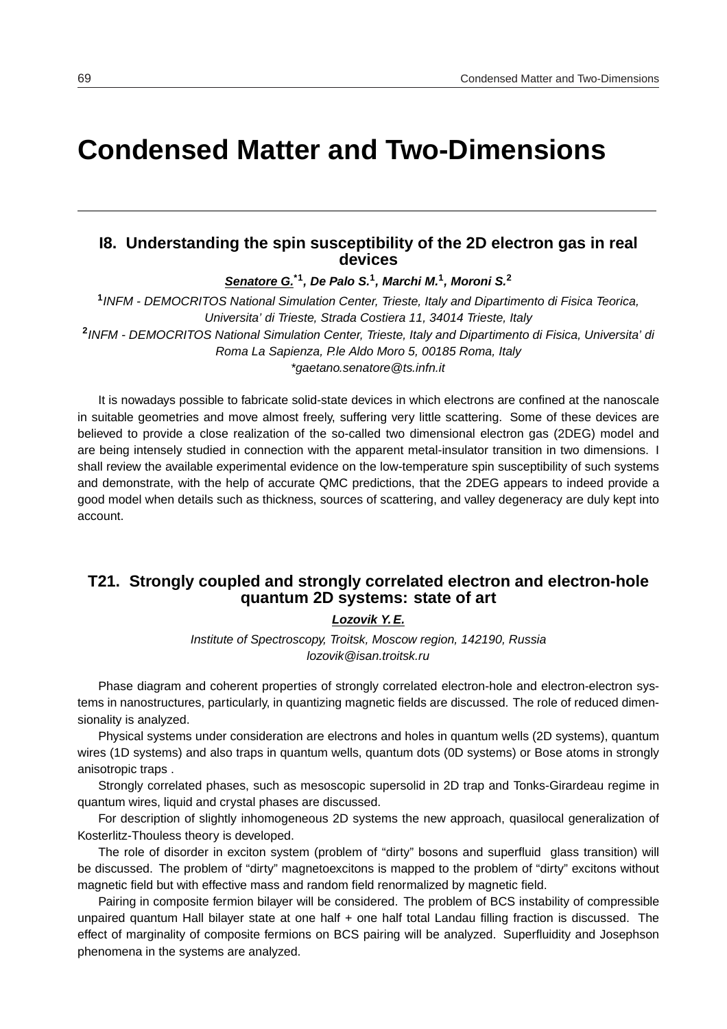# Condensed Matter and Two-Dimensions

---

## I8. Understanding the spin susceptibility of the 2D electron gas in real devices

***Senatore G.**[*1], De Palo S.[1], Marchi M.[1], Moroni S.[2]*

[1]*INFM - DEMOCRITOS National Simulation Center, Trieste, Italy and Dipartimento di Fisica Teorica, Universita' di Trieste, Strada Costiera 11, 34014 Trieste, Italy*

[2]*INFM - DEMOCRITOS National Simulation Center, Trieste, Italy and Dipartimento di Fisica, Universita' di Roma La Sapienza, P.le Aldo Moro 5, 00185 Roma, Italy*

*\*gaetano.senatore@ts.infn.it*

It is nowadays possible to fabricate solid-state devices in which electrons are confined at the nanoscale in suitable geometries and move almost freely, suffering very little scattering. Some of these devices are believed to provide a close realization of the so-called two dimensional electron gas (2DEG) model and are being intensely studied in connection with the apparent metal-insulator transition in two dimensions. I shall review the available experimental evidence on the low-temperature spin susceptibility of such systems and demonstrate, with the help of accurate QMC predictions, that the 2DEG appears to indeed provide a good model when details such as thickness, sources of scattering, and valley degeneracy are duly kept into account.

## T21. Strongly coupled and strongly correlated electron and electron-hole quantum 2D systems: state of art

***Lozovik Y. E.***

*Institute of Spectroscopy, Troitsk, Moscow region, 142190, Russia*

*lozovik@isan.troitsk.ru*

Phase diagram and coherent properties of strongly correlated electron-hole and electron-electron systems in nanostructures, particularly, in quantizing magnetic fields are discussed. The role of reduced dimensionality is analyzed.

Physical systems under consideration are electrons and holes in quantum wells (2D systems), quantum wires (1D systems) and also traps in quantum wells, quantum dots (0D systems) or Bose atoms in strongly anisotropic traps .

Strongly correlated phases, such as mesoscopic supersolid in 2D trap and Tonks-Girardeau regime in quantum wires, liquid and crystal phases are discussed.

For description of slightly inhomogeneous 2D systems the new approach, quasilocal generalization of Kosterlitz-Thouless theory is developed.

The role of disorder in exciton system (problem of "dirty" bosons and superfluid glass transition) will be discussed. The problem of "dirty" magnetoexcitons is mapped to the problem of "dirty" excitons without magnetic field but with effective mass and random field renormalized by magnetic field.

Pairing in composite fermion bilayer will be considered. The problem of BCS instability of compressible unpaired quantum Hall bilayer state at one half + one half total Landau filling fraction is discussed. The effect of marginality of composite fermions on BCS pairing will be analyzed. Superfluidity and Josephson phenomena in the systems are analyzed.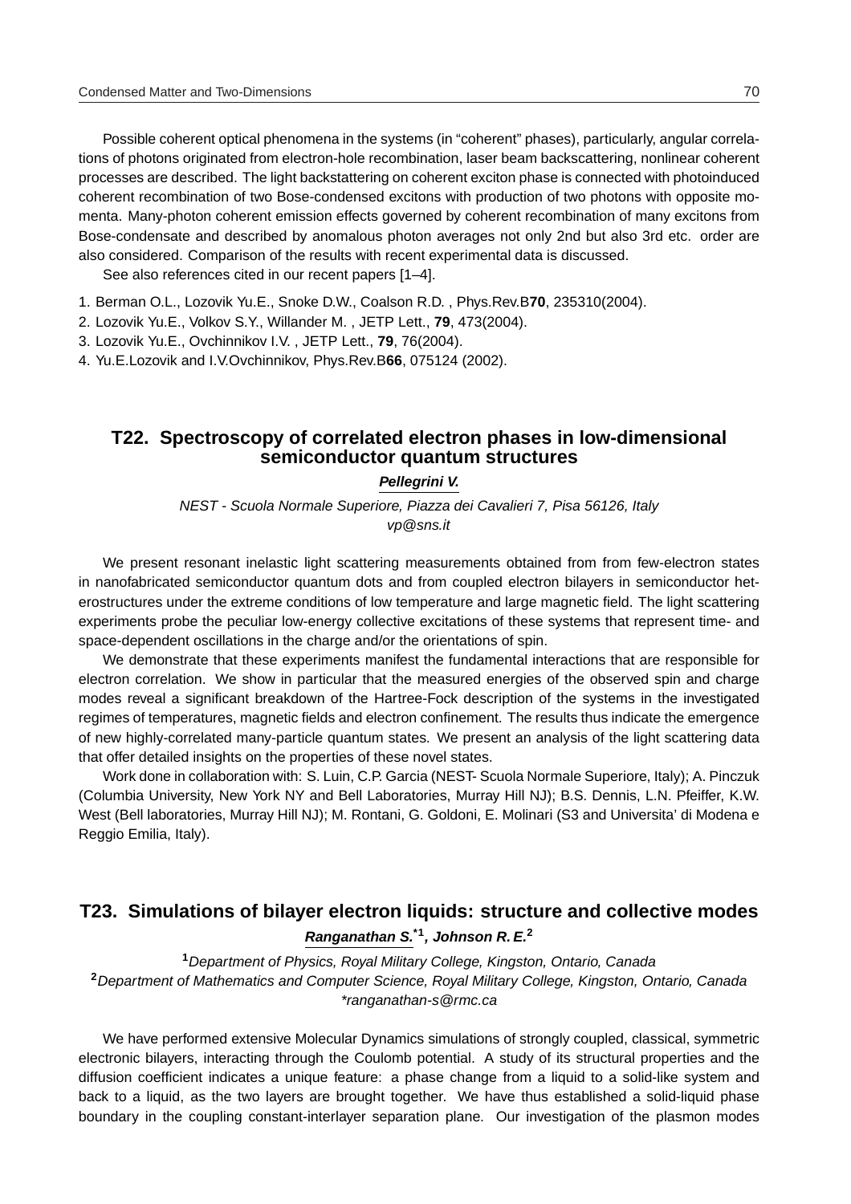Possible coherent optical phenomena in the systems (in "coherent" phases), particularly, angular correlations of photons originated from electron-hole recombination, laser beam backscattering, nonlinear coherent processes are described. The light backstattering on coherent exciton phase is connected with photoinduced coherent recombination of two Bose-condensed excitons with production of two photons with opposite momenta. Many-photon coherent emission effects governed by coherent recombination of many excitons from Bose-condensate and described by anomalous photon averages not only 2nd but also 3rd etc. order are also considered. Comparison of the results with recent experimental data is discussed.

See also references cited in our recent papers [1–4].

1. Berman O.L., Lozovik Yu.E., Snoke D.W., Coalson R.D. , Phys.Rev.B**70**, 235310(2004).
2. Lozovik Yu.E., Volkov S.Y., Willander M. , JETP Lett., **79**, 473(2004).
3. Lozovik Yu.E., Ovchinnikov I.V. , JETP Lett., **79**, 76(2004).
4. Yu.E.Lozovik and I.V.Ovchinnikov, Phys.Rev.B**66**, 075124 (2002).

## T22. Spectroscopy of correlated electron phases in low-dimensional semiconductor quantum structures

***Pellegrini V.***

*NEST - Scuola Normale Superiore, Piazza dei Cavalieri 7, Pisa 56126, Italy*
*vp@sns.it*

We present resonant inelastic light scattering measurements obtained from from few-electron states in nanofabricated semiconductor quantum dots and from coupled electron bilayers in semiconductor heterostructures under the extreme conditions of low temperature and large magnetic field. The light scattering experiments probe the peculiar low-energy collective excitations of these systems that represent time- and space-dependent oscillations in the charge and/or the orientations of spin.

We demonstrate that these experiments manifest the fundamental interactions that are responsible for electron correlation. We show in particular that the measured energies of the observed spin and charge modes reveal a significant breakdown of the Hartree-Fock description of the systems in the investigated regimes of temperatures, magnetic fields and electron confinement. The results thus indicate the emergence of new highly-correlated many-particle quantum states. We present an analysis of the light scattering data that offer detailed insights on the properties of these novel states.

Work done in collaboration with: S. Luin, C.P. Garcia (NEST- Scuola Normale Superiore, Italy); A. Pinczuk (Columbia University, New York NY and Bell Laboratories, Murray Hill NJ); B.S. Dennis, L.N. Pfeiffer, K.W. West (Bell laboratories, Murray Hill NJ); M. Rontani, G. Goldoni, E. Molinari (S3 and Universita' di Modena e Reggio Emilia, Italy).

## T23. Simulations of bilayer electron liquids: structure and collective modes

***Ranganathan S.*[*1], Johnson R. E.[2]***

[1]*Department of Physics, Royal Military College, Kingston, Ontario, Canada*
[2]*Department of Mathematics and Computer Science, Royal Military College, Kingston, Ontario, Canada*
*\*ranganathan-s@rmc.ca*

We have performed extensive Molecular Dynamics simulations of strongly coupled, classical, symmetric electronic bilayers, interacting through the Coulomb potential. A study of its structural properties and the diffusion coefficient indicates a unique feature: a phase change from a liquid to a solid-like system and back to a liquid, as the two layers are brought together. We have thus established a solid-liquid phase boundary in the coupling constant-interlayer separation plane. Our investigation of the plasmon modes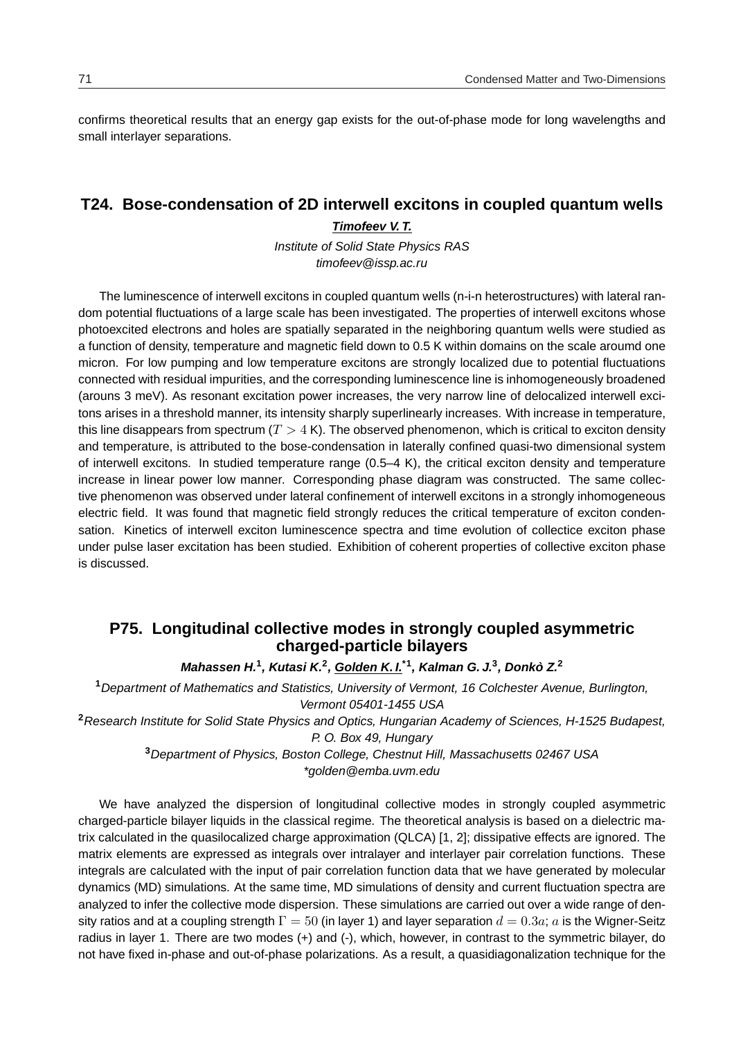confirms theoretical results that an energy gap exists for the out-of-phase mode for long wavelengths and small interlayer separations.

## T24. Bose-condensation of 2D interwell excitons in coupled quantum wells

***Timofeev V. T.***

*Institute of Solid State Physics RAS*
*timofeev@issp.ac.ru*

The luminescence of interwell excitons in coupled quantum wells (n-i-n heterostructures) with lateral random potential fluctuations of a large scale has been investigated. The properties of interwell excitons whose photoexcited electrons and holes are spatially separated in the neighboring quantum wells were studied as a function of density, temperature and magnetic field down to 0.5 K within domains on the scale aroumd one micron. For low pumping and low temperature excitons are strongly localized due to potential fluctuations connected with residual impurities, and the corresponding luminescence line is inhomogeneously broadened (arouns 3 meV). As resonant excitation power increases, the very narrow line of delocalized interwell excitons arises in a threshold manner, its intensity sharply superlinearly increases. With increase in temperature, this line disappears from spectrum ($T > 4$ K). The observed phenomenon, which is critical to exciton density and temperature, is attributed to the bose-condensation in laterally confined quasi-two dimensional system of interwell excitons. In studied temperature range (0.5–4 K), the critical exciton density and temperature increase in linear power low manner. Corresponding phase diagram was constructed. The same collective phenomenon was observed under lateral confinement of interwell excitons in a strongly inhomogeneous electric field. It was found that magnetic field strongly reduces the critical temperature of exciton condensation. Kinetics of interwell exciton luminescence spectra and time evolution of collectice exciton phase under pulse laser excitation has been studied. Exhibition of coherent properties of collective exciton phase is discussed.

## P75. Longitudinal collective modes in strongly coupled asymmetric charged-particle bilayers

***Mahassen H.[1], Kutasi K.[2], Golden K. I.[*1], Kalman G. J.[3], Donkò Z.[2]***

[1]*Department of Mathematics and Statistics, University of Vermont, 16 Colchester Avenue, Burlington, Vermont 05401-1455 USA*
[2]*Research Institute for Solid State Physics and Optics, Hungarian Academy of Sciences, H-1525 Budapest, P. O. Box 49, Hungary*
[3]*Department of Physics, Boston College, Chestnut Hill, Massachusetts 02467 USA*
*\*golden@emba.uvm.edu*

We have analyzed the dispersion of longitudinal collective modes in strongly coupled asymmetric charged-particle bilayer liquids in the classical regime. The theoretical analysis is based on a dielectric matrix calculated in the quasilocalized charge approximation (QLCA) [1, 2]; dissipative effects are ignored. The matrix elements are expressed as integrals over intralayer and interlayer pair correlation functions. These integrals are calculated with the input of pair correlation function data that we have generated by molecular dynamics (MD) simulations. At the same time, MD simulations of density and current fluctuation spectra are analyzed to infer the collective mode dispersion. These simulations are carried out over a wide range of density ratios and at a coupling strength $\Gamma = 50$ (in layer 1) and layer separation $d = 0.3a$; $a$ is the Wigner-Seitz radius in layer 1. There are two modes (+) and (-), which, however, in contrast to the symmetric bilayer, do not have fixed in-phase and out-of-phase polarizations. As a result, a quasidiagonalization technique for the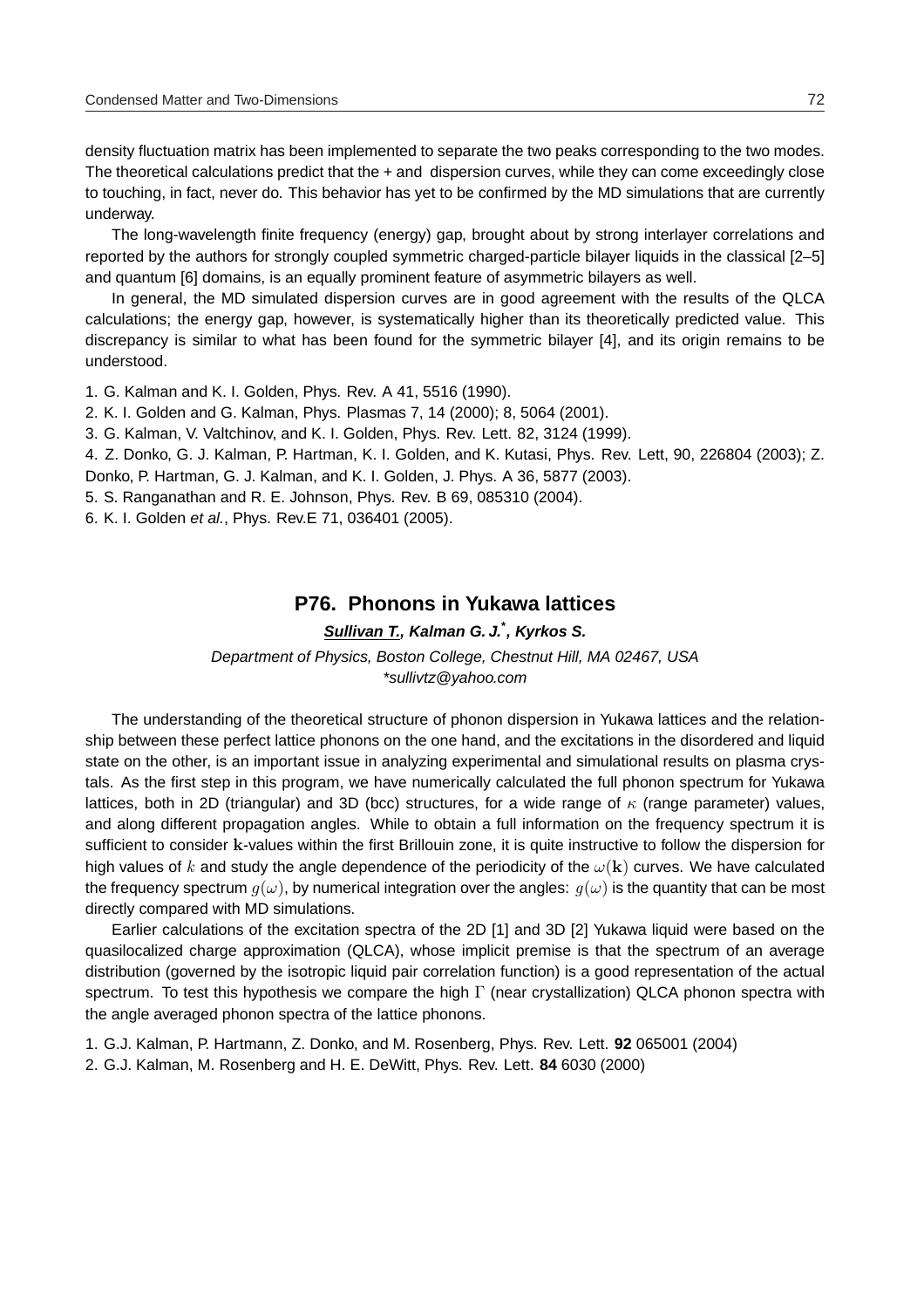density fluctuation matrix has been implemented to separate the two peaks corresponding to the two modes. The theoretical calculations predict that the + and  dispersion curves, while they can come exceedingly close to touching, in fact, never do. This behavior has yet to be confirmed by the MD simulations that are currently underway.

The long-wavelength finite frequency (energy) gap, brought about by strong interlayer correlations and reported by the authors for strongly coupled symmetric charged-particle bilayer liquids in the classical [2–5] and quantum [6] domains, is an equally prominent feature of asymmetric bilayers as well.

In general, the MD simulated dispersion curves are in good agreement with the results of the QLCA calculations; the energy gap, however, is systematically higher than its theoretically predicted value. This discrepancy is similar to what has been found for the symmetric bilayer [4], and its origin remains to be understood.

1. G. Kalman and K. I. Golden, Phys. Rev. A 41, 5516 (1990).
2. K. I. Golden and G. Kalman, Phys. Plasmas 7, 14 (2000); 8, 5064 (2001).
3. G. Kalman, V. Valtchinov, and K. I. Golden, Phys. Rev. Lett. 82, 3124 (1999).
4. Z. Donko, G. J. Kalman, P. Hartman, K. I. Golden, and K. Kutasi, Phys. Rev. Lett, 90, 226804 (2003); Z. Donko, P. Hartman, G. J. Kalman, and K. I. Golden, J. Phys. A 36, 5877 (2003).
5. S. Ranganathan and R. E. Johnson, Phys. Rev. B 69, 085310 (2004).
6. K. I. Golden *et al.*, Phys. Rev.E 71, 036401 (2005).

## P76. Phonons in Yukawa lattices

***Sullivan T., Kalman G. J.*, Kyrkos S.***

*Department of Physics, Boston College, Chestnut Hill, MA 02467, USA*
*\*sullivtz@yahoo.com*

The understanding of the theoretical structure of phonon dispersion in Yukawa lattices and the relationship between these perfect lattice phonons on the one hand, and the excitations in the disordered and liquid state on the other, is an important issue in analyzing experimental and simulational results on plasma crystals. As the first step in this program, we have numerically calculated the full phonon spectrum for Yukawa lattices, both in 2D (triangular) and 3D (bcc) structures, for a wide range of $\kappa$ (range parameter) values, and along different propagation angles. While to obtain a full information on the frequency spectrum it is sufficient to consider $\mathbf{k}$-values within the first Brillouin zone, it is quite instructive to follow the dispersion for high values of $k$ and study the angle dependence of the periodicity of the $\omega(\mathbf{k})$ curves. We have calculated the frequency spectrum $g(\omega)$, by numerical integration over the angles: $g(\omega)$ is the quantity that can be most directly compared with MD simulations.

Earlier calculations of the excitation spectra of the 2D [1] and 3D [2] Yukawa liquid were based on the quasilocalized charge approximation (QLCA), whose implicit premise is that the spectrum of an average distribution (governed by the isotropic liquid pair correlation function) is a good representation of the actual spectrum. To test this hypothesis we compare the high $\Gamma$ (near crystallization) QLCA phonon spectra with the angle averaged phonon spectra of the lattice phonons.

1. G.J. Kalman, P. Hartmann, Z. Donko, and M. Rosenberg, Phys. Rev. Lett. **92** 065001 (2004)
2. G.J. Kalman, M. Rosenberg and H. E. DeWitt, Phys. Rev. Lett. **84** 6030 (2000)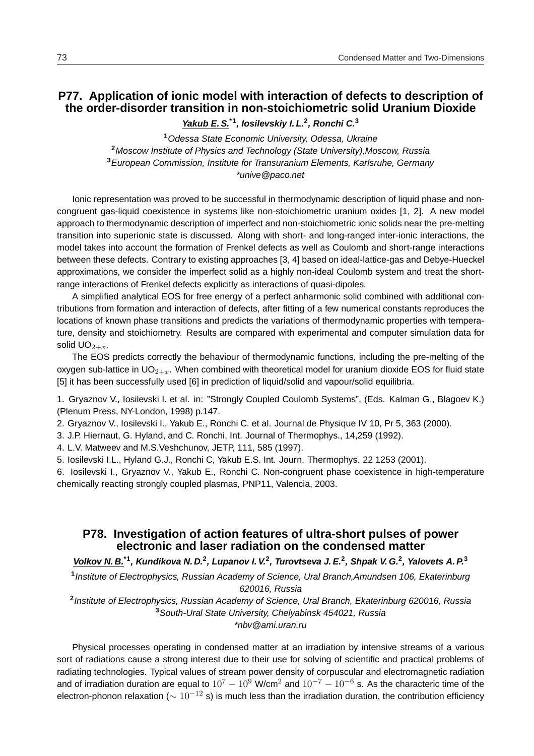## P77. Application of ionic model with interaction of defects to description of the order-disorder transition in non-stoichiometric solid Uranium Dioxide

***Yakub E. S.**** [*1], ***Iosilevskiy I. L.*** [2], ***Ronchi C.*** [3]

[1] *Odessa State Economic University, Odessa, Ukraine*
[2] *Moscow Institute of Physics and Technology (State University),Moscow, Russia*
[3] *European Commission, Institute for Transuranium Elements, Karlsruhe, Germany*
*\*unive@paco.net*

Ionic representation was proved to be successful in thermodynamic description of liquid phase and non-congruent gas-liquid coexistence in systems like non-stoichiometric uranium oxides [1, 2]. A new model approach to thermodynamic description of imperfect and non-stoichiometric ionic solids near the pre-melting transition into superionic state is discussed. Along with short- and long-ranged inter-ionic interactions, the model takes into account the formation of Frenkel defects as well as Coulomb and short-range interactions between these defects. Contrary to existing approaches [3, 4] based on ideal-lattice-gas and Debye-Hueckel approximations, we consider the imperfect solid as a highly non-ideal Coulomb system and treat the short-range interactions of Frenkel defects explicitly as interactions of quasi-dipoles.

A simplified analytical EOS for free energy of a perfect anharmonic solid combined with additional contributions from formation and interaction of defects, after fitting of a few numerical constants reproduces the locations of known phase transitions and predicts the variations of thermodynamic properties with temperature, density and stoichiometry. Results are compared with experimental and computer simulation data for solid $UO_{2+x}$.

The EOS predicts correctly the behaviour of thermodynamic functions, including the pre-melting of the oxygen sub-lattice in $UO_{2+x}$. When combined with theoretical model for uranium dioxide EOS for fluid state [5] it has been successfully used [6] in prediction of liquid/solid and vapour/solid equilibria.

1. Gryaznov V., Iosilevski I. et al. in: "Strongly Coupled Coulomb Systems", (Eds. Kalman G., Blagoev K.) (Plenum Press, NY-London, 1998) p.147.
2. Gryaznov V., Iosilevski I., Yakub E., Ronchi C. et al. Journal de Physique IV 10, Pr 5, 363 (2000).
3. J.P. Hiernaut, G. Hyland, and C. Ronchi, Int. Journal of Thermophys., 14,259 (1992).
4. L.V. Matweev and M.S.Veshchunov, JETP, 111, 585 (1997).
5. Iosilevski I.L., Hyland G.J., Ronchi C, Yakub E.S. Int. Journ. Thermophys. 22 1253 (2001).
6. Iosilevski I., Gryaznov V., Yakub E., Ronchi C. Non-congruent phase coexistence in high-temperature chemically reacting strongly coupled plasmas, PNP11, Valencia, 2003.

## P78. Investigation of action features of ultra-short pulses of power electronic and laser radiation on the condensed matter

***Volkov N. B.**** [*1], ***Kundikova N. D.*** [2], ***Lupanov I. V.*** [2], ***Turovtseva J. E.*** [2], ***Shpak V. G.*** [2], ***Yalovets A. P.*** [3]

[1] *Institute of Electrophysics, Russian Academy of Science, Ural Branch,Amundsen 106, Ekaterinburg 620016, Russia*
[2] *Institute of Electrophysics, Russian Academy of Science, Ural Branch, Ekaterinburg 620016, Russia*
[3] *South-Ural State University, Chelyabinsk 454021, Russia*
*\*nbv@ami.uran.ru*

Physical processes operating in condensed matter at an irradiation by intensive streams of a various sort of radiations cause a strong interest due to their use for solving of scientific and practical problems of radiating technologies. Typical values of stream power density of corpuscular and electromagnetic radiation and of irradiation duration are equal to $10^7 - 10^9$ W/cm$^2$ and $10^{-7} - 10^{-6}$ s. As the characteric time of the electron-phonon relaxation ($\sim 10^{-12}$ s) is much less than the irradiation duration, the contribution efficiency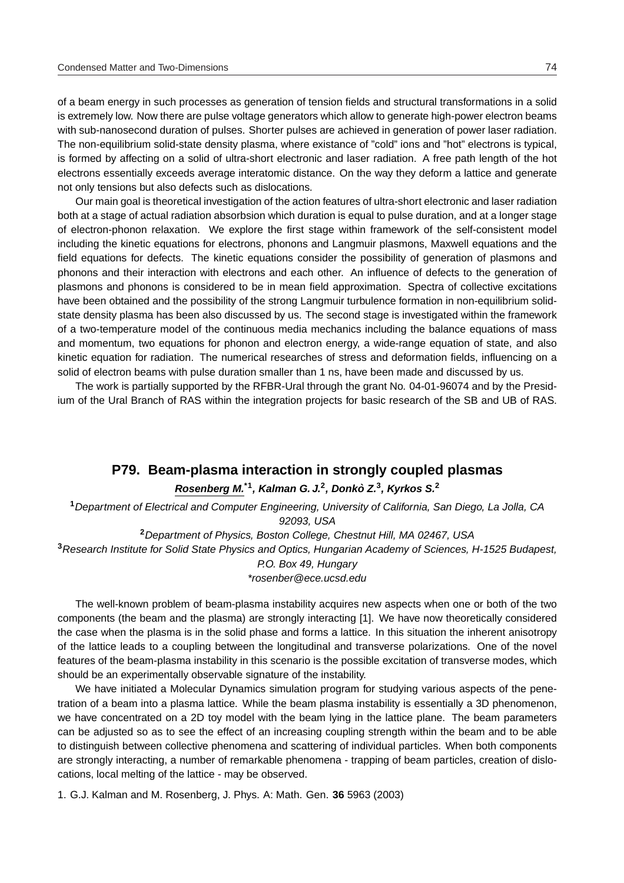of a beam energy in such processes as generation of tension fields and structural transformations in a solid is extremely low. Now there are pulse voltage generators which allow to generate high-power electron beams with sub-nanosecond duration of pulses. Shorter pulses are achieved in generation of power laser radiation. The non-equilibrium solid-state density plasma, where existance of "cold" ions and "hot" electrons is typical, is formed by affecting on a solid of ultra-short electronic and laser radiation. A free path length of the hot electrons essentially exceeds average interatomic distance. On the way they deform a lattice and generate not only tensions but also defects such as dislocations.

Our main goal is theoretical investigation of the action features of ultra-short electronic and laser radiation both at a stage of actual radiation absorbsion which duration is equal to pulse duration, and at a longer stage of electron-phonon relaxation. We explore the first stage within framework of the self-consistent model including the kinetic equations for electrons, phonons and Langmuir plasmons, Maxwell equations and the field equations for defects. The kinetic equations consider the possibility of generation of plasmons and phonons and their interaction with electrons and each other. An influence of defects to the generation of plasmons and phonons is considered to be in mean field approximation. Spectra of collective excitations have been obtained and the possibility of the strong Langmuir turbulence formation in non-equilibrium solid-state density plasma has been also discussed by us. The second stage is investigated within the framework of a two-temperature model of the continuous media mechanics including the balance equations of mass and momentum, two equations for phonon and electron energy, a wide-range equation of state, and also kinetic equation for radiation. The numerical researches of stress and deformation fields, influencing on a solid of electron beams with pulse duration smaller than 1 ns, have been made and discussed by us.

The work is partially supported by the RFBR-Ural through the grant No. 04-01-96074 and by the Presidium of the Ural Branch of RAS within the integration projects for basic research of the SB and UB of RAS.

## P79. Beam-plasma interaction in strongly coupled plasmas

***Rosenberg M.***[*1]***, Kalman G. J.***[2]***, Donkò Z.***[3]***, Kyrkos S.***[2]

[1]*Department of Electrical and Computer Engineering, University of California, San Diego, La Jolla, CA 92093, USA*

[2]*Department of Physics, Boston College, Chestnut Hill, MA 02467, USA*

[3]*Research Institute for Solid State Physics and Optics, Hungarian Academy of Sciences, H-1525 Budapest, P.O. Box 49, Hungary*

*\*rosenber@ece.ucsd.edu*

The well-known problem of beam-plasma instability acquires new aspects when one or both of the two components (the beam and the plasma) are strongly interacting [1]. We have now theoretically considered the case when the plasma is in the solid phase and forms a lattice. In this situation the inherent anisotropy of the lattice leads to a coupling between the longitudinal and transverse polarizations. One of the novel features of the beam-plasma instability in this scenario is the possible excitation of transverse modes, which should be an experimentally observable signature of the instability.

We have initiated a Molecular Dynamics simulation program for studying various aspects of the penetration of a beam into a plasma lattice. While the beam plasma instability is essentially a 3D phenomenon, we have concentrated on a 2D toy model with the beam lying in the lattice plane. The beam parameters can be adjusted so as to see the effect of an increasing coupling strength within the beam and to be able to distinguish between collective phenomena and scattering of individual particles. When both components are strongly interacting, a number of remarkable phenomena - trapping of beam particles, creation of dislocations, local melting of the lattice - may be observed.

1. G.J. Kalman and M. Rosenberg, J. Phys. A: Math. Gen. **36** 5963 (2003)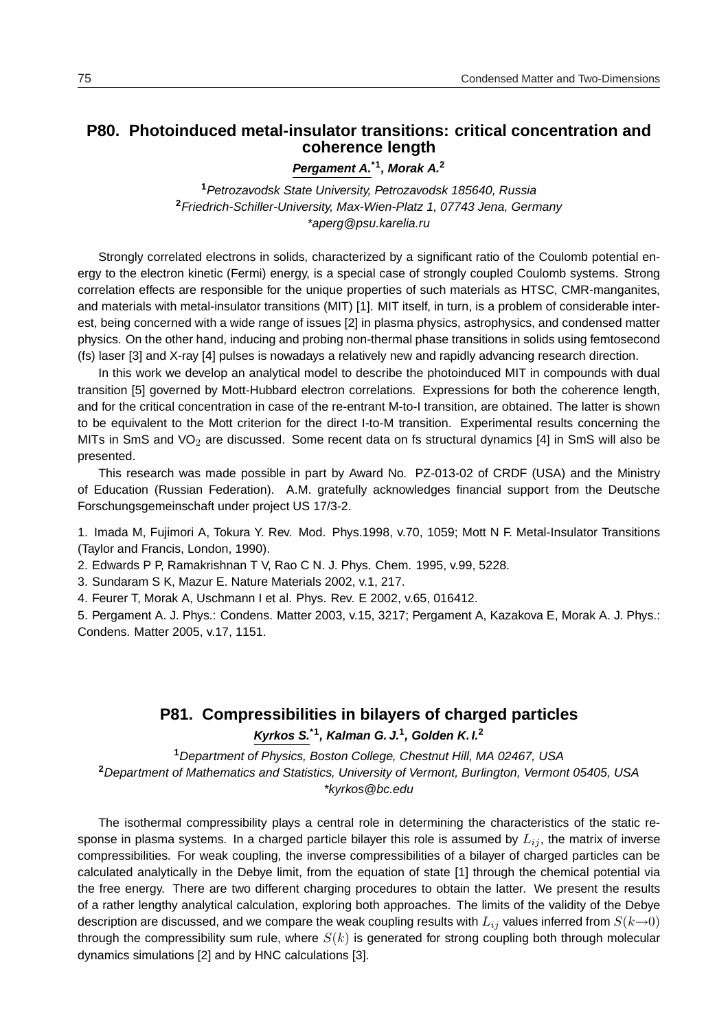## P80. Photoinduced metal-insulator transitions: critical concentration and coherence length

***Pergament A.*[*1], *Morak A.*[2]**

[1]*Petrozavodsk State University, Petrozavodsk 185640, Russia*
[2]*Friedrich-Schiller-University, Max-Wien-Platz 1, 07743 Jena, Germany*
*\*aperg@psu.karelia.ru*

Strongly correlated electrons in solids, characterized by a significant ratio of the Coulomb potential energy to the electron kinetic (Fermi) energy, is a special case of strongly coupled Coulomb systems. Strong correlation effects are responsible for the unique properties of such materials as HTSC, CMR-manganites, and materials with metal-insulator transitions (MIT) [1]. MIT itself, in turn, is a problem of considerable interest, being concerned with a wide range of issues [2] in plasma physics, astrophysics, and condensed matter physics. On the other hand, inducing and probing non-thermal phase transitions in solids using femtosecond (fs) laser [3] and X-ray [4] pulses is nowadays a relatively new and rapidly advancing research direction.

In this work we develop an analytical model to describe the photoinduced MIT in compounds with dual transition [5] governed by Mott-Hubbard electron correlations. Expressions for both the coherence length, and for the critical concentration in case of the re-entrant M-to-I transition, are obtained. The latter is shown to be equivalent to the Mott criterion for the direct I-to-M transition. Experimental results concerning the MITs in SmS and $VO_2$ are discussed. Some recent data on fs structural dynamics [4] in SmS will also be presented.

This research was made possible in part by Award No. PZ-013-02 of CRDF (USA) and the Ministry of Education (Russian Federation). A.M. gratefully acknowledges financial support from the Deutsche Forschungsgemeinschaft under project US 17/3-2.

1. Imada M, Fujimori A, Tokura Y. Rev. Mod. Phys.1998, v.70, 1059; Mott N F. Metal-Insulator Transitions (Taylor and Francis, London, 1990).
2. Edwards P P, Ramakrishnan T V, Rao C N. J. Phys. Chem. 1995, v.99, 5228.
3. Sundaram S K, Mazur E. Nature Materials 2002, v.1, 217.
4. Feurer T, Morak A, Uschmann I et al. Phys. Rev. E 2002, v.65, 016412.
5. Pergament A. J. Phys.: Condens. Matter 2003, v.15, 3217; Pergament A, Kazakova E, Morak A. J. Phys.: Condens. Matter 2005, v.17, 1151.

## P81. Compressibilities in bilayers of charged particles

***Kyrkos S.*[*1], *Kalman G. J.*[1], *Golden K. I.*[2]**

[1]*Department of Physics, Boston College, Chestnut Hill, MA 02467, USA*
[2]*Department of Mathematics and Statistics, University of Vermont, Burlington, Vermont 05405, USA*
*\*kyrkos@bc.edu*

The isothermal compressibility plays a central role in determining the characteristics of the static response in plasma systems. In a charged particle bilayer this role is assumed by $L_{ij}$, the matrix of inverse compressibilities. For weak coupling, the inverse compressibilities of a bilayer of charged particles can be calculated analytically in the Debye limit, from the equation of state [1] through the chemical potential via the free energy. There are two different charging procedures to obtain the latter. We present the results of a rather lengthy analytical calculation, exploring both approaches. The limits of the validity of the Debye description are discussed, and we compare the weak coupling results with $L_{ij}$ values inferred from $S(k\to 0)$ through the compressibility sum rule, where $S(k)$ is generated for strong coupling both through molecular dynamics simulations [2] and by HNC calculations [3].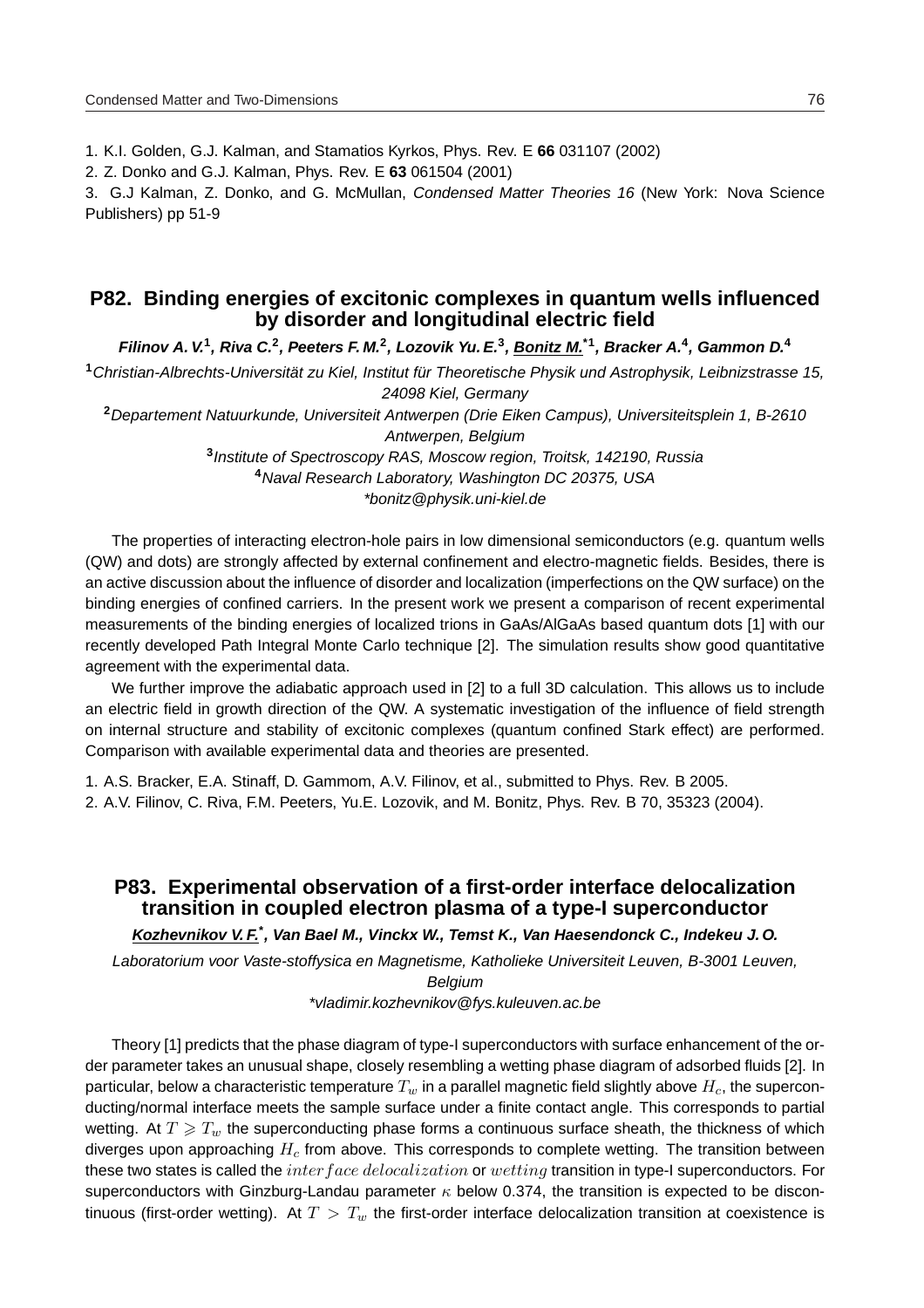1. K.I. Golden, G.J. Kalman, and Stamatios Kyrkos, Phys. Rev. E **66** 031107 (2002)

2. Z. Donko and G.J. Kalman, Phys. Rev. E **63** 061504 (2001)

3. G.J Kalman, Z. Donko, and G. McMullan, *Condensed Matter Theories 16* (New York: Nova Science Publishers) pp 51-9

## P82. Binding energies of excitonic complexes in quantum wells influenced by disorder and longitudinal electric field

***Filinov A. V.[1], Riva C.[2], Peeters F. M.[2], Lozovik Yu. E.[3], Bonitz M.*[1], Bracker A.[4], Gammon D.[4]***

[1]*Christian-Albrechts-Universität zu Kiel, Institut für Theoretische Physik und Astrophysik, Leibnizstrasse 15, 24098 Kiel, Germany*

[2]*Departement Natuurkunde, Universiteit Antwerpen (Drie Eiken Campus), Universiteitsplein 1, B-2610 Antwerpen, Belgium*

[3]*Institute of Spectroscopy RAS, Moscow region, Troitsk, 142190, Russia*

[4]*Naval Research Laboratory, Washington DC 20375, USA*

*\*bonitz@physik.uni-kiel.de*

The properties of interacting electron-hole pairs in low dimensional semiconductors (e.g. quantum wells (QW) and dots) are strongly affected by external confinement and electro-magnetic fields. Besides, there is an active discussion about the influence of disorder and localization (imperfections on the QW surface) on the binding energies of confined carriers. In the present work we present a comparison of recent experimental measurements of the binding energies of localized trions in GaAs/AlGaAs based quantum dots [1] with our recently developed Path Integral Monte Carlo technique [2]. The simulation results show good quantitative agreement with the experimental data.

We further improve the adiabatic approach used in [2] to a full 3D calculation. This allows us to include an electric field in growth direction of the QW. A systematic investigation of the influence of field strength on internal structure and stability of excitonic complexes (quantum confined Stark effect) are performed. Comparison with available experimental data and theories are presented.

1. A.S. Bracker, E.A. Stinaff, D. Gammom, A.V. Filinov, et al., submitted to Phys. Rev. B 2005.

2. A.V. Filinov, C. Riva, F.M. Peeters, Yu.E. Lozovik, and M. Bonitz, Phys. Rev. B 70, 35323 (2004).

## P83. Experimental observation of a first-order interface delocalization transition in coupled electron plasma of a type-I superconductor

***Kozhevnikov V. F.*, Van Bael M., Vinckx W., Temst K., Van Haesendonck C., Indekeu J. O.***

*Laboratorium voor Vaste-stoffysica en Magnetisme, Katholieke Universiteit Leuven, B-3001 Leuven, Belgium*

*\*vladimir.kozhevnikov@fys.kuleuven.ac.be*

Theory [1] predicts that the phase diagram of type-I superconductors with surface enhancement of the order parameter takes an unusual shape, closely resembling a wetting phase diagram of adsorbed fluids [2]. In particular, below a characteristic temperature $T_w$ in a parallel magnetic field slightly above $H_c$, the superconducting/normal interface meets the sample surface under a finite contact angle. This corresponds to partial wetting. At $T \geqslant T_w$ the superconducting phase forms a continuous surface sheath, the thickness of which diverges upon approaching $H_c$ from above. This corresponds to complete wetting. The transition between these two states is called the $interface\ delocalization$ or $wetting$ transition in type-I superconductors. For superconductors with Ginzburg-Landau parameter $\kappa$ below 0.374, the transition is expected to be discontinuous (first-order wetting). At $T > T_w$ the first-order interface delocalization transition at coexistence is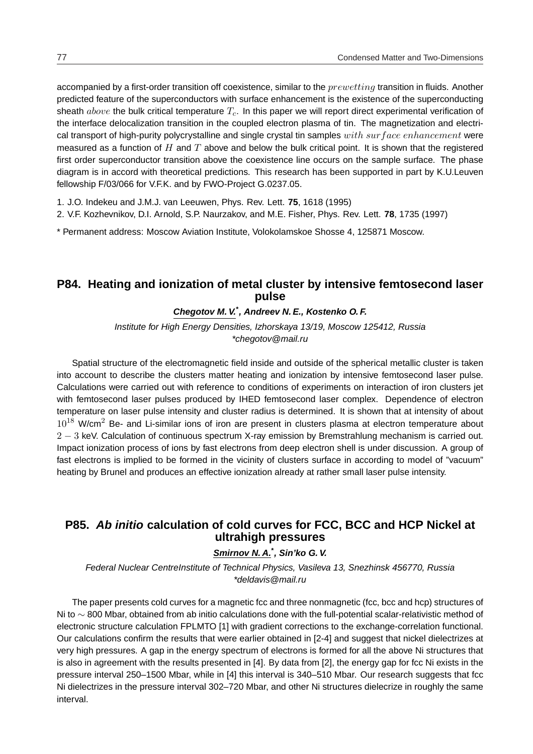accompanied by a first-order transition off coexistence, similar to the *prewetting* transition in fluids. Another predicted feature of the superconductors with surface enhancement is the existence of the superconducting sheath *above* the bulk critical temperature $T_c$. In this paper we will report direct experimental verification of the interface delocalization transition in the coupled electron plasma of tin. The magnetization and electrical transport of high-purity polycrystalline and single crystal tin samples *with surface enhancement* were measured as a function of $H$ and $T$ above and below the bulk critical point. It is shown that the registered first order superconductor transition above the coexistence line occurs on the sample surface. The phase diagram is in accord with theoretical predictions. This research has been supported in part by K.U.Leuven fellowship F/03/066 for V.F.K. and by FWO-Project G.0237.05.

1. J.O. Indekeu and J.M.J. van Leeuwen, Phys. Rev. Lett. **75**, 1618 (1995)
2. V.F. Kozhevnikov, D.I. Arnold, S.P. Naurzakov, and M.E. Fisher, Phys. Rev. Lett. **78**, 1735 (1997)

* Permanent address: Moscow Aviation Institute, Volokolamskoe Shosse 4, 125871 Moscow.

## P84. Heating and ionization of metal cluster by intensive femtosecond laser pulse

***Chegotov M. V.*\*, Andreev N. E., Kostenko O. F.**

*Institute for High Energy Densities, Izhorskaya 13/19, Moscow 125412, Russia*
*\*chegotov@mail.ru*

Spatial structure of the electromagnetic field inside and outside of the spherical metallic cluster is taken into account to describe the clusters matter heating and ionization by intensive femtosecond laser pulse. Calculations were carried out with reference to conditions of experiments on interaction of iron clusters jet with femtosecond laser pulses produced by IHED femtosecond laser complex. Dependence of electron temperature on laser pulse intensity and cluster radius is determined. It is shown that at intensity of about $10^{18}$ W/cm$^2$ Be- and Li-similar ions of iron are present in clusters plasma at electron temperature about $2-3$ keV. Calculation of continuous spectrum X-ray emission by Bremstrahlung mechanism is carried out. Impact ionization process of ions by fast electrons from deep electron shell is under discussion. A group of fast electrons is implied to be formed in the vicinity of clusters surface in according to model of "vacuum" heating by Brunel and produces an effective ionization already at rather small laser pulse intensity.

## P85. *Ab initio* calculation of cold curves for FCC, BCC and HCP Nickel at ultrahigh pressures

***Smirnov N. A.*\*, Sin'ko G. V.**

*Federal Nuclear CentreInstitute of Technical Physics, Vasileva 13, Snezhinsk 456770, Russia*
*\*deldavis@mail.ru*

The paper presents cold curves for a magnetic fcc and three nonmagnetic (fcc, bcc and hcp) structures of Ni to $\sim$ 800 Mbar, obtained from ab initio calculations done with the full-potential scalar-relativistic method of electronic structure calculation FPLMTO [1] with gradient corrections to the exchange-correlation functional. Our calculations confirm the results that were earlier obtained in [2-4] and suggest that nickel dielectrizes at very high pressures. A gap in the energy spectrum of electrons is formed for all the above Ni structures that is also in agreement with the results presented in [4]. By data from [2], the energy gap for fcc Ni exists in the pressure interval 250–1500 Mbar, while in [4] this interval is 340–510 Mbar. Our research suggests that fcc Ni dielectrizes in the pressure interval 302–720 Mbar, and other Ni structures dielecrize in roughly the same interval.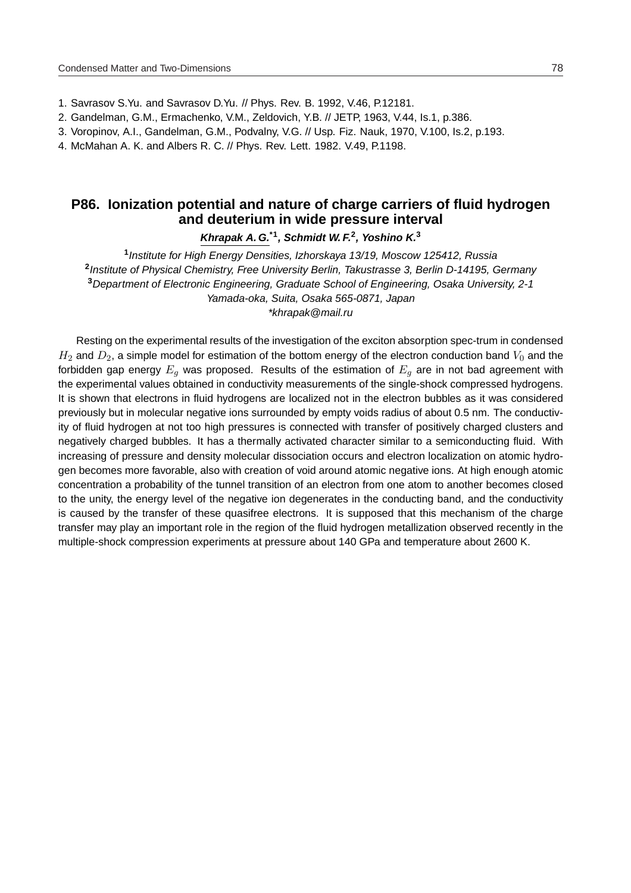1. Savrasov S.Yu. and Savrasov D.Yu. // Phys. Rev. B. 1992, V.46, P.12181.
2. Gandelman, G.M., Ermachenko, V.M., Zeldovich, Y.B. // JETP, 1963, V.44, Is.1, p.386.
3. Voropinov, A.I., Gandelman, G.M., Podvalny, V.G. // Usp. Fiz. Nauk, 1970, V.100, Is.2, p.193.
4. McMahan A. K. and Albers R. C. // Phys. Rev. Lett. 1982. V.49, P.1198.

## P86. Ionization potential and nature of charge carriers of fluid hydrogen and deuterium in wide pressure interval

***Khrapak A. G.**\*1, **Schmidt W. F.**2, **Yoshino K.**3*

[1]*Institute for High Energy Densities, Izhorskaya 13/19, Moscow 125412, Russia*
[2]*Institute of Physical Chemistry, Free University Berlin, Takustrasse 3, Berlin D-14195, Germany*
[3]*Department of Electronic Engineering, Graduate School of Engineering, Osaka University, 2-1 Yamada-oka, Suita, Osaka 565-0871, Japan*
*\*khrapak@mail.ru*

Resting on the experimental results of the investigation of the exciton absorption spec-trum in condensed $H_2$ and $D_2$, a simple model for estimation of the bottom energy of the electron conduction band $V_0$ and the forbidden gap energy $E_g$ was proposed. Results of the estimation of $E_g$ are in not bad agreement with the experimental values obtained in conductivity measurements of the single-shock compressed hydrogens. It is shown that electrons in fluid hydrogens are localized not in the electron bubbles as it was considered previously but in molecular negative ions surrounded by empty voids radius of about 0.5 nm. The conductivity of fluid hydrogen at not too high pressures is connected with transfer of positively charged clusters and negatively charged bubbles. It has a thermally activated character similar to a semiconducting fluid. With increasing of pressure and density molecular dissociation occurs and electron localization on atomic hydrogen becomes more favorable, also with creation of void around atomic negative ions. At high enough atomic concentration a probability of the tunnel transition of an electron from one atom to another becomes closed to the unity, the energy level of the negative ion degenerates in the conducting band, and the conductivity is caused by the transfer of these quasifree electrons. It is supposed that this mechanism of the charge transfer may play an important role in the region of the fluid hydrogen metallization observed recently in the multiple-shock compression experiments at pressure about 140 GPa and temperature about 2600 K.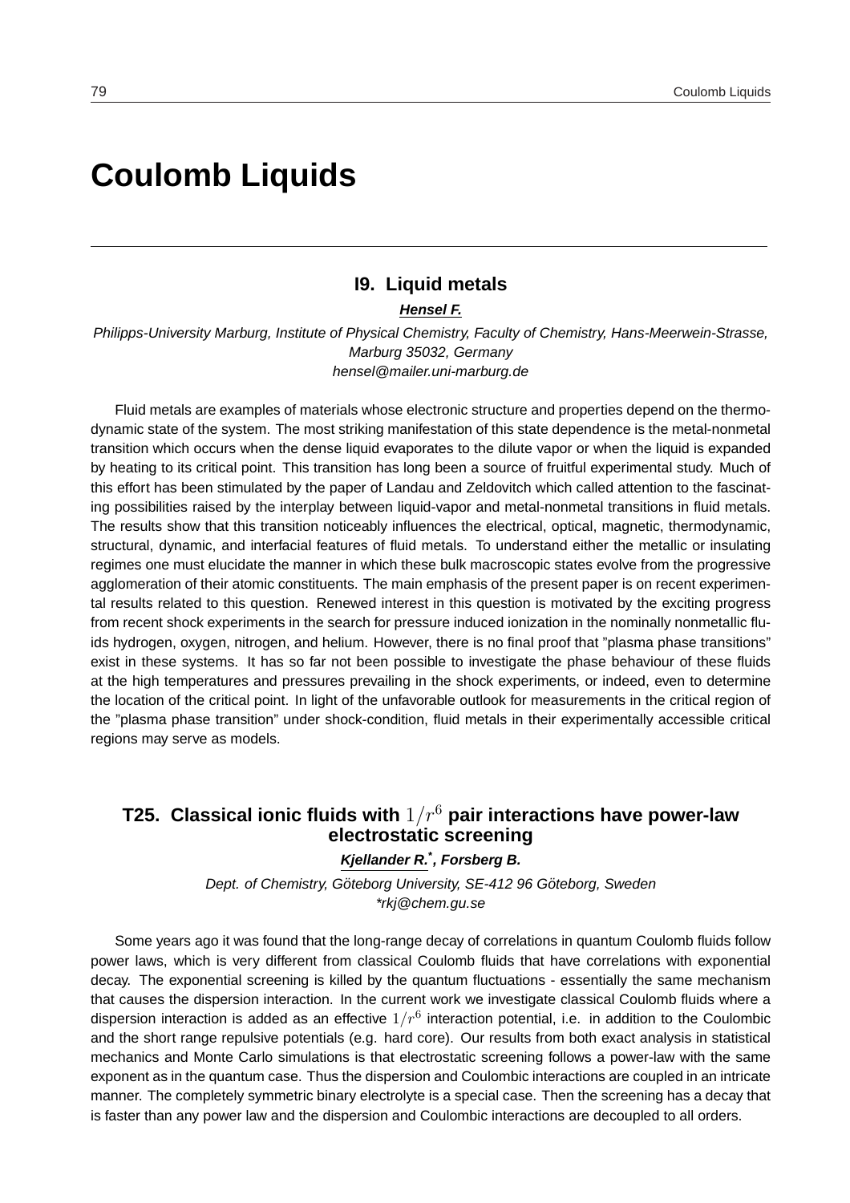# Coulomb Liquids

## I9. Liquid metals

***Hensel F.***

*Philipps-University Marburg, Institute of Physical Chemistry, Faculty of Chemistry, Hans-Meerwein-Strasse, Marburg 35032, Germany*
*hensel@mailer.uni-marburg.de*

Fluid metals are examples of materials whose electronic structure and properties depend on the thermodynamic state of the system. The most striking manifestation of this state dependence is the metal-nonmetal transition which occurs when the dense liquid evaporates to the dilute vapor or when the liquid is expanded by heating to its critical point. This transition has long been a source of fruitful experimental study. Much of this effort has been stimulated by the paper of Landau and Zeldovitch which called attention to the fascinating possibilities raised by the interplay between liquid-vapor and metal-nonmetal transitions in fluid metals. The results show that this transition noticeably influences the electrical, optical, magnetic, thermodynamic, structural, dynamic, and interfacial features of fluid metals. To understand either the metallic or insulating regimes one must elucidate the manner in which these bulk macroscopic states evolve from the progressive agglomeration of their atomic constituents. The main emphasis of the present paper is on recent experimental results related to this question. Renewed interest in this question is motivated by the exciting progress from recent shock experiments in the search for pressure induced ionization in the nominally nonmetallic fluids hydrogen, oxygen, nitrogen, and helium. However, there is no final proof that "plasma phase transitions" exist in these systems. It has so far not been possible to investigate the phase behaviour of these fluids at the high temperatures and pressures prevailing in the shock experiments, or indeed, even to determine the location of the critical point. In light of the unfavorable outlook for measurements in the critical region of the "plasma phase transition" under shock-condition, fluid metals in their experimentally accessible critical regions may serve as models.

## T25. Classical ionic fluids with $1/r^6$ pair interactions have power-law electrostatic screening

***Kjellander R.*, Forsberg B.***

*Dept. of Chemistry, Göteborg University, SE-412 96 Göteborg, Sweden*
*\*rkj@chem.gu.se*

Some years ago it was found that the long-range decay of correlations in quantum Coulomb fluids follow power laws, which is very different from classical Coulomb fluids that have correlations with exponential decay. The exponential screening is killed by the quantum fluctuations - essentially the same mechanism that causes the dispersion interaction. In the current work we investigate classical Coulomb fluids where a dispersion interaction is added as an effective $1/r^6$ interaction potential, i.e. in addition to the Coulombic and the short range repulsive potentials (e.g. hard core). Our results from both exact analysis in statistical mechanics and Monte Carlo simulations is that electrostatic screening follows a power-law with the same exponent as in the quantum case. Thus the dispersion and Coulombic interactions are coupled in an intricate manner. The completely symmetric binary electrolyte is a special case. Then the screening has a decay that is faster than any power law and the dispersion and Coulombic interactions are decoupled to all orders.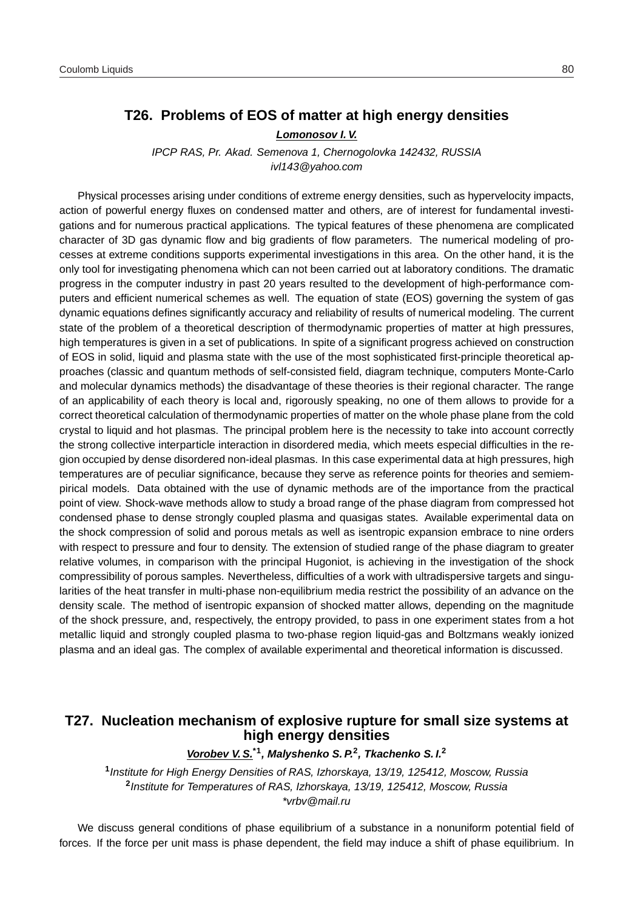## T26. Problems of EOS of matter at high energy densities

***Lomonosov I. V.***

*IPCP RAS, Pr. Akad. Semenova 1, Chernogolovka 142432, RUSSIA*
*ivl143@yahoo.com*

Physical processes arising under conditions of extreme energy densities, such as hypervelocity impacts, action of powerful energy fluxes on condensed matter and others, are of interest for fundamental investigations and for numerous practical applications. The typical features of these phenomena are complicated character of 3D gas dynamic flow and big gradients of flow parameters. The numerical modeling of processes at extreme conditions supports experimental investigations in this area. On the other hand, it is the only tool for investigating phenomena which can not been carried out at laboratory conditions. The dramatic progress in the computer industry in past 20 years resulted to the development of high-performance computers and efficient numerical schemes as well. The equation of state (EOS) governing the system of gas dynamic equations defines significantly accuracy and reliability of results of numerical modeling. The current state of the problem of a theoretical description of thermodynamic properties of matter at high pressures, high temperatures is given in a set of publications. In spite of a significant progress achieved on construction of EOS in solid, liquid and plasma state with the use of the most sophisticated first-principle theoretical approaches (classic and quantum methods of self-consisted field, diagram technique, computers Monte-Carlo and molecular dynamics methods) the disadvantage of these theories is their regional character. The range of an applicability of each theory is local and, rigorously speaking, no one of them allows to provide for a correct theoretical calculation of thermodynamic properties of matter on the whole phase plane from the cold crystal to liquid and hot plasmas. The principal problem here is the necessity to take into account correctly the strong collective interparticle interaction in disordered media, which meets especial difficulties in the region occupied by dense disordered non-ideal plasmas. In this case experimental data at high pressures, high temperatures are of peculiar significance, because they serve as reference points for theories and semiempirical models. Data obtained with the use of dynamic methods are of the importance from the practical point of view. Shock-wave methods allow to study a broad range of the phase diagram from compressed hot condensed phase to dense strongly coupled plasma and quasigas states. Available experimental data on the shock compression of solid and porous metals as well as isentropic expansion embrace to nine orders with respect to pressure and four to density. The extension of studied range of the phase diagram to greater relative volumes, in comparison with the principal Hugoniot, is achieving in the investigation of the shock compressibility of porous samples. Nevertheless, difficulties of a work with ultradispersive targets and singularities of the heat transfer in multi-phase non-equilibrium media restrict the possibility of an advance on the density scale. The method of isentropic expansion of shocked matter allows, depending on the magnitude of the shock pressure, and, respectively, the entropy provided, to pass in one experiment states from a hot metallic liquid and strongly coupled plasma to two-phase region liquid-gas and Boltzmans weakly ionized plasma and an ideal gas. The complex of available experimental and theoretical information is discussed.

## T27. Nucleation mechanism of explosive rupture for small size systems at high energy densities

***Vorobev V. S.**[*1], Malyshenko S. P.[2], Tkachenko S. I.[2]*

[1]*Institute for High Energy Densities of RAS, Izhorskaya, 13/19, 125412, Moscow, Russia*
[2]*Institute for Temperatures of RAS, Izhorskaya, 13/19, 125412, Moscow, Russia*
*\*vrbv@mail.ru*

We discuss general conditions of phase equilibrium of a substance in a nonuniform potential field of forces. If the force per unit mass is phase dependent, the field may induce a shift of phase equilibrium. In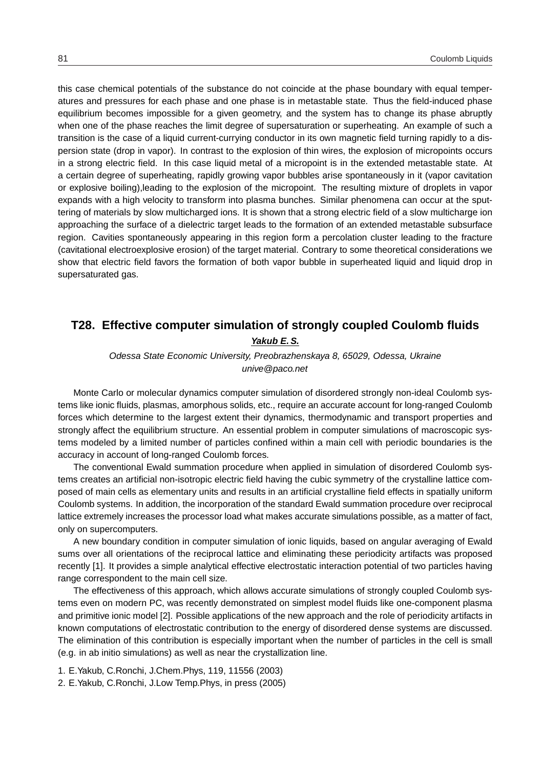this case chemical potentials of the substance do not coincide at the phase boundary with equal temperatures and pressures for each phase and one phase is in metastable state. Thus the field-induced phase equilibrium becomes impossible for a given geometry, and the system has to change its phase abruptly when one of the phase reaches the limit degree of supersaturation or superheating. An example of such a transition is the case of a liquid current-curying conductor in its own magnetic field turning rapidly to a dispersion state (drop in vapor). In contrast to the explosion of thin wires, the explosion of micropoints occurs in a strong electric field. In this case liquid metal of a micropoint is in the extended metastable state. At a certain degree of superheating, rapidly growing vapor bubbles arise spontaneously in it (vapor cavitation or explosive boiling),leading to the explosion of the micropoint. The resulting mixture of droplets in vapor expands with a high velocity to transform into plasma bunches. Similar phenomena can occur at the sputtering of materials by slow multicharged ions. It is shown that a strong electric field of a slow multicharge ion approaching the surface of a dielectric target leads to the formation of an extended metastable subsurface region. Cavities spontaneously appearing in this region form a percolation cluster leading to the fracture (cavitational electroexplosive erosion) of the target material. Contrary to some theoretical considerations we show that electric field favors the formation of both vapor bubble in superheated liquid and liquid drop in supersaturated gas.

## T28. Effective computer simulation of strongly coupled Coulomb fluids

***Yakub E. S.***

*Odessa State Economic University, Preobrazhenskaya 8, 65029, Odessa, Ukraine*
*unive@paco.net*

Monte Carlo or molecular dynamics computer simulation of disordered strongly non-ideal Coulomb systems like ionic fluids, plasmas, amorphous solids, etc., require an accurate account for long-ranged Coulomb forces which determine to the largest extent their dynamics, thermodynamic and transport properties and strongly affect the equilibrium structure. An essential problem in computer simulations of macroscopic systems modeled by a limited number of particles confined within a main cell with periodic boundaries is the accuracy in account of long-ranged Coulomb forces.

The conventional Ewald summation procedure when applied in simulation of disordered Coulomb systems creates an artificial non-isotropic electric field having the cubic symmetry of the crystalline lattice composed of main cells as elementary units and results in an artificial crystalline field effects in spatially uniform Coulomb systems. In addition, the incorporation of the standard Ewald summation procedure over reciprocal lattice extremely increases the processor load what makes accurate simulations possible, as a matter of fact, only on supercomputers.

A new boundary condition in computer simulation of ionic liquids, based on angular averaging of Ewald sums over all orientations of the reciprocal lattice and eliminating these periodicity artifacts was proposed recently [1]. It provides a simple analytical effective electrostatic interaction potential of two particles having range correspondent to the main cell size.

The effectiveness of this approach, which allows accurate simulations of strongly coupled Coulomb systems even on modern PC, was recently demonstrated on simplest model fluids like one-component plasma and primitive ionic model [2]. Possible applications of the new approach and the role of periodicity artifacts in known computations of electrostatic contribution to the energy of disordered dense systems are discussed. The elimination of this contribution is especially important when the number of particles in the cell is small (e.g. in ab initio simulations) as well as near the crystallization line.

1. E.Yakub, C.Ronchi, J.Chem.Phys, 119, 11556 (2003)
2. E.Yakub, C.Ronchi, J.Low Temp.Phys, in press (2005)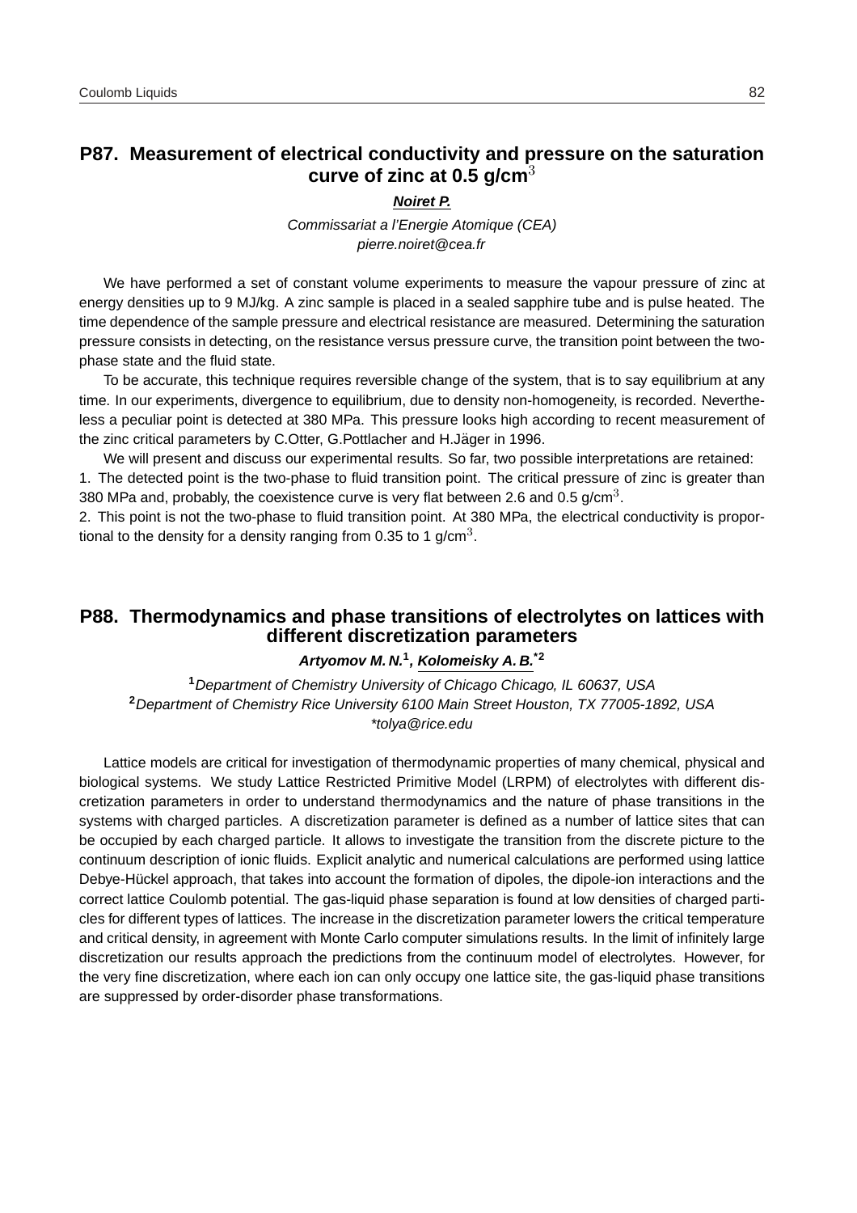## P87. Measurement of electrical conductivity and pressure on the saturation curve of zinc at 0.5 g/cm$^3$

***Noiret P.***

*Commissariat a l'Energie Atomique (CEA)*
*pierre.noiret@cea.fr*

We have performed a set of constant volume experiments to measure the vapour pressure of zinc at energy densities up to 9 MJ/kg. A zinc sample is placed in a sealed sapphire tube and is pulse heated. The time dependence of the sample pressure and electrical resistance are measured. Determining the saturation pressure consists in detecting, on the resistance versus pressure curve, the transition point between the two-phase state and the fluid state.

To be accurate, this technique requires reversible change of the system, that is to say equilibrium at any time. In our experiments, divergence to equilibrium, due to density non-homogeneity, is recorded. Nevertheless a peculiar point is detected at 380 MPa. This pressure looks high according to recent measurement of the zinc critical parameters by C.Otter, G.Pottlacher and H.Jäger in 1996.

We will present and discuss our experimental results. So far, two possible interpretations are retained:

1. The detected point is the two-phase to fluid transition point. The critical pressure of zinc is greater than 380 MPa and, probably, the coexistence curve is very flat between 2.6 and 0.5 g/cm$^3$.
2. This point is not the two-phase to fluid transition point. At 380 MPa, the electrical conductivity is proportional to the density for a density ranging from 0.35 to 1 g/cm$^3$.

## P88. Thermodynamics and phase transitions of electrolytes on lattices with different discretization parameters

***Artyomov M. N.*[1], *Kolomeisky A. B.*[*2]**

[1]*Department of Chemistry University of Chicago Chicago, IL 60637, USA*
[2]*Department of Chemistry Rice University 6100 Main Street Houston, TX 77005-1892, USA*
*\*tolya@rice.edu*

Lattice models are critical for investigation of thermodynamic properties of many chemical, physical and biological systems. We study Lattice Restricted Primitive Model (LRPM) of electrolytes with different discretization parameters in order to understand thermodynamics and the nature of phase transitions in the systems with charged particles. A discretization parameter is defined as a number of lattice sites that can be occupied by each charged particle. It allows to investigate the transition from the discrete picture to the continuum description of ionic fluids. Explicit analytic and numerical calculations are performed using lattice Debye-Hückel approach, that takes into account the formation of dipoles, the dipole-ion interactions and the correct lattice Coulomb potential. The gas-liquid phase separation is found at low densities of charged particles for different types of lattices. The increase in the discretization parameter lowers the critical temperature and critical density, in agreement with Monte Carlo computer simulations results. In the limit of infinitely large discretization our results approach the predictions from the continuum model of electrolytes. However, for the very fine discretization, where each ion can only occupy one lattice site, the gas-liquid phase transitions are suppressed by order-disorder phase transformations.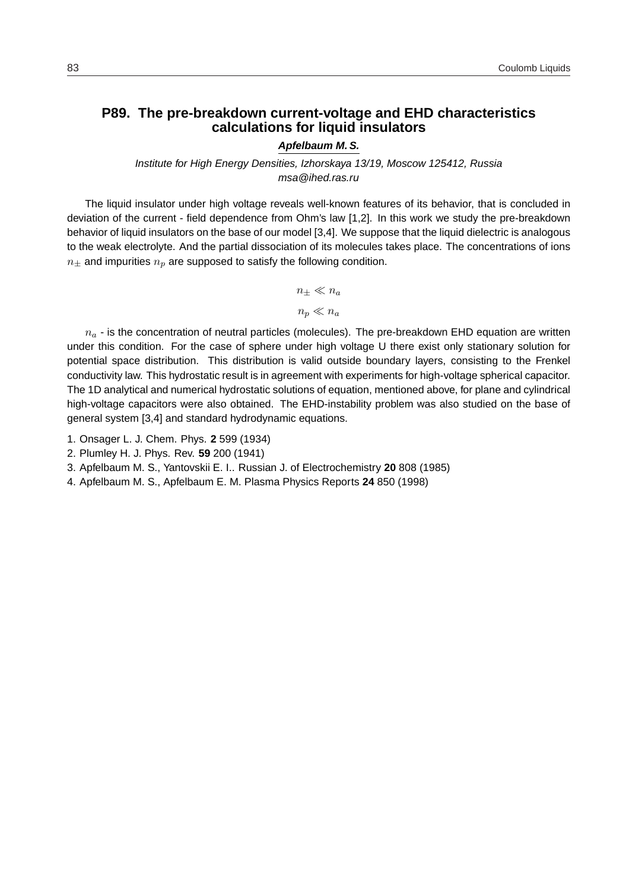## P89. The pre-breakdown current-voltage and EHD characteristics calculations for liquid insulators

***Apfelbaum M. S.***

*Institute for High Energy Densities, Izhorskaya 13/19, Moscow 125412, Russia*
*msa@ihed.ras.ru*

The liquid insulator under high voltage reveals well-known features of its behavior, that is concluded in deviation of the current - field dependence from Ohm's law [1,2]. In this work we study the pre-breakdown behavior of liquid insulators on the base of our model [3,4]. We suppose that the liquid dielectric is analogous to the weak electrolyte. And the partial dissociation of its molecules takes place. The concentrations of ions $n_{\pm}$ and impurities $n_p$ are supposed to satisfy the following condition.

$$n_{\pm} \ll n_a$$

$$n_p \ll n_a$$

$n_a$ - is the concentration of neutral particles (molecules). The pre-breakdown EHD equation are written under this condition. For the case of sphere under high voltage U there exist only stationary solution for potential space distribution. This distribution is valid outside boundary layers, consisting to the Frenkel conductivity law. This hydrostatic result is in agreement with experiments for high-voltage spherical capacitor. The 1D analytical and numerical hydrostatic solutions of equation, mentioned above, for plane and cylindrical high-voltage capacitors were also obtained. The EHD-instability problem was also studied on the base of general system [3,4] and standard hydrodynamic equations.

1. Onsager L. J. Chem. Phys. **2** 599 (1934)
2. Plumley H. J. Phys. Rev. **59** 200 (1941)
3. Apfelbaum M. S., Yantovskii E. I.. Russian J. of Electrochemistry **20** 808 (1985)
4. Apfelbaum M. S., Apfelbaum E. M. Plasma Physics Reports **24** 850 (1998)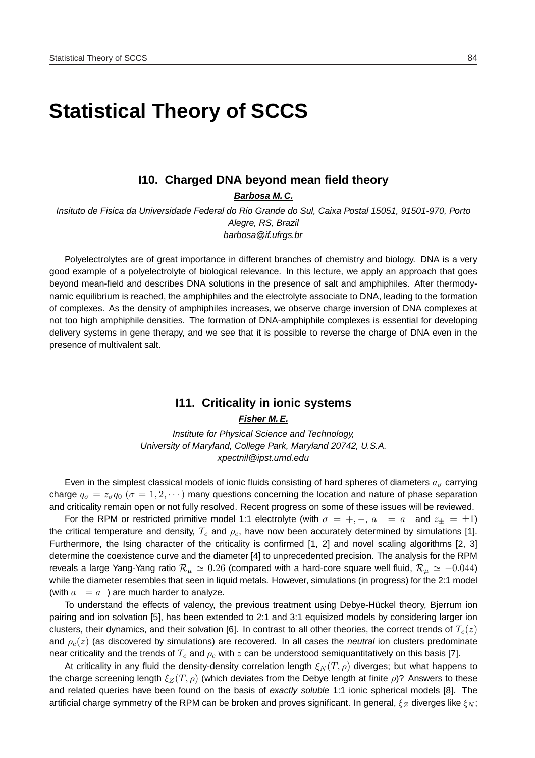# Statistical Theory of SCCS

---

## I10. Charged DNA beyond mean field theory

***Barbosa M. C.***

*Insituto de Fisica da Universidade Federal do Rio Grande do Sul, Caixa Postal 15051, 91501-970, Porto Alegre, RS, Brazil*
*barbosa@if.ufrgs.br*

Polyelectrolytes are of great importance in different branches of chemistry and biology. DNA is a very good example of a polyelectrolyte of biological relevance. In this lecture, we apply an approach that goes beyond mean-field and describes DNA solutions in the presence of salt and amphiphiles. After thermodynamic equilibrium is reached, the amphiphiles and the electrolyte associate to DNA, leading to the formation of complexes. As the density of amphiphiles increases, we observe charge inversion of DNA complexes at not too high amphiphile densities. The formation of DNA-amphiphile complexes is essential for developing delivery systems in gene therapy, and we see that it is possible to reverse the charge of DNA even in the presence of multivalent salt.

## I11. Criticality in ionic systems

***Fisher M. E.***

*Institute for Physical Science and Technology,*
*University of Maryland, College Park, Maryland 20742, U.S.A.*
*xpectnil@ipst.umd.edu*

Even in the simplest classical models of ionic fluids consisting of hard spheres of diameters $a_\sigma$ carrying charge $q_\sigma = z_\sigma q_0$ $(\sigma = 1, 2, \cdots)$ many questions concerning the location and nature of phase separation and criticality remain open or not fully resolved. Recent progress on some of these issues will be reviewed.

For the RPM or restricted primitive model 1:1 electrolyte (with $\sigma = +, -$, $a_+ = a_-$ and $z_\pm = \pm 1$) the critical temperature and density, $T_c$ and $\rho_c$, have now been accurately determined by simulations [1]. Furthermore, the Ising character of the criticality is confirmed [1, 2] and novel scaling algorithms [2, 3] determine the coexistence curve and the diameter [4] to unprecedented precision. The analysis for the RPM reveals a large Yang-Yang ratio $\mathcal{R}_\mu \simeq 0.26$ (compared with a hard-core square well fluid, $\mathcal{R}_\mu \simeq -0.044$) while the diameter resembles that seen in liquid metals. However, simulations (in progress) for the 2:1 model (with $a_+ = a_-$) are much harder to analyze.

To understand the effects of valency, the previous treatment using Debye-Hückel theory, Bjerrum ion pairing and ion solvation [5], has been extended to 2:1 and 3:1 equisized models by considering larger ion clusters, their dynamics, and their solvation [6]. In contrast to all other theories, the correct trends of $T_c(z)$ and $\rho_c(z)$ (as discovered by simulations) are recovered. In all cases the *neutral* ion clusters predominate near criticality and the trends of $T_c$ and $\rho_c$ with $z$ can be understood semiquantitatively on this basis [7].

At criticality in any fluid the density-density correlation length $\xi_N(T, \rho)$ diverges; but what happens to the charge screening length $\xi_Z(T, \rho)$ (which deviates from the Debye length at finite $\rho$)? Answers to these and related queries have been found on the basis of *exactly soluble* 1:1 ionic spherical models [8]. The artificial charge symmetry of the RPM can be broken and proves significant. In general, $\xi_Z$ diverges like $\xi_N$;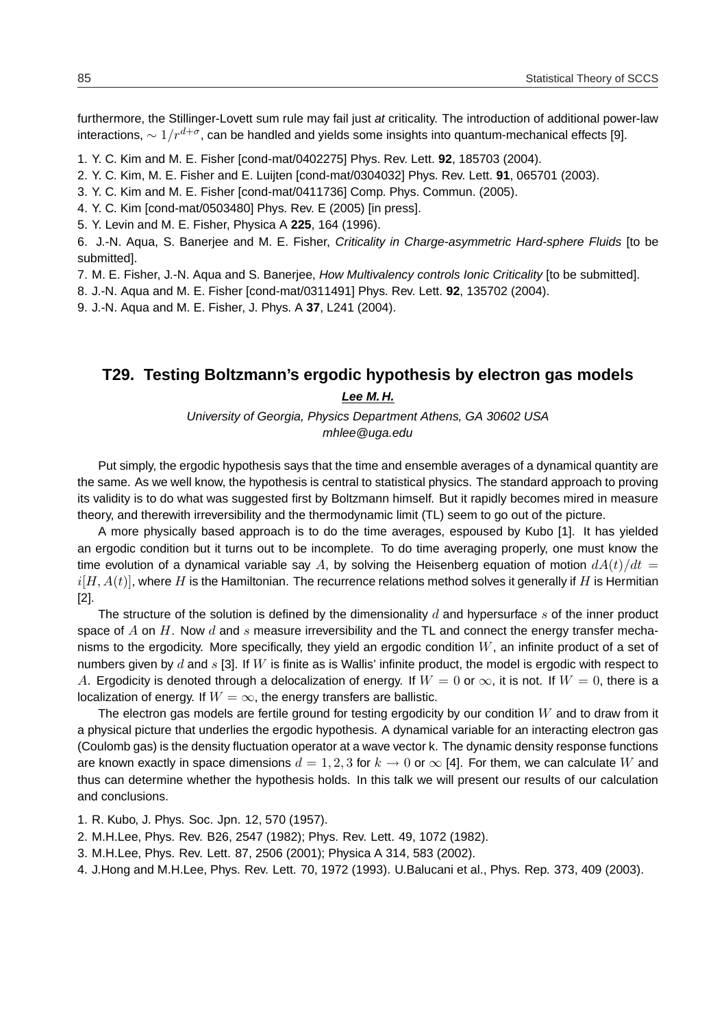furthermore, the Stillinger-Lovett sum rule may fail just *at* criticality. The introduction of additional power-law interactions, $\sim 1/r^{d+\sigma}$, can be handled and yields some insights into quantum-mechanical effects [9].

1. Y. C. Kim and M. E. Fisher [cond-mat/0402275] Phys. Rev. Lett. **92**, 185703 (2004).
2. Y. C. Kim, M. E. Fisher and E. Luijten [cond-mat/0304032] Phys. Rev. Lett. **91**, 065701 (2003).
3. Y. C. Kim and M. E. Fisher [cond-mat/0411736] Comp. Phys. Commun. (2005).
4. Y. C. Kim [cond-mat/0503480] Phys. Rev. E (2005) [in press].
5. Y. Levin and M. E. Fisher, Physica A **225**, 164 (1996).
6. J.-N. Aqua, S. Banerjee and M. E. Fisher, *Criticality in Charge-asymmetric Hard-sphere Fluids* [to be submitted].
7. M. E. Fisher, J.-N. Aqua and S. Banerjee, *How Multivalency controls Ionic Criticality* [to be submitted].
8. J.-N. Aqua and M. E. Fisher [cond-mat/0311491] Phys. Rev. Lett. **92**, 135702 (2004).
9. J.-N. Aqua and M. E. Fisher, J. Phys. A **37**, L241 (2004).

## T29. Testing Boltzmann's ergodic hypothesis by electron gas models

***Lee M. H.***

*University of Georgia, Physics Department Athens, GA 30602 USA*
*mhlee@uga.edu*

Put simply, the ergodic hypothesis says that the time and ensemble averages of a dynamical quantity are the same. As we well know, the hypothesis is central to statistical physics. The standard approach to proving its validity is to do what was suggested first by Boltzmann himself. But it rapidly becomes mired in measure theory, and therewith irreversibility and the thermodynamic limit (TL) seem to go out of the picture.

A more physically based approach is to do the time averages, espoused by Kubo [1]. It has yielded an ergodic condition but it turns out to be incomplete. To do time averaging properly, one must know the time evolution of a dynamical variable say $A$, by solving the Heisenberg equation of motion $dA(t)/dt = i[H, A(t)]$, where $H$ is the Hamiltonian. The recurrence relations method solves it generally if $H$ is Hermitian [2].

The structure of the solution is defined by the dimensionality $d$ and hypersurface $s$ of the inner product space of $A$ on $H$. Now $d$ and $s$ measure irreversibility and the TL and connect the energy transfer mechanisms to the ergodicity. More specifically, they yield an ergodic condition $W$, an infinite product of a set of numbers given by $d$ and $s$ [3]. If $W$ is finite as is Wallis' infinite product, the model is ergodic with respect to $A$. Ergodicity is denoted through a delocalization of energy. If $W = 0$ or $\infty$, it is not. If $W = 0$, there is a localization of energy. If $W = \infty$, the energy transfers are ballistic.

The electron gas models are fertile ground for testing ergodicity by our condition $W$ and to draw from it a physical picture that underlies the ergodic hypothesis. A dynamical variable for an interacting electron gas (Coulomb gas) is the density fluctuation operator at a wave vector k. The dynamic density response functions are known exactly in space dimensions $d = 1, 2, 3$ for $k \to 0$ or $\infty$ [4]. For them, we can calculate $W$ and thus can determine whether the hypothesis holds. In this talk we will present our results of our calculation and conclusions.

1. R. Kubo, J. Phys. Soc. Jpn. 12, 570 (1957).
2. M.H.Lee, Phys. Rev. B26, 2547 (1982); Phys. Rev. Lett. 49, 1072 (1982).
3. M.H.Lee, Phys. Rev. Lett. 87, 2506 (2001); Physica A 314, 583 (2002).
4. J.Hong and M.H.Lee, Phys. Rev. Lett. 70, 1972 (1993). U.Balucani et al., Phys. Rep. 373, 409 (2003).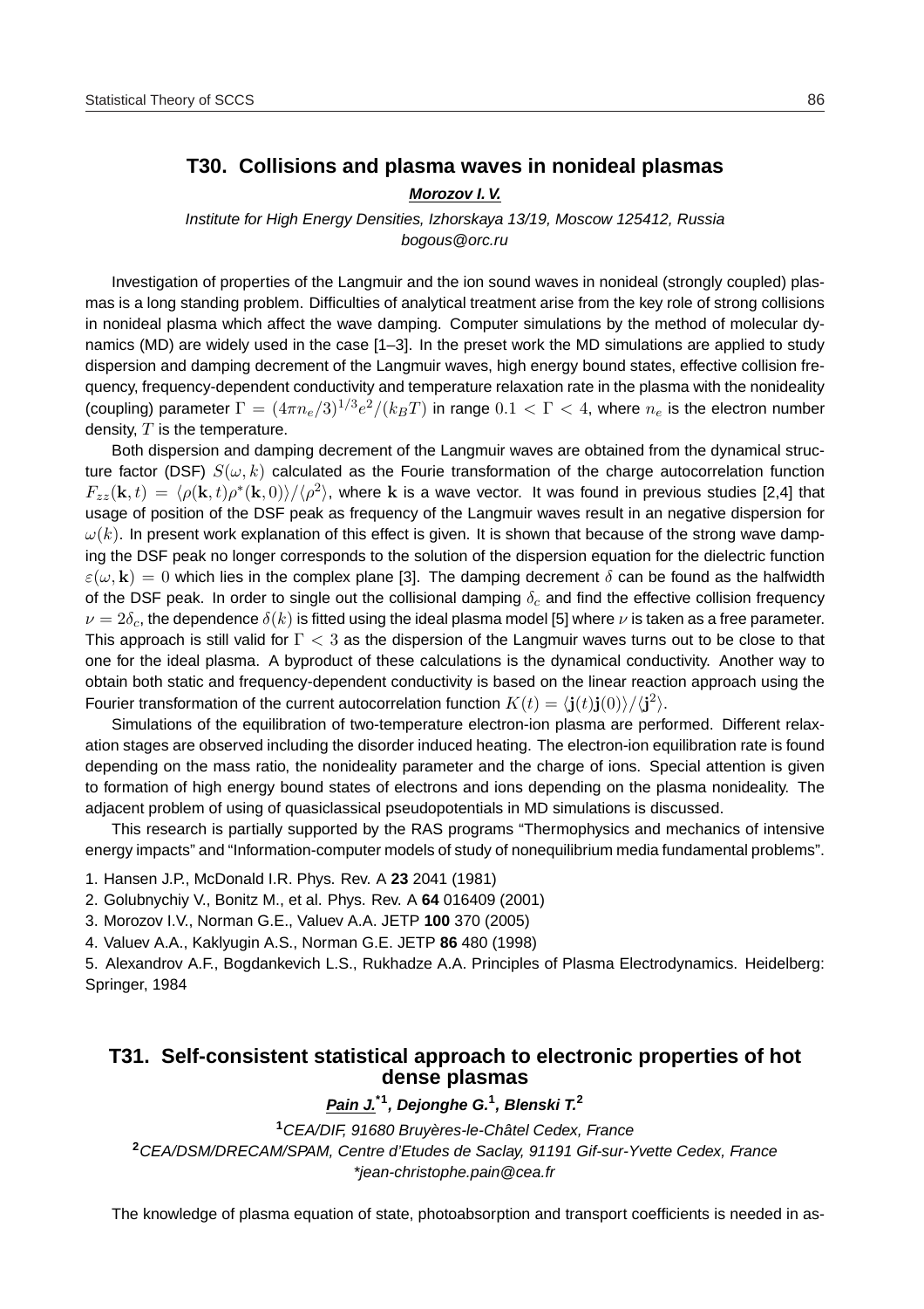## T30. Collisions and plasma waves in nonideal plasmas

***Morozov I. V.***

*Institute for High Energy Densities, Izhorskaya 13/19, Moscow 125412, Russia*
*bogous@orc.ru*

Investigation of properties of the Langmuir and the ion sound waves in nonideal (strongly coupled) plasmas is a long standing problem. Difficulties of analytical treatment arise from the key role of strong collisions in nonideal plasma which affect the wave damping. Computer simulations by the method of molecular dynamics (MD) are widely used in the case [1–3]. In the preset work the MD simulations are applied to study dispersion and damping decrement of the Langmuir waves, high energy bound states, effective collision frequency, frequency-dependent conductivity and temperature relaxation rate in the plasma with the nonideality (coupling) parameter $\Gamma = (4\pi n_e/3)^{1/3} e^2/(k_B T)$ in range $0.1 < \Gamma < 4$, where $n_e$ is the electron number density, $T$ is the temperature.

Both dispersion and damping decrement of the Langmuir waves are obtained from the dynamical structure factor (DSF) $S(\omega, k)$ calculated as the Fourie transformation of the charge autocorrelation function $F_{zz}(\mathbf{k}, t) = \langle \rho(\mathbf{k}, t) \rho^*(\mathbf{k}, 0) \rangle / \langle \rho^2 \rangle$, where $\mathbf{k}$ is a wave vector. It was found in previous studies [2,4] that usage of position of the DSF peak as frequency of the Langmuir waves result in an negative dispersion for $\omega(k)$. In present work explanation of this effect is given. It is shown that because of the strong wave damping the DSF peak no longer corresponds to the solution of the dispersion equation for the dielectric function $\varepsilon(\omega, \mathbf{k}) = 0$ which lies in the complex plane [3]. The damping decrement $\delta$ can be found as the halfwidth of the DSF peak. In order to single out the collisional damping $\delta_c$ and find the effective collision frequency $\nu = 2\delta_c$, the dependence $\delta(k)$ is fitted using the ideal plasma model [5] where $\nu$ is taken as a free parameter. This approach is still valid for $\Gamma < 3$ as the dispersion of the Langmuir waves turns out to be close to that one for the ideal plasma. A byproduct of these calculations is the dynamical conductivity. Another way to obtain both static and frequency-dependent conductivity is based on the linear reaction approach using the Fourier transformation of the current autocorrelation function $K(t) = \langle \mathbf{j}(t) \mathbf{j}(0) \rangle / \langle \mathbf{j}^2 \rangle$.

Simulations of the equilibration of two-temperature electron-ion plasma are performed. Different relaxation stages are observed including the disorder induced heating. The electron-ion equilibration rate is found depending on the mass ratio, the nonideality parameter and the charge of ions. Special attention is given to formation of high energy bound states of electrons and ions depending on the plasma nonideality. The adjacent problem of using of quasiclassical pseudopotentials in MD simulations is discussed.

This research is partially supported by the RAS programs "Thermophysics and mechanics of intensive energy impacts" and "Information-computer models of study of nonequilibrium media fundamental problems".

1. Hansen J.P., McDonald I.R. Phys. Rev. A **23** 2041 (1981)
2. Golubnychiy V., Bonitz M., et al. Phys. Rev. A **64** 016409 (2001)
3. Morozov I.V., Norman G.E., Valuev A.A. JETP **100** 370 (2005)
4. Valuev A.A., Kaklyugin A.S., Norman G.E. JETP **86** 480 (1998)
5. Alexandrov A.F., Bogdankevich L.S., Rukhadze A.A. Principles of Plasma Electrodynamics. Heidelberg: Springer, 1984

## T31. Self-consistent statistical approach to electronic properties of hot dense plasmas

***Pain J.*[*1], Dejonghe G.[1], Blenski T.[2]***

[1] *CEA/DIF, 91680 Bruyères-le-Châtel Cedex, France*
[2] *CEA/DSM/DRECAM/SPAM, Centre d'Etudes de Saclay, 91191 Gif-sur-Yvette Cedex, France*
*\*jean-christophe.pain@cea.fr*

The knowledge of plasma equation of state, photoabsorption and transport coefficients is needed in as-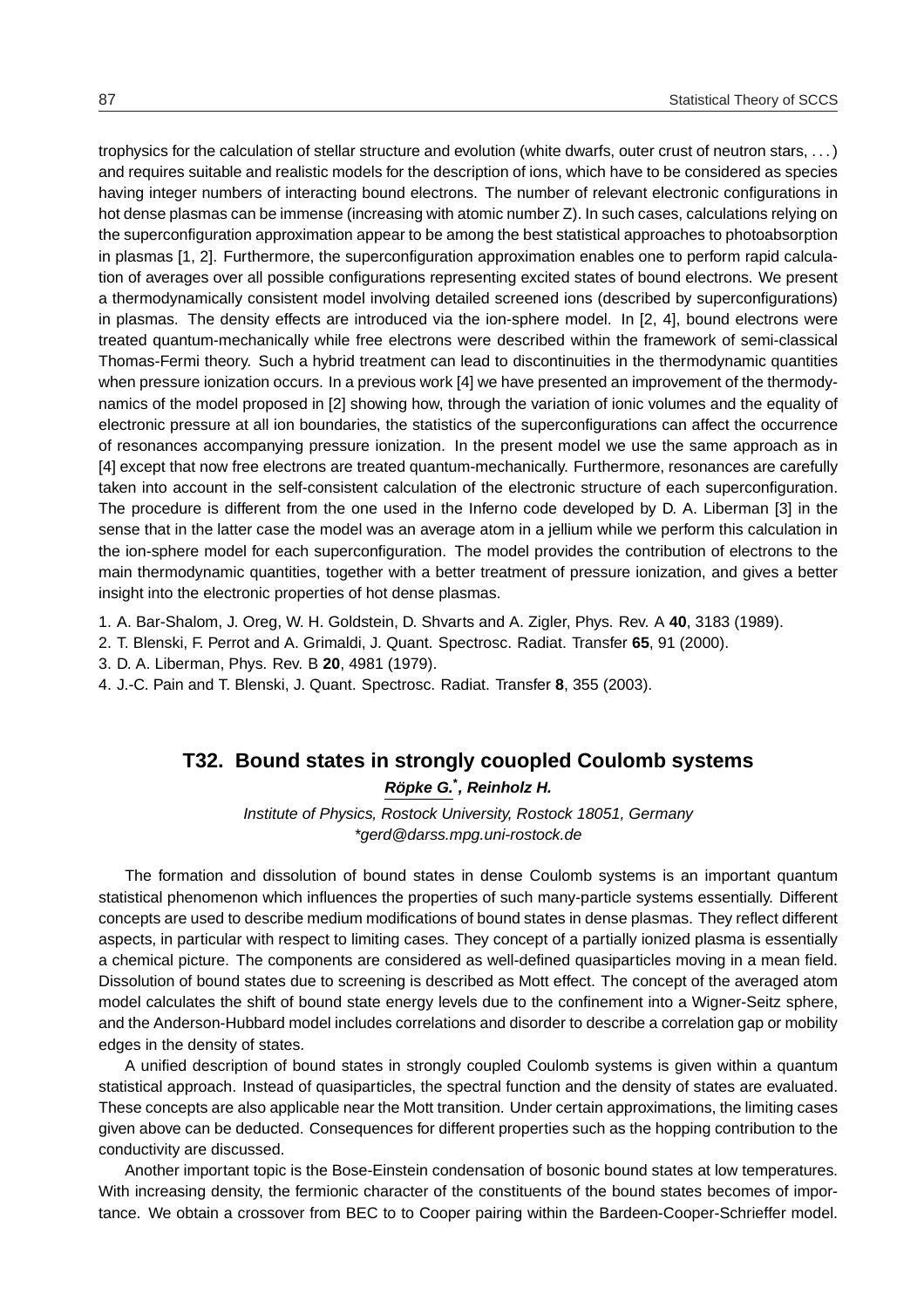trophysics for the calculation of stellar structure and evolution (white dwarfs, outer crust of neutron stars, . . . ) and requires suitable and realistic models for the description of ions, which have to be considered as species having integer numbers of interacting bound electrons. The number of relevant electronic configurations in hot dense plasmas can be immense (increasing with atomic number Z). In such cases, calculations relying on the superconfiguration approximation appear to be among the best statistical approaches to photoabsorption in plasmas [1, 2]. Furthermore, the superconfiguration approximation enables one to perform rapid calculation of averages over all possible configurations representing excited states of bound electrons. We present a thermodynamically consistent model involving detailed screened ions (described by superconfigurations) in plasmas. The density effects are introduced via the ion-sphere model. In [2, 4], bound electrons were treated quantum-mechanically while free electrons were described within the framework of semi-classical Thomas-Fermi theory. Such a hybrid treatment can lead to discontinuities in the thermodynamic quantities when pressure ionization occurs. In a previous work [4] we have presented an improvement of the thermodynamics of the model proposed in [2] showing how, through the variation of ionic volumes and the equality of electronic pressure at all ion boundaries, the statistics of the superconfigurations can affect the occurrence of resonances accompanying pressure ionization. In the present model we use the same approach as in [4] except that now free electrons are treated quantum-mechanically. Furthermore, resonances are carefully taken into account in the self-consistent calculation of the electronic structure of each superconfiguration. The procedure is different from the one used in the Inferno code developed by D. A. Liberman [3] in the sense that in the latter case the model was an average atom in a jellium while we perform this calculation in the ion-sphere model for each superconfiguration. The model provides the contribution of electrons to the main thermodynamic quantities, together with a better treatment of pressure ionization, and gives a better insight into the electronic properties of hot dense plasmas.

1. A. Bar-Shalom, J. Oreg, W. H. Goldstein, D. Shvarts and A. Zigler, Phys. Rev. A **40**, 3183 (1989).
2. T. Blenski, F. Perrot and A. Grimaldi, J. Quant. Spectrosc. Radiat. Transfer **65**, 91 (2000).
3. D. A. Liberman, Phys. Rev. B **20**, 4981 (1979).
4. J.-C. Pain and T. Blenski, J. Quant. Spectrosc. Radiat. Transfer **8**, 355 (2003).

## T32. Bound states in strongly couopled Coulomb systems

***Röpke G.*, Reinholz H.***

*Institute of Physics, Rostock University, Rostock 18051, Germany*
*\*gerd@darss.mpg.uni-rostock.de*

The formation and dissolution of bound states in dense Coulomb systems is an important quantum statistical phenomenon which influences the properties of such many-particle systems essentially. Different concepts are used to describe medium modifications of bound states in dense plasmas. They reflect different aspects, in particular with respect to limiting cases. They concept of a partially ionized plasma is essentially a chemical picture. The components are considered as well-defined quasiparticles moving in a mean field. Dissolution of bound states due to screening is described as Mott effect. The concept of the averaged atom model calculates the shift of bound state energy levels due to the confinement into a Wigner-Seitz sphere, and the Anderson-Hubbard model includes correlations and disorder to describe a correlation gap or mobility edges in the density of states.

A unified description of bound states in strongly coupled Coulomb systems is given within a quantum statistical approach. Instead of quasiparticles, the spectral function and the density of states are evaluated. These concepts are also applicable near the Mott transition. Under certain approximations, the limiting cases given above can be deducted. Consequences for different properties such as the hopping contribution to the conductivity are discussed.

Another important topic is the Bose-Einstein condensation of bosonic bound states at low temperatures. With increasing density, the fermionic character of the constituents of the bound states becomes of importance. We obtain a crossover from BEC to to Cooper pairing within the Bardeen-Cooper-Schrieffer model.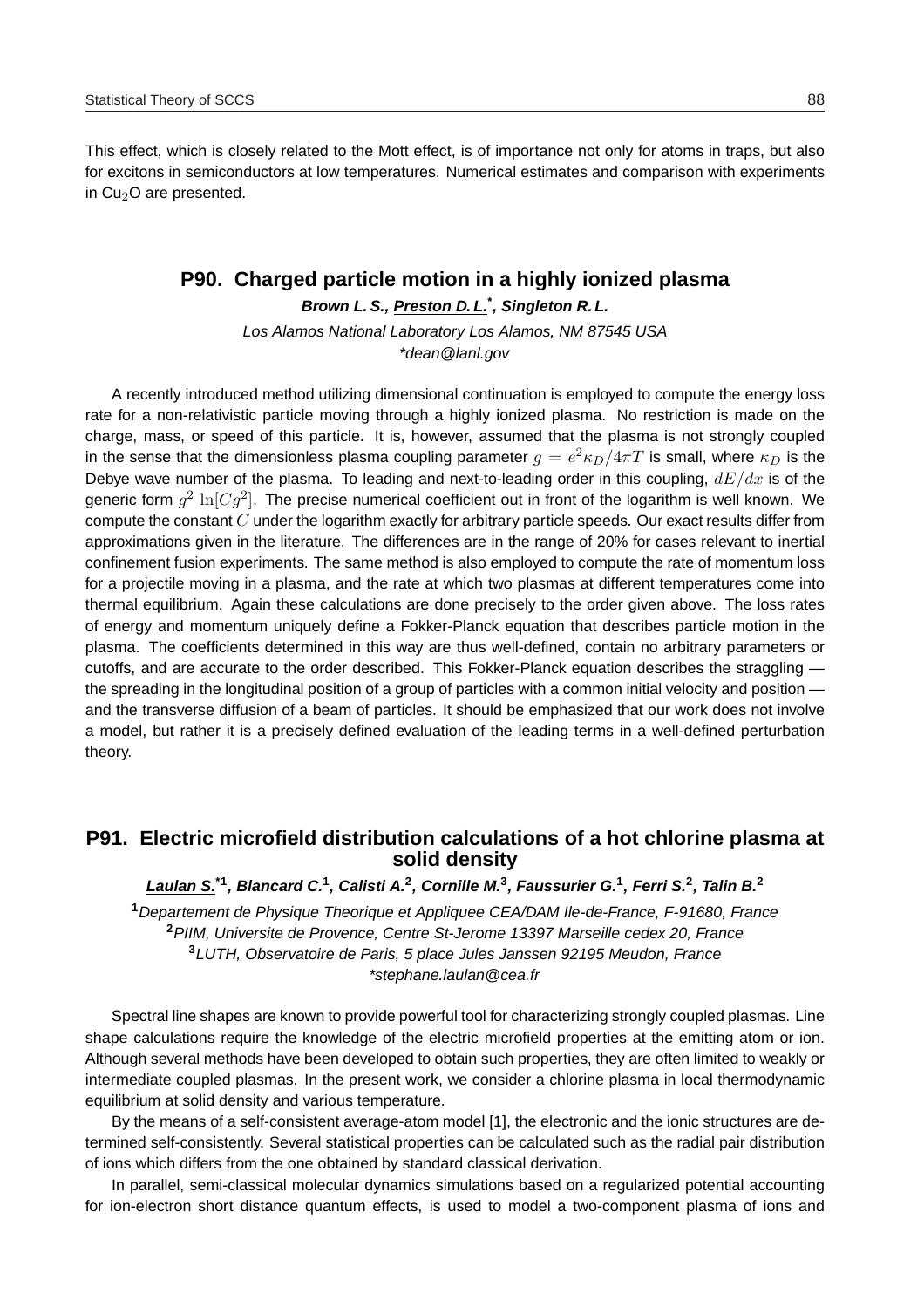This effect, which is closely related to the Mott effect, is of importance not only for atoms in traps, but also for excitons in semiconductors at low temperatures. Numerical estimates and comparison with experiments in $Cu_2O$ are presented.

## P90. Charged particle motion in a highly ionized plasma

***Brown L. S., <u>Preston D. L.</u>*, Singleton R. L.***

*Los Alamos National Laboratory Los Alamos, NM 87545 USA*
*\*dean@lanl.gov*

A recently introduced method utilizing dimensional continuation is employed to compute the energy loss rate for a non-relativistic particle moving through a highly ionized plasma. No restriction is made on the charge, mass, or speed of this particle. It is, however, assumed that the plasma is not strongly coupled in the sense that the dimensionless plasma coupling parameter $g = e^2\kappa_D/4\pi T$ is small, where $\kappa_D$ is the Debye wave number of the plasma. To leading and next-to-leading order in this coupling, $dE/dx$ is of the generic form $g^2 \ln[Cg^2]$. The precise numerical coefficient out in front of the logarithm is well known. We compute the constant $C$ under the logarithm exactly for arbitrary particle speeds. Our exact results differ from approximations given in the literature. The differences are in the range of 20% for cases relevant to inertial confinement fusion experiments. The same method is also employed to compute the rate of momentum loss for a projectile moving in a plasma, and the rate at which two plasmas at different temperatures come into thermal equilibrium. Again these calculations are done precisely to the order given above. The loss rates of energy and momentum uniquely define a Fokker-Planck equation that describes particle motion in the plasma. The coefficients determined in this way are thus well-defined, contain no arbitrary parameters or cutoffs, and are accurate to the order described. This Fokker-Planck equation describes the straggling — the spreading in the longitudinal position of a group of particles with a common initial velocity and position — and the transverse diffusion of a beam of particles. It should be emphasized that our work does not involve a model, but rather it is a precisely defined evaluation of the leading terms in a well-defined perturbation theory.

## P91. Electric microfield distribution calculations of a hot chlorine plasma at solid density

***<u>Laulan S.</u>*[1], Blancard C.[1], Calisti A.[2], Cornille M.[3], Faussurier G.[1], Ferri S.[2], Talin B.[2]***

[1] *Departement de Physique Theorique et Appliquee CEA/DAM Ile-de-France, F-91680, France*
[2] *PIIM, Universite de Provence, Centre St-Jerome 13397 Marseille cedex 20, France*
[3] *LUTH, Observatoire de Paris, 5 place Jules Janssen 92195 Meudon, France*
*\*stephane.laulan@cea.fr*

Spectral line shapes are known to provide powerful tool for characterizing strongly coupled plasmas. Line shape calculations require the knowledge of the electric microfield properties at the emitting atom or ion. Although several methods have been developed to obtain such properties, they are often limited to weakly or intermediate coupled plasmas. In the present work, we consider a chlorine plasma in local thermodynamic equilibrium at solid density and various temperature.

By the means of a self-consistent average-atom model [1], the electronic and the ionic structures are determined self-consistently. Several statistical properties can be calculated such as the radial pair distribution of ions which differs from the one obtained by standard classical derivation.

In parallel, semi-classical molecular dynamics simulations based on a regularized potential accounting for ion-electron short distance quantum effects, is used to model a two-component plasma of ions and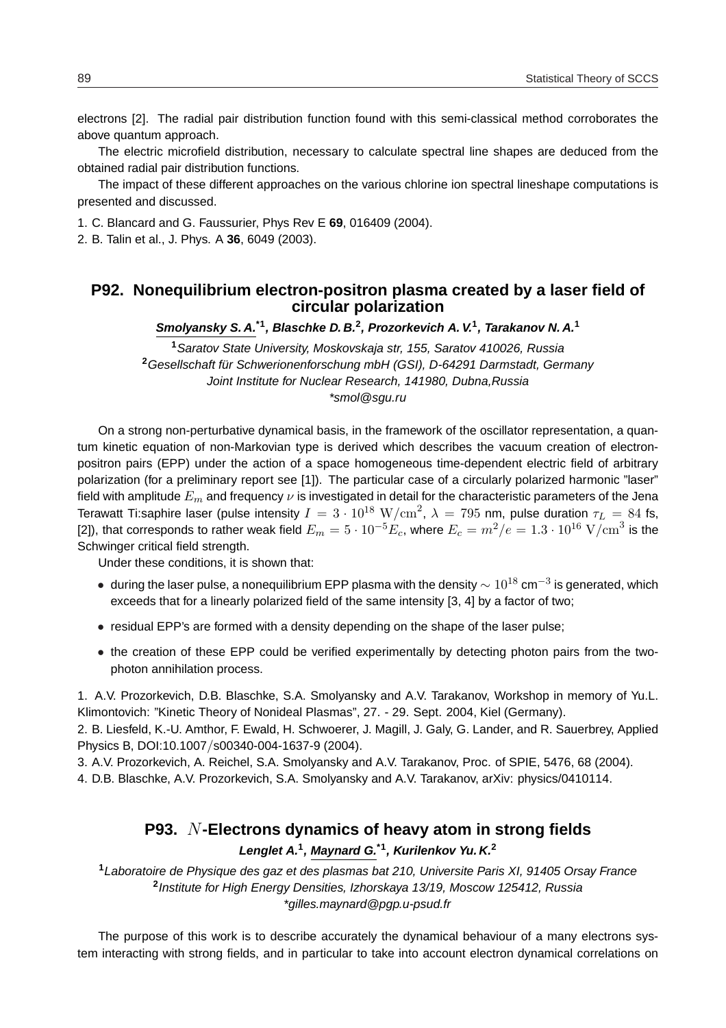electrons [2]. The radial pair distribution function found with this semi-classical method corroborates the above quantum approach.

The electric microfield distribution, necessary to calculate spectral line shapes are deduced from the obtained radial pair distribution functions.

The impact of these different approaches on the various chlorine ion spectral lineshape computations is presented and discussed.

1. C. Blancard and G. Faussurier, Phys Rev E **69**, 016409 (2004).
2. B. Talin et al., J. Phys. A **36**, 6049 (2003).

## P92. Nonequilibrium electron-positron plasma created by a laser field of circular polarization

***Smolyansky S. A.**[*1], Blaschke D. B.[2], Prozorkevich A. V.[1], Tarakanov N. A.[1]*

[1]*Saratov State University, Moskovskaja str, 155, Saratov 410026, Russia*
[2]*Gesellschaft für Schwerionenforschung mbH (GSI), D-64291 Darmstadt, Germany*
*Joint Institute for Nuclear Research, 141980, Dubna,Russia*
*\*smol@sgu.ru*

On a strong non-perturbative dynamical basis, in the framework of the oscillator representation, a quantum kinetic equation of non-Markovian type is derived which describes the vacuum creation of electron-positron pairs (EPP) under the action of a space homogeneous time-dependent electric field of arbitrary polarization (for a preliminary report see [1]). The particular case of a circularly polarized harmonic "laser" field with amplitude $E_m$ and frequency $\nu$ is investigated in detail for the characteristic parameters of the Jena Terawatt Ti:saphire laser (pulse intensity $I = 3 \cdot 10^{18}\ \mathrm{W/cm}^2$, $\lambda = 795$ nm, pulse duration $\tau_L = 84$ fs, [2]), that corresponds to rather weak field $E_m = 5 \cdot 10^{-5} E_c$, where $E_c = m^2/e = 1.3 \cdot 10^{16}\ \mathrm{V/cm}^3$ is the Schwinger critical field strength.

Under these conditions, it is shown that:

- during the laser pulse, a nonequilibrium EPP plasma with the density $\sim 10^{18}$ cm$^{-3}$ is generated, which exceeds that for a linearly polarized field of the same intensity [3, 4] by a factor of two;
- residual EPP's are formed with a density depending on the shape of the laser pulse;
- the creation of these EPP could be verified experimentally by detecting photon pairs from the two-photon annihilation process.

1. A.V. Prozorkevich, D.B. Blaschke, S.A. Smolyansky and A.V. Tarakanov, Workshop in memory of Yu.L. Klimontovich: "Kinetic Theory of Nonideal Plasmas", 27. - 29. Sept. 2004, Kiel (Germany).
2. B. Liesfeld, K.-U. Amthor, F. Ewald, H. Schwoerer, J. Magill, J. Galy, G. Lander, and R. Sauerbrey, Applied Physics B, DOI:10.1007/s00340-004-1637-9 (2004).
3. A.V. Prozorkevich, A. Reichel, S.A. Smolyansky and A.V. Tarakanov, Proc. of SPIE, 5476, 68 (2004).
4. D.B. Blaschke, A.V. Prozorkevich, S.A. Smolyansky and A.V. Tarakanov, arXiv: physics/0410114.

## P93. $N$-Electrons dynamics of heavy atom in strong fields

*Lenglet A.[1], **Maynard G.**[*1], Kurilenkov Yu. K.[2]*

[1]*Laboratoire de Physique des gaz et des plasmas bat 210, Universite Paris XI, 91405 Orsay France*
[2]*Institute for High Energy Densities, Izhorskaya 13/19, Moscow 125412, Russia*
*\*gilles.maynard@pgp.u-psud.fr*

The purpose of this work is to describe accurately the dynamical behaviour of a many electrons system interacting with strong fields, and in particular to take into account electron dynamical correlations on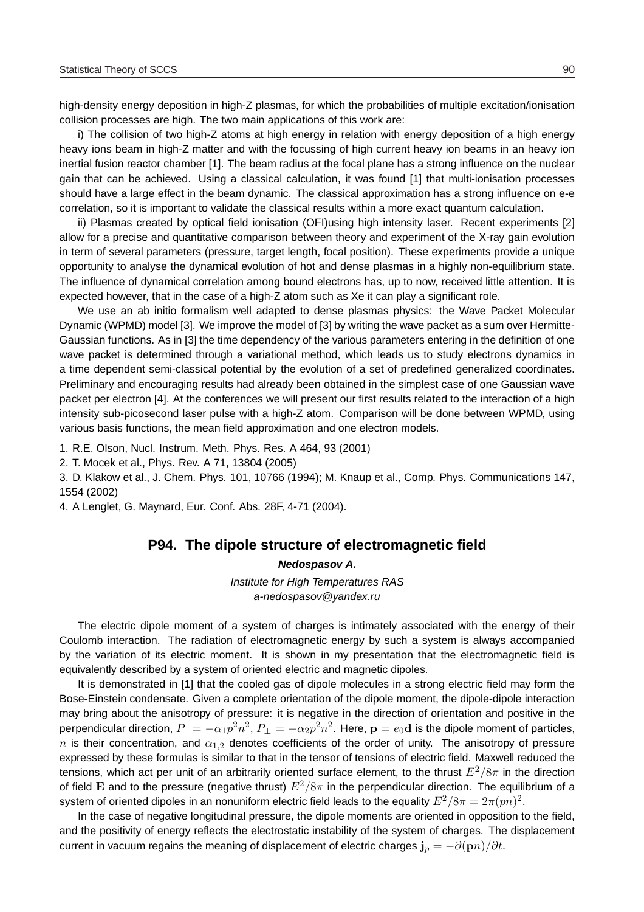high-density energy deposition in high-Z plasmas, for which the probabilities of multiple excitation/ionisation collision processes are high. The two main applications of this work are:

i) The collision of two high-Z atoms at high energy in relation with energy deposition of a high energy heavy ions beam in high-Z matter and with the focussing of high current heavy ion beams in an heavy ion inertial fusion reactor chamber [1]. The beam radius at the focal plane has a strong influence on the nuclear gain that can be achieved. Using a classical calculation, it was found [1] that multi-ionisation processes should have a large effect in the beam dynamic. The classical approximation has a strong influence on e-e correlation, so it is important to validate the classical results within a more exact quantum calculation.

ii) Plasmas created by optical field ionisation (OFI)using high intensity laser. Recent experiments [2] allow for a precise and quantitative comparison between theory and experiment of the X-ray gain evolution in term of several parameters (pressure, target length, focal position). These experiments provide a unique opportunity to analyse the dynamical evolution of hot and dense plasmas in a highly non-equilibrium state. The influence of dynamical correlation among bound electrons has, up to now, received little attention. It is expected however, that in the case of a high-Z atom such as Xe it can play a significant role.

We use an ab initio formalism well adapted to dense plasmas physics: the Wave Packet Molecular Dynamic (WPMD) model [3]. We improve the model of [3] by writing the wave packet as a sum over Hermitte-Gaussian functions. As in [3] the time dependency of the various parameters entering in the definition of one wave packet is determined through a variational method, which leads us to study electrons dynamics in a time dependent semi-classical potential by the evolution of a set of predefined generalized coordinates. Preliminary and encouraging results had already been obtained in the simplest case of one Gaussian wave packet per electron [4]. At the conferences we will present our first results related to the interaction of a high intensity sub-picosecond laser pulse with a high-Z atom. Comparison will be done between WPMD, using various basis functions, the mean field approximation and one electron models.

1. R.E. Olson, Nucl. Instrum. Meth. Phys. Res. A 464, 93 (2001)
2. T. Mocek et al., Phys. Rev. A 71, 13804 (2005)
3. D. Klakow et al., J. Chem. Phys. 101, 10766 (1994); M. Knaup et al., Comp. Phys. Communications 147, 1554 (2002)
4. A Lenglet, G. Maynard, Eur. Conf. Abs. 28F, 4-71 (2004).

## P94. The dipole structure of electromagnetic field

***Nedospasov A.***

*Institute for High Temperatures RAS*
*a-nedospasov@yandex.ru*

The electric dipole moment of a system of charges is intimately associated with the energy of their Coulomb interaction. The radiation of electromagnetic energy by such a system is always accompanied by the variation of its electric moment. It is shown in my presentation that the electromagnetic field is equivalently described by a system of oriented electric and magnetic dipoles.

It is demonstrated in [1] that the cooled gas of dipole molecules in a strong electric field may form the Bose-Einstein condensate. Given a complete orientation of the dipole moment, the dipole-dipole interaction may bring about the anisotropy of pressure: it is negative in the direction of orientation and positive in the perpendicular direction, $P_{\|} = -\alpha_1 p^2 n^2$, $P_{\perp} = -\alpha_2 p^2 n^2$. Here, $\mathbf{p} = e_0\mathbf{d}$ is the dipole moment of particles, $n$ is their concentration, and $\alpha_{1,2}$ denotes coefficients of the order of unity. The anisotropy of pressure expressed by these formulas is similar to that in the tensor of tensions of electric field. Maxwell reduced the tensions, which act per unit of an arbitrarily oriented surface element, to the thrust $E^2/8\pi$ in the direction of field $\mathbf{E}$ and to the pressure (negative thrust) $E^2/8\pi$ in the perpendicular direction. The equilibrium of a system of oriented dipoles in an nonuniform electric field leads to the equality $E^2/8\pi = 2\pi(pn)^2$.

In the case of negative longitudinal pressure, the dipole moments are oriented in opposition to the field, and the positivity of energy reflects the electrostatic instability of the system of charges. The displacement current in vacuum regains the meaning of displacement of electric charges $\mathbf{j}_p = -\partial(\mathbf{p}n)/\partial t$.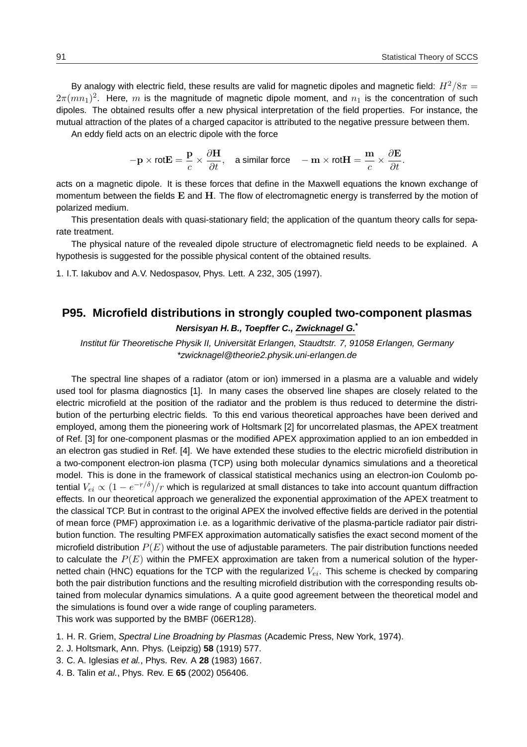By analogy with electric field, these results are valid for magnetic dipoles and magnetic field: $H^2/8\pi = 2\pi(mn_1)^2$. Here, $m$ is the magnitude of magnetic dipole moment, and $n_1$ is the concentration of such dipoles. The obtained results offer a new physical interpretation of the field properties. For instance, the mutual attraction of the plates of a charged capacitor is attributed to the negative pressure between them.

An eddy field acts on an electric dipole with the force

$$-\mathbf{p} \times \text{rot}\mathbf{E} = \frac{\mathbf{p}}{c} \times \frac{\partial \mathbf{H}}{\partial t}, \quad \text{a similar force} \quad -\mathbf{m} \times \text{rot}\mathbf{H} = \frac{\mathbf{m}}{c} \times \frac{\partial \mathbf{E}}{\partial t}.$$

acts on a magnetic dipole. It is these forces that define in the Maxwell equations the known exchange of momentum between the fields $\mathbf{E}$ and $\mathbf{H}$. The flow of electromagnetic energy is transferred by the motion of polarized medium.

This presentation deals with quasi-stationary field; the application of the quantum theory calls for separate treatment.

The physical nature of the revealed dipole structure of electromagnetic field needs to be explained. A hypothesis is suggested for the possible physical content of the obtained results.

1. I.T. Iakubov and A.V. Nedospasov, Phys. Lett. A 232, 305 (1997).

## P95. Microfield distributions in strongly coupled two-component plasmas

***Nersisyan H. B., Toepffer C., Zwicknagel G.****

*Institut für Theoretische Physik II, Universität Erlangen, Staudtstr. 7, 91058 Erlangen, Germany*
*\*zwicknagel@theorie2.physik.uni-erlangen.de*

The spectral line shapes of a radiator (atom or ion) immersed in a plasma are a valuable and widely used tool for plasma diagnostics [1]. In many cases the observed line shapes are closely related to the electric microfield at the position of the radiator and the problem is thus reduced to determine the distribution of the perturbing electric fields. To this end various theoretical approaches have been derived and employed, among them the pioneering work of Holtsmark [2] for uncorrelated plasmas, the APEX treatment of Ref. [3] for one-component plasmas or the modified APEX approximation applied to an ion embedded in an electron gas studied in Ref. [4]. We have extended these studies to the electric microfield distribution in a two-component electron-ion plasma (TCP) using both molecular dynamics simulations and a theoretical model. This is done in the framework of classical statistical mechanics using an electron-ion Coulomb potential $V_{ei} \propto (1 - e^{-r/\delta})/r$ which is regularized at small distances to take into account quantum diffraction effects. In our theoretical approach we generalized the exponential approximation of the APEX treatment to the classical TCP. But in contrast to the original APEX the involved effective fields are derived in the potential of mean force (PMF) approximation i.e. as a logarithmic derivative of the plasma-particle radiator pair distribution function. The resulting PMFEX approximation automatically satisfies the exact second moment of the microfield distribution $P(E)$ without the use of adjustable parameters. The pair distribution functions needed to calculate the $P(E)$ within the PMFEX approximation are taken from a numerical solution of the hypernetted chain (HNC) equations for the TCP with the regularized $V_{ei}$. This scheme is checked by comparing both the pair distribution functions and the resulting microfield distribution with the corresponding results obtained from molecular dynamics simulations. A a quite good agreement between the theoretical model and the simulations is found over a wide range of coupling parameters.
This work was supported by the BMBF (06ER128).

1. H. R. Griem, *Spectral Line Broadning by Plasmas* (Academic Press, New York, 1974).
2. J. Holtsmark, Ann. Phys. (Leipzig) **58** (1919) 577.
3. C. A. Iglesias *et al.*, Phys. Rev. A **28** (1983) 1667.
4. B. Talin *et al.*, Phys. Rev. E **65** (2002) 056406.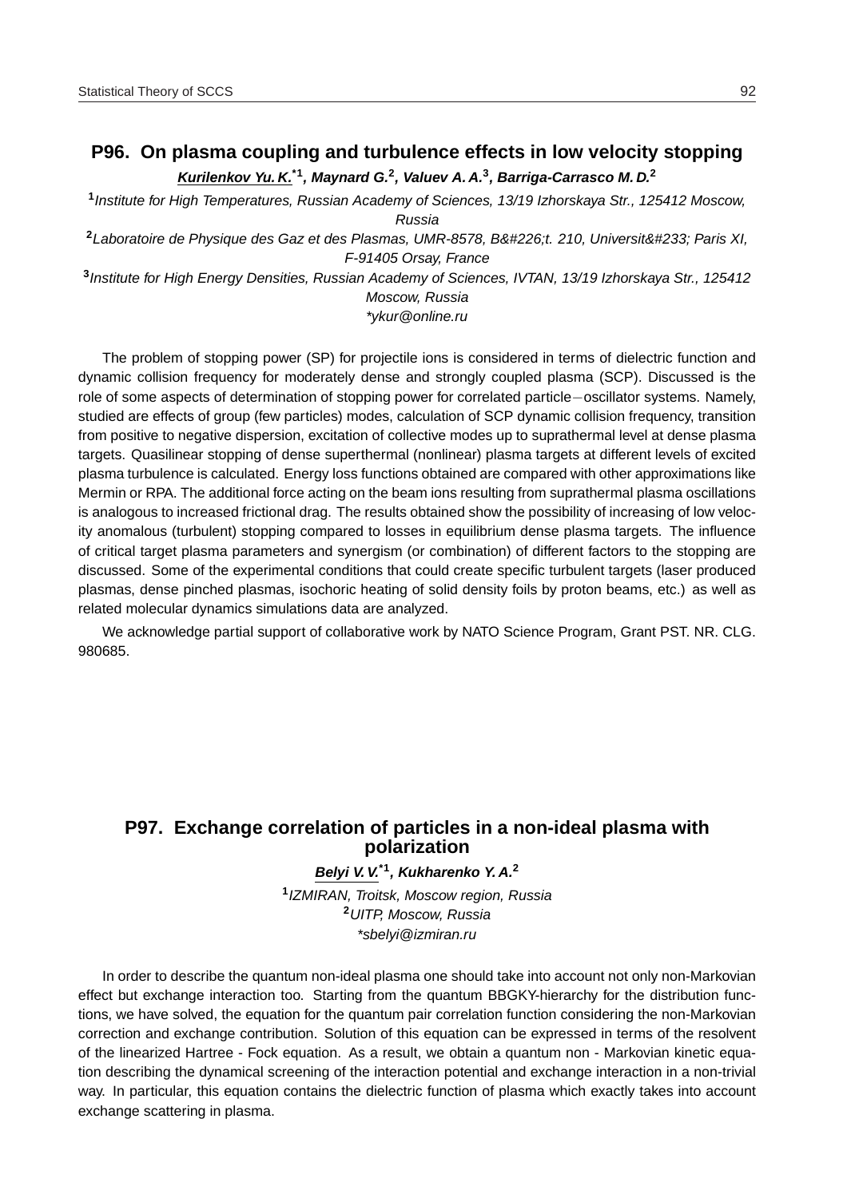## P96. On plasma coupling and turbulence effects in low velocity stopping

***Kurilenkov Yu. K.*[*1]*, Maynard G.[2], Valuev A. A.[3], Barriga-Carrasco M. D.[2]***

[1]*Institute for High Temperatures, Russian Academy of Sciences, 13/19 Izhorskaya Str., 125412 Moscow, Russia*

[2]*Laboratoire de Physique des Gaz et des Plasmas, UMR-8578, B&#226;t. 210, Universit&#233; Paris XI, F-91405 Orsay, France*

[3]*Institute for High Energy Densities, Russian Academy of Sciences, IVTAN, 13/19 Izhorskaya Str., 125412 Moscow, Russia*

*\*ykur@online.ru*

The problem of stopping power (SP) for projectile ions is considered in terms of dielectric function and dynamic collision frequency for moderately dense and strongly coupled plasma (SCP). Discussed is the role of some aspects of determination of stopping power for correlated particle−oscillator systems. Namely, studied are effects of group (few particles) modes, calculation of SCP dynamic collision frequency, transition from positive to negative dispersion, excitation of collective modes up to suprathermal level at dense plasma targets. Quasilinear stopping of dense superthermal (nonlinear) plasma targets at different levels of excited plasma turbulence is calculated. Energy loss functions obtained are compared with other approximations like Mermin or RPA. The additional force acting on the beam ions resulting from suprathermal plasma oscillations is analogous to increased frictional drag. The results obtained show the possibility of increasing of low velocity anomalous (turbulent) stopping compared to losses in equilibrium dense plasma targets. The influence of critical target plasma parameters and synergism (or combination) of different factors to the stopping are discussed. Some of the experimental conditions that could create specific turbulent targets (laser produced plasmas, dense pinched plasmas, isochoric heating of solid density foils by proton beams, etc.) as well as related molecular dynamics simulations data are analyzed.

We acknowledge partial support of collaborative work by NATO Science Program, Grant PST. NR. CLG. 980685.

## P97. Exchange correlation of particles in a non-ideal plasma with polarization

***Belyi V. V.*[*1]*, Kukharenko Y. A.[2]***

[1]*IZMIRAN, Troitsk, Moscow region, Russia*

[2]*UITP, Moscow, Russia*

*\*sbelyi@izmiran.ru*

In order to describe the quantum non-ideal plasma one should take into account not only non-Markovian effect but exchange interaction too. Starting from the quantum BBGKY-hierarchy for the distribution functions, we have solved, the equation for the quantum pair correlation function considering the non-Markovian correction and exchange contribution. Solution of this equation can be expressed in terms of the resolvent of the linearized Hartree - Fock equation. As a result, we obtain a quantum non - Markovian kinetic equation describing the dynamical screening of the interaction potential and exchange interaction in a non-trivial way. In particular, this equation contains the dielectric function of plasma which exactly takes into account exchange scattering in plasma.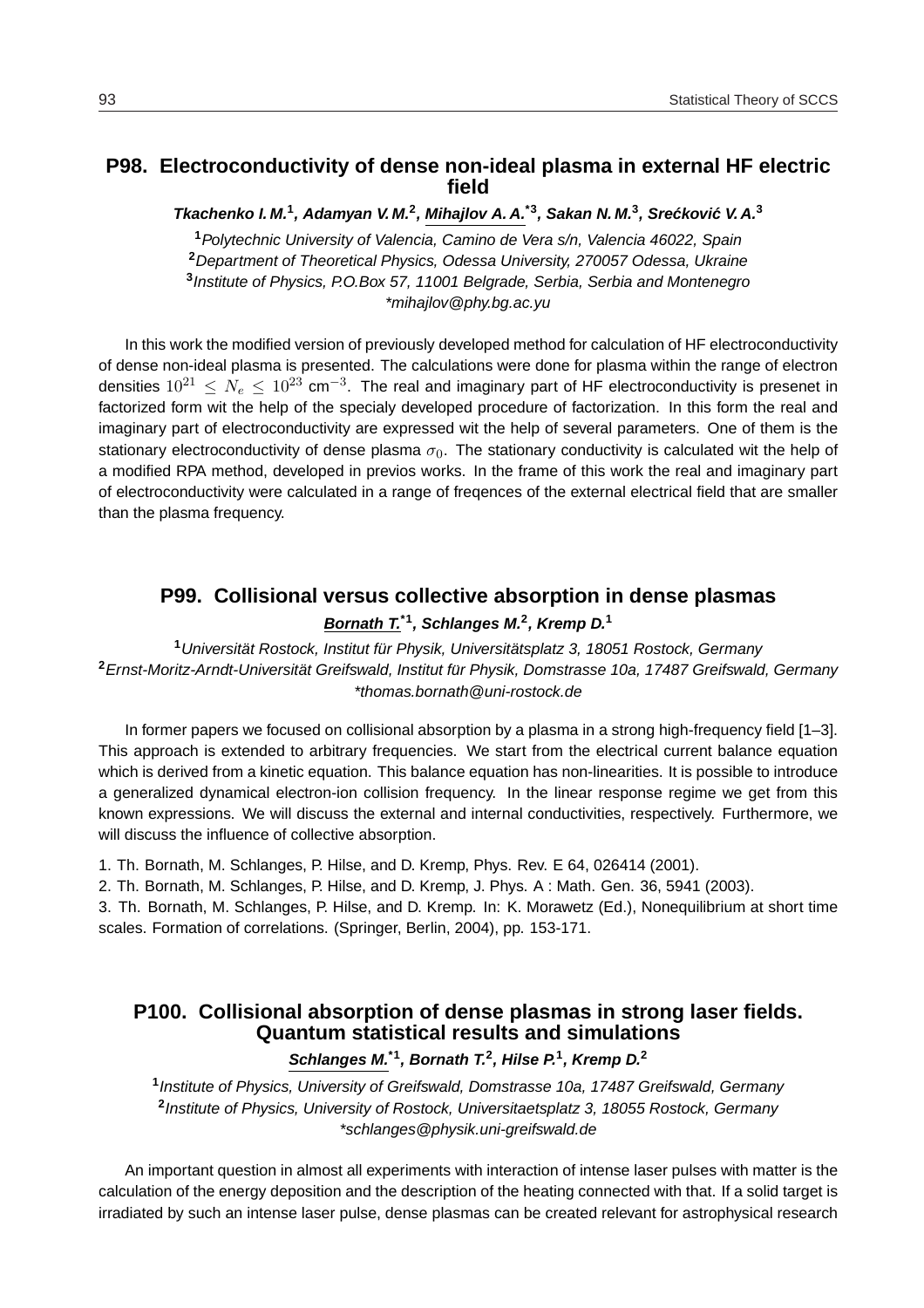## P98. Electroconductivity of dense non-ideal plasma in external HF electric field

***Tkachenko I. M.*[1], *Adamyan V. M.*[2], *Mihajlov A. A.*[*3], *Sakan N. M.*[3], *Srećković V. A.*[3]**

[1] *Polytechnic University of Valencia, Camino de Vera s/n, Valencia 46022, Spain*
[2] *Department of Theoretical Physics, Odessa University, 270057 Odessa, Ukraine*
[3] *Institute of Physics, P.O.Box 57, 11001 Belgrade, Serbia, Serbia and Montenegro*
*\*mihajlov@phy.bg.ac.yu*

In this work the modified version of previously developed method for calculation of HF electroconductivity of dense non-ideal plasma is presented. The calculations were done for plasma within the range of electron densities $10^{21} \leq N_e \leq 10^{23}$ cm$^{-3}$. The real and imaginary part of HF electroconductivity is presenet in factorized form wit the help of the specialy developed procedure of factorization. In this form the real and imaginary part of electroconductivity are expressed wit the help of several parameters. One of them is the stationary electroconductivity of dense plasma $\sigma_0$. The stationary conductivity is calculated wit the help of a modified RPA method, developed in previos works. In the frame of this work the real and imaginary part of electroconductivity were calculated in a range of freqences of the external electrical field that are smaller than the plasma frequency.

## P99. Collisional versus collective absorption in dense plasmas

***Bornath T.*[*1], *Schlanges M.*[2], *Kremp D.*[1]**

[1] *Universität Rostock, Institut für Physik, Universitätsplatz 3, 18051 Rostock, Germany*
[2] *Ernst-Moritz-Arndt-Universität Greifswald, Institut für Physik, Domstrasse 10a, 17487 Greifswald, Germany*
*\*thomas.bornath@uni-rostock.de*

In former papers we focused on collisional absorption by a plasma in a strong high-frequency field [1–3]. This approach is extended to arbitrary frequencies. We start from the electrical current balance equation which is derived from a kinetic equation. This balance equation has non-linearities. It is possible to introduce a generalized dynamical electron-ion collision frequency. In the linear response regime we get from this known expressions. We will discuss the external and internal conductivities, respectively. Furthermore, we will discuss the influence of collective absorption.

1. Th. Bornath, M. Schlanges, P. Hilse, and D. Kremp, Phys. Rev. E 64, 026414 (2001).
2. Th. Bornath, M. Schlanges, P. Hilse, and D. Kremp, J. Phys. A : Math. Gen. 36, 5941 (2003).
3. Th. Bornath, M. Schlanges, P. Hilse, and D. Kremp. In: K. Morawetz (Ed.), Nonequilibrium at short time scales. Formation of correlations. (Springer, Berlin, 2004), pp. 153-171.

## P100. Collisional absorption of dense plasmas in strong laser fields. Quantum statistical results and simulations

***Schlanges M.*[*1], *Bornath T.*[2], *Hilse P.*[1], *Kremp D.*[2]**

[1] *Institute of Physics, University of Greifswald, Domstrasse 10a, 17487 Greifswald, Germany*
[2] *Institute of Physics, University of Rostock, Universitaetsplatz 3, 18055 Rostock, Germany*
*\*schlanges@physik.uni-greifswald.de*

An important question in almost all experiments with interaction of intense laser pulses with matter is the calculation of the energy deposition and the description of the heating connected with that. If a solid target is irradiated by such an intense laser pulse, dense plasmas can be created relevant for astrophysical research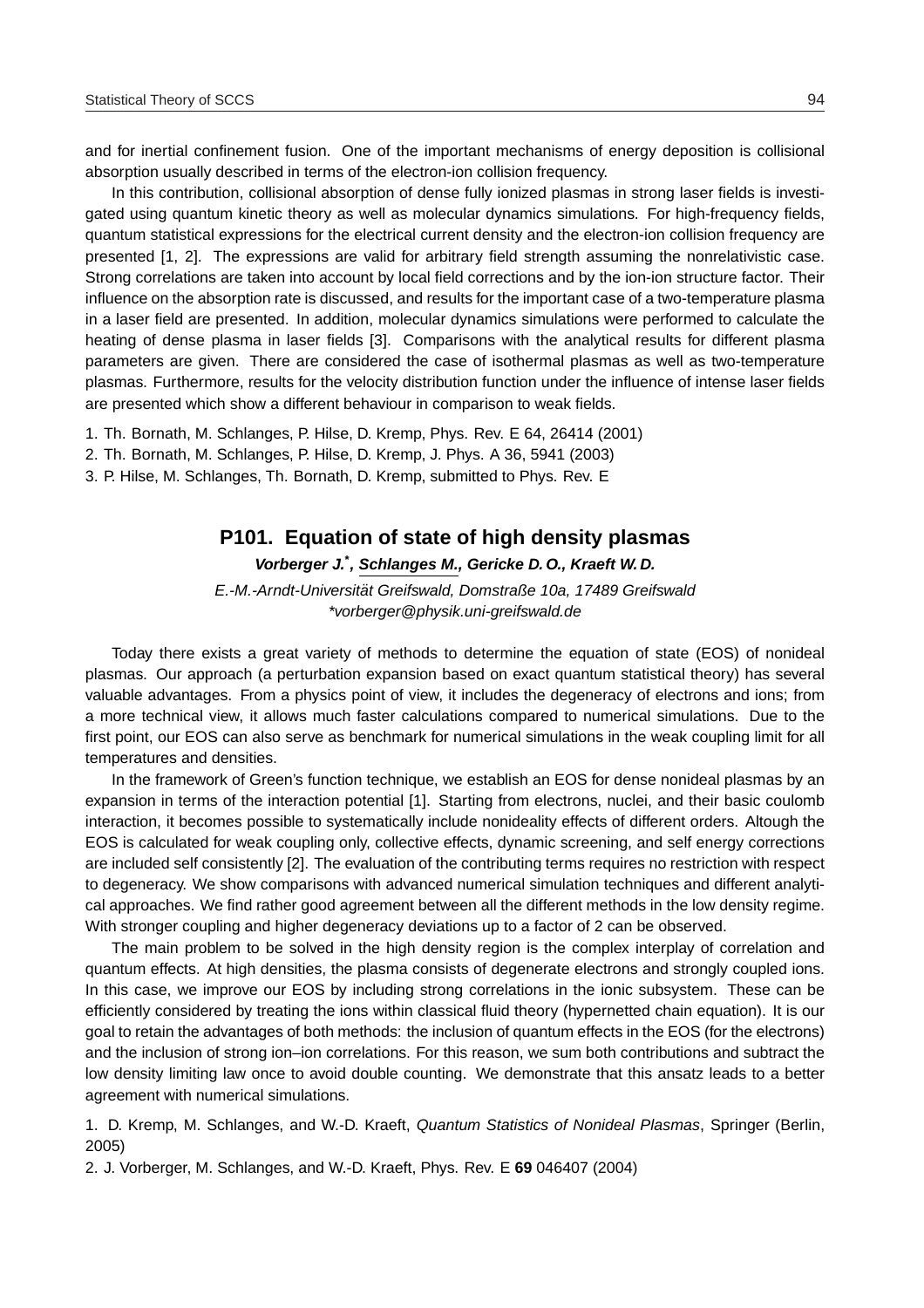and for inertial confinement fusion. One of the important mechanisms of energy deposition is collisional absorption usually described in terms of the electron-ion collision frequency.

In this contribution, collisional absorption of dense fully ionized plasmas in strong laser fields is investigated using quantum kinetic theory as well as molecular dynamics simulations. For high-frequency fields, quantum statistical expressions for the electrical current density and the electron-ion collision frequency are presented [1, 2]. The expressions are valid for arbitrary field strength assuming the nonrelativistic case. Strong correlations are taken into account by local field corrections and by the ion-ion structure factor. Their influence on the absorption rate is discussed, and results for the important case of a two-temperature plasma in a laser field are presented. In addition, molecular dynamics simulations were performed to calculate the heating of dense plasma in laser fields [3]. Comparisons with the analytical results for different plasma parameters are given. There are considered the case of isothermal plasmas as well as two-temperature plasmas. Furthermore, results for the velocity distribution function under the influence of intense laser fields are presented which show a different behaviour in comparison to weak fields.

1. Th. Bornath, M. Schlanges, P. Hilse, D. Kremp, Phys. Rev. E 64, 26414 (2001)
2. Th. Bornath, M. Schlanges, P. Hilse, D. Kremp, J. Phys. A 36, 5941 (2003)
3. P. Hilse, M. Schlanges, Th. Bornath, D. Kremp, submitted to Phys. Rev. E

## P101. Equation of state of high density plasmas

***Vorberger J.*, Schlanges M., Gericke D. O., Kraeft W. D.***

*E.-M.-Arndt-Universität Greifswald, Domstraße 10a, 17489 Greifswald*
*\*vorberger@physik.uni-greifswald.de*

Today there exists a great variety of methods to determine the equation of state (EOS) of nonideal plasmas. Our approach (a perturbation expansion based on exact quantum statistical theory) has several valuable advantages. From a physics point of view, it includes the degeneracy of electrons and ions; from a more technical view, it allows much faster calculations compared to numerical simulations. Due to the first point, our EOS can also serve as benchmark for numerical simulations in the weak coupling limit for all temperatures and densities.

In the framework of Green's function technique, we establish an EOS for dense nonideal plasmas by an expansion in terms of the interaction potential [1]. Starting from electrons, nuclei, and their basic coulomb interaction, it becomes possible to systematically include nonideality effects of different orders. Altough the EOS is calculated for weak coupling only, collective effects, dynamic screening, and self energy corrections are included self consistently [2]. The evaluation of the contributing terms requires no restriction with respect to degeneracy. We show comparisons with advanced numerical simulation techniques and different analytical approaches. We find rather good agreement between all the different methods in the low density regime. With stronger coupling and higher degeneracy deviations up to a factor of 2 can be observed.

The main problem to be solved in the high density region is the complex interplay of correlation and quantum effects. At high densities, the plasma consists of degenerate electrons and strongly coupled ions. In this case, we improve our EOS by including strong correlations in the ionic subsystem. These can be efficiently considered by treating the ions within classical fluid theory (hypernetted chain equation). It is our goal to retain the advantages of both methods: the inclusion of quantum effects in the EOS (for the electrons) and the inclusion of strong ion–ion correlations. For this reason, we sum both contributions and subtract the low density limiting law once to avoid double counting. We demonstrate that this ansatz leads to a better agreement with numerical simulations.

1. D. Kremp, M. Schlanges, and W.-D. Kraeft, *Quantum Statistics of Nonideal Plasmas*, Springer (Berlin, 2005)
2. J. Vorberger, M. Schlanges, and W.-D. Kraeft, Phys. Rev. E **69** 046407 (2004)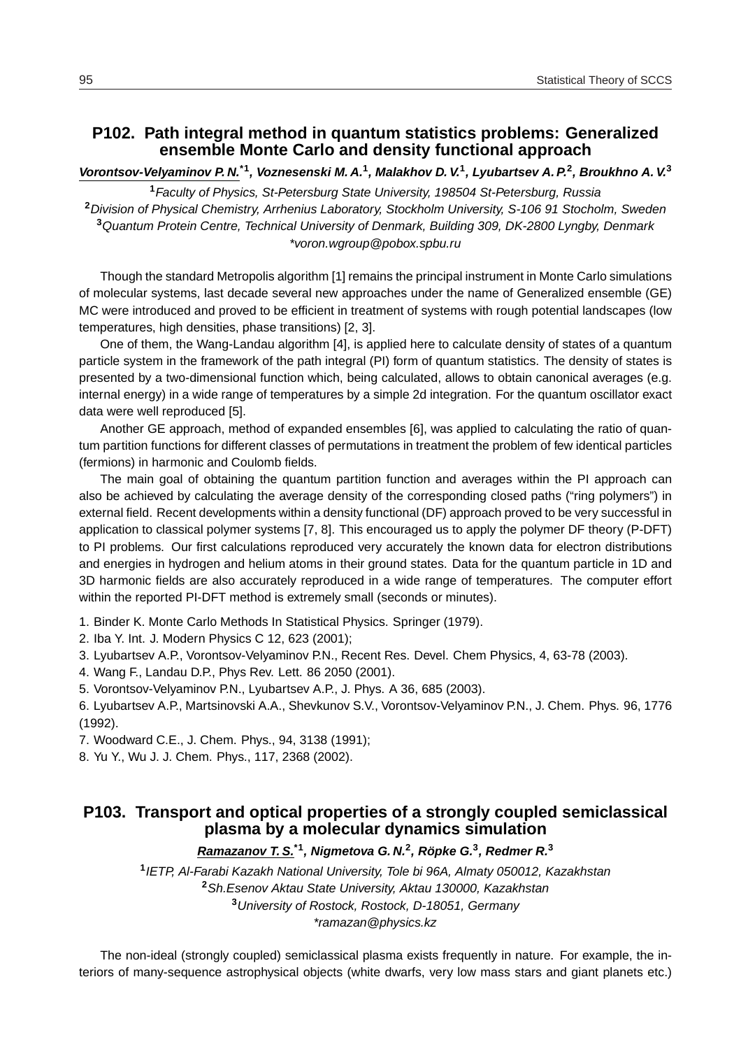## P102. Path integral method in quantum statistics problems: Generalized ensemble Monte Carlo and density functional approach

***Vorontsov-Velyaminov P. N.***[*1], ***Voznesenski M. A.***[1], ***Malakhov D. V.***[1], ***Lyubartsev A. P.***[2], ***Broukhno A. V.***[3]

[1] *Faculty of Physics, St-Petersburg State University, 198504 St-Petersburg, Russia*

[2] *Division of Physical Chemistry, Arrhenius Laboratory, Stockholm University, S-106 91 Stocholm, Sweden*

[3] *Quantum Protein Centre, Technical University of Denmark, Building 309, DK-2800 Lyngby, Denmark*

*\*voron.wgroup@pobox.spbu.ru*

Though the standard Metropolis algorithm [1] remains the principal instrument in Monte Carlo simulations of molecular systems, last decade several new approaches under the name of Generalized ensemble (GE) MC were introduced and proved to be efficient in treatment of systems with rough potential landscapes (low temperatures, high densities, phase transitions) [2, 3].

One of them, the Wang-Landau algorithm [4], is applied here to calculate density of states of a quantum particle system in the framework of the path integral (PI) form of quantum statistics. The density of states is presented by a two-dimensional function which, being calculated, allows to obtain canonical averages (e.g. internal energy) in a wide range of temperatures by a simple 2d integration. For the quantum oscillator exact data were well reproduced [5].

Another GE approach, method of expanded ensembles [6], was applied to calculating the ratio of quantum partition functions for different classes of permutations in treatment the problem of few identical particles (fermions) in harmonic and Coulomb fields.

The main goal of obtaining the quantum partition function and averages within the PI approach can also be achieved by calculating the average density of the corresponding closed paths ("ring polymers") in external field. Recent developments within a density functional (DF) approach proved to be very successful in application to classical polymer systems [7, 8]. This encouraged us to apply the polymer DF theory (P-DFT) to PI problems. Our first calculations reproduced very accurately the known data for electron distributions and energies in hydrogen and helium atoms in their ground states. Data for the quantum particle in 1D and 3D harmonic fields are also accurately reproduced in a wide range of temperatures. The computer effort within the reported PI-DFT method is extremely small (seconds or minutes).

1. Binder K. Monte Carlo Methods In Statistical Physics. Springer (1979).
2. Iba Y. Int. J. Modern Physics C 12, 623 (2001);
3. Lyubartsev A.P., Vorontsov-Velyaminov P.N., Recent Res. Devel. Chem Physics, 4, 63-78 (2003).
4. Wang F., Landau D.P., Phys Rev. Lett. 86 2050 (2001).
5. Vorontsov-Velyaminov P.N., Lyubartsev A.P., J. Phys. A 36, 685 (2003).
6. Lyubartsev A.P., Martsinovski A.A., Shevkunov S.V., Vorontsov-Velyaminov P.N., J. Chem. Phys. 96, 1776 (1992).
7. Woodward C.E., J. Chem. Phys., 94, 3138 (1991);
8. Yu Y., Wu J. J. Chem. Phys., 117, 2368 (2002).

## P103. Transport and optical properties of a strongly coupled semiclassical plasma by a molecular dynamics simulation

***Ramazanov T. S.***[*1], ***Nigmetova G. N.***[2], ***Röpke G.***[3], ***Redmer R.***[3]

[1] *IETP, Al-Farabi Kazakh National University, Tole bi 96A, Almaty 050012, Kazakhstan*

[2] *Sh.Esenov Aktau State University, Aktau 130000, Kazakhstan*

[3] *University of Rostock, Rostock, D-18051, Germany*

*\*ramazan@physics.kz*

The non-ideal (strongly coupled) semiclassical plasma exists frequently in nature. For example, the interiors of many-sequence astrophysical objects (white dwarfs, very low mass stars and giant planets etc.)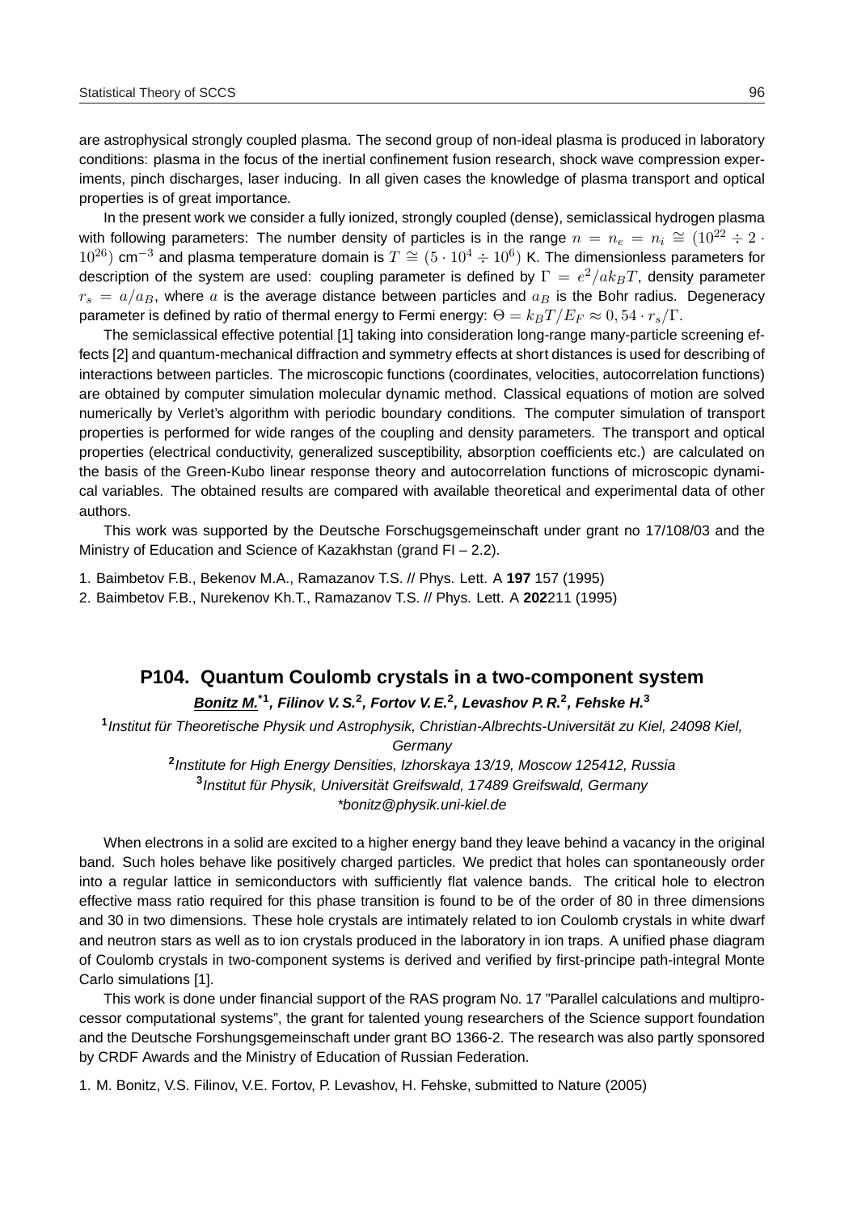are astrophysical strongly coupled plasma. The second group of non-ideal plasma is produced in laboratory conditions: plasma in the focus of the inertial confinement fusion research, shock wave compression experiments, pinch discharges, laser inducing. In all given cases the knowledge of plasma transport and optical properties is of great importance.

In the present work we consider a fully ionized, strongly coupled (dense), semiclassical hydrogen plasma with following parameters: The number density of particles is in the range $n = n_e = n_i \cong (10^{22} \div 2 \cdot 10^{26})$ cm$^{-3}$ and plasma temperature domain is $T \cong (5 \cdot 10^4 \div 10^6)$ K. The dimensionless parameters for description of the system are used: coupling parameter is defined by $\Gamma = e^2/ak_BT$, density parameter $r_s = a/a_B$, where $a$ is the average distance between particles and $a_B$ is the Bohr radius. Degeneracy parameter is defined by ratio of thermal energy to Fermi energy: $\Theta = k_BT/E_F \approx 0,54 \cdot r_s/\Gamma$.

The semiclassical effective potential [1] taking into consideration long-range many-particle screening effects [2] and quantum-mechanical diffraction and symmetry effects at short distances is used for describing of interactions between particles. The microscopic functions (coordinates, velocities, autocorrelation functions) are obtained by computer simulation molecular dynamic method. Classical equations of motion are solved numerically by Verlet's algorithm with periodic boundary conditions. The computer simulation of transport properties is performed for wide ranges of the coupling and density parameters. The transport and optical properties (electrical conductivity, generalized susceptibility, absorption coefficients etc.) are calculated on the basis of the Green-Kubo linear response theory and autocorrelation functions of microscopic dynamical variables. The obtained results are compared with available theoretical and experimental data of other authors.

This work was supported by the Deutsche Forschugsgemeinschaft under grant no 17/108/03 and the Ministry of Education and Science of Kazakhstan (grand FI – 2.2).

1. Baimbetov F.B., Bekenov M.A., Ramazanov T.S. // Phys. Lett. A **197** 157 (1995)
2. Baimbetov F.B., Nurekenov Kh.T., Ramazanov T.S. // Phys. Lett. A **202**211 (1995)

## P104. Quantum Coulomb crystals in a two-component system

***Bonitz M.**[*1], Filinov V. S.[2], Fortov V. E.[2], Levashov P. R.[2], Fehske H.[3]*

[1] *Institut für Theoretische Physik und Astrophysik, Christian-Albrechts-Universität zu Kiel, 24098 Kiel, Germany*

[2] *Institute for High Energy Densities, Izhorskaya 13/19, Moscow 125412, Russia*

[3] *Institut für Physik, Universität Greifswald, 17489 Greifswald, Germany*

*\*bonitz@physik.uni-kiel.de*

When electrons in a solid are excited to a higher energy band they leave behind a vacancy in the original band. Such holes behave like positively charged particles. We predict that holes can spontaneously order into a regular lattice in semiconductors with sufficiently flat valence bands. The critical hole to electron effective mass ratio required for this phase transition is found to be of the order of 80 in three dimensions and 30 in two dimensions. These hole crystals are intimately related to ion Coulomb crystals in white dwarf and neutron stars as well as to ion crystals produced in the laboratory in ion traps. A unified phase diagram of Coulomb crystals in two-component systems is derived and verified by first-principe path-integral Monte Carlo simulations [1].

This work is done under financial support of the RAS program No. 17 "Parallel calculations and multiprocessor computational systems", the grant for talented young researchers of the Science support foundation and the Deutsche Forshungsgemeinschaft under grant BO 1366-2. The research was also partly sponsored by CRDF Awards and the Ministry of Education of Russian Federation.

1. M. Bonitz, V.S. Filinov, V.E. Fortov, P. Levashov, H. Fehske, submitted to Nature (2005)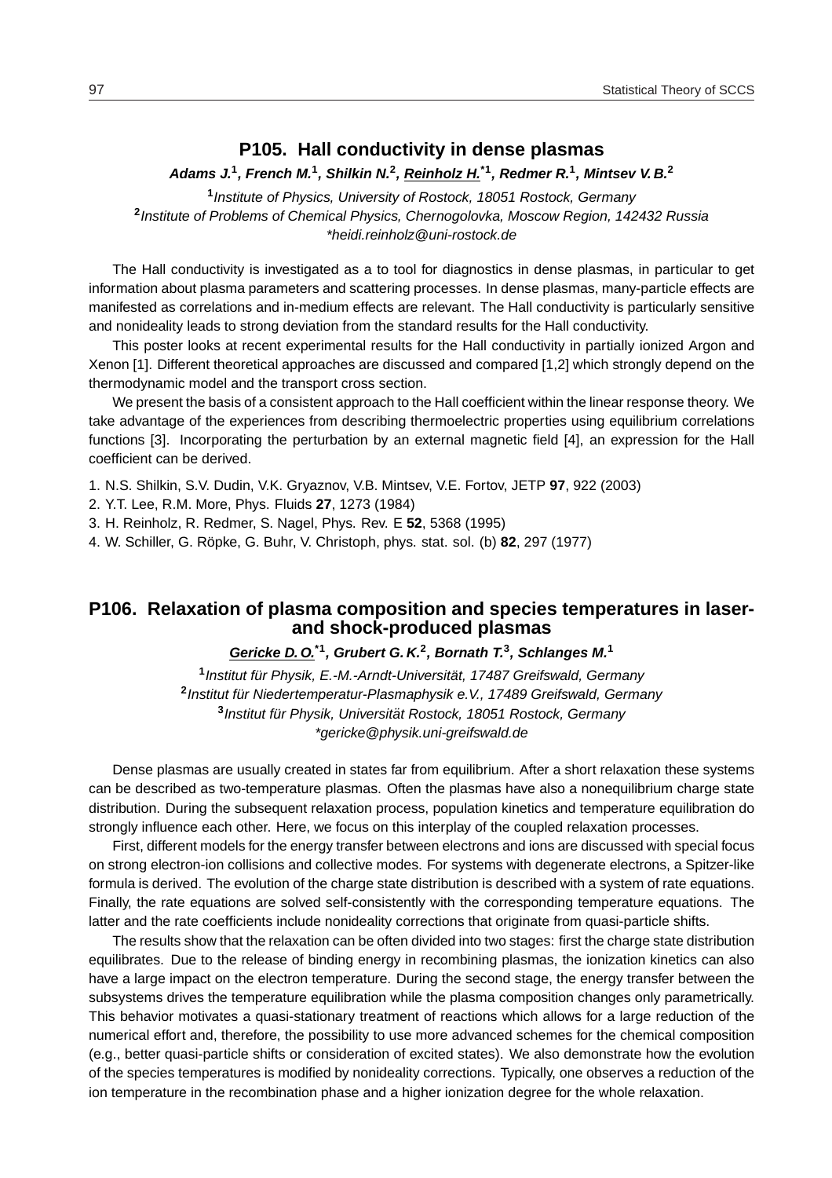## P105. Hall conductivity in dense plasmas

***Adams J.[1], French M.[1], Shilkin N.[2], Reinholz H.[*1], Redmer R.[1], Mintsev V. B.[2]***

[1] *Institute of Physics, University of Rostock, 18051 Rostock, Germany*
[2] *Institute of Problems of Chemical Physics, Chernogolovka, Moscow Region, 142432 Russia*
*\*heidi.reinholz@uni-rostock.de*

The Hall conductivity is investigated as a to tool for diagnostics in dense plasmas, in particular to get information about plasma parameters and scattering processes. In dense plasmas, many-particle effects are manifested as correlations and in-medium effects are relevant. The Hall conductivity is particularly sensitive and nonideality leads to strong deviation from the standard results for the Hall conductivity.

This poster looks at recent experimental results for the Hall conductivity in partially ionized Argon and Xenon [1]. Different theoretical approaches are discussed and compared [1,2] which strongly depend on the thermodynamic model and the transport cross section.

We present the basis of a consistent approach to the Hall coefficient within the linear response theory. We take advantage of the experiences from describing thermoelectric properties using equilibrium correlations functions [3]. Incorporating the perturbation by an external magnetic field [4], an expression for the Hall coefficient can be derived.

1. N.S. Shilkin, S.V. Dudin, V.K. Gryaznov, V.B. Mintsev, V.E. Fortov, JETP **97**, 922 (2003)
2. Y.T. Lee, R.M. More, Phys. Fluids **27**, 1273 (1984)
3. H. Reinholz, R. Redmer, S. Nagel, Phys. Rev. E **52**, 5368 (1995)
4. W. Schiller, G. Röpke, G. Buhr, V. Christoph, phys. stat. sol. (b) **82**, 297 (1977)

## P106. Relaxation of plasma composition and species temperatures in laser- and shock-produced plasmas

***Gericke D. O.[*1], Grubert G. K.[2], Bornath T.[3], Schlanges M.[1]***

[1] *Institut für Physik, E.-M.-Arndt-Universität, 17487 Greifswald, Germany*
[2] *Institut für Niedertemperatur-Plasmaphysik e.V., 17489 Greifswald, Germany*
[3] *Institut für Physik, Universität Rostock, 18051 Rostock, Germany*
*\*gericke@physik.uni-greifswald.de*

Dense plasmas are usually created in states far from equilibrium. After a short relaxation these systems can be described as two-temperature plasmas. Often the plasmas have also a nonequilibrium charge state distribution. During the subsequent relaxation process, population kinetics and temperature equilibration do strongly influence each other. Here, we focus on this interplay of the coupled relaxation processes.

First, different models for the energy transfer between electrons and ions are discussed with special focus on strong electron-ion collisions and collective modes. For systems with degenerate electrons, a Spitzer-like formula is derived. The evolution of the charge state distribution is described with a system of rate equations. Finally, the rate equations are solved self-consistently with the corresponding temperature equations. The latter and the rate coefficients include nonideality corrections that originate from quasi-particle shifts.

The results show that the relaxation can be often divided into two stages: first the charge state distribution equilibrates. Due to the release of binding energy in recombining plasmas, the ionization kinetics can also have a large impact on the electron temperature. During the second stage, the energy transfer between the subsystems drives the temperature equilibration while the plasma composition changes only parametrically. This behavior motivates a quasi-stationary treatment of reactions which allows for a large reduction of the numerical effort and, therefore, the possibility to use more advanced schemes for the chemical composition (e.g., better quasi-particle shifts or consideration of excited states). We also demonstrate how the evolution of the species temperatures is modified by nonideality corrections. Typically, one observes a reduction of the ion temperature in the recombination phase and a higher ionization degree for the whole relaxation.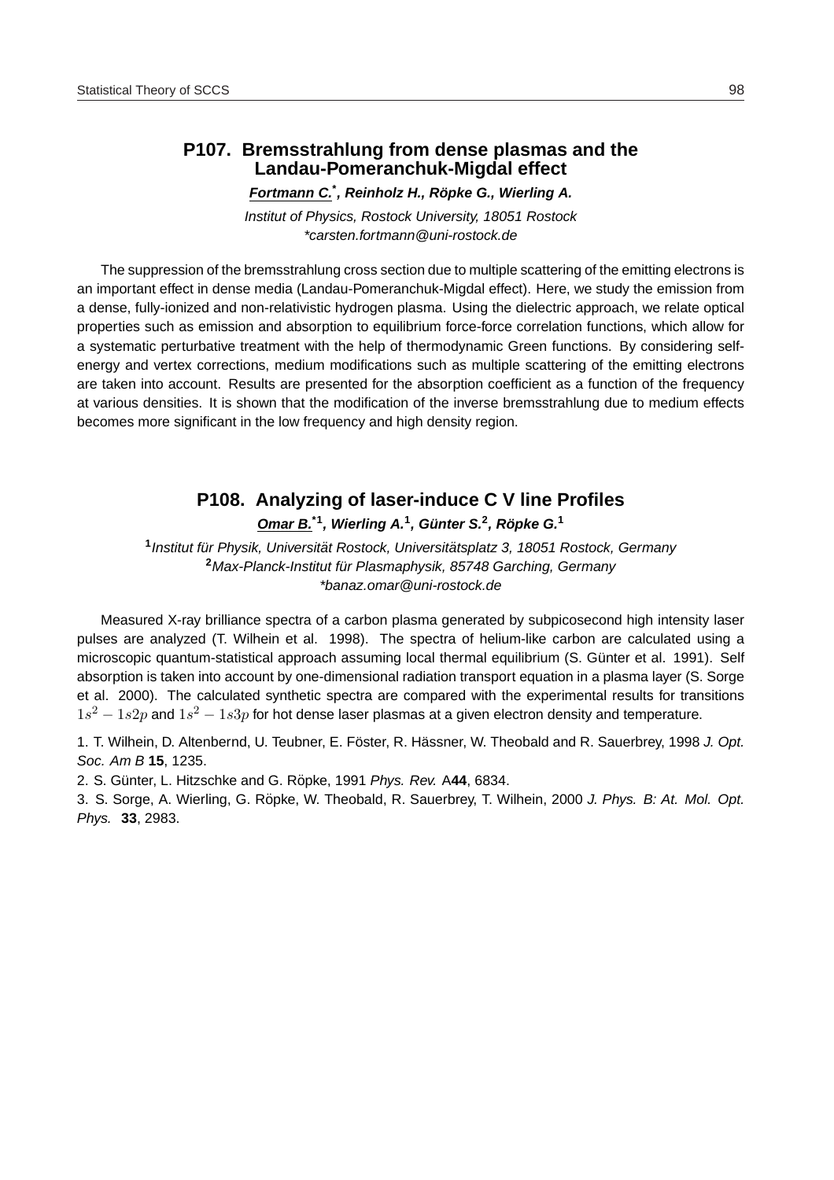## P107. Bremsstrahlung from dense plasmas and the Landau-Pomeranchuk-Migdal effect

***Fortmann C.**\**, **Reinholz H., Röpke G., Wierling A.***

*Institut of Physics, Rostock University, 18051 Rostock*
*\*carsten.fortmann@uni-rostock.de*

The suppression of the bremsstrahlung cross section due to multiple scattering of the emitting electrons is an important effect in dense media (Landau-Pomeranchuk-Migdal effect). Here, we study the emission from a dense, fully-ionized and non-relativistic hydrogen plasma. Using the dielectric approach, we relate optical properties such as emission and absorption to equilibrium force-force correlation functions, which allow for a systematic perturbative treatment with the help of thermodynamic Green functions. By considering self-energy and vertex corrections, medium modifications such as multiple scattering of the emitting electrons are taken into account. Results are presented for the absorption coefficient as a function of the frequency at various densities. It is shown that the modification of the inverse bremsstrahlung due to medium effects becomes more significant in the low frequency and high density region.

## P108. Analyzing of laser-induce C V line Profiles

***Omar B.**\*[1], **Wierling A.**[1], **Günter S.**[2], **Röpke G.**[1]*

[1]*Institut für Physik, Universität Rostock, Universitätsplatz 3, 18051 Rostock, Germany*
[2]*Max-Planck-Institut für Plasmaphysik, 85748 Garching, Germany*
*\*banaz.omar@uni-rostock.de*

Measured X-ray brilliance spectra of a carbon plasma generated by subpicosecond high intensity laser pulses are analyzed (T. Wilhein et al. 1998). The spectra of helium-like carbon are calculated using a microscopic quantum-statistical approach assuming local thermal equilibrium (S. Günter et al. 1991). Self absorption is taken into account by one-dimensional radiation transport equation in a plasma layer (S. Sorge et al. 2000). The calculated synthetic spectra are compared with the experimental results for transitions $1s^2 - 1s2p$ and $1s^2 - 1s3p$ for hot dense laser plasmas at a given electron density and temperature.

1. T. Wilhein, D. Altenbernd, U. Teubner, E. Föster, R. Hässner, W. Theobald and R. Sauerbrey, 1998 *J. Opt. Soc. Am B* **15**, 1235.

2. S. Günter, L. Hitzschke and G. Röpke, 1991 *Phys. Rev.* A**44**, 6834.

3. S. Sorge, A. Wierling, G. Röpke, W. Theobald, R. Sauerbrey, T. Wilhein, 2000 *J. Phys. B: At. Mol. Opt. Phys.* **33**, 2983.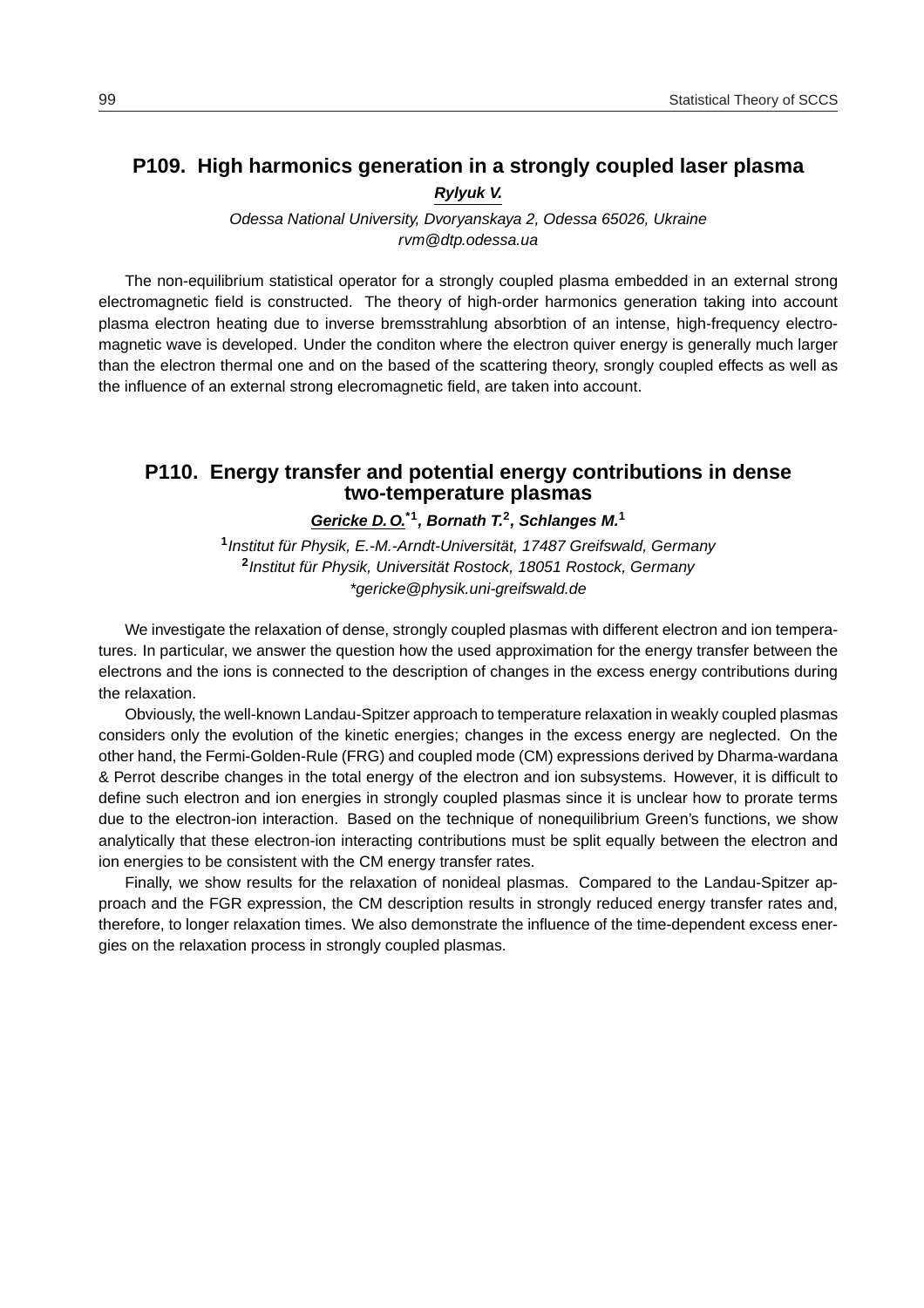## P109. High harmonics generation in a strongly coupled laser plasma

***Rylyuk V.***

*Odessa National University, Dvoryanskaya 2, Odessa 65026, Ukraine*
*rvm@dtp.odessa.ua*

The non-equilibrium statistical operator for a strongly coupled plasma embedded in an external strong electromagnetic field is constructed. The theory of high-order harmonics generation taking into account plasma electron heating due to inverse bremsstrahlung absorbtion of an intense, high-frequency electromagnetic wave is developed. Under the conditon where the electron quiver energy is generally much larger than the electron thermal one and on the based of the scattering theory, srongly coupled effects as well as the influence of an external strong elecromagnetic field, are taken into account.

## P110. Energy transfer and potential energy contributions in dense two-temperature plasmas

***Gericke D. O.**[*1]**, Bornath T.**[2]**, Schlanges M.**[1]*

[1]*Institut für Physik, E.-M.-Arndt-Universität, 17487 Greifswald, Germany*
[2]*Institut für Physik, Universität Rostock, 18051 Rostock, Germany*
**gericke@physik.uni-greifswald.de*

We investigate the relaxation of dense, strongly coupled plasmas with different electron and ion temperatures. In particular, we answer the question how the used approximation for the energy transfer between the electrons and the ions is connected to the description of changes in the excess energy contributions during the relaxation.

Obviously, the well-known Landau-Spitzer approach to temperature relaxation in weakly coupled plasmas considers only the evolution of the kinetic energies; changes in the excess energy are neglected. On the other hand, the Fermi-Golden-Rule (FRG) and coupled mode (CM) expressions derived by Dharma-wardana & Perrot describe changes in the total energy of the electron and ion subsystems. However, it is difficult to define such electron and ion energies in strongly coupled plasmas since it is unclear how to prorate terms due to the electron-ion interaction. Based on the technique of nonequilibrium Green's functions, we show analytically that these electron-ion interacting contributions must be split equally between the electron and ion energies to be consistent with the CM energy transfer rates.

Finally, we show results for the relaxation of nonideal plasmas. Compared to the Landau-Spitzer approach and the FGR expression, the CM description results in strongly reduced energy transfer rates and, therefore, to longer relaxation times. We also demonstrate the influence of the time-dependent excess energies on the relaxation process in strongly coupled plasmas.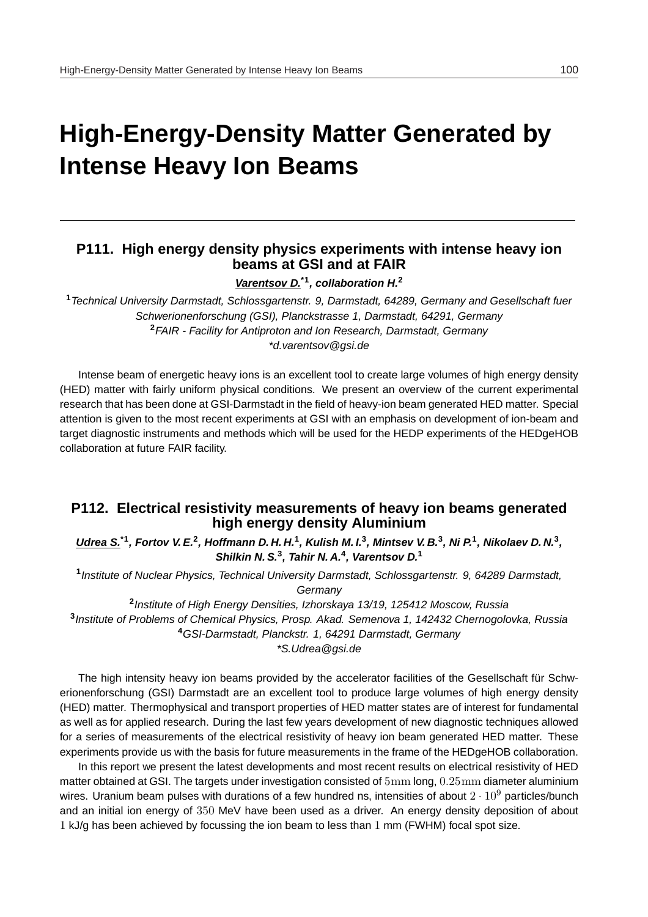# High-Energy-Density Matter Generated by Intense Heavy Ion Beams

---

## P111. High energy density physics experiments with intense heavy ion beams at GSI and at FAIR

***Varentsov D.**[*1], collaboration H.[2]*

[1] *Technical University Darmstadt, Schlossgartenstr. 9, Darmstadt, 64289, Germany and Gesellschaft fuer Schwerionenforschung (GSI), Planckstrasse 1, Darmstadt, 64291, Germany*
[2] *FAIR - Facility for Antiproton and Ion Research, Darmstadt, Germany*
*\*d.varentsov@gsi.de*

Intense beam of energetic heavy ions is an excellent tool to create large volumes of high energy density (HED) matter with fairly uniform physical conditions. We present an overview of the current experimental research that has been done at GSI-Darmstadt in the field of heavy-ion beam generated HED matter. Special attention is given to the most recent experiments at GSI with an emphasis on development of ion-beam and target diagnostic instruments and methods which will be used for the HEDP experiments of the HEDgeHOB collaboration at future FAIR facility.

## P112. Electrical resistivity measurements of heavy ion beams generated high energy density Aluminium

***Udrea S.**[*1], Fortov V. E.[2], Hoffmann D. H. H.[1], Kulish M. I.[3], Mintsev V. B.[3], Ni P.[1], Nikolaev D. N.[3], Shilkin N. S.[3], Tahir N. A.[4], Varentsov D.[1]*

[1] *Institute of Nuclear Physics, Technical University Darmstadt, Schlossgartenstr. 9, 64289 Darmstadt, Germany*
[2] *Institute of High Energy Densities, Izhorskaya 13/19, 125412 Moscow, Russia*
[3] *Institute of Problems of Chemical Physics, Prosp. Akad. Semenova 1, 142432 Chernogolovka, Russia*
[4] *GSI-Darmstadt, Planckstr. 1, 64291 Darmstadt, Germany*
*\*S.Udrea@gsi.de*

The high intensity heavy ion beams provided by the accelerator facilities of the Gesellschaft für Schwerionenforschung (GSI) Darmstadt are an excellent tool to produce large volumes of high energy density (HED) matter. Thermophysical and transport properties of HED matter states are of interest for fundamental as well as for applied research. During the last few years development of new diagnostic techniques allowed for a series of measurements of the electrical resistivity of heavy ion beam generated HED matter. These experiments provide us with the basis for future measurements in the frame of the HEDgeHOB collaboration.

In this report we present the latest developments and most recent results on electrical resistivity of HED matter obtained at GSI. The targets under investigation consisted of $5\,\mathrm{mm}$ long, $0.25\,\mathrm{mm}$ diameter aluminium wires. Uranium beam pulses with durations of a few hundred ns, intensities of about $2 \cdot 10^9$ particles/bunch and an initial ion energy of $350$ MeV have been used as a driver. An energy density deposition of about $1$ kJ/g has been achieved by focussing the ion beam to less than $1$ mm (FWHM) focal spot size.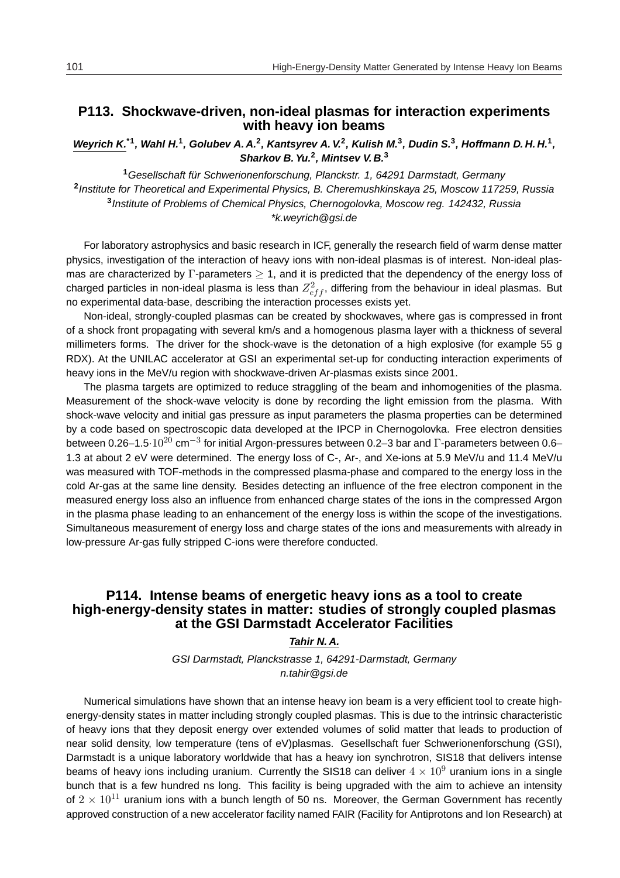## P113. Shockwave-driven, non-ideal plasmas for interaction experiments with heavy ion beams

***Weyrich K.**[*1], **Wahl H.**[1], **Golubev A. A.**[2], **Kantsyrev A. V.**[2], **Kulish M.**[3], **Dudin S.**[3], **Hoffmann D. H. H.**[1], **Sharkov B. Yu.**[2], **Mintsev V. B.**[3]*

[1] *Gesellschaft für Schwerionenforschung, Planckstr. 1, 64291 Darmstadt, Germany*
[2] *Institute for Theoretical and Experimental Physics, B. Cheremushkinskaya 25, Moscow 117259, Russia*
[3] *Institute of Problems of Chemical Physics, Chernogolovka, Moscow reg. 142432, Russia*
*\*k.weyrich@gsi.de*

For laboratory astrophysics and basic research in ICF, generally the research field of warm dense matter physics, investigation of the interaction of heavy ions with non-ideal plasmas is of interest. Non-ideal plasmas are characterized by $\Gamma$-parameters $\geq 1$, and it is predicted that the dependency of the energy loss of charged particles in non-ideal plasma is less than $Z_{eff}^2$, differing from the behaviour in ideal plasmas. But no experimental data-base, describing the interaction processes exists yet.

Non-ideal, strongly-coupled plasmas can be created by shockwaves, where gas is compressed in front of a shock front propagating with several km/s and a homogenous plasma layer with a thickness of several millimeters forms. The driver for the shock-wave is the detonation of a high explosive (for example 55 g RDX). At the UNILAC accelerator at GSI an experimental set-up for conducting interaction experiments of heavy ions in the MeV/u region with shockwave-driven Ar-plasmas exists since 2001.

The plasma targets are optimized to reduce straggling of the beam and inhomogenities of the plasma. Measurement of the shock-wave velocity is done by recording the light emission from the plasma. With shock-wave velocity and initial gas pressure as input parameters the plasma properties can be determined by a code based on spectroscopic data developed at the IPCP in Chernogolovka. Free electron densities between 0.26–1.5$\cdot 10^{20}$ cm$^{-3}$ for initial Argon-pressures between 0.2–3 bar and $\Gamma$-parameters between 0.6–1.3 at about 2 eV were determined. The energy loss of C-, Ar-, and Xe-ions at 5.9 MeV/u and 11.4 MeV/u was measured with TOF-methods in the compressed plasma-phase and compared to the energy loss in the cold Ar-gas at the same line density. Besides detecting an influence of the free electron component in the measured energy loss also an influence from enhanced charge states of the ions in the compressed Argon in the plasma phase leading to an enhancement of the energy loss is within the scope of the investigations. Simultaneous measurement of energy loss and charge states of the ions and measurements with already in low-pressure Ar-gas fully stripped C-ions were therefore conducted.

## P114. Intense beams of energetic heavy ions as a tool to create high-energy-density states in matter: studies of strongly coupled plasmas at the GSI Darmstadt Accelerator Facilities

***Tahir N. A.***

*GSI Darmstadt, Planckstrasse 1, 64291-Darmstadt, Germany*
*n.tahir@gsi.de*

Numerical simulations have shown that an intense heavy ion beam is a very efficient tool to create high-energy-density states in matter including strongly coupled plasmas. This is due to the intrinsic characteristic of heavy ions that they deposit energy over extended volumes of solid matter that leads to production of near solid density, low temperature (tens of eV)plasmas. Gesellschaft fuer Schwerionenforschung (GSI), Darmstadt is a unique laboratory worldwide that has a heavy ion synchrotron, SIS18 that delivers intense beams of heavy ions including uranium. Currently the SIS18 can deliver $4 \times 10^9$ uranium ions in a single bunch that is a few hundred ns long. This facility is being upgraded with the aim to achieve an intensity of $2 \times 10^{11}$ uranium ions with a bunch length of 50 ns. Moreover, the German Government has recently approved construction of a new accelerator facility named FAIR (Facility for Antiprotons and Ion Research) at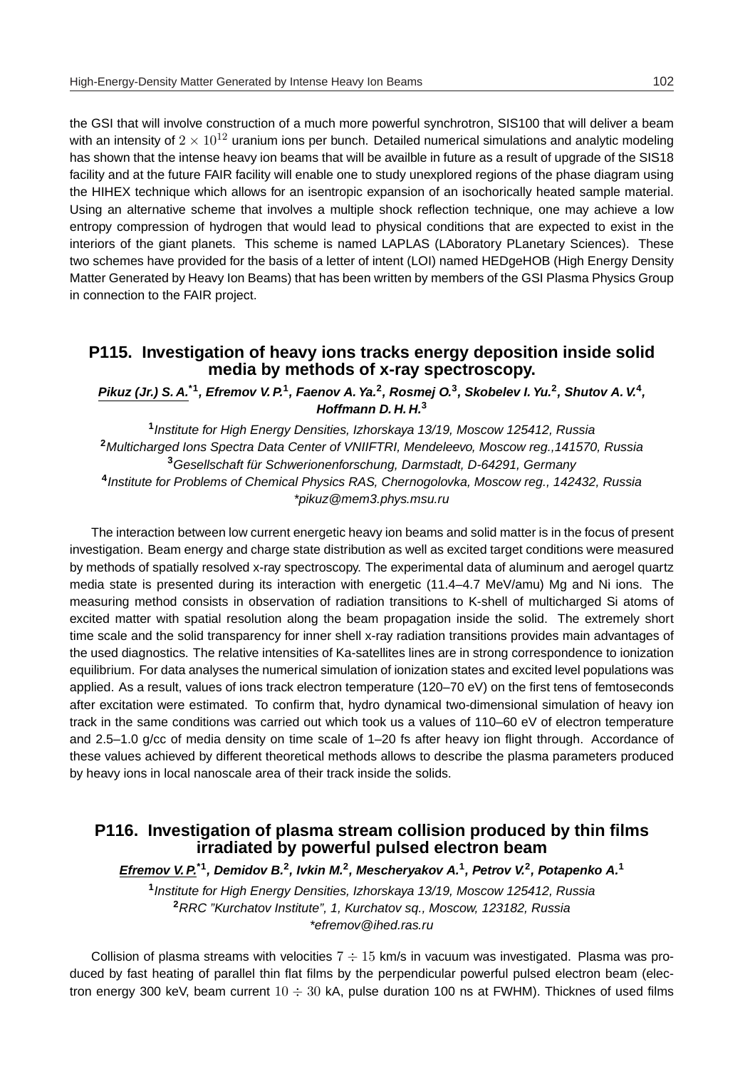the GSI that will involve construction of a much more powerful synchrotron, SIS100 that will deliver a beam with an intensity of $2 \times 10^{12}$ uranium ions per bunch. Detailed numerical simulations and analytic modeling has shown that the intense heavy ion beams that will be availble in future as a result of upgrade of the SIS18 facility and at the future FAIR facility will enable one to study unexplored regions of the phase diagram using the HIHEX technique which allows for an isentropic expansion of an isochorically heated sample material. Using an alternative scheme that involves a multiple shock reflection technique, one may achieve a low entropy compression of hydrogen that would lead to physical conditions that are expected to exist in the interiors of the giant planets. This scheme is named LAPLAS (LAboratory PLanetary Sciences). These two schemes have provided for the basis of a letter of intent (LOI) named HEDgeHOB (High Energy Density Matter Generated by Heavy Ion Beams) that has been written by members of the GSI Plasma Physics Group in connection to the FAIR project.

## P115. Investigation of heavy ions tracks energy deposition inside solid media by methods of x-ray spectroscopy.

***Pikuz (Jr.) S. A.**[*1]**, Efremov V. P.**[1]**, Faenov A. Ya.**[2]**, Rosmej O.**[3]**, Skobelev I. Yu.**[2]**, Shutov A. V.**[4]**, Hoffmann D. H. H.**[3]*

[1] *Institute for High Energy Densities, Izhorskaya 13/19, Moscow 125412, Russia*
[2] *Multicharged Ions Spectra Data Center of VNIIFTRI, Mendeleevo, Moscow reg.,141570, Russia*
[3] *Gesellschaft für Schwerionenforschung, Darmstadt, D-64291, Germany*
[4] *Institute for Problems of Chemical Physics RAS, Chernogolovka, Moscow reg., 142432, Russia*
*\*pikuz@mem3.phys.msu.ru*

The interaction between low current energetic heavy ion beams and solid matter is in the focus of present investigation. Beam energy and charge state distribution as well as excited target conditions were measured by methods of spatially resolved x-ray spectroscopy. The experimental data of aluminum and aerogel quartz media state is presented during its interaction with energetic (11.4–4.7 MeV/amu) Mg and Ni ions. The measuring method consists in observation of radiation transitions to K-shell of multicharged Si atoms of excited matter with spatial resolution along the beam propagation inside the solid. The extremely short time scale and the solid transparency for inner shell x-ray radiation transitions provides main advantages of the used diagnostics. The relative intensities of Ka-satellites lines are in strong correspondence to ionization equilibrium. For data analyses the numerical simulation of ionization states and excited level populations was applied. As a result, values of ions track electron temperature (120–70 eV) on the first tens of femtoseconds after excitation were estimated. To confirm that, hydro dynamical two-dimensional simulation of heavy ion track in the same conditions was carried out which took us a values of 110–60 eV of electron temperature and 2.5–1.0 g/cc of media density on time scale of 1–20 fs after heavy ion flight through. Accordance of these values achieved by different theoretical methods allows to describe the plasma parameters produced by heavy ions in local nanoscale area of their track inside the solids.

## P116. Investigation of plasma stream collision produced by thin films irradiated by powerful pulsed electron beam

***Efremov V. P.**[*1]**, Demidov B.**[2]**, Ivkin M.**[2]**, Mescheryakov A.**[1]**, Petrov V.**[2]**, Potapenko A.**[1]*

[1] *Institute for High Energy Densities, Izhorskaya 13/19, Moscow 125412, Russia*
[2] *RRC "Kurchatov Institute", 1, Kurchatov sq., Moscow, 123182, Russia*
*\*efremov@ihed.ras.ru*

Collision of plasma streams with velocities $7 \div 15$ km/s in vacuum was investigated. Plasma was produced by fast heating of parallel thin flat films by the perpendicular powerful pulsed electron beam (electron energy 300 keV, beam current $10 \div 30$ kA, pulse duration 100 ns at FWHM). Thicknes of used films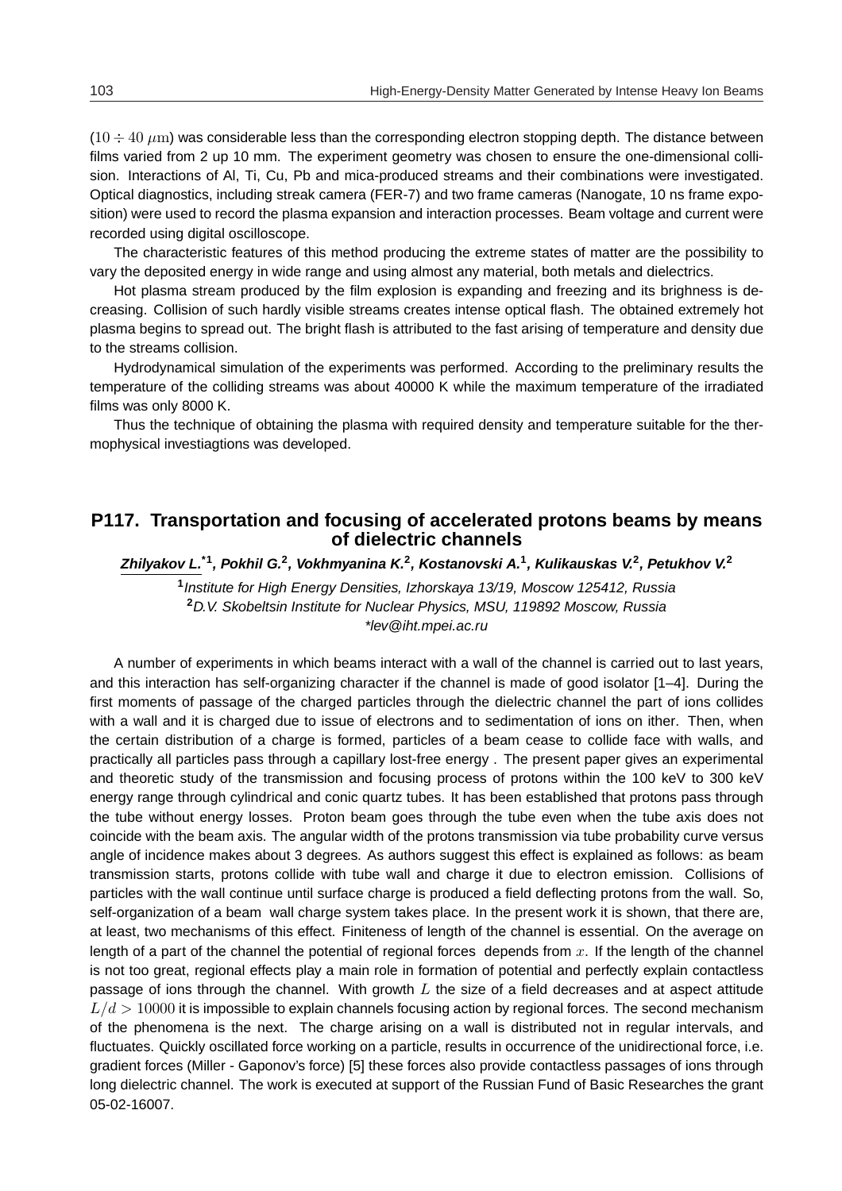$(10 \div 40\ \mu\mathrm{m})$ was considerable less than the corresponding electron stopping depth. The distance between films varied from 2 up 10 mm. The experiment geometry was chosen to ensure the one-dimensional collision. Interactions of Al, Ti, Cu, Pb and mica-produced streams and their combinations were investigated. Optical diagnostics, including streak camera (FER-7) and two frame cameras (Nanogate, 10 ns frame exposition) were used to record the plasma expansion and interaction processes. Beam voltage and current were recorded using digital oscilloscope.

The characteristic features of this method producing the extreme states of matter are the possibility to vary the deposited energy in wide range and using almost any material, both metals and dielectrics.

Hot plasma stream produced by the film explosion is expanding and freezing and its brighness is decreasing. Collision of such hardly visible streams creates intense optical flash. The obtained extremely hot plasma begins to spread out. The bright flash is attributed to the fast arising of temperature and density due to the streams collision.

Hydrodynamical simulation of the experiments was performed. According to the preliminary results the temperature of the colliding streams was about 40000 K while the maximum temperature of the irradiated films was only 8000 K.

Thus the technique of obtaining the plasma with required density and temperature suitable for the thermophysical investiagtions was developed.

## P117. Transportation and focusing of accelerated protons beams by means of dielectric channels

***Zhilyakov L.*[*1], Pokhil G.[2], Vokhmyanina K.[2], Kostanovski A.[1], Kulikauskas V.[2], Petukhov V.[2]***

[1]*Institute for High Energy Densities, Izhorskaya 13/19, Moscow 125412, Russia*
[2]*D.V. Skobeltsin Institute for Nuclear Physics, MSU, 119892 Moscow, Russia*
*\*lev@iht.mpei.ac.ru*

A number of experiments in which beams interact with a wall of the channel is carried out to last years, and this interaction has self-organizing character if the channel is made of good isolator [1–4]. During the first moments of passage of the charged particles through the dielectric channel the part of ions collides with a wall and it is charged due to issue of electrons and to sedimentation of ions on ither. Then, when the certain distribution of a charge is formed, particles of a beam cease to collide face with walls, and practically all particles pass through a capillary lost-free energy . The present paper gives an experimental and theoretic study of the transmission and focusing process of protons within the 100 keV to 300 keV energy range through cylindrical and conic quartz tubes. It has been established that protons pass through the tube without energy losses. Proton beam goes through the tube even when the tube axis does not coincide with the beam axis. The angular width of the protons transmission via tube probability curve versus angle of incidence makes about 3 degrees. As authors suggest this effect is explained as follows: as beam transmission starts, protons collide with tube wall and charge it due to electron emission. Collisions of particles with the wall continue until surface charge is produced a field deflecting protons from the wall. So, self-organization of a beam wall charge system takes place. In the present work it is shown, that there are, at least, two mechanisms of this effect. Finiteness of length of the channel is essential. On the average on length of a part of the channel the potential of regional forces depends from $x$. If the length of the channel is not too great, regional effects play a main role in formation of potential and perfectly explain contactless passage of ions through the channel. With growth $L$ the size of a field decreases and at aspect attitude $L/d > 10000$ it is impossible to explain channels focusing action by regional forces. The second mechanism of the phenomena is the next. The charge arising on a wall is distributed not in regular intervals, and fluctuates. Quickly oscillated force working on a particle, results in occurrence of the unidirectional force, i.e. gradient forces (Miller - Gaponov's force) [5] these forces also provide contactless passages of ions through long dielectric channel. The work is executed at support of the Russian Fund of Basic Researches the grant 05-02-16007.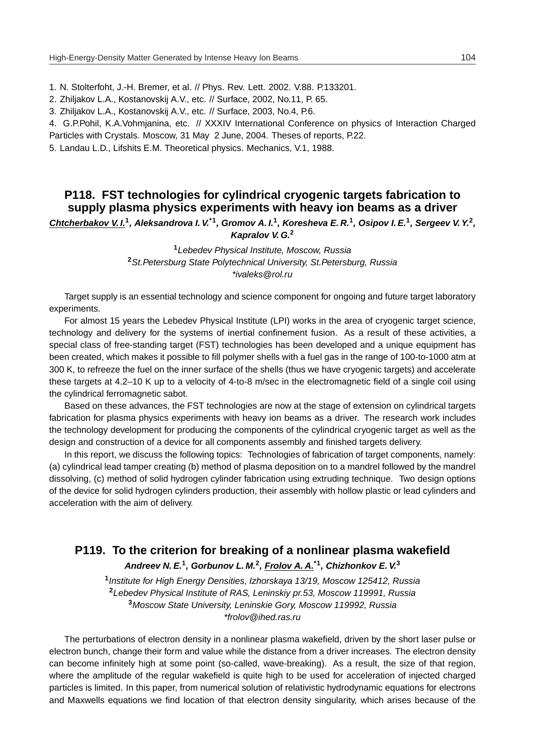1. N. Stolterfoht, J.-H. Bremer, et al. // Phys. Rev. Lett. 2002. V.88. P.133201.
2. Zhiljakov L.A., Kostanovskij A.V., etc. // Surface, 2002, No.11, P. 65.
3. Zhiljakov L.A., Kostanovskij A.V., etc. // Surface, 2003, No.4, P.6.
4. G.P.Pohil, K.A.Vohmjanina, etc. // XXXIV International Conference on physics of Interaction Charged Particles with Crystals. Moscow, 31 May 2 June, 2004. Theses of reports, P.22.
5. Landau L.D., Lifshits E.M. Theoretical physics. Mechanics, V.1, 1988.

## P118. FST technologies for cylindrical cryogenic targets fabrication to supply plasma physics experiments with heavy ion beams as a driver

***Chtcherbakov V.I.***[1]***, Aleksandrova I.V.***[*1]***, Gromov A.I.***[1]***, Koresheva E.R.***[1]***, Osipov I.E.***[1]***, Sergeev V.Y.***[2]***, Kapralov V.G.***[2]

[1]*Lebedev Physical Institute, Moscow, Russia*
[2]*St.Petersburg State Polytechnical University, St.Petersburg, Russia*
*\*ivaleks@rol.ru*

Target supply is an essential technology and science component for ongoing and future target laboratory experiments.

For almost 15 years the Lebedev Physical Institute (LPI) works in the area of cryogenic target science, technology and delivery for the systems of inertial confinement fusion. As a result of these activities, a special class of free-standing target (FST) technologies has been developed and a unique equipment has been created, which makes it possible to fill polymer shells with a fuel gas in the range of 100-to-1000 atm at 300 K, to refreeze the fuel on the inner surface of the shells (thus we have cryogenic targets) and accelerate these targets at 4.2–10 K up to a velocity of 4-to-8 m/sec in the electromagnetic field of a single coil using the cylindrical ferromagnetic sabot.

Based on these advances, the FST technologies are now at the stage of extension on cylindrical targets fabrication for plasma physics experiments with heavy ion beams as a driver. The research work includes the technology development for producing the components of the cylindrical cryogenic target as well as the design and construction of a device for all components assembly and finished targets delivery.

In this report, we discuss the following topics: Technologies of fabrication of target components, namely: (a) cylindrical lead tamper creating (b) method of plasma deposition on to a mandrel followed by the mandrel dissolving, (c) method of solid hydrogen cylinder fabrication using extruding technique. Two design options of the device for solid hydrogen cylinders production, their assembly with hollow plastic or lead cylinders and acceleration with the aim of delivery.

## P119. To the criterion for breaking of a nonlinear plasma wakefield

***Andreev N.E.***[1]***, Gorbunov L.M.***[2]***, Frolov A.A.***[*1]***, Chizhonkov E.V.***[3]

[1]*Institute for High Energy Densities, Izhorskaya 13/19, Moscow 125412, Russia*
[2]*Lebedev Physical Institute of RAS, Leninskiy pr.53, Moscow 119991, Russia*
[3]*Moscow State University, Leninskie Gory, Moscow 119992, Russia*
*\*frolov@ihed.ras.ru*

The perturbations of electron density in a nonlinear plasma wakefield, driven by the short laser pulse or electron bunch, change their form and value while the distance from a driver increases. The electron density can become infinitely high at some point (so-called, wave-breaking). As a result, the size of that region, where the amplitude of the regular wakefield is quite high to be used for acceleration of injected charged particles is limited. In this paper, from numerical solution of relativistic hydrodynamic equations for electrons and Maxwells equations we find location of that electron density singularity, which arises because of the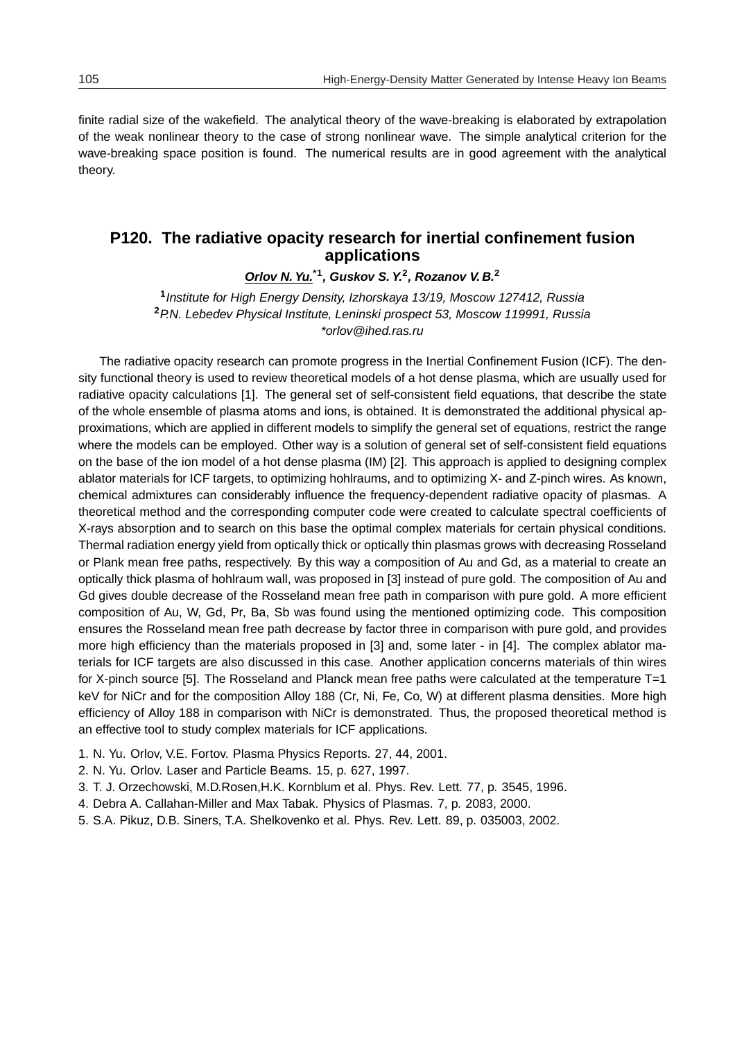finite radial size of the wakefield. The analytical theory of the wave-breaking is elaborated by extrapolation of the weak nonlinear theory to the case of strong nonlinear wave. The simple analytical criterion for the wave-breaking space position is found. The numerical results are in good agreement with the analytical theory.

## P120. The radiative opacity research for inertial confinement fusion applications

***Orlov N. Yu.**[*1], **Guskov S. Y.**[2], **Rozanov V. B.**[2]*

[1]*Institute for High Energy Density, Izhorskaya 13/19, Moscow 127412, Russia*
[2]*P.N. Lebedev Physical Institute, Leninski prospect 53, Moscow 119991, Russia*
*\*orlov@ihed.ras.ru*

The radiative opacity research can promote progress in the Inertial Confinement Fusion (ICF). The density functional theory is used to review theoretical models of a hot dense plasma, which are usually used for radiative opacity calculations [1]. The general set of self-consistent field equations, that describe the state of the whole ensemble of plasma atoms and ions, is obtained. It is demonstrated the additional physical approximations, which are applied in different models to simplify the general set of equations, restrict the range where the models can be employed. Other way is a solution of general set of self-consistent field equations on the base of the ion model of a hot dense plasma (IM) [2]. This approach is applied to designing complex ablator materials for ICF targets, to optimizing hohlraums, and to optimizing X- and Z-pinch wires. As known, chemical admixtures can considerably influence the frequency-dependent radiative opacity of plasmas. A theoretical method and the corresponding computer code were created to calculate spectral coefficients of X-rays absorption and to search on this base the optimal complex materials for certain physical conditions. Thermal radiation energy yield from optically thick or optically thin plasmas grows with decreasing Rosseland or Plank mean free paths, respectively. By this way a composition of Au and Gd, as a material to create an optically thick plasma of hohlraum wall, was proposed in [3] instead of pure gold. The composition of Au and Gd gives double decrease of the Rosseland mean free path in comparison with pure gold. A more efficient composition of Au, W, Gd, Pr, Ba, Sb was found using the mentioned optimizing code. This composition ensures the Rosseland mean free path decrease by factor three in comparison with pure gold, and provides more high efficiency than the materials proposed in [3] and, some later - in [4]. The complex ablator materials for ICF targets are also discussed in this case. Another application concerns materials of thin wires for X-pinch source [5]. The Rosseland and Planck mean free paths were calculated at the temperature T=1 keV for NiCr and for the composition Alloy 188 (Cr, Ni, Fe, Co, W) at different plasma densities. More high efficiency of Alloy 188 in comparison with NiCr is demonstrated. Thus, the proposed theoretical method is an effective tool to study complex materials for ICF applications.

1. N. Yu. Orlov, V.E. Fortov. Plasma Physics Reports. 27, 44, 2001.
2. N. Yu. Orlov. Laser and Particle Beams. 15, p. 627, 1997.
3. T. J. Orzechowski, M.D.Rosen,H.K. Kornblum et al. Phys. Rev. Lett. 77, p. 3545, 1996.
4. Debra A. Callahan-Miller and Max Tabak. Physics of Plasmas. 7, p. 2083, 2000.
5. S.A. Pikuz, D.B. Siners, T.A. Shelkovenko et al. Phys. Rev. Lett. 89, p. 035003, 2002.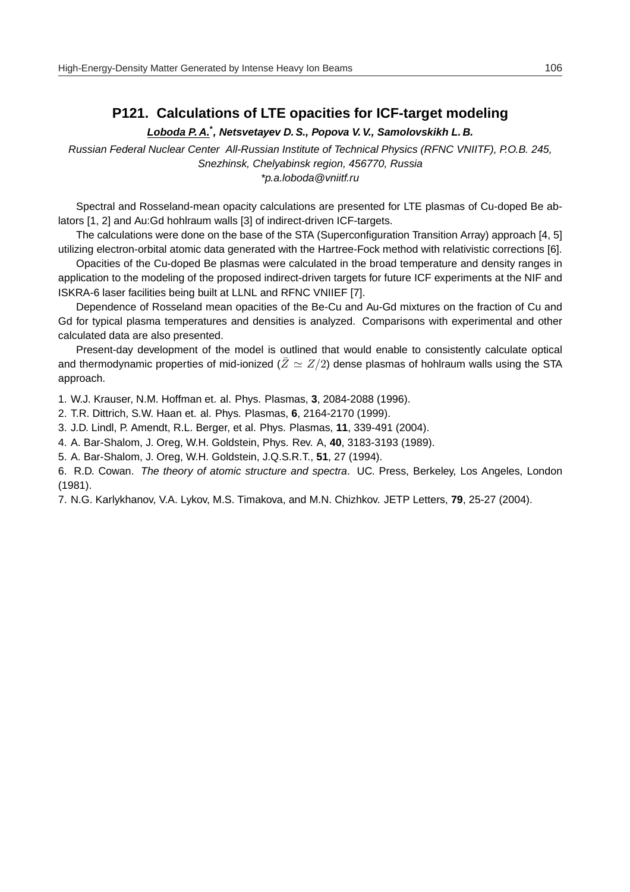## P121. Calculations of LTE opacities for ICF-target modeling

***Loboda P. A.**[*], **Netsvetayev D. S., Popova V. V., Samolovskikh L. B.***

*Russian Federal Nuclear Center All-Russian Institute of Technical Physics (RFNC VNIITF), P.O.B. 245, Snezhinsk, Chelyabinsk region, 456770, Russia*
*\*p.a.loboda@vniitf.ru*

Spectral and Rosseland-mean opacity calculations are presented for LTE plasmas of Cu-doped Be ablators [1, 2] and Au:Gd hohlraum walls [3] of indirect-driven ICF-targets.

The calculations were done on the base of the STA (Superconfiguration Transition Array) approach [4, 5] utilizing electron-orbital atomic data generated with the Hartree-Fock method with relativistic corrections [6].

Opacities of the Cu-doped Be plasmas were calculated in the broad temperature and density ranges in application to the modeling of the proposed indirect-driven targets for future ICF experiments at the NIF and ISKRA-6 laser facilities being built at LLNL and RFNC VNIIEF [7].

Dependence of Rosseland mean opacities of the Be-Cu and Au-Gd mixtures on the fraction of Cu and Gd for typical plasma temperatures and densities is analyzed. Comparisons with experimental and other calculated data are also presented.

Present-day development of the model is outlined that would enable to consistently calculate optical and thermodynamic properties of mid-ionized ($\bar{Z} \simeq Z/2$) dense plasmas of hohlraum walls using the STA approach.

1. W.J. Krauser, N.M. Hoffman et. al. Phys. Plasmas, **3**, 2084-2088 (1996).
2. T.R. Dittrich, S.W. Haan et. al. Phys. Plasmas, **6**, 2164-2170 (1999).
3. J.D. Lindl, P. Amendt, R.L. Berger, et al. Phys. Plasmas, **11**, 339-491 (2004).
4. A. Bar-Shalom, J. Oreg, W.H. Goldstein, Phys. Rev. A, **40**, 3183-3193 (1989).
5. A. Bar-Shalom, J. Oreg, W.H. Goldstein, J.Q.S.R.T., **51**, 27 (1994).
6. R.D. Cowan. *The theory of atomic structure and spectra*. UC. Press, Berkeley, Los Angeles, London (1981).
7. N.G. Karlykhanov, V.A. Lykov, M.S. Timakova, and M.N. Chizhkov. JETP Letters, **79**, 25-27 (2004).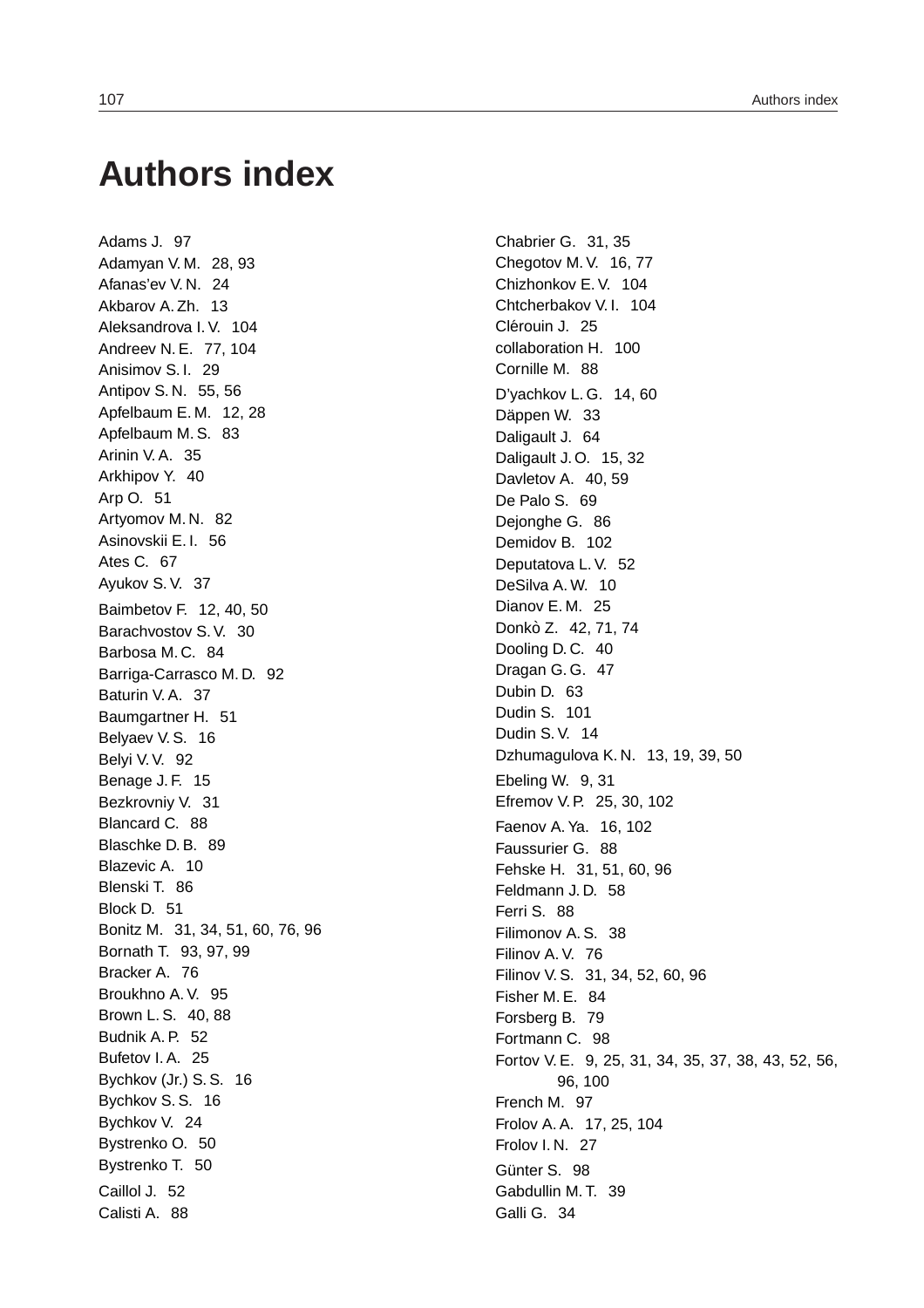# Authors index

Adams J. 97
Adamyan V. M. 28, 93
Afanas'ev V. N. 24
Akbarov A. Zh. 13
Aleksandrova I. V. 104
Andreev N. E. 77, 104
Anisimov S. I. 29
Antipov S. N. 55, 56
Apfelbaum E. M. 12, 28
Apfelbaum M. S. 83
Arinin V. A. 35
Arkhipov Y. 40
Arp O. 51
Artyomov M. N. 82
Asinovskii E. I. 56
Ates C. 67
Ayukov S. V. 37
Baimbetov F. 12, 40, 50
Barachvostov S. V. 30
Barbosa M. C. 84
Barriga-Carrasco M. D. 92
Baturin V. A. 37
Baumgartner H. 51
Belyaev V. S. 16
Belyi V. V. 92
Benage J. F. 15
Bezkrovniy V. 31
Blancard C. 88
Blaschke D. B. 89
Blazevic A. 10
Blenski T. 86
Block D. 51
Bonitz M. 31, 34, 51, 60, 76, 96
Bornath T. 93, 97, 99
Bracker A. 76
Broukhno A. V. 95
Brown L. S. 40, 88
Budnik A. P. 52
Bufetov I. A. 25
Bychkov (Jr.) S. S. 16
Bychkov S. S. 16
Bychkov V. 24
Bystrenko O. 50
Bystrenko T. 50
Caillol J. 52
Calisti A. 88
Chabrier G. 31, 35
Chegotov M. V. 16, 77
Chizhonkov E. V. 104
Chtcherbakov V. I. 104
Clérouin J. 25
collaboration H. 100
Cornille M. 88
D'yachkov L. G. 14, 60
Däppen W. 33
Daligault J. 64
Daligault J. O. 15, 32
Davletov A. 40, 59
De Palo S. 69
Dejonghe G. 86
Demidov B. 102
Deputatova L. V. 52
DeSilva A. W. 10
Dianov E. M. 25
Donkò Z. 42, 71, 74
Dooling D. C. 40
Dragan G. G. 47
Dubin D. 63
Dudin S. 101
Dudin S. V. 14
Dzhumagulova K. N. 13, 19, 39, 50
Ebeling W. 9, 31
Efremov V. P. 25, 30, 102
Faenov A. Ya. 16, 102
Faussurier G. 88
Fehske H. 31, 51, 60, 96
Feldmann J. D. 58
Ferri S. 88
Filimonov A. S. 38
Filinov A. V. 76
Filinov V. S. 31, 34, 52, 60, 96
Fisher M. E. 84
Forsberg B. 79
Fortmann C. 98
Fortov V. E. 9, 25, 31, 34, 35, 37, 38, 43, 52, 56, 96, 100
French M. 97
Frolov A. A. 17, 25, 104
Frolov I. N. 27
Günter S. 98
Gabdullin M. T. 39
Galli G. 34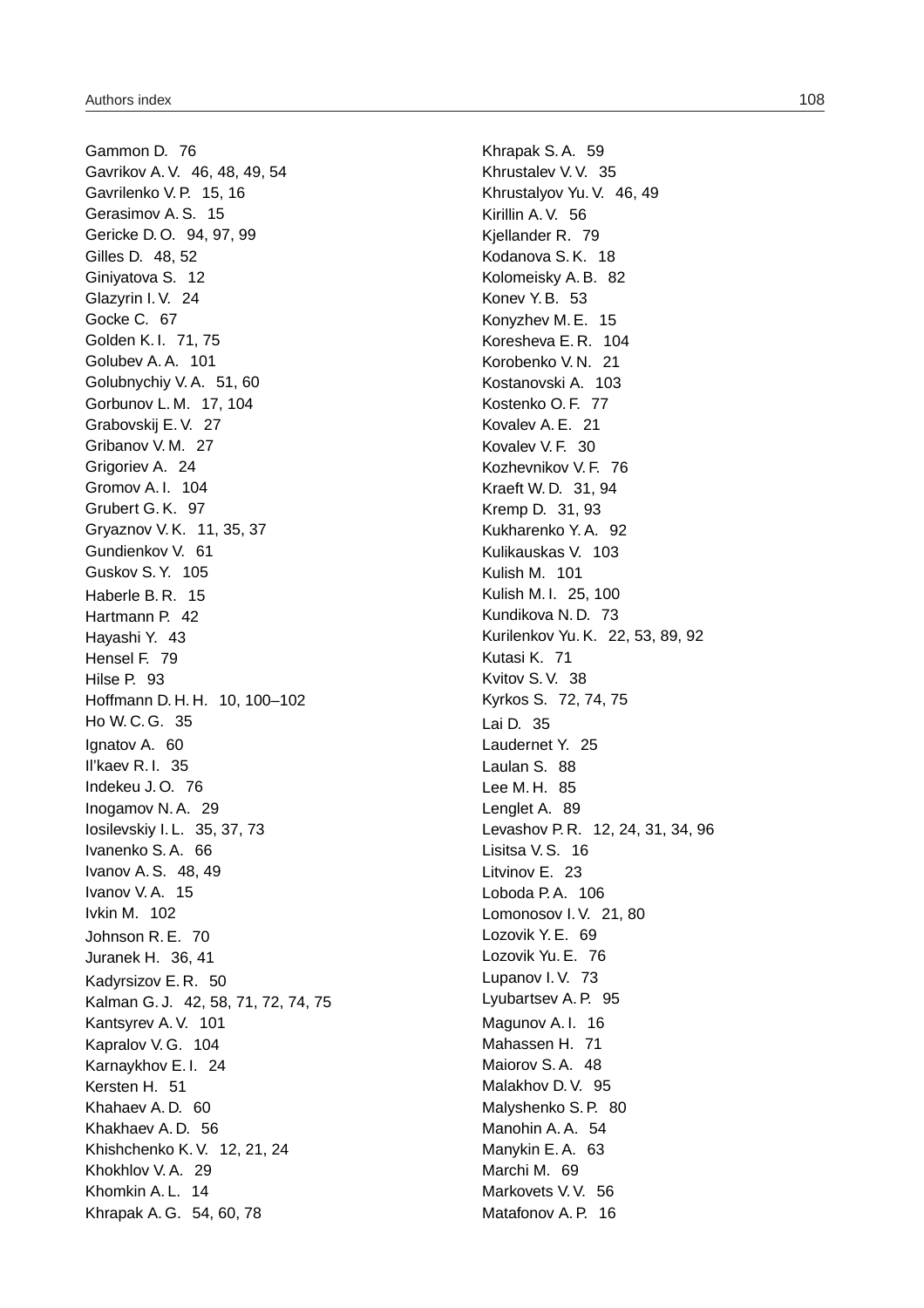Gammon D. 76
Gavrikov A. V. 46, 48, 49, 54
Gavrilenko V. P. 15, 16
Gerasimov A. S. 15
Gericke D. O. 94, 97, 99
Gilles D. 48, 52
Giniyatova S. 12
Glazyrin I. V. 24
Gocke C. 67
Golden K. I. 71, 75
Golubev A. A. 101
Golubnychiy V. A. 51, 60
Gorbunov L. M. 17, 104
Grabovskij E. V. 27
Gribanov V. M. 27
Grigoriev A. 24
Gromov A. I. 104
Grubert G. K. 97
Gryaznov V. K. 11, 35, 37
Gundienkov V. 61
Guskov S. Y. 105
Haberle B. R. 15
Hartmann P. 42
Hayashi Y. 43
Hensel F. 79
Hilse P. 93
Hoffmann D. H. H. 10, 100–102
Ho W. C. G. 35
Ignatov A. 60
Il'kaev R. I. 35
Indekeu J. O. 76
Inogamov N. A. 29
Iosilevskiy I. L. 35, 37, 73
Ivanenko S. A. 66
Ivanov A. S. 48, 49
Ivanov V. A. 15
Ivkin M. 102
Johnson R. E. 70
Juranek H. 36, 41
Kadyrsizov E. R. 50
Kalman G. J. 42, 58, 71, 72, 74, 75
Kantsyrev A. V. 101
Kapralov V. G. 104
Karnaykhov E. I. 24
Kersten H. 51
Khahaev A. D. 60
Khakhaev A. D. 56
Khishchenko K. V. 12, 21, 24
Khokhlov V. A. 29
Khomkin A. L. 14
Khrapak A. G. 54, 60, 78
Khrapak S. A. 59
Khrustalev V. V. 35
Khrustalyov Yu. V. 46, 49
Kirillin A. V. 56
Kjellander R. 79
Kodanova S. K. 18
Kolomeisky A. B. 82
Konev Y. B. 53
Konyzhev M. E. 15
Koresheva E. R. 104
Korobenko V. N. 21
Kostanovski A. 103
Kostenko O. F. 77
Kovalev A. E. 21
Kovalev V. F. 30
Kozhevnikov V. F. 76
Kraeft W. D. 31, 94
Kremp D. 31, 93
Kukharenko Y. A. 92
Kulikauskas V. 103
Kulish M. 101
Kulish M. I. 25, 100
Kundikova N. D. 73
Kurilenkov Yu. K. 22, 53, 89, 92
Kutasi K. 71
Kvitov S. V. 38
Kyrkos S. 72, 74, 75
Lai D. 35
Laudernet Y. 25
Laulan S. 88
Lee M. H. 85
Lenglet A. 89
Levashov P. R. 12, 24, 31, 34, 96
Lisitsa V. S. 16
Litvinov E. 23
Loboda P. A. 106
Lomonosov I. V. 21, 80
Lozovik Y. E. 69
Lozovik Yu. E. 76
Lupanov I. V. 73
Lyubartsev A. P. 95
Magunov A. I. 16
Mahassen H. 71
Maiorov S. A. 48
Malakhov D. V. 95
Malyshenko S. P. 80
Manohin A. A. 54
Manykin E. A. 63
Marchi M. 69
Markovets V. V. 56
Matafonov A. P. 16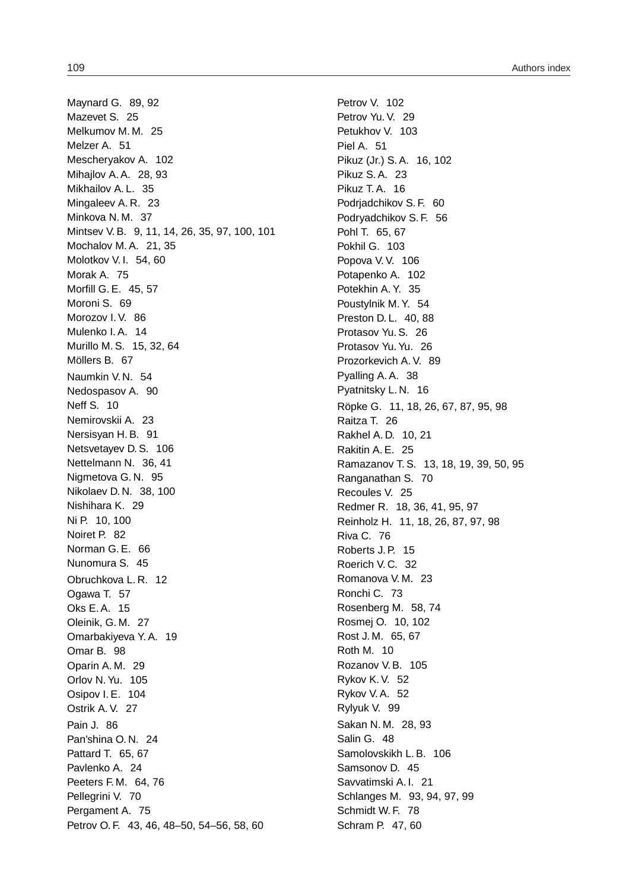Maynard G. 89, 92
Mazevet S. 25
Melkumov M. M. 25
Melzer A. 51
Mescheryakov A. 102
Mihajlov A. A. 28, 93
Mikhailov A. L. 35
Mingaleev A. R. 23
Minkova N. M. 37
Mintsev V. B. 9, 11, 14, 26, 35, 97, 100, 101
Mochalov M. A. 21, 35
Molotkov V. I. 54, 60
Morak A. 75
Morfill G. E. 45, 57
Moroni S. 69
Morozov I. V. 86
Mulenko I. A. 14
Murillo M. S. 15, 32, 64
Möllers B. 67
Naumkin V. N. 54
Nedospasov A. 90
Neff S. 10
Nemirovskii A. 23
Nersisyan H. B. 91
Netsvetayev D. S. 106
Nettelmann N. 36, 41
Nigmetova G. N. 95
Nikolaev D. N. 38, 100
Nishihara K. 29
Ni P. 10, 100
Noiret P. 82
Norman G. E. 66
Nunomura S. 45
Obruchkova L. R. 12
Ogawa T. 57
Oks E. A. 15
Oleinik, G. M. 27
Omarbakiyeva Y. A. 19
Omar B. 98
Oparin A. M. 29
Orlov N. Yu. 105
Osipov I. E. 104
Ostrik A. V. 27
Pain J. 86
Pan'shina O. N. 24
Pattard T. 65, 67
Pavlenko A. 24
Peeters F. M. 64, 76
Pellegrini V. 70
Pergament A. 75
Petrov O. F. 43, 46, 48–50, 54–56, 58, 60
Petrov V. 102
Petrov Yu. V. 29
Petukhov V. 103
Piel A. 51
Pikuz (Jr.) S. A. 16, 102
Pikuz S. A. 23
Pikuz T. A. 16
Podrjadchikov S. F. 60
Podryadchikov S. F. 56
Pohl T. 65, 67
Pokhil G. 103
Popova V. V. 106
Potapenko A. 102
Potekhin A. Y. 35
Poustylnik M. Y. 54
Preston D. L. 40, 88
Protasov Yu. S. 26
Protasov Yu. Yu. 26
Prozorkevich A. V. 89
Pyalling A. A. 38
Pyatnitsky L. N. 16
Röpke G. 11, 18, 26, 67, 87, 95, 98
Raitza T. 26
Rakhel A. D. 10, 21
Rakitin A. E. 25
Ramazanov T. S. 13, 18, 19, 39, 50, 95
Ranganathan S. 70
Recoules V. 25
Redmer R. 18, 36, 41, 95, 97
Reinholz H. 11, 18, 26, 87, 97, 98
Riva C. 76
Roberts J. P. 15
Roerich V. C. 32
Romanova V. M. 23
Ronchi C. 73
Rosenberg M. 58, 74
Rosmej O. 10, 102
Rost J. M. 65, 67
Roth M. 10
Rozanov V. B. 105
Rykov K. V. 52
Rykov V. A. 52
Rylyuk V. 99
Sakan N. M. 28, 93
Salin G. 48
Samolovskikh L. B. 106
Samsonov D. 45
Savvatimski A. I. 21
Schlanges M. 93, 94, 97, 99
Schmidt W. F. 78
Schram P. 47, 60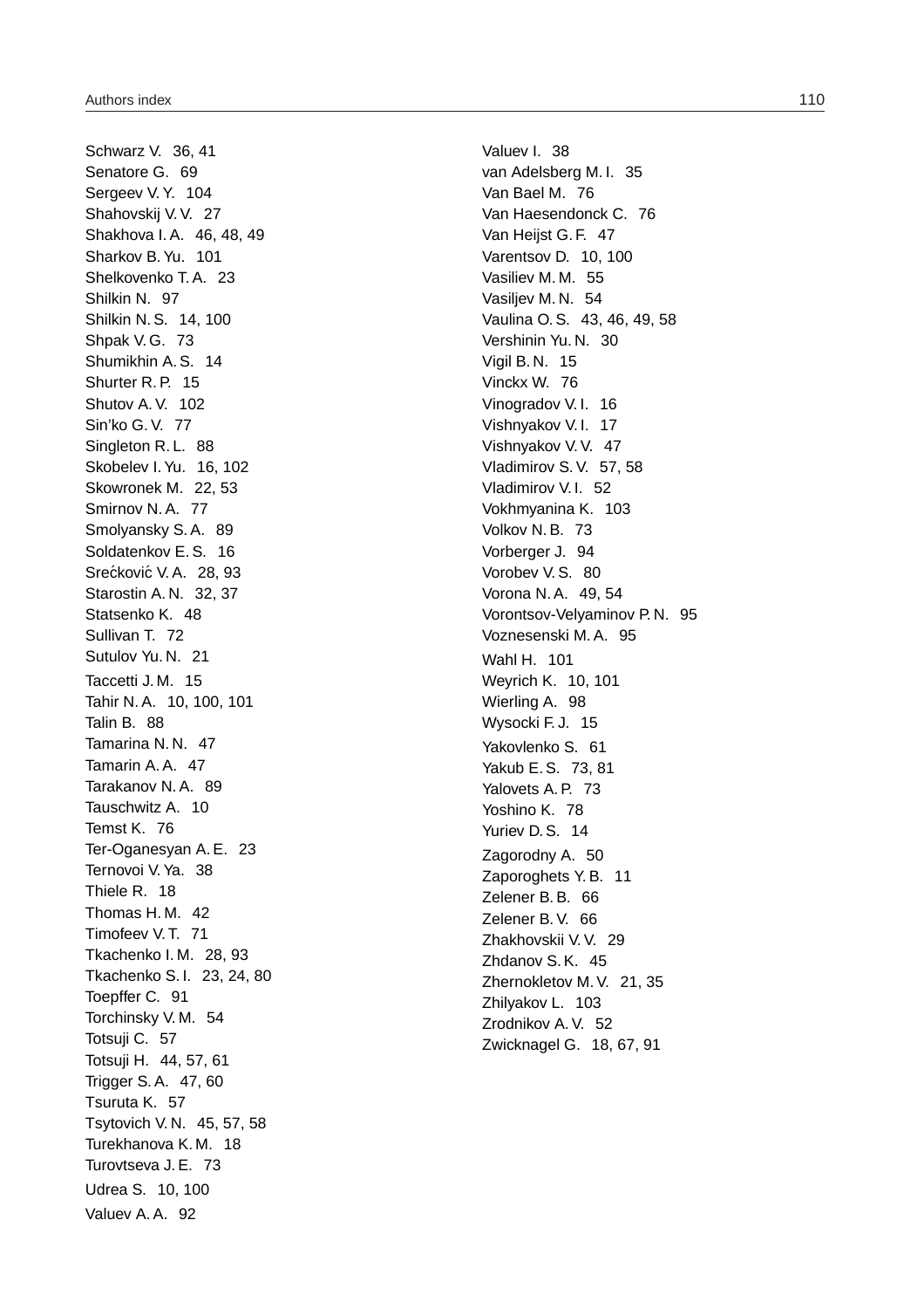Schwarz V. 36, 41
Senatore G. 69
Sergeev V. Y. 104
Shahovskij V. V. 27
Shakhova I. A. 46, 48, 49
Sharkov B. Yu. 101
Shelkovenko T. A. 23
Shilkin N. 97
Shilkin N. S. 14, 100
Shpak V. G. 73
Shumikhin A. S. 14
Shurter R. P. 15
Shutov A. V. 102
Sin'ko G. V. 77
Singleton R. L. 88
Skobelev I. Yu. 16, 102
Skowronek M. 22, 53
Smirnov N. A. 77
Smolyansky S. A. 89
Soldatenkov E. S. 16
Srećković V. A. 28, 93
Starostin A. N. 32, 37
Statsenko K. 48
Sullivan T. 72
Sutulov Yu. N. 21
Taccetti J. M. 15
Tahir N. A. 10, 100, 101
Talin B. 88
Tamarina N. N. 47
Tamarin A. A. 47
Tarakanov N. A. 89
Tauschwitz A. 10
Temst K. 76
Ter-Oganesyan A. E. 23
Ternovoi V. Ya. 38
Thiele R. 18
Thomas H. M. 42
Timofeev V. T. 71
Tkachenko I. M. 28, 93
Tkachenko S. I. 23, 24, 80
Toepffer C. 91
Torchinsky V. M. 54
Totsuji C. 57
Totsuji H. 44, 57, 61
Trigger S. A. 47, 60
Tsuruta K. 57
Tsytovich V. N. 45, 57, 58
Turekhanova K. M. 18
Turovtseva J. E. 73
Udrea S. 10, 100
Valuev A. A. 92
Valuev I. 38
van Adelsberg M. I. 35
Van Bael M. 76
Van Haesendonck C. 76
Van Heijst G. F. 47
Varentsov D. 10, 100
Vasiliev M. M. 55
Vasiljev M. N. 54
Vaulina O. S. 43, 46, 49, 58
Vershinin Yu. N. 30
Vigil B. N. 15
Vinckx W. 76
Vinogradov V. I. 16
Vishnyakov V. I. 17
Vishnyakov V. V. 47
Vladimirov S. V. 57, 58
Vladimirov V. I. 52
Vokhmyanina K. 103
Volkov N. B. 73
Vorberger J. 94
Vorobev V. S. 80
Vorona N. A. 49, 54
Vorontsov-Velyaminov P. N. 95
Voznesenski M. A. 95
Wahl H. 101
Weyrich K. 10, 101
Wierling A. 98
Wysocki F. J. 15
Yakovlenko S. 61
Yakub E. S. 73, 81
Yalovets A. P. 73
Yoshino K. 78
Yuriev D. S. 14
Zagorodny A. 50
Zaporoghets Y. B. 11
Zelener B. B. 66
Zelener B. V. 66
Zhakhovskii V. V. 29
Zhdanov S. K. 45
Zhernokletov M. V. 21, 35
Zhilyakov L. 103
Zrodnikov A. V. 52
Zwicknagel G. 18, 67, 91